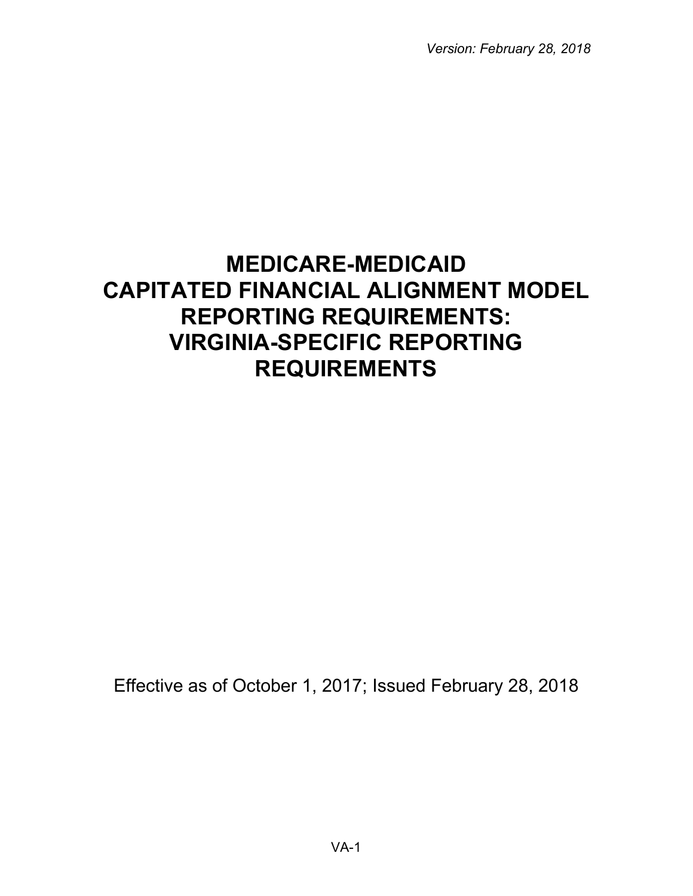*Version: February 28, 2018*

# MEDICARE-MEDICAID CAPITATED FINANCIAL ALIGNMENT MODEL REPORTING REQUIREMENTS: VIRGINIA-SPECIFIC REPORTING REQUIREMENTS

Effective as of October 1, 2017; Issued February 28, 2018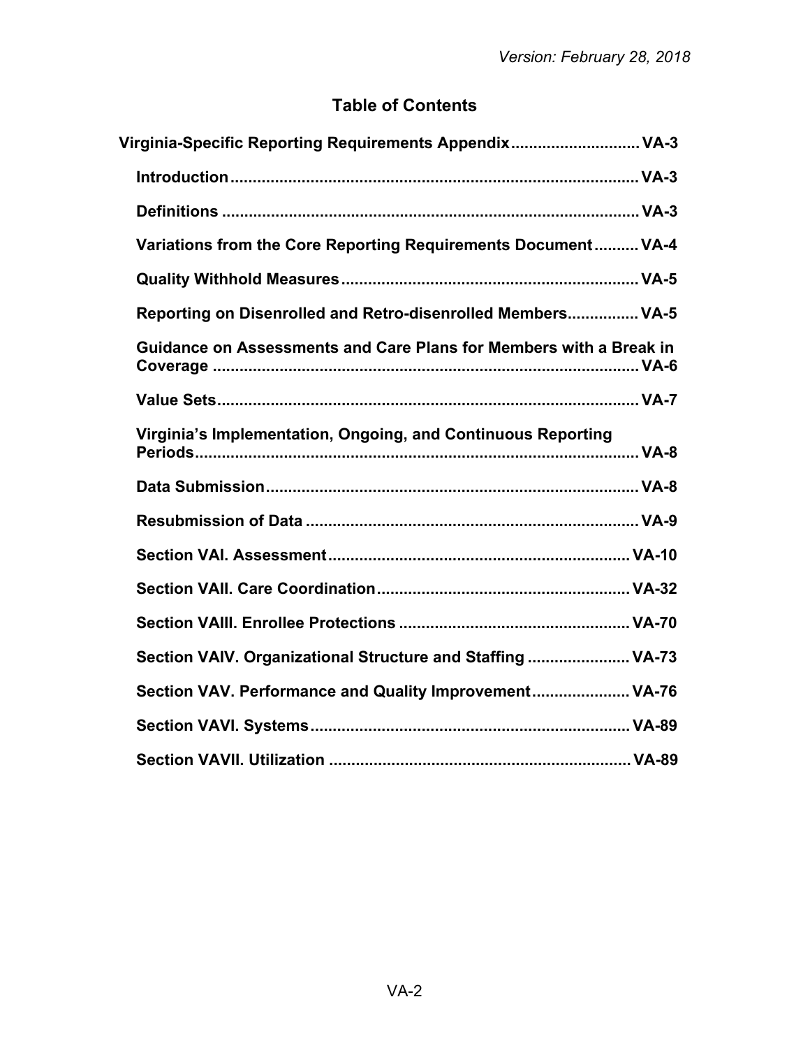Version: February 28, 2018

# Table of Contents

**Virginia-Specific Reporting Requirements Appendix** ............................ **VA-3**

- **Introduction** ............................ **VA-3**
- **Definitions** ............................ **VA-3**
- **Variations from the Core Reporting Requirements Document** ............................ **VA-4**
- **Quality Withhold Measures** ............................ **VA-5**
- **Reporting on Disenrolled and Retro-disenrolled Members** ............................ **VA-5**
- **Guidance on Assessments and Care Plans for Members with a Break in Coverage** ............................ **VA-6**
- **Value Sets** ............................ **VA-7**
- **Virginia's Implementation, Ongoing, and Continuous Reporting Periods** ............................ **VA-8**
- **Data Submission** ............................ **VA-8**
- **Resubmission of Data** ............................ **VA-9**
- **Section VAI. Assessment** ............................ **VA-10**
- **Section VAII. Care Coordination** ............................ **VA-32**
- **Section VAIII. Enrollee Protections** ............................ **VA-70**
- **Section VAIV. Organizational Structure and Staffing** ............................ **VA-73**
- **Section VAV. Performance and Quality Improvement** ............................ **VA-76**
- **Section VAVI. Systems** ............................ **VA-89**
- **Section VAVII. Utilization** ............................ **VA-89**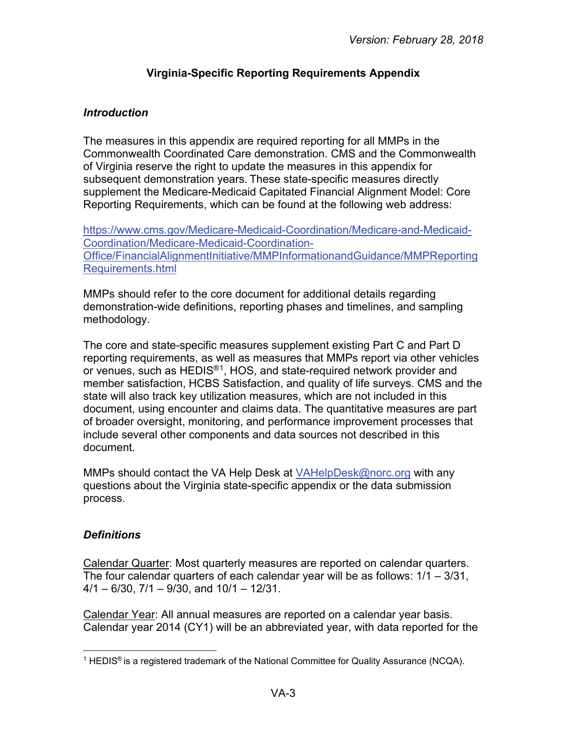*Version: February 28, 2018*

# Virginia-Specific Reporting Requirements Appendix

## *Introduction*

The measures in this appendix are required reporting for all MMPs in the Commonwealth Coordinated Care demonstration. CMS and the Commonwealth of Virginia reserve the right to update the measures in this appendix for subsequent demonstration years. These state-specific measures directly supplement the Medicare-Medicaid Capitated Financial Alignment Model: Core Reporting Requirements, which can be found at the following web address:

https://www.cms.gov/Medicare-Medicaid-Coordination/Medicare-and-Medicaid-Coordination/Medicare-Medicaid-Coordination-Office/FinancialAlignmentInitiative/MMPInformationandGuidance/MMPReportingRequirements.html

MMPs should refer to the core document for additional details regarding demonstration-wide definitions, reporting phases and timelines, and sampling methodology.

The core and state-specific measures supplement existing Part C and Part D reporting requirements, as well as measures that MMPs report via other vehicles or venues, such as HEDIS®[1], HOS, and state-required network provider and member satisfaction, HCBS Satisfaction, and quality of life surveys. CMS and the state will also track key utilization measures, which are not included in this document, using encounter and claims data. The quantitative measures are part of broader oversight, monitoring, and performance improvement processes that include several other components and data sources not described in this document.

MMPs should contact the VA Help Desk at VAHelpDesk@norc.org with any questions about the Virginia state-specific appendix or the data submission process.

## *Definitions*

Calendar Quarter: Most quarterly measures are reported on calendar quarters. The four calendar quarters of each calendar year will be as follows: 1/1 – 3/31, 4/1 – 6/30, 7/1 – 9/30, and 10/1 – 12/31.

Calendar Year: All annual measures are reported on a calendar year basis. Calendar year 2014 (CY1) will be an abbreviated year, with data reported for the

[1] HEDIS® is a registered trademark of the National Committee for Quality Assurance (NCQA).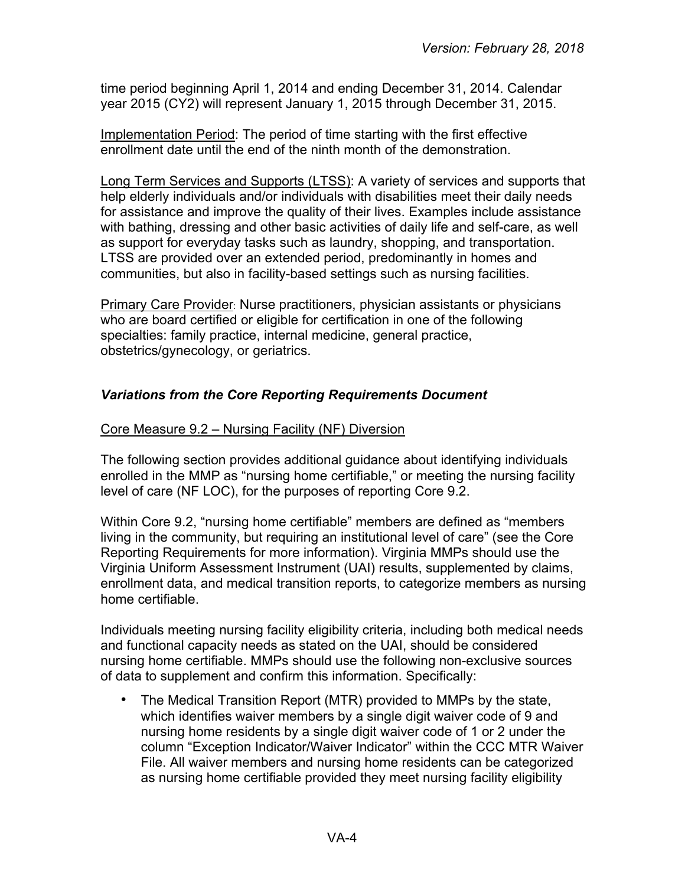time period beginning April 1, 2014 and ending December 31, 2014. Calendar year 2015 (CY2) will represent January 1, 2015 through December 31, 2015.

Implementation Period: The period of time starting with the first effective enrollment date until the end of the ninth month of the demonstration.

Long Term Services and Supports (LTSS): A variety of services and supports that help elderly individuals and/or individuals with disabilities meet their daily needs for assistance and improve the quality of their lives. Examples include assistance with bathing, dressing and other basic activities of daily life and self-care, as well as support for everyday tasks such as laundry, shopping, and transportation. LTSS are provided over an extended period, predominantly in homes and communities, but also in facility-based settings such as nursing facilities.

Primary Care Provider: Nurse practitioners, physician assistants or physicians who are board certified or eligible for certification in one of the following specialties: family practice, internal medicine, general practice, obstetrics/gynecology, or geriatrics.

### *Variations from the Core Reporting Requirements Document*

Core Measure 9.2 – Nursing Facility (NF) Diversion

The following section provides additional guidance about identifying individuals enrolled in the MMP as "nursing home certifiable," or meeting the nursing facility level of care (NF LOC), for the purposes of reporting Core 9.2.

Within Core 9.2, "nursing home certifiable" members are defined as "members living in the community, but requiring an institutional level of care" (see the Core Reporting Requirements for more information). Virginia MMPs should use the Virginia Uniform Assessment Instrument (UAI) results, supplemented by claims, enrollment data, and medical transition reports, to categorize members as nursing home certifiable.

Individuals meeting nursing facility eligibility criteria, including both medical needs and functional capacity needs as stated on the UAI, should be considered nursing home certifiable. MMPs should use the following non-exclusive sources of data to supplement and confirm this information. Specifically:

- The Medical Transition Report (MTR) provided to MMPs by the state, which identifies waiver members by a single digit waiver code of 9 and nursing home residents by a single digit waiver code of 1 or 2 under the column "Exception Indicator/Waiver Indicator" within the CCC MTR Waiver File. All waiver members and nursing home residents can be categorized as nursing home certifiable provided they meet nursing facility eligibility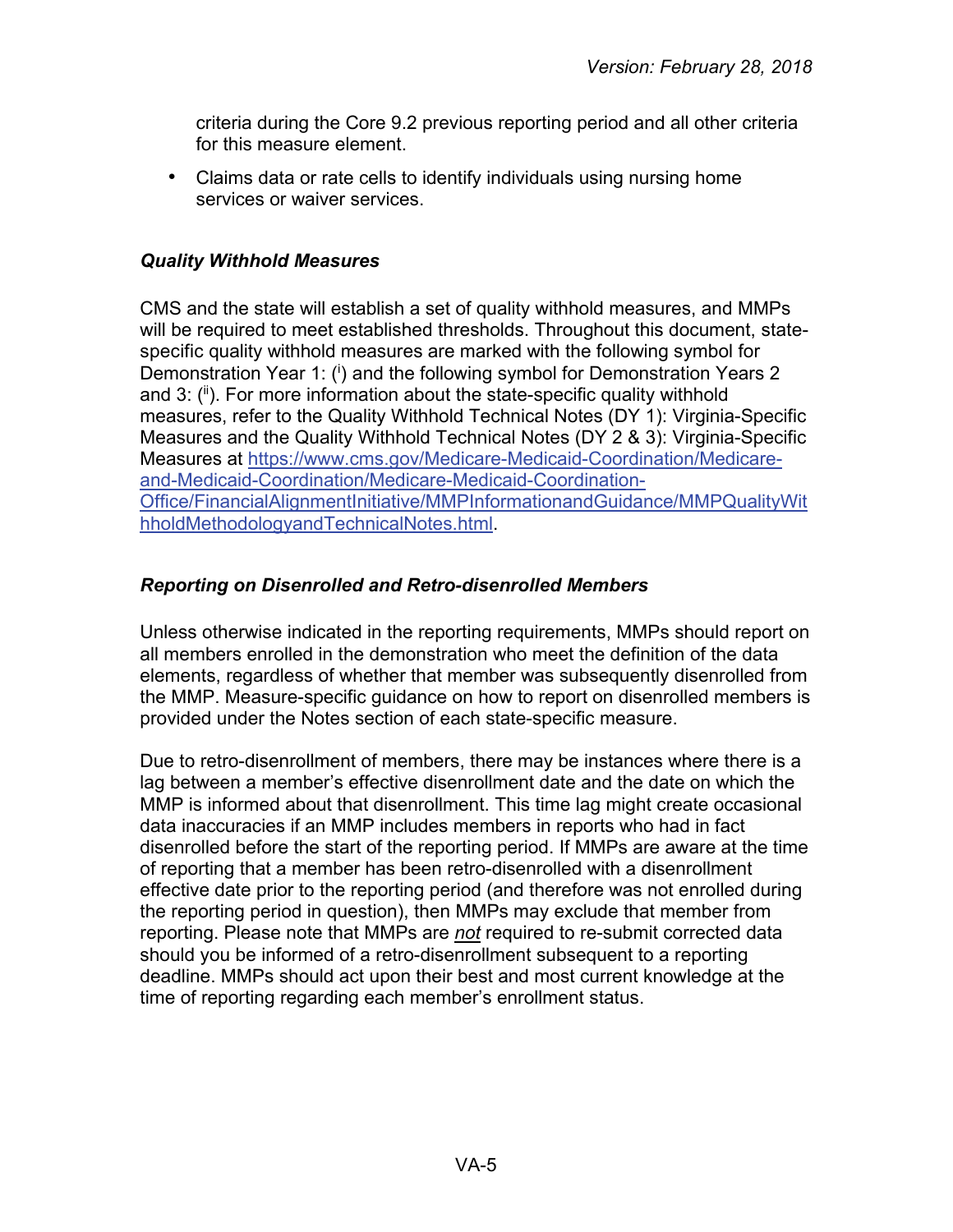criteria during the Core 9.2 previous reporting period and all other criteria for this measure element.

- Claims data or rate cells to identify individuals using nursing home services or waiver services.

### *Quality Withhold Measures*

CMS and the state will establish a set of quality withhold measures, and MMPs will be required to meet established thresholds. Throughout this document, state-specific quality withhold measures are marked with the following symbol for Demonstration Year 1: ([i]) and the following symbol for Demonstration Years 2 and 3: ([ii]). For more information about the state-specific quality withhold measures, refer to the Quality Withhold Technical Notes (DY 1): Virginia-Specific Measures and the Quality Withhold Technical Notes (DY 2 & 3): Virginia-Specific Measures at https://www.cms.gov/Medicare-Medicaid-Coordination/Medicare-and-Medicaid-Coordination/Medicare-Medicaid-Coordination-Office/FinancialAlignmentInitiative/MMPInformationandGuidance/MMPQualityWithholdMethodologyandTechnicalNotes.html.

### *Reporting on Disenrolled and Retro-disenrolled Members*

Unless otherwise indicated in the reporting requirements, MMPs should report on all members enrolled in the demonstration who meet the definition of the data elements, regardless of whether that member was subsequently disenrolled from the MMP. Measure-specific guidance on how to report on disenrolled members is provided under the Notes section of each state-specific measure.

Due to retro-disenrollment of members, there may be instances where there is a lag between a member's effective disenrollment date and the date on which the MMP is informed about that disenrollment. This time lag might create occasional data inaccuracies if an MMP includes members in reports who had in fact disenrolled before the start of the reporting period. If MMPs are aware at the time of reporting that a member has been retro-disenrolled with a disenrollment effective date prior to the reporting period (and therefore was not enrolled during the reporting period in question), then MMPs may exclude that member from reporting. Please note that MMPs are *not* required to re-submit corrected data should you be informed of a retro-disenrollment subsequent to a reporting deadline. MMPs should act upon their best and most current knowledge at the time of reporting regarding each member's enrollment status.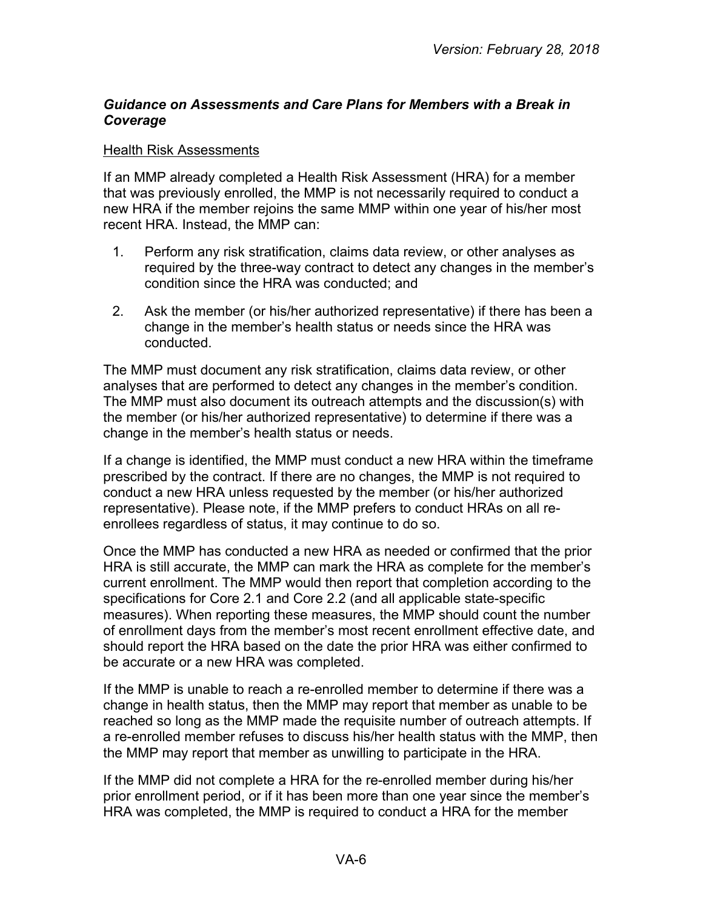### *Guidance on Assessments and Care Plans for Members with a Break in Coverage*

Health Risk Assessments

If an MMP already completed a Health Risk Assessment (HRA) for a member that was previously enrolled, the MMP is not necessarily required to conduct a new HRA if the member rejoins the same MMP within one year of his/her most recent HRA. Instead, the MMP can:

1. Perform any risk stratification, claims data review, or other analyses as required by the three-way contract to detect any changes in the member's condition since the HRA was conducted; and
2. Ask the member (or his/her authorized representative) if there has been a change in the member's health status or needs since the HRA was conducted.

The MMP must document any risk stratification, claims data review, or other analyses that are performed to detect any changes in the member's condition. The MMP must also document its outreach attempts and the discussion(s) with the member (or his/her authorized representative) to determine if there was a change in the member's health status or needs.

If a change is identified, the MMP must conduct a new HRA within the timeframe prescribed by the contract. If there are no changes, the MMP is not required to conduct a new HRA unless requested by the member (or his/her authorized representative). Please note, if the MMP prefers to conduct HRAs on all re-enrollees regardless of status, it may continue to do so.

Once the MMP has conducted a new HRA as needed or confirmed that the prior HRA is still accurate, the MMP can mark the HRA as complete for the member's current enrollment. The MMP would then report that completion according to the specifications for Core 2.1 and Core 2.2 (and all applicable state-specific measures). When reporting these measures, the MMP should count the number of enrollment days from the member's most recent enrollment effective date, and should report the HRA based on the date the prior HRA was either confirmed to be accurate or a new HRA was completed.

If the MMP is unable to reach a re-enrolled member to determine if there was a change in health status, then the MMP may report that member as unable to be reached so long as the MMP made the requisite number of outreach attempts. If a re-enrolled member refuses to discuss his/her health status with the MMP, then the MMP may report that member as unwilling to participate in the HRA.

If the MMP did not complete a HRA for the re-enrolled member during his/her prior enrollment period, or if it has been more than one year since the member's HRA was completed, the MMP is required to conduct a HRA for the member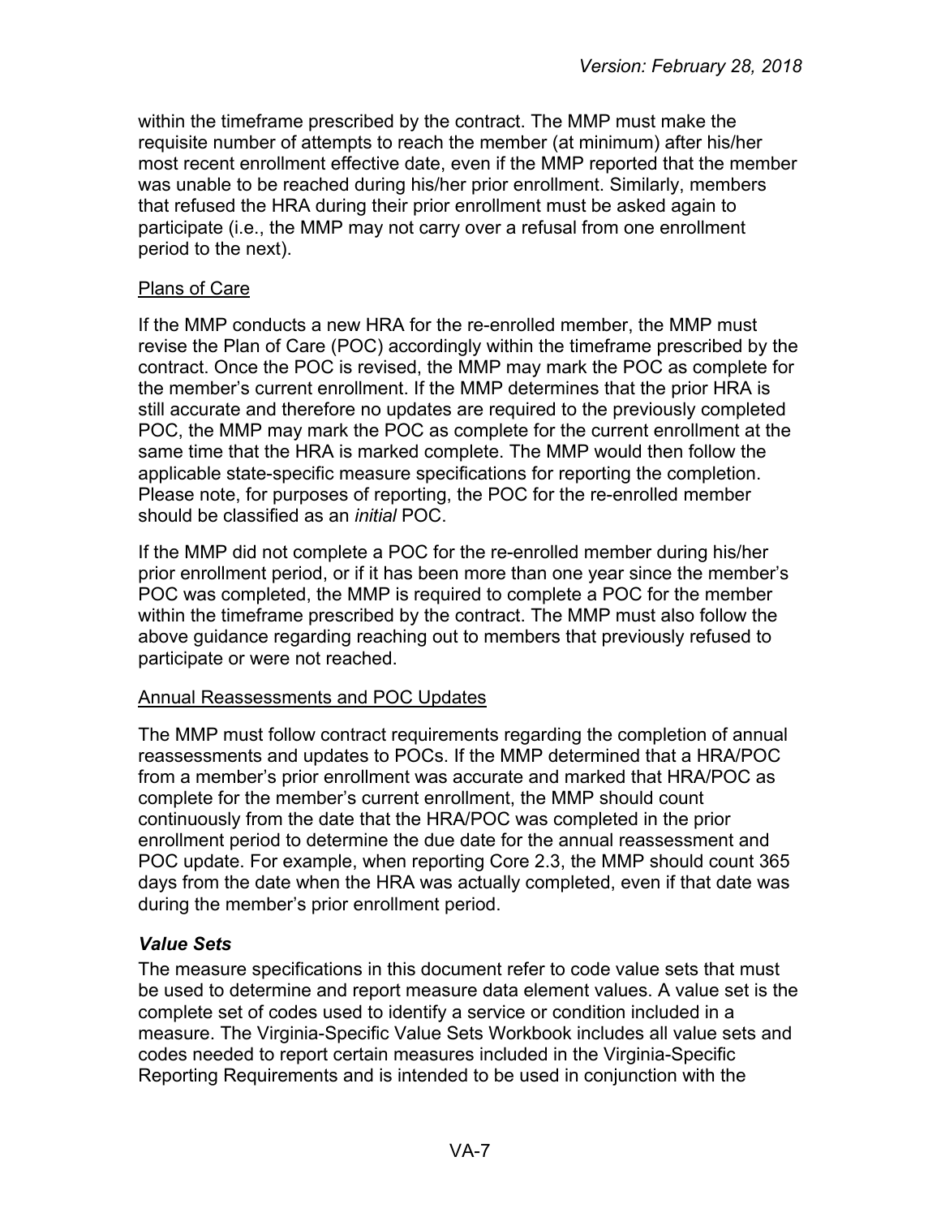within the timeframe prescribed by the contract. The MMP must make the requisite number of attempts to reach the member (at minimum) after his/her most recent enrollment effective date, even if the MMP reported that the member was unable to be reached during his/her prior enrollment. Similarly, members that refused the HRA during their prior enrollment must be asked again to participate (i.e., the MMP may not carry over a refusal from one enrollment period to the next).

Plans of Care

If the MMP conducts a new HRA for the re-enrolled member, the MMP must revise the Plan of Care (POC) accordingly within the timeframe prescribed by the contract. Once the POC is revised, the MMP may mark the POC as complete for the member's current enrollment. If the MMP determines that the prior HRA is still accurate and therefore no updates are required to the previously completed POC, the MMP may mark the POC as complete for the current enrollment at the same time that the HRA is marked complete. The MMP would then follow the applicable state-specific measure specifications for reporting the completion. Please note, for purposes of reporting, the POC for the re-enrolled member should be classified as an *initial* POC.

If the MMP did not complete a POC for the re-enrolled member during his/her prior enrollment period, or if it has been more than one year since the member's POC was completed, the MMP is required to complete a POC for the member within the timeframe prescribed by the contract. The MMP must also follow the above guidance regarding reaching out to members that previously refused to participate or were not reached.

Annual Reassessments and POC Updates

The MMP must follow contract requirements regarding the completion of annual reassessments and updates to POCs. If the MMP determined that a HRA/POC from a member's prior enrollment was accurate and marked that HRA/POC as complete for the member's current enrollment, the MMP should count continuously from the date that the HRA/POC was completed in the prior enrollment period to determine the due date for the annual reassessment and POC update. For example, when reporting Core 2.3, the MMP should count 365 days from the date when the HRA was actually completed, even if that date was during the member's prior enrollment period.

### *Value Sets*

The measure specifications in this document refer to code value sets that must be used to determine and report measure data element values. A value set is the complete set of codes used to identify a service or condition included in a measure. The Virginia-Specific Value Sets Workbook includes all value sets and codes needed to report certain measures included in the Virginia-Specific Reporting Requirements and is intended to be used in conjunction with the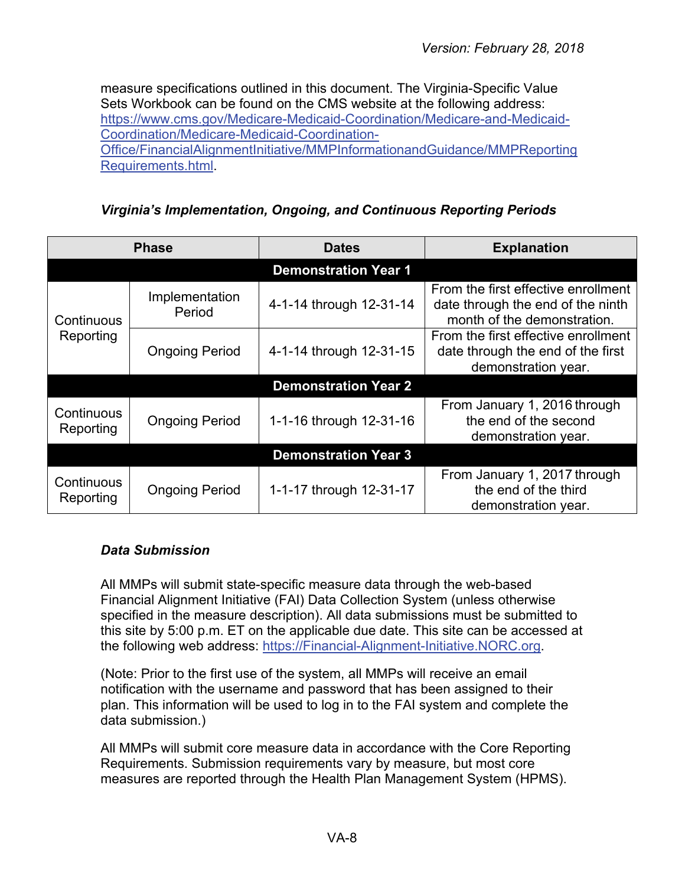measure specifications outlined in this document. The Virginia-Specific Value Sets Workbook can be found on the CMS website at the following address: https://www.cms.gov/Medicare-Medicaid-Coordination/Medicare-and-Medicaid-Coordination/Medicare-Medicaid-Coordination-Office/FinancialAlignmentInitiative/MMPInformationandGuidance/MMPReportingRequirements.html.

### *Virginia's Implementation, Ongoing, and Continuous Reporting Periods*

| Phase | | Dates | Explanation |
|---|---|---|---|
| **Demonstration Year 1** | | | |
| Continuous Reporting | Implementation Period | 4-1-14 through 12-31-14 | From the first effective enrollment date through the end of the ninth month of the demonstration. |
| | Ongoing Period | 4-1-14 through 12-31-15 | From the first effective enrollment date through the end of the first demonstration year. |
| **Demonstration Year 2** | | | |
| Continuous Reporting | Ongoing Period | 1-1-16 through 12-31-16 | From January 1, 2016 through the end of the second demonstration year. |
| **Demonstration Year 3** | | | |
| Continuous Reporting | Ongoing Period | 1-1-17 through 12-31-17 | From January 1, 2017 through the end of the third demonstration year. |

### *Data Submission*

All MMPs will submit state-specific measure data through the web-based Financial Alignment Initiative (FAI) Data Collection System (unless otherwise specified in the measure description). All data submissions must be submitted to this site by 5:00 p.m. ET on the applicable due date. This site can be accessed at the following web address: https://Financial-Alignment-Initiative.NORC.org.

(Note: Prior to the first use of the system, all MMPs will receive an email notification with the username and password that has been assigned to their plan. This information will be used to log in to the FAI system and complete the data submission.)

All MMPs will submit core measure data in accordance with the Core Reporting Requirements. Submission requirements vary by measure, but most core measures are reported through the Health Plan Management System (HPMS).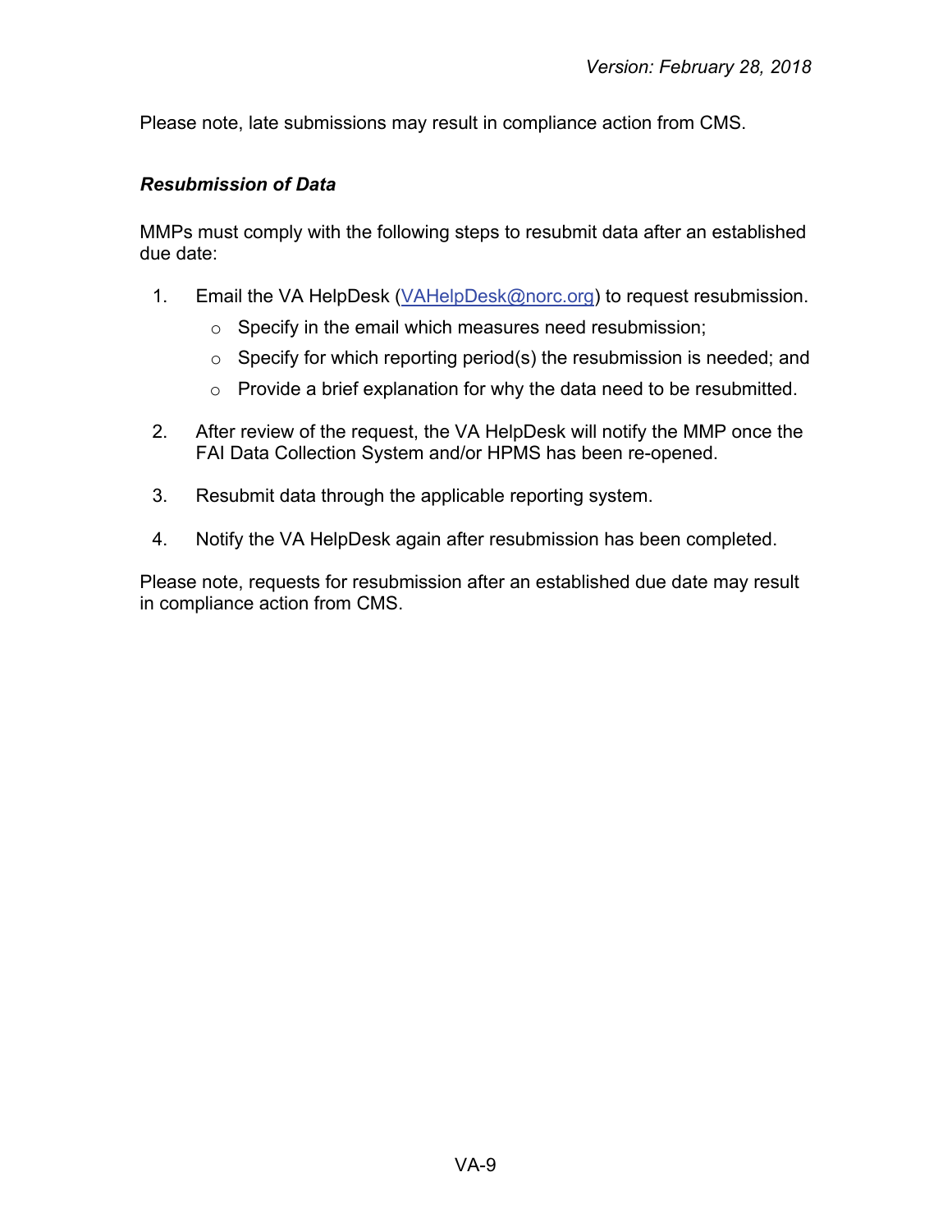Please note, late submissions may result in compliance action from CMS.

### *Resubmission of Data*

MMPs must comply with the following steps to resubmit data after an established due date:

1. Email the VA HelpDesk ([VAHelpDesk@norc.org](mailto:VAHelpDesk@norc.org)) to request resubmission.
   - Specify in the email which measures need resubmission;
   - Specify for which reporting period(s) the resubmission is needed; and
   - Provide a brief explanation for why the data need to be resubmitted.
2. After review of the request, the VA HelpDesk will notify the MMP once the FAI Data Collection System and/or HPMS has been re-opened.
3. Resubmit data through the applicable reporting system.
4. Notify the VA HelpDesk again after resubmission has been completed.

Please note, requests for resubmission after an established due date may result in compliance action from CMS.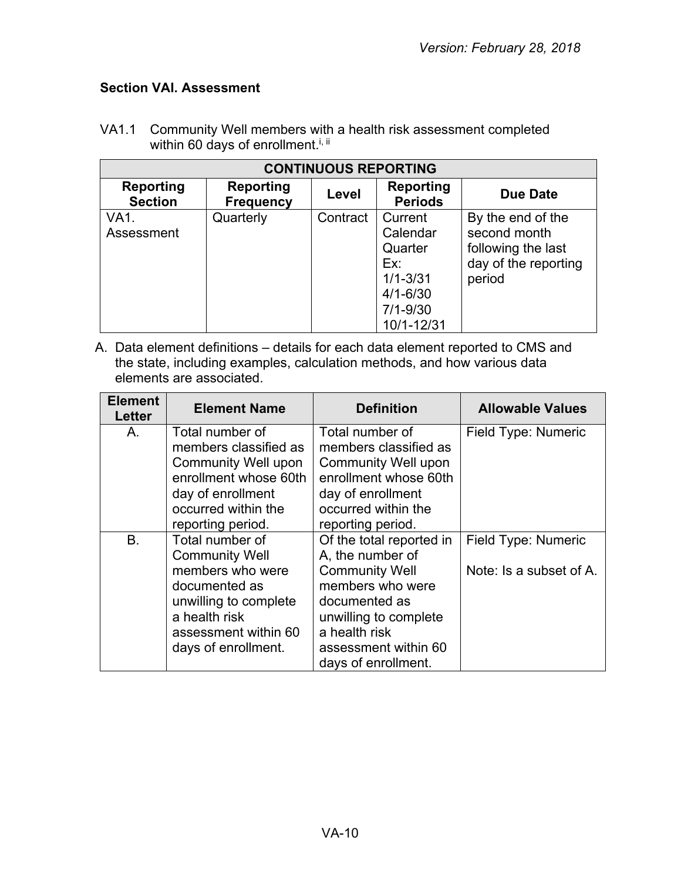### Section VAI. Assessment

VA1.1 Community Well members with a health risk assessment completed within 60 days of enrollment.[i, ii]

| CONTINUOUS REPORTING | | | | |
|---|---|---|---|---|
| **Reporting Section** | **Reporting Frequency** | **Level** | **Reporting Periods** | **Due Date** |
| VA1. Assessment | Quarterly | Contract | Current Calendar Quarter Ex: 1/1-3/31 4/1-6/30 7/1-9/30 10/1-12/31 | By the end of the second month following the last day of the reporting period |

A. Data element definitions – details for each data element reported to CMS and the state, including examples, calculation methods, and how various data elements are associated.

| Element Letter | Element Name | Definition | Allowable Values |
|---|---|---|---|
| A. | Total number of members classified as Community Well upon enrollment whose 60th day of enrollment occurred within the reporting period. | Total number of members classified as Community Well upon enrollment whose 60th day of enrollment occurred within the reporting period. | Field Type: Numeric |
| B. | Total number of Community Well members who were documented as unwilling to complete a health risk assessment within 60 days of enrollment. | Of the total reported in A, the number of Community Well members who were documented as unwilling to complete a health risk assessment within 60 days of enrollment. | Field Type: Numeric<br><br>Note: Is a subset of A. |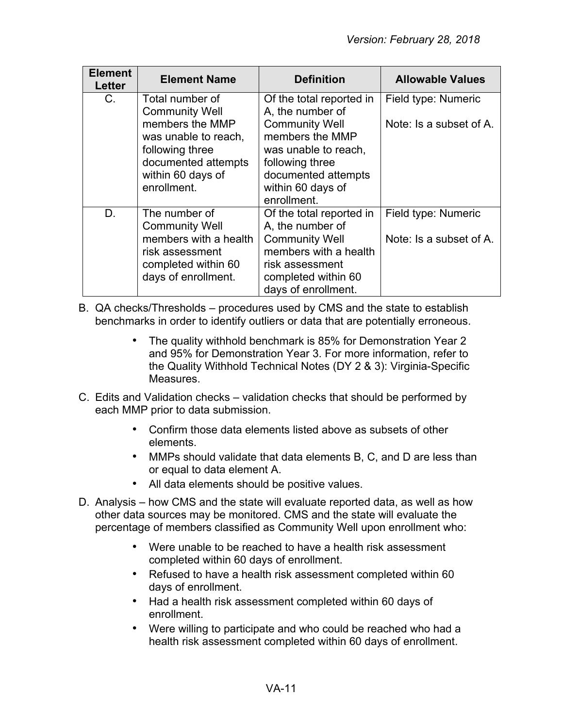| Element Letter | Element Name | Definition | Allowable Values |
|---|---|---|---|
| C. | Total number of Community Well members the MMP was unable to reach, following three documented attempts within 60 days of enrollment. | Of the total reported in A, the number of Community Well members the MMP was unable to reach, following three documented attempts within 60 days of enrollment. | Field type: Numeric<br><br>Note: Is a subset of A. |
| D. | The number of Community Well members with a health risk assessment completed within 60 days of enrollment. | Of the total reported in A, the number of Community Well members with a health risk assessment completed within 60 days of enrollment. | Field type: Numeric<br><br>Note: Is a subset of A. |

B. QA checks/Thresholds – procedures used by CMS and the state to establish benchmarks in order to identify outliers or data that are potentially erroneous.

- The quality withhold benchmark is 85% for Demonstration Year 2 and 95% for Demonstration Year 3. For more information, refer to the Quality Withhold Technical Notes (DY 2 & 3): Virginia-Specific Measures.

C. Edits and Validation checks – validation checks that should be performed by each MMP prior to data submission.

- Confirm those data elements listed above as subsets of other elements.
- MMPs should validate that data elements B, C, and D are less than or equal to data element A.
- All data elements should be positive values.

D. Analysis – how CMS and the state will evaluate reported data, as well as how other data sources may be monitored. CMS and the state will evaluate the percentage of members classified as Community Well upon enrollment who:

- Were unable to be reached to have a health risk assessment completed within 60 days of enrollment.
- Refused to have a health risk assessment completed within 60 days of enrollment.
- Had a health risk assessment completed within 60 days of enrollment.
- Were willing to participate and who could be reached who had a health risk assessment completed within 60 days of enrollment.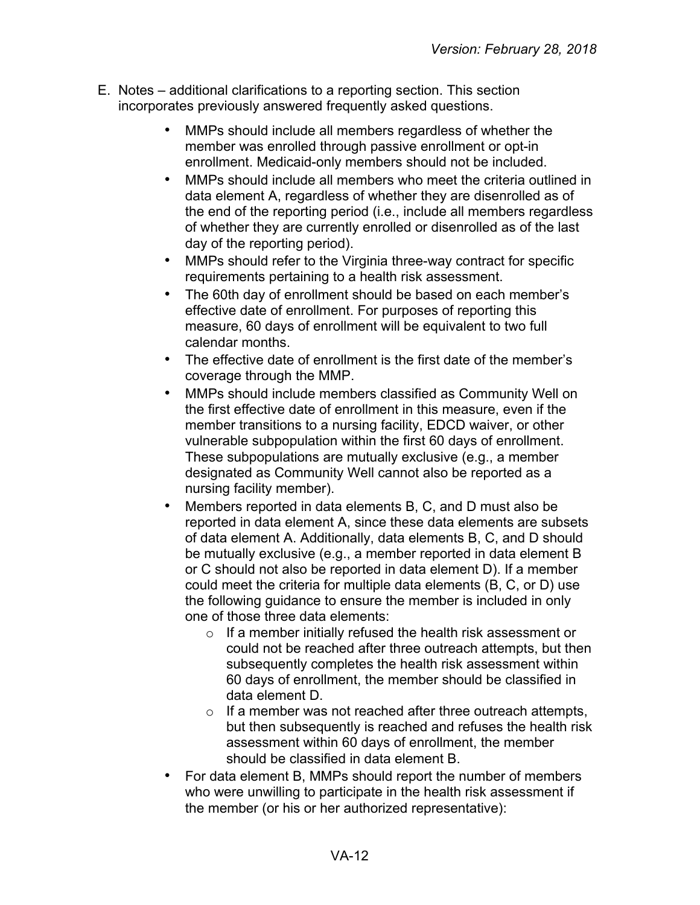E. Notes – additional clarifications to a reporting section. This section incorporates previously answered frequently asked questions.

- MMPs should include all members regardless of whether the member was enrolled through passive enrollment or opt-in enrollment. Medicaid-only members should not be included.
- MMPs should include all members who meet the criteria outlined in data element A, regardless of whether they are disenrolled as of the end of the reporting period (i.e., include all members regardless of whether they are currently enrolled or disenrolled as of the last day of the reporting period).
- MMPs should refer to the Virginia three-way contract for specific requirements pertaining to a health risk assessment.
- The 60th day of enrollment should be based on each member's effective date of enrollment. For purposes of reporting this measure, 60 days of enrollment will be equivalent to two full calendar months.
- The effective date of enrollment is the first date of the member's coverage through the MMP.
- MMPs should include members classified as Community Well on the first effective date of enrollment in this measure, even if the member transitions to a nursing facility, EDCD waiver, or other vulnerable subpopulation within the first 60 days of enrollment. These subpopulations are mutually exclusive (e.g., a member designated as Community Well cannot also be reported as a nursing facility member).
- Members reported in data elements B, C, and D must also be reported in data element A, since these data elements are subsets of data element A. Additionally, data elements B, C, and D should be mutually exclusive (e.g., a member reported in data element B or C should not also be reported in data element D). If a member could meet the criteria for multiple data elements (B, C, or D) use the following guidance to ensure the member is included in only one of those three data elements:
    - If a member initially refused the health risk assessment or could not be reached after three outreach attempts, but then subsequently completes the health risk assessment within 60 days of enrollment, the member should be classified in data element D.
    - If a member was not reached after three outreach attempts, but then subsequently is reached and refuses the health risk assessment within 60 days of enrollment, the member should be classified in data element B.
- For data element B, MMPs should report the number of members who were unwilling to participate in the health risk assessment if the member (or his or her authorized representative):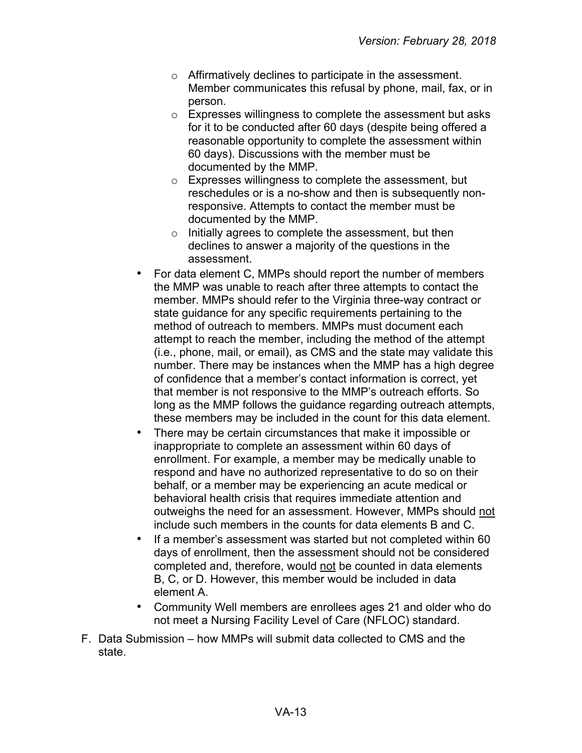- Affirmatively declines to participate in the assessment. Member communicates this refusal by phone, mail, fax, or in person.
  - Expresses willingness to complete the assessment but asks for it to be conducted after 60 days (despite being offered a reasonable opportunity to complete the assessment within 60 days). Discussions with the member must be documented by the MMP.
  - Expresses willingness to complete the assessment, but reschedules or is a no-show and then is subsequently non-responsive. Attempts to contact the member must be documented by the MMP.
  - Initially agrees to complete the assessment, but then declines to answer a majority of the questions in the assessment.
- For data element C, MMPs should report the number of members the MMP was unable to reach after three attempts to contact the member. MMPs should refer to the Virginia three-way contract or state guidance for any specific requirements pertaining to the method of outreach to members. MMPs must document each attempt to reach the member, including the method of the attempt (i.e., phone, mail, or email), as CMS and the state may validate this number. There may be instances when the MMP has a high degree of confidence that a member's contact information is correct, yet that member is not responsive to the MMP's outreach efforts. So long as the MMP follows the guidance regarding outreach attempts, these members may be included in the count for this data element.
- There may be certain circumstances that make it impossible or inappropriate to complete an assessment within 60 days of enrollment. For example, a member may be medically unable to respond and have no authorized representative to do so on their behalf, or a member may be experiencing an acute medical or behavioral health crisis that requires immediate attention and outweighs the need for an assessment. However, MMPs should not include such members in the counts for data elements B and C.
- If a member's assessment was started but not completed within 60 days of enrollment, then the assessment should not be considered completed and, therefore, would not be counted in data elements B, C, or D. However, this member would be included in data element A.
- Community Well members are enrollees ages 21 and older who do not meet a Nursing Facility Level of Care (NFLOC) standard.

F. Data Submission – how MMPs will submit data collected to CMS and the state.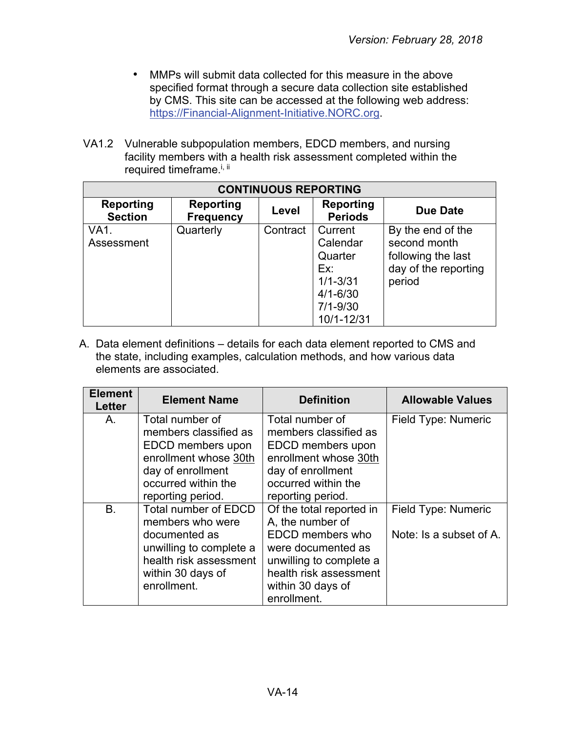- MMPs will submit data collected for this measure in the above specified format through a secure data collection site established by CMS. This site can be accessed at the following web address: https://Financial-Alignment-Initiative.NORC.org.

VA1.2 Vulnerable subpopulation members, EDCD members, and nursing facility members with a health risk assessment completed within the required timeframe.[i, ii]

| CONTINUOUS REPORTING | | | | |
|---|---|---|---|---|
| **Reporting Section** | **Reporting Frequency** | **Level** | **Reporting Periods** | **Due Date** |
| VA1. Assessment | Quarterly | Contract | Current Calendar Quarter Ex: 1/1-3/31 4/1-6/30 7/1-9/30 10/1-12/31 | By the end of the second month following the last day of the reporting period |

A. Data element definitions – details for each data element reported to CMS and the state, including examples, calculation methods, and how various data elements are associated.

| Element Letter | Element Name | Definition | Allowable Values |
|---|---|---|---|
| A. | Total number of members classified as EDCD members upon enrollment whose 30th day of enrollment occurred within the reporting period. | Total number of members classified as EDCD members upon enrollment whose 30th day of enrollment occurred within the reporting period. | Field Type: Numeric |
| B. | Total number of EDCD members who were documented as unwilling to complete a health risk assessment within 30 days of enrollment. | Of the total reported in A, the number of EDCD members who were documented as unwilling to complete a health risk assessment within 30 days of enrollment. | Field Type: Numeric<br><br>Note: Is a subset of A. |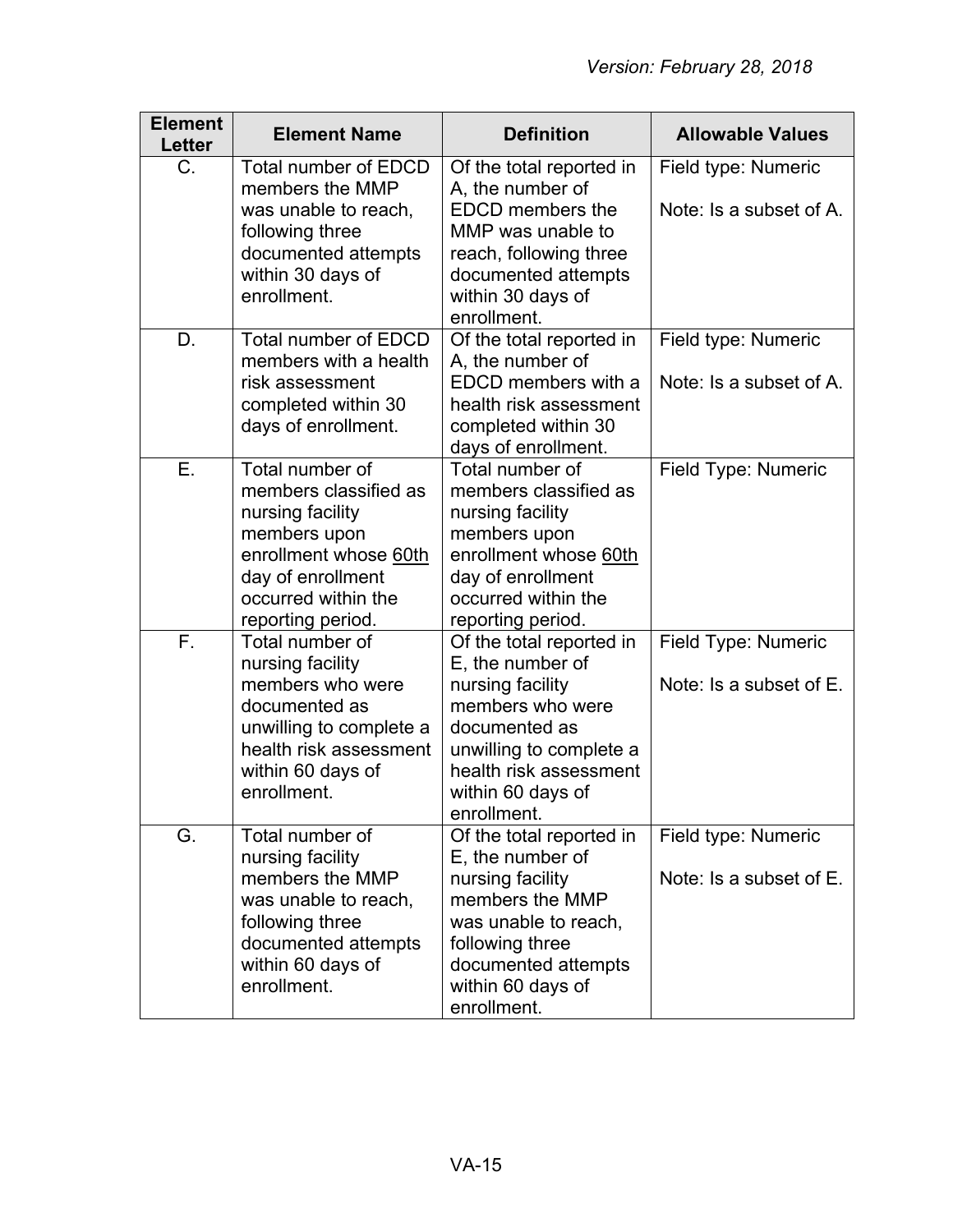| Element Letter | Element Name | Definition | Allowable Values |
|---|---|---|---|
| C. | Total number of EDCD members the MMP was unable to reach, following three documented attempts within 30 days of enrollment. | Of the total reported in A, the number of EDCD members the MMP was unable to reach, following three documented attempts within 30 days of enrollment. | Field type: Numeric<br><br>Note: Is a subset of A. |
| D. | Total number of EDCD members with a health risk assessment completed within 30 days of enrollment. | Of the total reported in A, the number of EDCD members with a health risk assessment completed within 30 days of enrollment. | Field type: Numeric<br><br>Note: Is a subset of A. |
| E. | Total number of members classified as nursing facility members upon enrollment whose 60th day of enrollment occurred within the reporting period. | Total number of members classified as nursing facility members upon enrollment whose 60th day of enrollment occurred within the reporting period. | Field Type: Numeric |
| F. | Total number of nursing facility members who were documented as unwilling to complete a health risk assessment within 60 days of enrollment. | Of the total reported in E, the number of nursing facility members who were documented as unwilling to complete a health risk assessment within 60 days of enrollment. | Field Type: Numeric<br><br>Note: Is a subset of E. |
| G. | Total number of nursing facility members the MMP was unable to reach, following three documented attempts within 60 days of enrollment. | Of the total reported in E, the number of nursing facility members the MMP was unable to reach, following three documented attempts within 60 days of enrollment. | Field type: Numeric<br><br>Note: Is a subset of E. |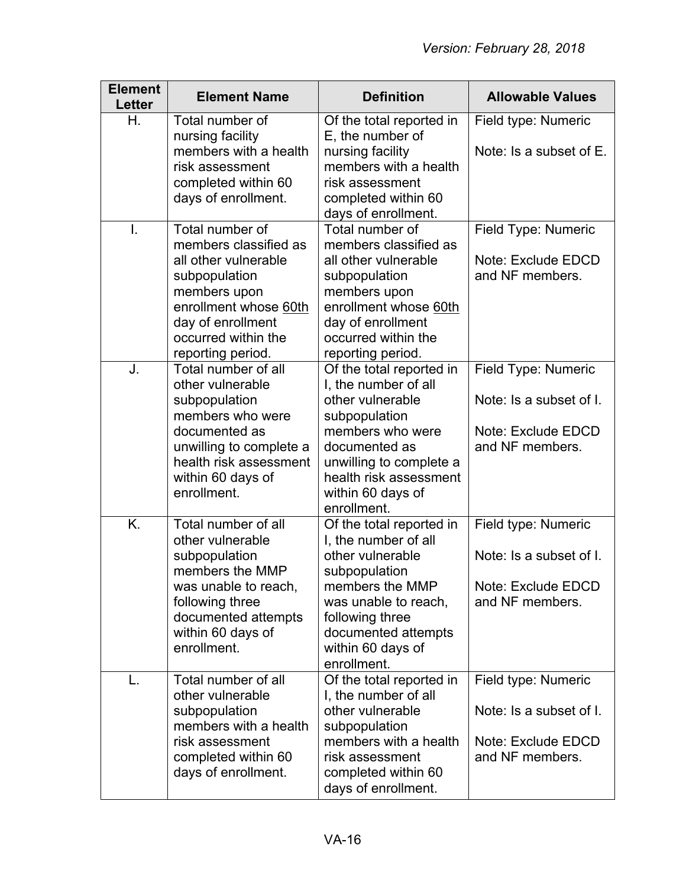| Element Letter | Element Name | Definition | Allowable Values |
|---|---|---|---|
| H. | Total number of nursing facility members with a health risk assessment completed within 60 days of enrollment. | Of the total reported in E, the number of nursing facility members with a health risk assessment completed within 60 days of enrollment. | Field type: Numeric<br><br>Note: Is a subset of E. |
| I. | Total number of members classified as all other vulnerable subpopulation members upon enrollment whose <u>60th</u> day of enrollment occurred within the reporting period. | Total number of members classified as all other vulnerable subpopulation members upon enrollment whose <u>60th</u> day of enrollment occurred within the reporting period. | Field Type: Numeric<br><br>Note: Exclude EDCD and NF members. |
| J. | Total number of all other vulnerable subpopulation members who were documented as unwilling to complete a health risk assessment within 60 days of enrollment. | Of the total reported in I, the number of all other vulnerable subpopulation members who were documented as unwilling to complete a health risk assessment within 60 days of enrollment. | Field Type: Numeric<br><br>Note: Is a subset of I.<br><br>Note: Exclude EDCD and NF members. |
| K. | Total number of all other vulnerable subpopulation members the MMP was unable to reach, following three documented attempts within 60 days of enrollment. | Of the total reported in I, the number of all other vulnerable subpopulation members the MMP was unable to reach, following three documented attempts within 60 days of enrollment. | Field type: Numeric<br><br>Note: Is a subset of I.<br><br>Note: Exclude EDCD and NF members. |
| L. | Total number of all other vulnerable subpopulation members with a health risk assessment completed within 60 days of enrollment. | Of the total reported in I, the number of all other vulnerable subpopulation members with a health risk assessment completed within 60 days of enrollment. | Field type: Numeric<br><br>Note: Is a subset of I.<br><br>Note: Exclude EDCD and NF members. |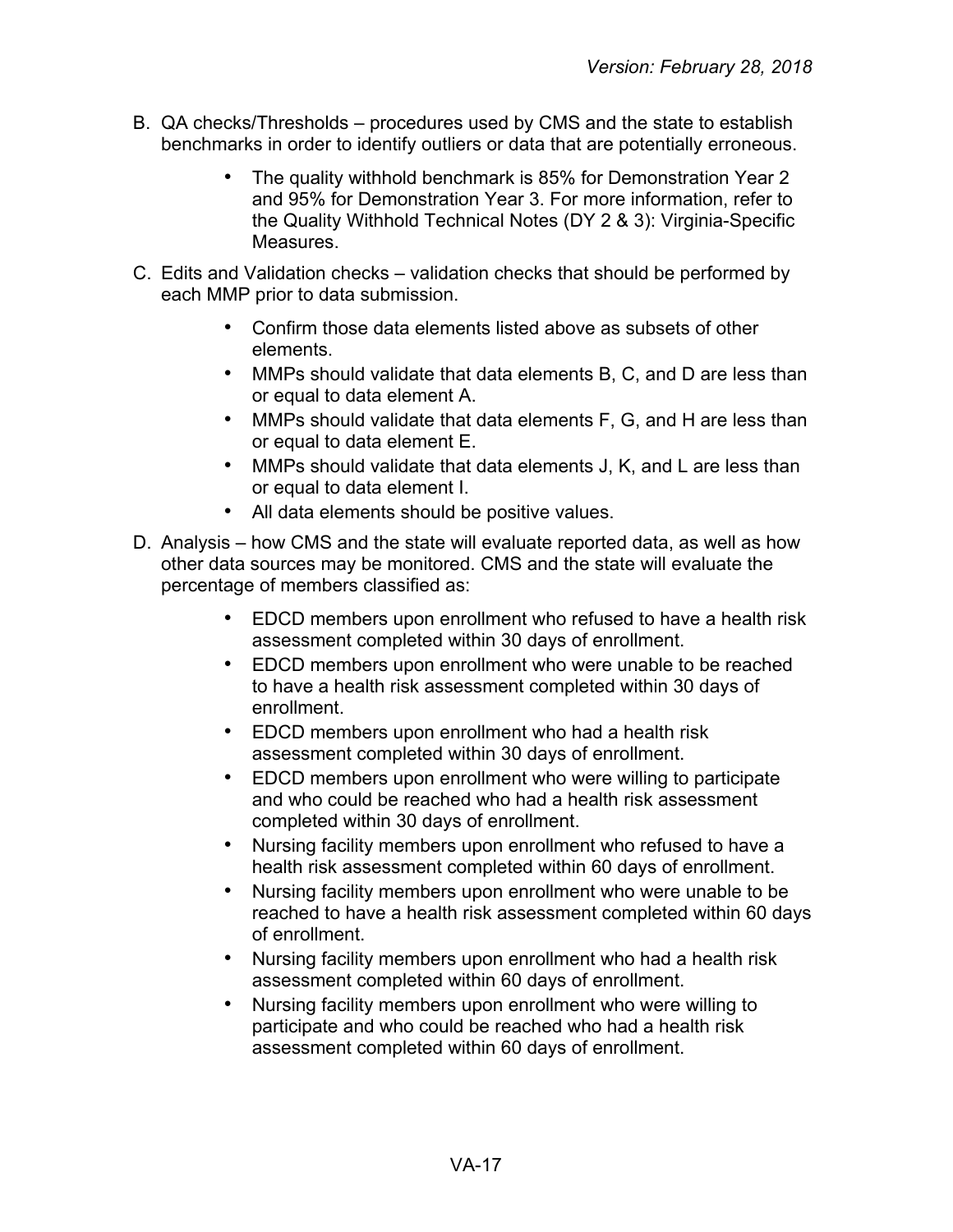B. QA checks/Thresholds – procedures used by CMS and the state to establish benchmarks in order to identify outliers or data that are potentially erroneous.

- The quality withhold benchmark is 85% for Demonstration Year 2 and 95% for Demonstration Year 3. For more information, refer to the Quality Withhold Technical Notes (DY 2 & 3): Virginia-Specific Measures.

C. Edits and Validation checks – validation checks that should be performed by each MMP prior to data submission.

- Confirm those data elements listed above as subsets of other elements.
- MMPs should validate that data elements B, C, and D are less than or equal to data element A.
- MMPs should validate that data elements F, G, and H are less than or equal to data element E.
- MMPs should validate that data elements J, K, and L are less than or equal to data element I.
- All data elements should be positive values.

D. Analysis – how CMS and the state will evaluate reported data, as well as how other data sources may be monitored. CMS and the state will evaluate the percentage of members classified as:

- EDCD members upon enrollment who refused to have a health risk assessment completed within 30 days of enrollment.
- EDCD members upon enrollment who were unable to be reached to have a health risk assessment completed within 30 days of enrollment.
- EDCD members upon enrollment who had a health risk assessment completed within 30 days of enrollment.
- EDCD members upon enrollment who were willing to participate and who could be reached who had a health risk assessment completed within 30 days of enrollment.
- Nursing facility members upon enrollment who refused to have a health risk assessment completed within 60 days of enrollment.
- Nursing facility members upon enrollment who were unable to be reached to have a health risk assessment completed within 60 days of enrollment.
- Nursing facility members upon enrollment who had a health risk assessment completed within 60 days of enrollment.
- Nursing facility members upon enrollment who were willing to participate and who could be reached who had a health risk assessment completed within 60 days of enrollment.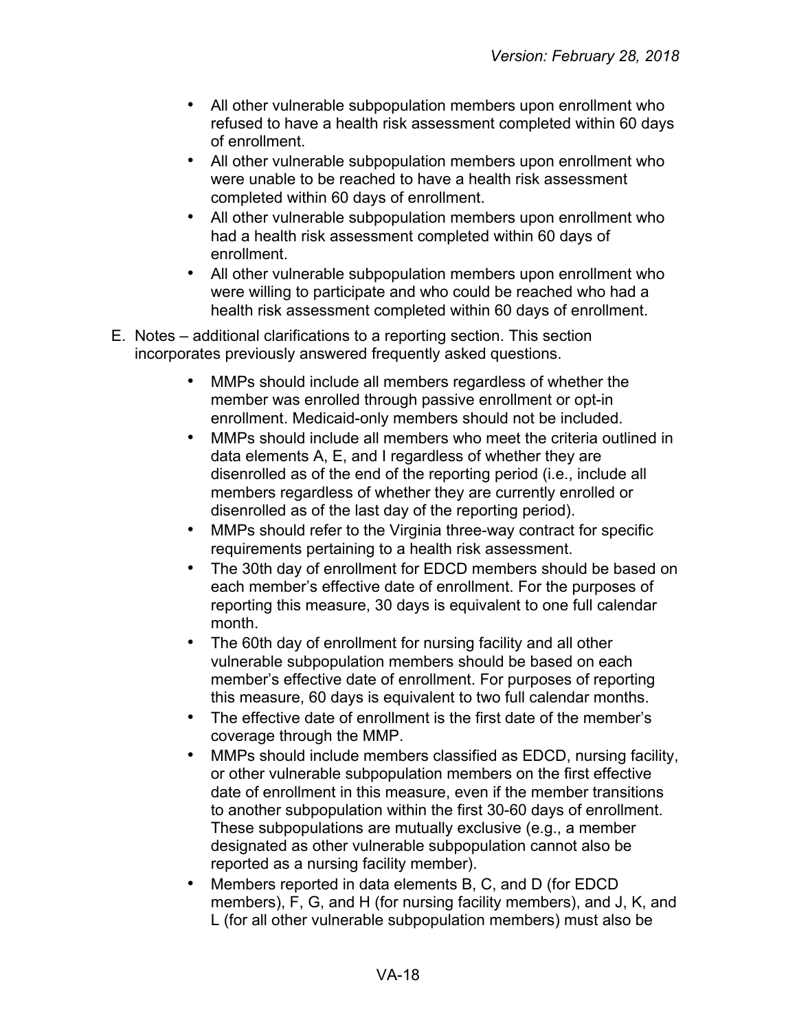- All other vulnerable subpopulation members upon enrollment who refused to have a health risk assessment completed within 60 days of enrollment.
- All other vulnerable subpopulation members upon enrollment who were unable to be reached to have a health risk assessment completed within 60 days of enrollment.
- All other vulnerable subpopulation members upon enrollment who had a health risk assessment completed within 60 days of enrollment.
- All other vulnerable subpopulation members upon enrollment who were willing to participate and who could be reached who had a health risk assessment completed within 60 days of enrollment.

E. Notes – additional clarifications to a reporting section. This section incorporates previously answered frequently asked questions.

- MMPs should include all members regardless of whether the member was enrolled through passive enrollment or opt-in enrollment. Medicaid-only members should not be included.
- MMPs should include all members who meet the criteria outlined in data elements A, E, and I regardless of whether they are disenrolled as of the end of the reporting period (i.e., include all members regardless of whether they are currently enrolled or disenrolled as of the last day of the reporting period).
- MMPs should refer to the Virginia three-way contract for specific requirements pertaining to a health risk assessment.
- The 30th day of enrollment for EDCD members should be based on each member's effective date of enrollment. For the purposes of reporting this measure, 30 days is equivalent to one full calendar month.
- The 60th day of enrollment for nursing facility and all other vulnerable subpopulation members should be based on each member's effective date of enrollment. For purposes of reporting this measure, 60 days is equivalent to two full calendar months.
- The effective date of enrollment is the first date of the member's coverage through the MMP.
- MMPs should include members classified as EDCD, nursing facility, or other vulnerable subpopulation members on the first effective date of enrollment in this measure, even if the member transitions to another subpopulation within the first 30-60 days of enrollment. These subpopulations are mutually exclusive (e.g., a member designated as other vulnerable subpopulation cannot also be reported as a nursing facility member).
- Members reported in data elements B, C, and D (for EDCD members), F, G, and H (for nursing facility members), and J, K, and L (for all other vulnerable subpopulation members) must also be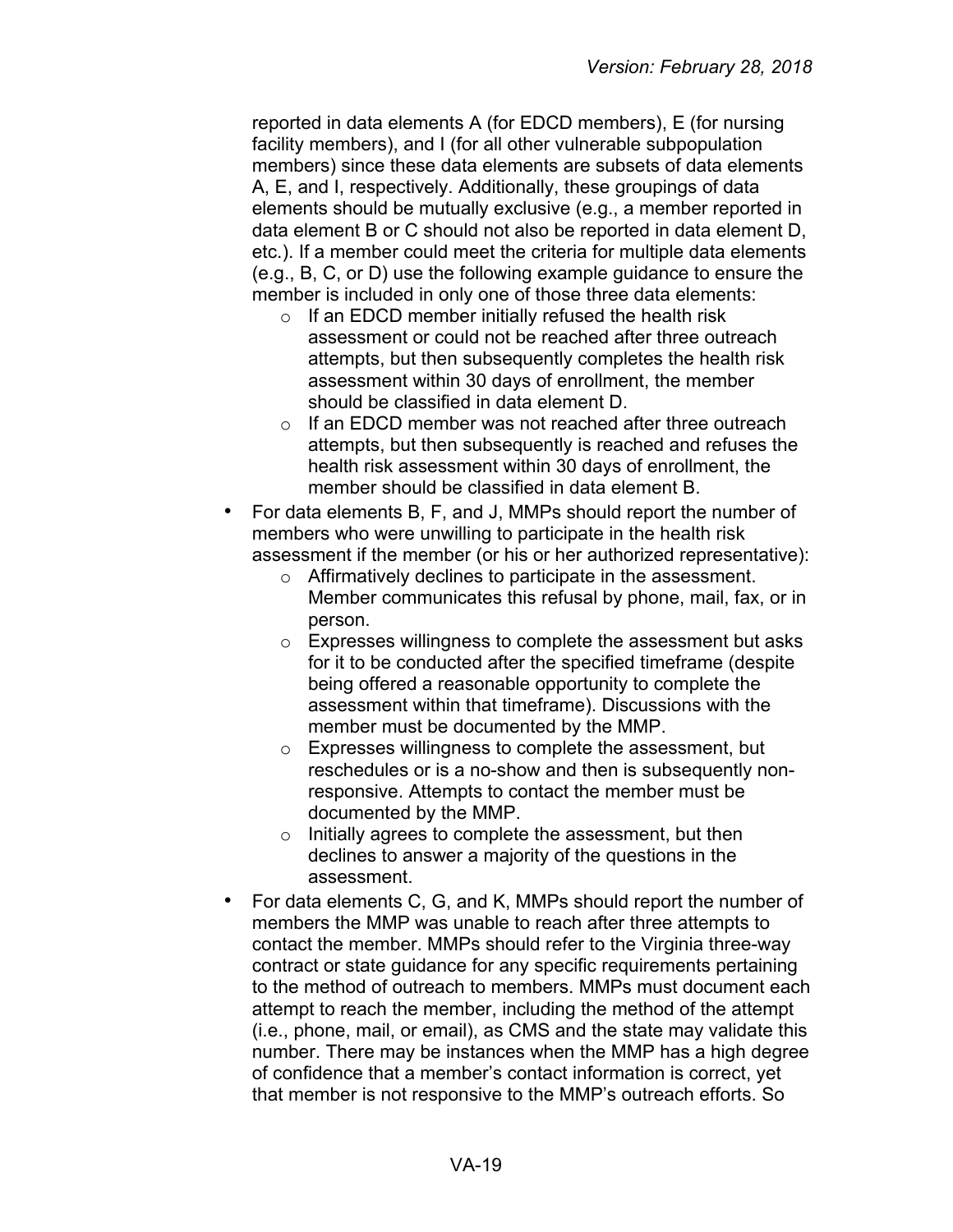reported in data elements A (for EDCD members), E (for nursing facility members), and I (for all other vulnerable subpopulation members) since these data elements are subsets of data elements A, E, and I, respectively. Additionally, these groupings of data elements should be mutually exclusive (e.g., a member reported in data element B or C should not also be reported in data element D, etc.). If a member could meet the criteria for multiple data elements (e.g., B, C, or D) use the following example guidance to ensure the member is included in only one of those three data elements:
    - If an EDCD member initially refused the health risk assessment or could not be reached after three outreach attempts, but then subsequently completes the health risk assessment within 30 days of enrollment, the member should be classified in data element D.
    - If an EDCD member was not reached after three outreach attempts, but then subsequently is reached and refuses the health risk assessment within 30 days of enrollment, the member should be classified in data element B.

- For data elements B, F, and J, MMPs should report the number of members who were unwilling to participate in the health risk assessment if the member (or his or her authorized representative):
    - Affirmatively declines to participate in the assessment. Member communicates this refusal by phone, mail, fax, or in person.
    - Expresses willingness to complete the assessment but asks for it to be conducted after the specified timeframe (despite being offered a reasonable opportunity to complete the assessment within that timeframe). Discussions with the member must be documented by the MMP.
    - Expresses willingness to complete the assessment, but reschedules or is a no-show and then is subsequently non-responsive. Attempts to contact the member must be documented by the MMP.
    - Initially agrees to complete the assessment, but then declines to answer a majority of the questions in the assessment.
- For data elements C, G, and K, MMPs should report the number of members the MMP was unable to reach after three attempts to contact the member. MMPs should refer to the Virginia three-way contract or state guidance for any specific requirements pertaining to the method of outreach to members. MMPs must document each attempt to reach the member, including the method of the attempt (i.e., phone, mail, or email), as CMS and the state may validate this number. There may be instances when the MMP has a high degree of confidence that a member's contact information is correct, yet that member is not responsive to the MMP's outreach efforts. So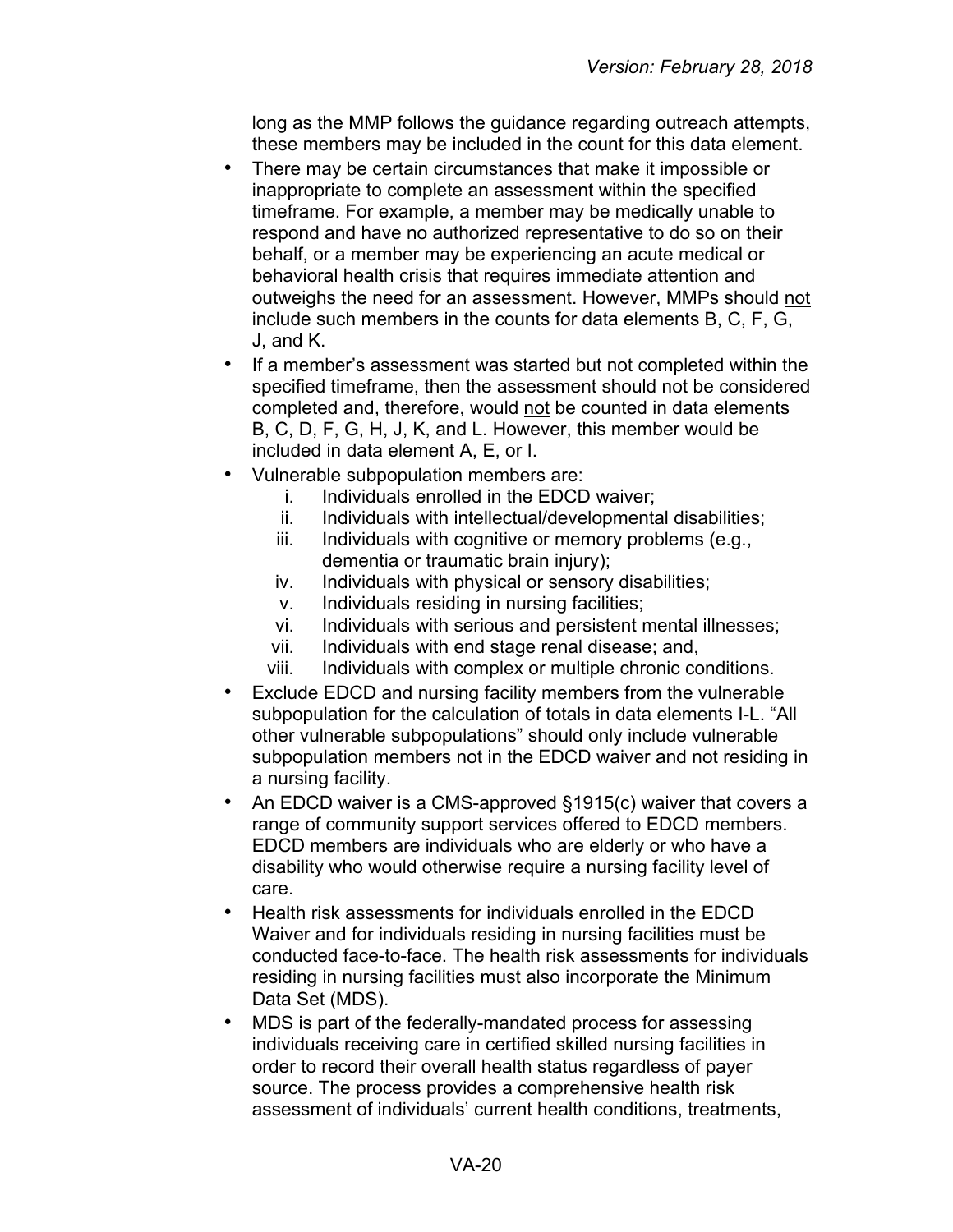long as the MMP follows the guidance regarding outreach attempts, these members may be included in the count for this data element.

- There may be certain circumstances that make it impossible or inappropriate to complete an assessment within the specified timeframe. For example, a member may be medically unable to respond and have no authorized representative to do so on their behalf, or a member may be experiencing an acute medical or behavioral health crisis that requires immediate attention and outweighs the need for an assessment. However, MMPs should not include such members in the counts for data elements B, C, F, G, J, and K.
- If a member's assessment was started but not completed within the specified timeframe, then the assessment should not be considered completed and, therefore, would not be counted in data elements B, C, D, F, G, H, J, K, and L. However, this member would be included in data element A, E, or I.
- Vulnerable subpopulation members are:
    i. Individuals enrolled in the EDCD waiver;
    ii. Individuals with intellectual/developmental disabilities;
    iii. Individuals with cognitive or memory problems (e.g., dementia or traumatic brain injury);
    iv. Individuals with physical or sensory disabilities;
    v. Individuals residing in nursing facilities;
    vi. Individuals with serious and persistent mental illnesses;
    vii. Individuals with end stage renal disease; and,
    viii. Individuals with complex or multiple chronic conditions.
- Exclude EDCD and nursing facility members from the vulnerable subpopulation for the calculation of totals in data elements I-L. "All other vulnerable subpopulations" should only include vulnerable subpopulation members not in the EDCD waiver and not residing in a nursing facility.
- An EDCD waiver is a CMS-approved §1915(c) waiver that covers a range of community support services offered to EDCD members. EDCD members are individuals who are elderly or who have a disability who would otherwise require a nursing facility level of care.
- Health risk assessments for individuals enrolled in the EDCD Waiver and for individuals residing in nursing facilities must be conducted face-to-face. The health risk assessments for individuals residing in nursing facilities must also incorporate the Minimum Data Set (MDS).
- MDS is part of the federally-mandated process for assessing individuals receiving care in certified skilled nursing facilities in order to record their overall health status regardless of payer source. The process provides a comprehensive health risk assessment of individuals' current health conditions, treatments,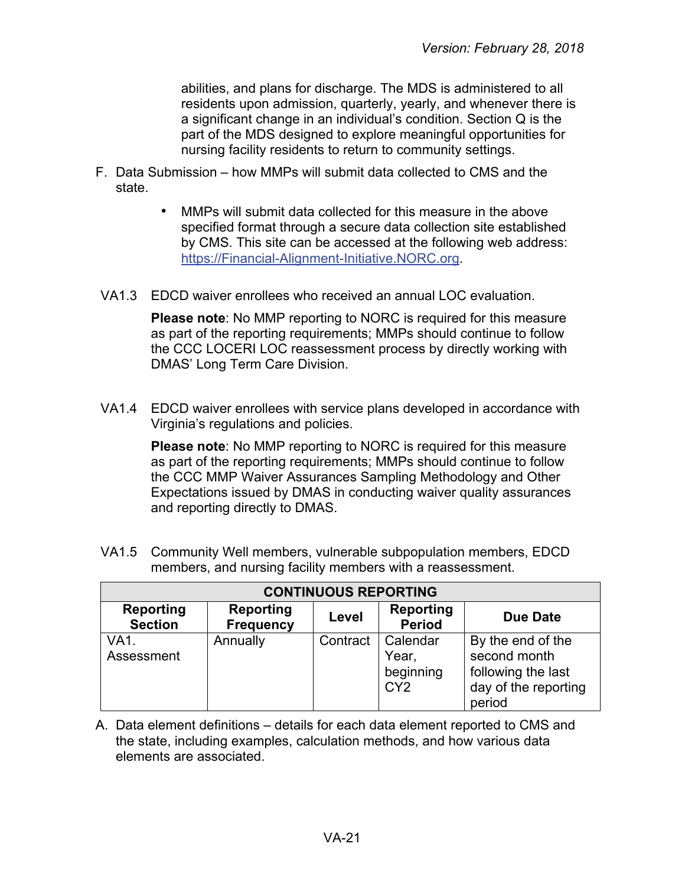abilities, and plans for discharge. The MDS is administered to all residents upon admission, quarterly, yearly, and whenever there is a significant change in an individual's condition. Section Q is the part of the MDS designed to explore meaningful opportunities for nursing facility residents to return to community settings.

F. Data Submission – how MMPs will submit data collected to CMS and the state.

- MMPs will submit data collected for this measure in the above specified format through a secure data collection site established by CMS. This site can be accessed at the following web address: https://Financial-Alignment-Initiative.NORC.org.

VA1.3 EDCD waiver enrollees who received an annual LOC evaluation.

**Please note**: No MMP reporting to NORC is required for this measure as part of the reporting requirements; MMPs should continue to follow the CCC LOCERI LOC reassessment process by directly working with DMAS' Long Term Care Division.

VA1.4 EDCD waiver enrollees with service plans developed in accordance with Virginia's regulations and policies.

**Please note**: No MMP reporting to NORC is required for this measure as part of the reporting requirements; MMPs should continue to follow the CCC MMP Waiver Assurances Sampling Methodology and Other Expectations issued by DMAS in conducting waiver quality assurances and reporting directly to DMAS.

VA1.5 Community Well members, vulnerable subpopulation members, EDCD members, and nursing facility members with a reassessment.

| CONTINUOUS REPORTING | | | | |
|---|---|---|---|---|
| **Reporting Section** | **Reporting Frequency** | **Level** | **Reporting Period** | **Due Date** |
| VA1. Assessment | Annually | Contract | Calendar Year, beginning CY2 | By the end of the second month following the last day of the reporting period |

A. Data element definitions – details for each data element reported to CMS and the state, including examples, calculation methods, and how various data elements are associated.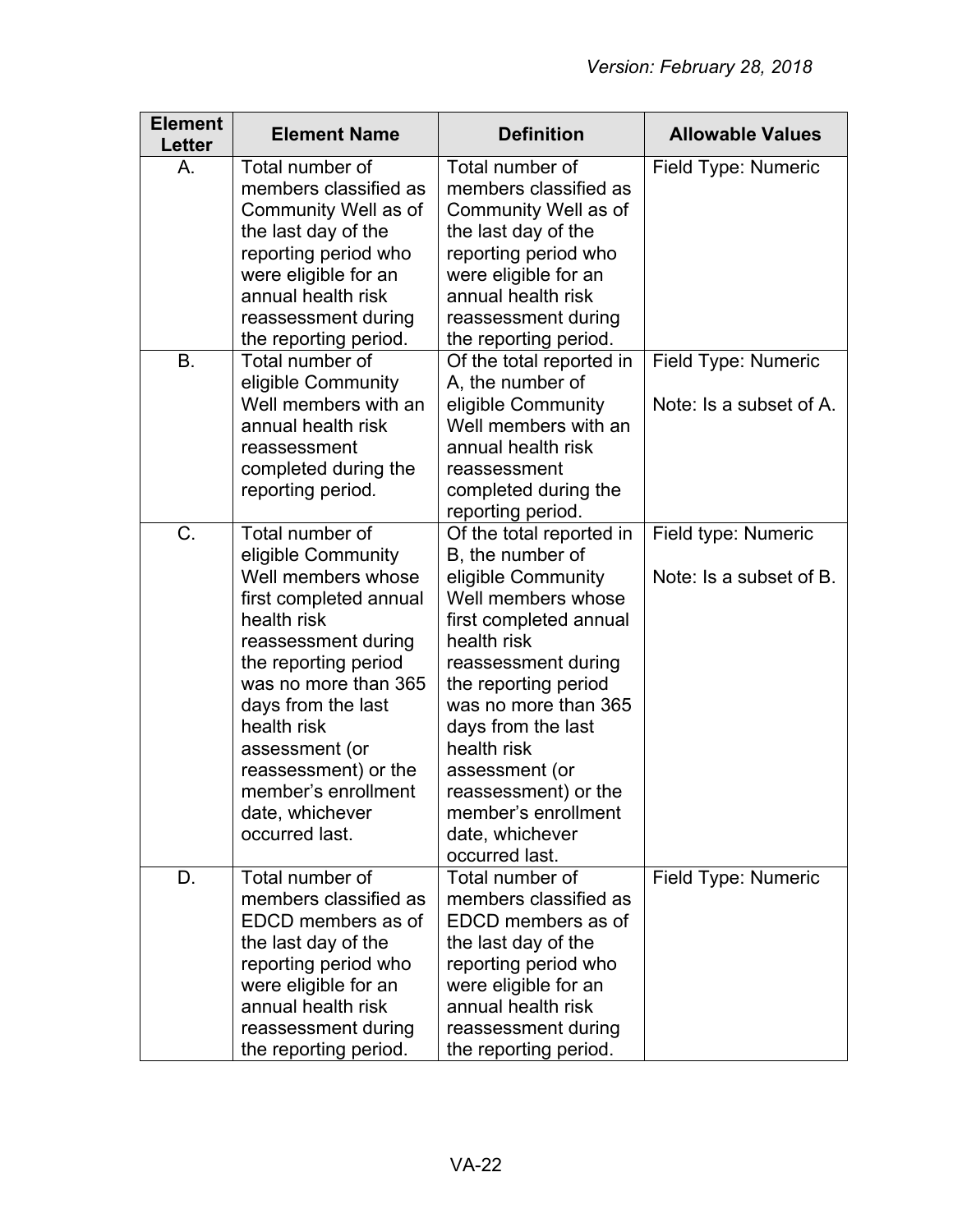| Element Letter | Element Name | Definition | Allowable Values |
|---|---|---|---|
| A. | Total number of members classified as Community Well as of the last day of the reporting period who were eligible for an annual health risk reassessment during the reporting period. | Total number of members classified as Community Well as of the last day of the reporting period who were eligible for an annual health risk reassessment during the reporting period. | Field Type: Numeric |
| B. | Total number of eligible Community Well members with an annual health risk reassessment completed during the reporting period. | Of the total reported in A, the number of eligible Community Well members with an annual health risk reassessment completed during the reporting period. | Field Type: Numeric<br><br>Note: Is a subset of A. |
| C. | Total number of eligible Community Well members whose first completed annual health risk reassessment during the reporting period was no more than 365 days from the last health risk assessment (or reassessment) or the member's enrollment date, whichever occurred last. | Of the total reported in B, the number of eligible Community Well members whose first completed annual health risk reassessment during the reporting period was no more than 365 days from the last health risk assessment (or reassessment) or the member's enrollment date, whichever occurred last. | Field type: Numeric<br><br>Note: Is a subset of B. |
| D. | Total number of members classified as EDCD members as of the last day of the reporting period who were eligible for an annual health risk reassessment during the reporting period. | Total number of members classified as EDCD members as of the last day of the reporting period who were eligible for an annual health risk reassessment during the reporting period. | Field Type: Numeric |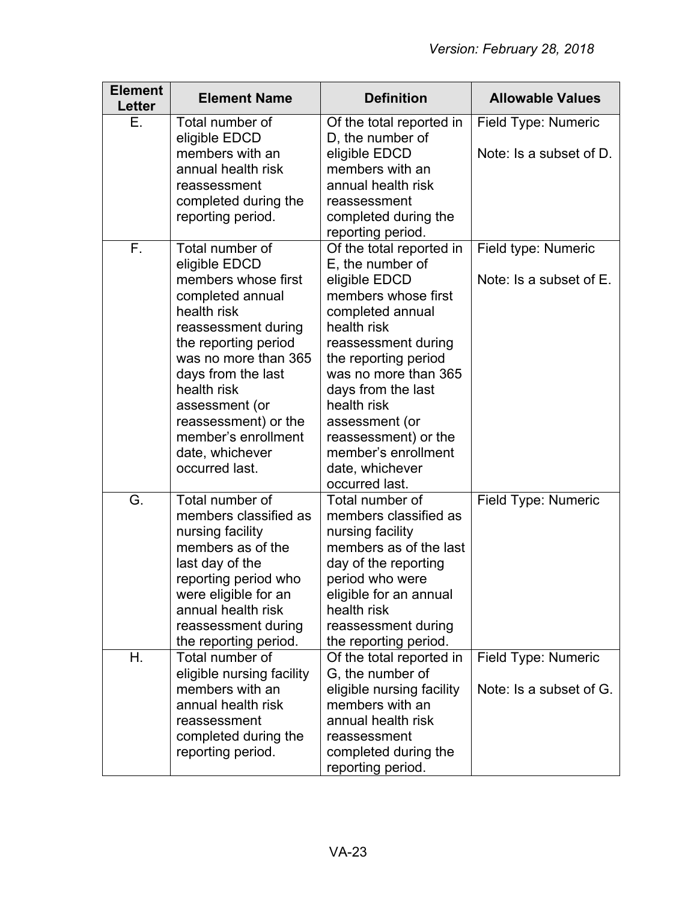| Element Letter | Element Name | Definition | Allowable Values |
|---|---|---|---|
| E. | Total number of eligible EDCD members with an annual health risk reassessment completed during the reporting period. | Of the total reported in D, the number of eligible EDCD members with an annual health risk reassessment completed during the reporting period. | Field Type: Numeric<br><br>Note: Is a subset of D. |
| F. | Total number of eligible EDCD members whose first completed annual health risk reassessment during the reporting period was no more than 365 days from the last health risk assessment (or reassessment) or the member's enrollment date, whichever occurred last. | Of the total reported in E, the number of eligible EDCD members whose first completed annual health risk reassessment during the reporting period was no more than 365 days from the last health risk assessment (or reassessment) or the member's enrollment date, whichever occurred last. | Field type: Numeric<br><br>Note: Is a subset of E. |
| G. | Total number of members classified as nursing facility members as of the last day of the reporting period who were eligible for an annual health risk reassessment during the reporting period. | Total number of members classified as nursing facility members as of the last day of the reporting period who were eligible for an annual health risk reassessment during the reporting period. | Field Type: Numeric |
| H. | Total number of eligible nursing facility members with an annual health risk reassessment completed during the reporting period. | Of the total reported in G, the number of eligible nursing facility members with an annual health risk reassessment completed during the reporting period. | Field Type: Numeric<br><br>Note: Is a subset of G. |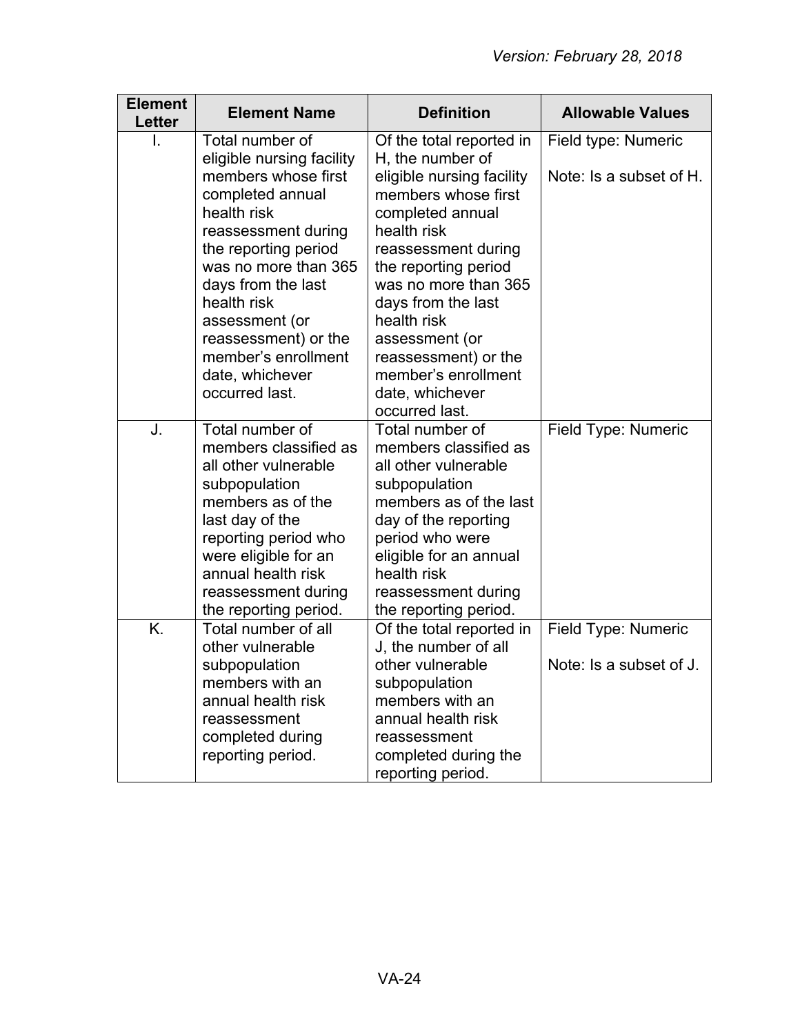| Element Letter | Element Name | Definition | Allowable Values |
|---|---|---|---|
| I. | Total number of eligible nursing facility members whose first completed annual health risk reassessment during the reporting period was no more than 365 days from the last health risk assessment (or reassessment) or the member's enrollment date, whichever occurred last. | Of the total reported in H, the number of eligible nursing facility members whose first completed annual health risk reassessment during the reporting period was no more than 365 days from the last health risk assessment (or reassessment) or the member's enrollment date, whichever occurred last. | Field type: Numeric<br><br>Note: Is a subset of H. |
| J. | Total number of members classified as all other vulnerable subpopulation members as of the last day of the reporting period who were eligible for an annual health risk reassessment during the reporting period. | Total number of members classified as all other vulnerable subpopulation members as of the last day of the reporting period who were eligible for an annual health risk reassessment during the reporting period. | Field Type: Numeric |
| K. | Total number of all other vulnerable subpopulation members with an annual health risk reassessment completed during reporting period. | Of the total reported in J, the number of all other vulnerable subpopulation members with an annual health risk reassessment completed during the reporting period. | Field Type: Numeric<br><br>Note: Is a subset of J. |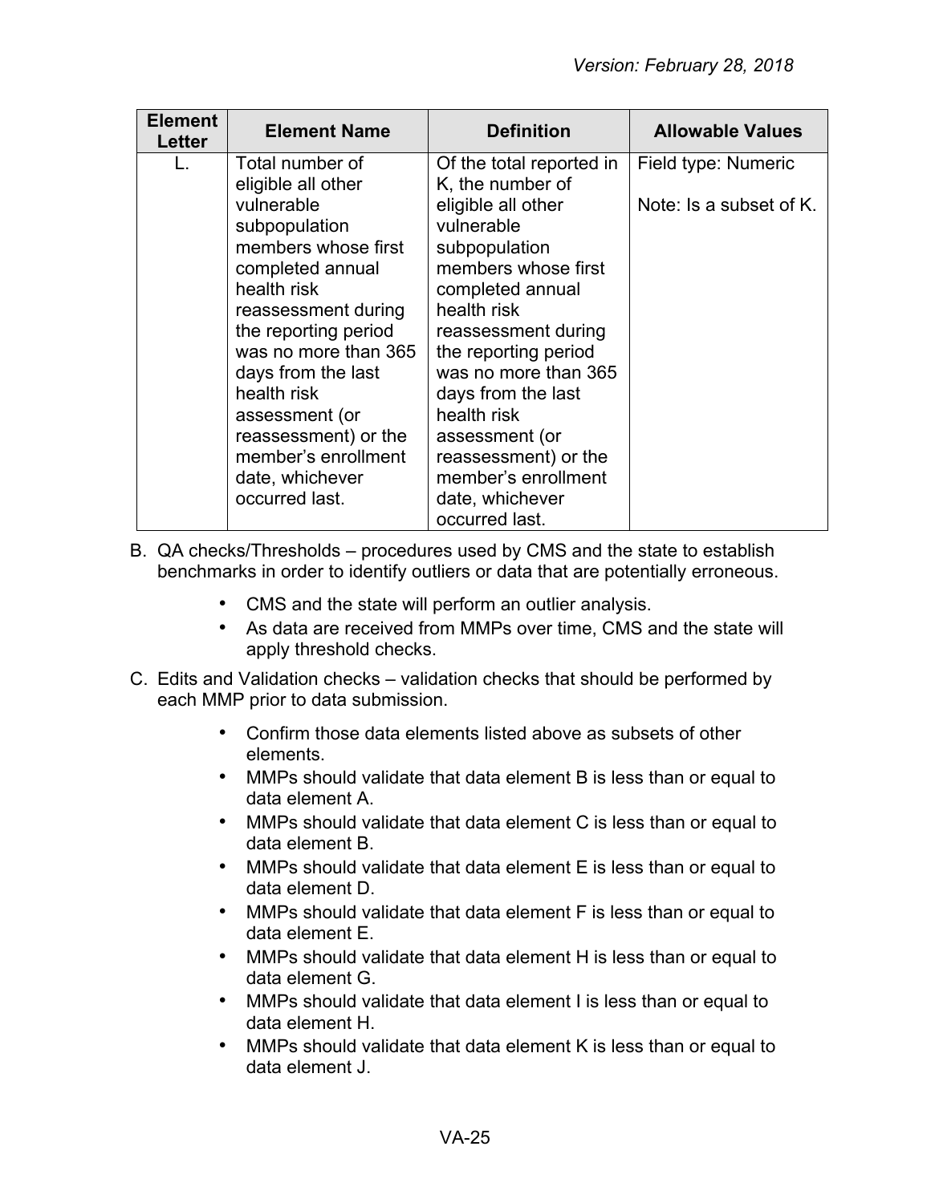| Element Letter | Element Name | Definition | Allowable Values |
|---|---|---|---|
| L. | Total number of eligible all other vulnerable subpopulation members whose first completed annual health risk reassessment during the reporting period was no more than 365 days from the last health risk assessment (or reassessment) or the member's enrollment date, whichever occurred last. | Of the total reported in K, the number of eligible all other vulnerable subpopulation members whose first completed annual health risk reassessment during the reporting period was no more than 365 days from the last health risk assessment (or reassessment) or the member's enrollment date, whichever occurred last. | Field type: Numeric<br><br>Note: Is a subset of K. |

B. QA checks/Thresholds – procedures used by CMS and the state to establish benchmarks in order to identify outliers or data that are potentially erroneous.

- CMS and the state will perform an outlier analysis.
- As data are received from MMPs over time, CMS and the state will apply threshold checks.

C. Edits and Validation checks – validation checks that should be performed by each MMP prior to data submission.

- Confirm those data elements listed above as subsets of other elements.
- MMPs should validate that data element B is less than or equal to data element A.
- MMPs should validate that data element C is less than or equal to data element B.
- MMPs should validate that data element E is less than or equal to data element D.
- MMPs should validate that data element F is less than or equal to data element E.
- MMPs should validate that data element H is less than or equal to data element G.
- MMPs should validate that data element I is less than or equal to data element H.
- MMPs should validate that data element K is less than or equal to data element J.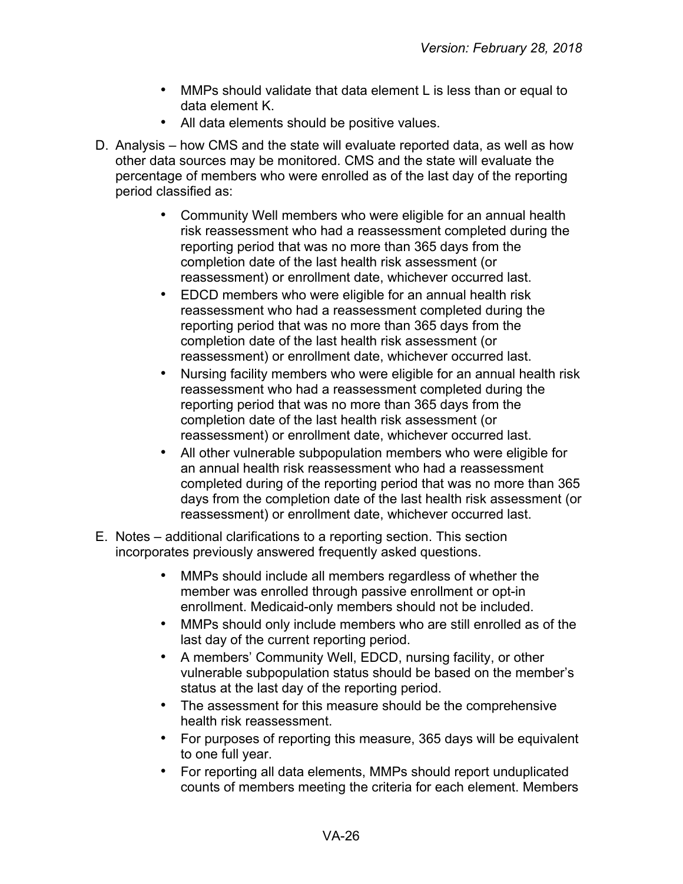- MMPs should validate that data element L is less than or equal to data element K.
- All data elements should be positive values.

D. Analysis – how CMS and the state will evaluate reported data, as well as how other data sources may be monitored. CMS and the state will evaluate the percentage of members who were enrolled as of the last day of the reporting period classified as:

  - Community Well members who were eligible for an annual health risk reassessment who had a reassessment completed during the reporting period that was no more than 365 days from the completion date of the last health risk assessment (or reassessment) or enrollment date, whichever occurred last.
  - EDCD members who were eligible for an annual health risk reassessment who had a reassessment completed during the reporting period that was no more than 365 days from the completion date of the last health risk assessment (or reassessment) or enrollment date, whichever occurred last.
  - Nursing facility members who were eligible for an annual health risk reassessment who had a reassessment completed during the reporting period that was no more than 365 days from the completion date of the last health risk assessment (or reassessment) or enrollment date, whichever occurred last.
  - All other vulnerable subpopulation members who were eligible for an annual health risk reassessment who had a reassessment completed during of the reporting period that was no more than 365 days from the completion date of the last health risk assessment (or reassessment) or enrollment date, whichever occurred last.

E. Notes – additional clarifications to a reporting section. This section incorporates previously answered frequently asked questions.

  - MMPs should include all members regardless of whether the member was enrolled through passive enrollment or opt-in enrollment. Medicaid-only members should not be included.
  - MMPs should only include members who are still enrolled as of the last day of the current reporting period.
  - A members' Community Well, EDCD, nursing facility, or other vulnerable subpopulation status should be based on the member's status at the last day of the reporting period.
  - The assessment for this measure should be the comprehensive health risk reassessment.
  - For purposes of reporting this measure, 365 days will be equivalent to one full year.
  - For reporting all data elements, MMPs should report unduplicated counts of members meeting the criteria for each element. Members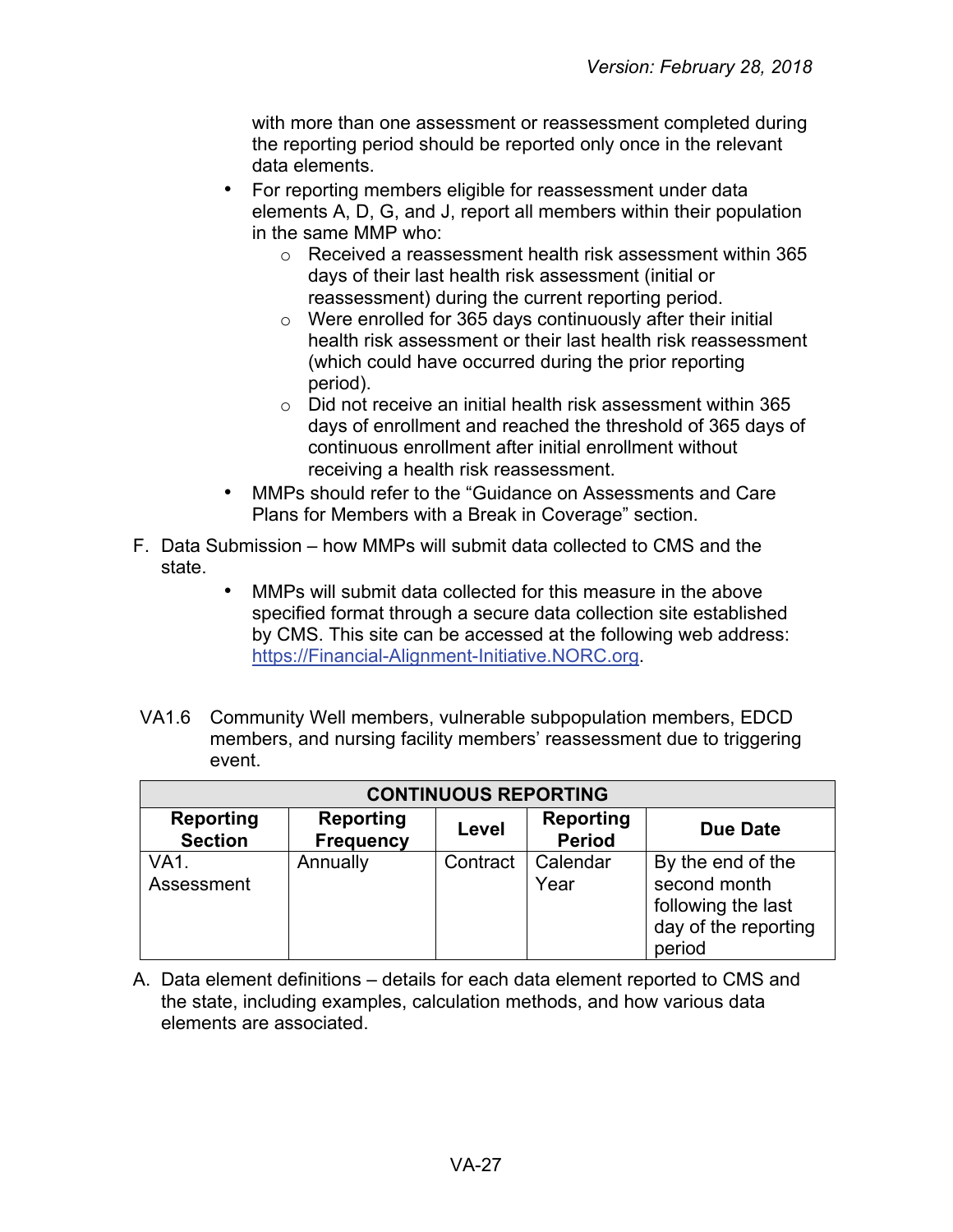with more than one assessment or reassessment completed during the reporting period should be reported only once in the relevant data elements.

- For reporting members eligible for reassessment under data elements A, D, G, and J, report all members within their population in the same MMP who:
  - Received a reassessment health risk assessment within 365 days of their last health risk assessment (initial or reassessment) during the current reporting period.
  - Were enrolled for 365 days continuously after their initial health risk assessment or their last health risk reassessment (which could have occurred during the prior reporting period).
  - Did not receive an initial health risk assessment within 365 days of enrollment and reached the threshold of 365 days of continuous enrollment after initial enrollment without receiving a health risk reassessment.
- MMPs should refer to the "Guidance on Assessments and Care Plans for Members with a Break in Coverage" section.

F. Data Submission – how MMPs will submit data collected to CMS and the state.

- MMPs will submit data collected for this measure in the above specified format through a secure data collection site established by CMS. This site can be accessed at the following web address: https://Financial-Alignment-Initiative.NORC.org.

VA1.6 Community Well members, vulnerable subpopulation members, EDCD members, and nursing facility members' reassessment due to triggering event.

| CONTINUOUS REPORTING | | | | |
|---|---|---|---|---|
| **Reporting Section** | **Reporting Frequency** | **Level** | **Reporting Period** | **Due Date** |
| VA1. Assessment | Annually | Contract | Calendar Year | By the end of the second month following the last day of the reporting period |

A. Data element definitions – details for each data element reported to CMS and the state, including examples, calculation methods, and how various data elements are associated.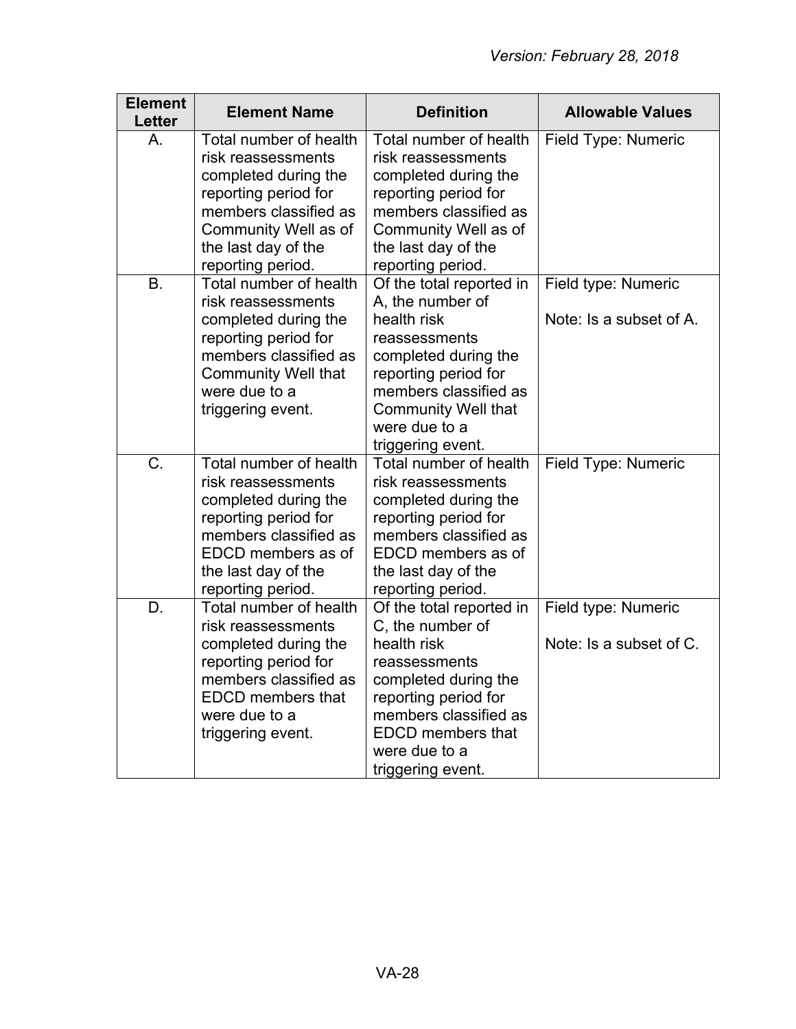| Element Letter | Element Name | Definition | Allowable Values |
|---|---|---|---|
| A. | Total number of health risk reassessments completed during the reporting period for members classified as Community Well as of the last day of the reporting period. | Total number of health risk reassessments completed during the reporting period for members classified as Community Well as of the last day of the reporting period. | Field Type: Numeric |
| B. | Total number of health risk reassessments completed during the reporting period for members classified as Community Well that were due to a triggering event. | Of the total reported in A, the number of health risk reassessments completed during the reporting period for members classified as Community Well that were due to a triggering event. | Field type: Numeric<br><br>Note: Is a subset of A. |
| C. | Total number of health risk reassessments completed during the reporting period for members classified as EDCD members as of the last day of the reporting period. | Total number of health risk reassessments completed during the reporting period for members classified as EDCD members as of the last day of the reporting period. | Field Type: Numeric |
| D. | Total number of health risk reassessments completed during the reporting period for members classified as EDCD members that were due to a triggering event. | Of the total reported in C, the number of health risk reassessments completed during the reporting period for members classified as EDCD members that were due to a triggering event. | Field type: Numeric<br><br>Note: Is a subset of C. |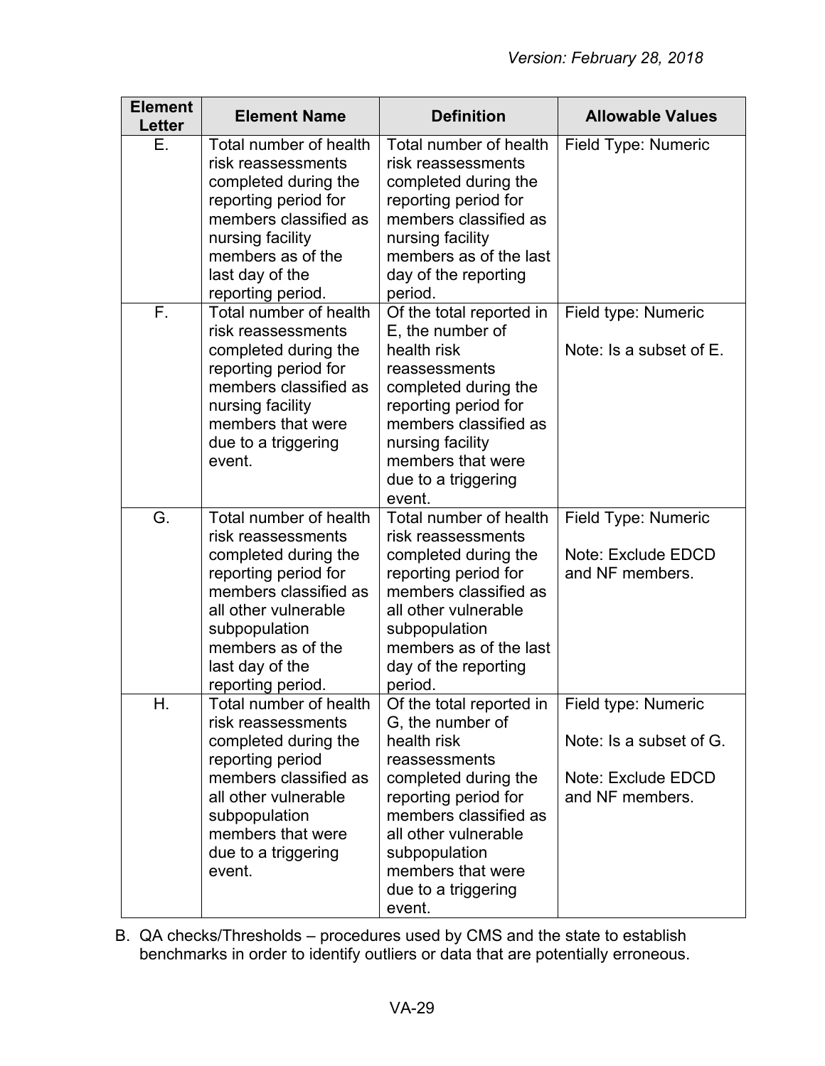| Element Letter | Element Name | Definition | Allowable Values |
|---|---|---|---|
| E. | Total number of health risk reassessments completed during the reporting period for members classified as nursing facility members as of the last day of the reporting period. | Total number of health risk reassessments completed during the reporting period for members classified as nursing facility members as of the last day of the reporting period. | Field Type: Numeric |
| F. | Total number of health risk reassessments completed during the reporting period for members classified as nursing facility members that were due to a triggering event. | Of the total reported in E, the number of health risk reassessments completed during the reporting period for members classified as nursing facility members that were due to a triggering event. | Field type: Numeric<br><br>Note: Is a subset of E. |
| G. | Total number of health risk reassessments completed during the reporting period for members classified as all other vulnerable subpopulation members as of the last day of the reporting period. | Total number of health risk reassessments completed during the reporting period for members classified as all other vulnerable subpopulation members as of the last day of the reporting period. | Field Type: Numeric<br><br>Note: Exclude EDCD and NF members. |
| H. | Total number of health risk reassessments completed during the reporting period members classified as all other vulnerable subpopulation members that were due to a triggering event. | Of the total reported in G, the number of health risk reassessments completed during the reporting period for members classified as all other vulnerable subpopulation members that were due to a triggering event. | Field type: Numeric<br><br>Note: Is a subset of G.<br><br>Note: Exclude EDCD and NF members. |

B. QA checks/Thresholds – procedures used by CMS and the state to establish benchmarks in order to identify outliers or data that are potentially erroneous.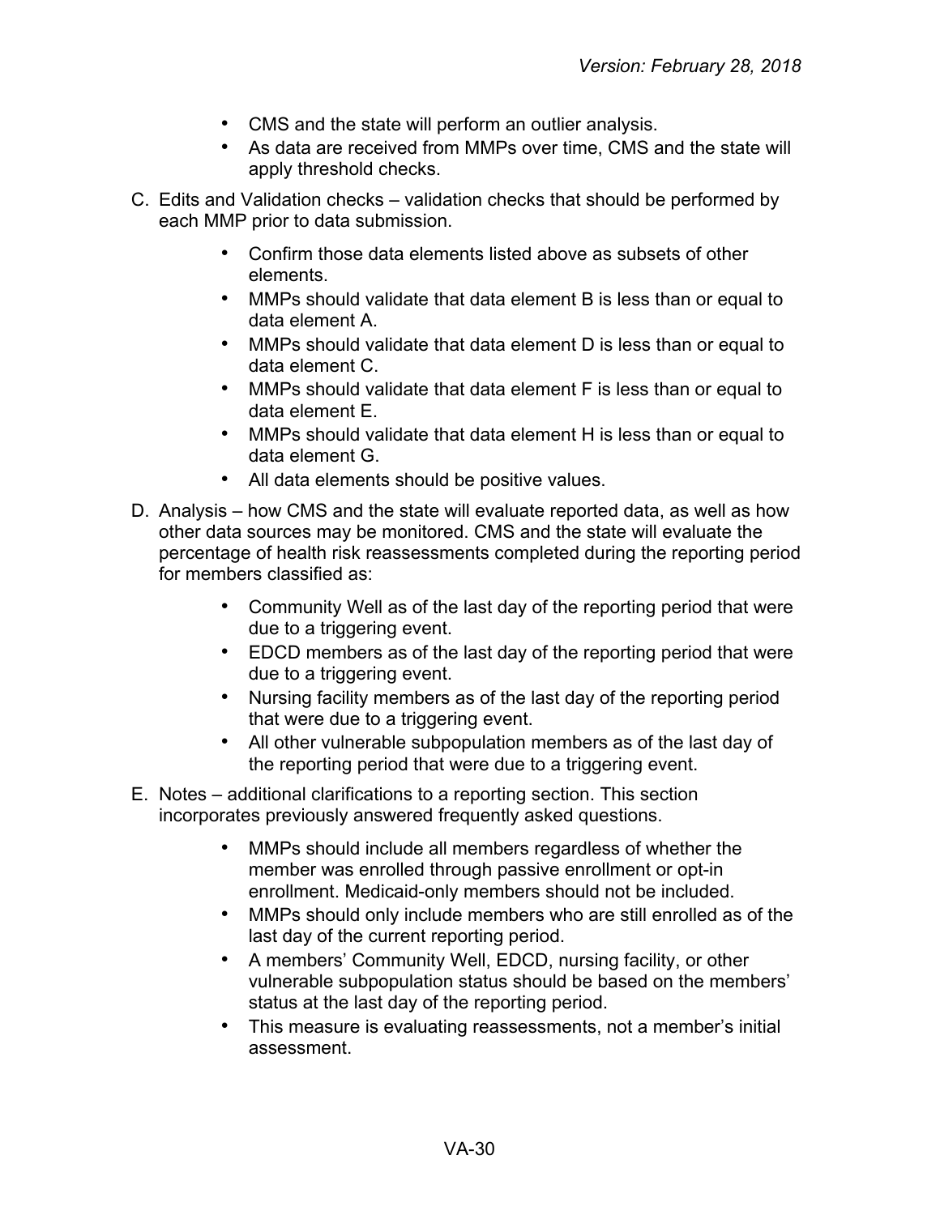- CMS and the state will perform an outlier analysis.
- As data are received from MMPs over time, CMS and the state will apply threshold checks.

C. Edits and Validation checks – validation checks that should be performed by each MMP prior to data submission.

- Confirm those data elements listed above as subsets of other elements.
- MMPs should validate that data element B is less than or equal to data element A.
- MMPs should validate that data element D is less than or equal to data element C.
- MMPs should validate that data element F is less than or equal to data element E.
- MMPs should validate that data element H is less than or equal to data element G.
- All data elements should be positive values.

D. Analysis – how CMS and the state will evaluate reported data, as well as how other data sources may be monitored. CMS and the state will evaluate the percentage of health risk reassessments completed during the reporting period for members classified as:

- Community Well as of the last day of the reporting period that were due to a triggering event.
- EDCD members as of the last day of the reporting period that were due to a triggering event.
- Nursing facility members as of the last day of the reporting period that were due to a triggering event.
- All other vulnerable subpopulation members as of the last day of the reporting period that were due to a triggering event.

E. Notes – additional clarifications to a reporting section. This section incorporates previously answered frequently asked questions.

- MMPs should include all members regardless of whether the member was enrolled through passive enrollment or opt-in enrollment. Medicaid-only members should not be included.
- MMPs should only include members who are still enrolled as of the last day of the current reporting period.
- A members' Community Well, EDCD, nursing facility, or other vulnerable subpopulation status should be based on the members' status at the last day of the reporting period.
- This measure is evaluating reassessments, not a member's initial assessment.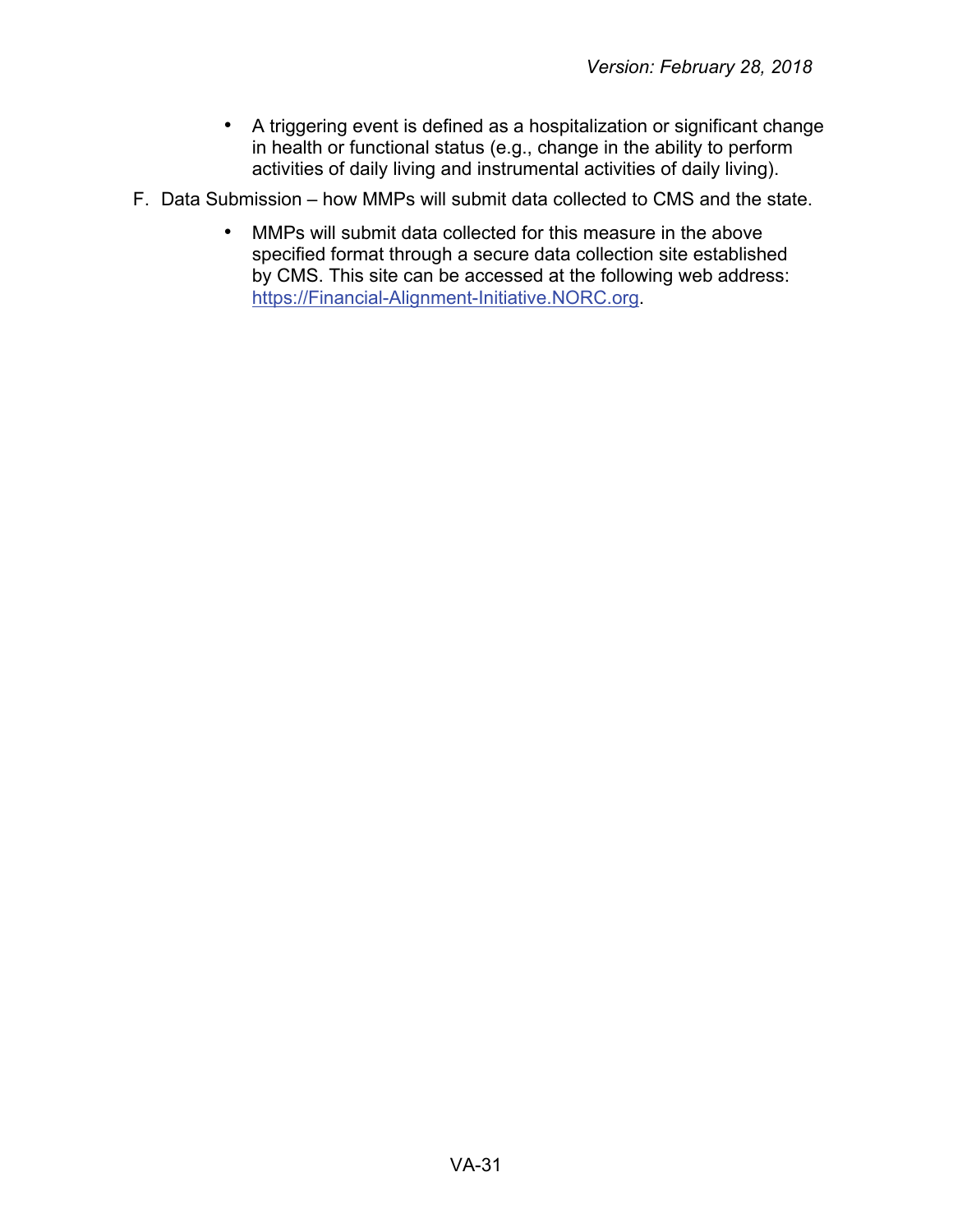- A triggering event is defined as a hospitalization or significant change in health or functional status (e.g., change in the ability to perform activities of daily living and instrumental activities of daily living).

F. Data Submission – how MMPs will submit data collected to CMS and the state.

- MMPs will submit data collected for this measure in the above specified format through a secure data collection site established by CMS. This site can be accessed at the following web address: [https://Financial-Alignment-Initiative.NORC.org](https://Financial-Alignment-Initiative.NORC.org).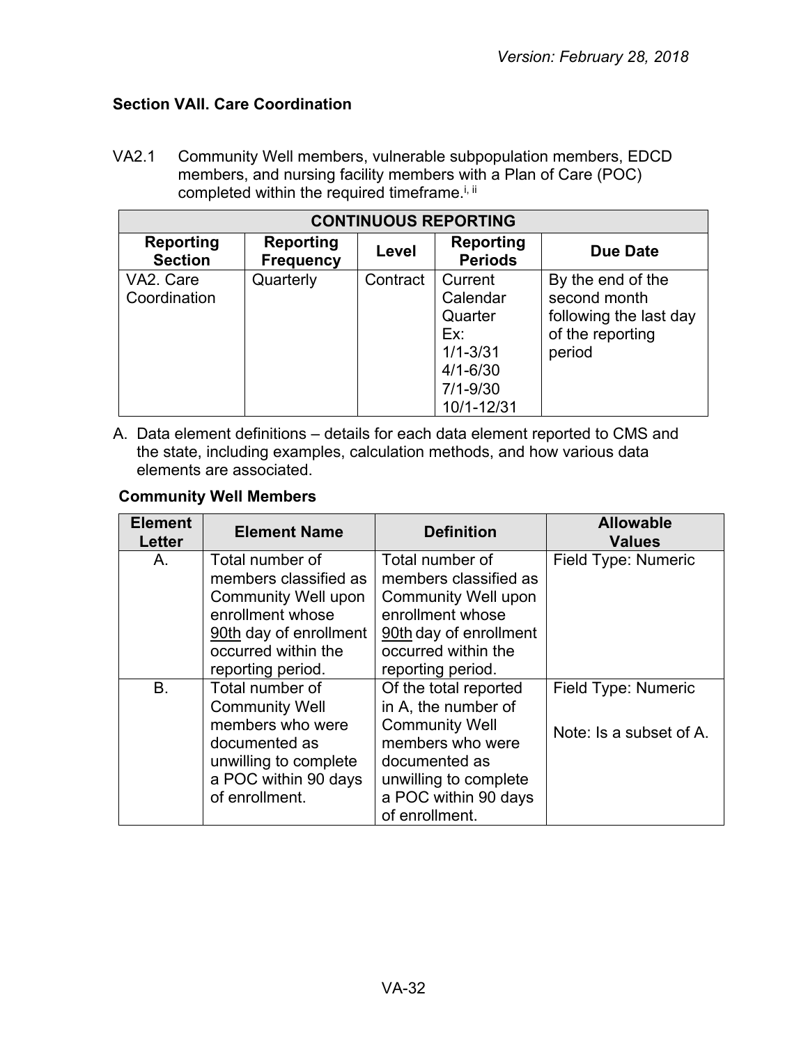### Section VAII. Care Coordination

VA2.1 Community Well members, vulnerable subpopulation members, EDCD members, and nursing facility members with a Plan of Care (POC) completed within the required timeframe.[i, ii]

| CONTINUOUS REPORTING | | | | |
|---|---|---|---|---|
| Reporting Section | Reporting Frequency | Level | Reporting Periods | Due Date |
| VA2. Care Coordination | Quarterly | Contract | Current Calendar Quarter<br>Ex:<br>1/1-3/31<br>4/1-6/30<br>7/1-9/30<br>10/1-12/31 | By the end of the second month following the last day of the reporting period |

A. Data element definitions – details for each data element reported to CMS and the state, including examples, calculation methods, and how various data elements are associated.

**Community Well Members**

| Element Letter | Element Name | Definition | Allowable Values |
|---|---|---|---|
| A. | Total number of members classified as Community Well upon enrollment whose 90th day of enrollment occurred within the reporting period. | Total number of members classified as Community Well upon enrollment whose 90th day of enrollment occurred within the reporting period. | Field Type: Numeric |
| B. | Total number of Community Well members who were documented as unwilling to complete a POC within 90 days of enrollment. | Of the total reported in A, the number of Community Well members who were documented as unwilling to complete a POC within 90 days of enrollment. | Field Type: Numeric<br><br>Note: Is a subset of A. |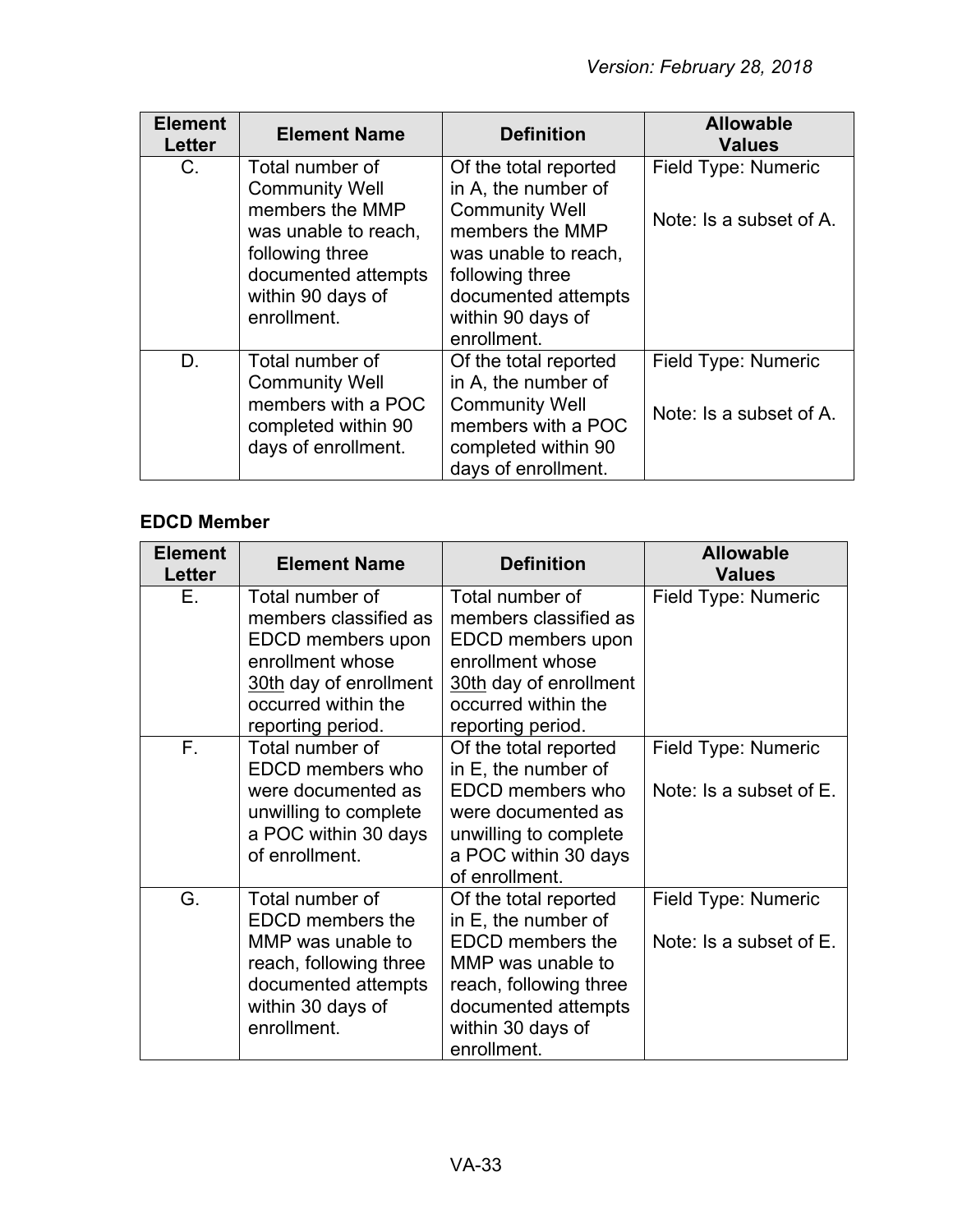| Element Letter | Element Name | Definition | Allowable Values |
| --- | --- | --- | --- |
| C. | Total number of Community Well members the MMP was unable to reach, following three documented attempts within 90 days of enrollment. | Of the total reported in A, the number of Community Well members the MMP was unable to reach, following three documented attempts within 90 days of enrollment. | Field Type: Numeric<br><br>Note: Is a subset of A. |
| D. | Total number of Community Well members with a POC completed within 90 days of enrollment. | Of the total reported in A, the number of Community Well members with a POC completed within 90 days of enrollment. | Field Type: Numeric<br><br>Note: Is a subset of A. |

**EDCD Member**

| Element Letter | Element Name | Definition | Allowable Values |
| --- | --- | --- | --- |
| E. | Total number of members classified as EDCD members upon enrollment whose 30th day of enrollment occurred within the reporting period. | Total number of members classified as EDCD members upon enrollment whose 30th day of enrollment occurred within the reporting period. | Field Type: Numeric |
| F. | Total number of EDCD members who were documented as unwilling to complete a POC within 30 days of enrollment. | Of the total reported in E, the number of EDCD members who were documented as unwilling to complete a POC within 30 days of enrollment. | Field Type: Numeric<br><br>Note: Is a subset of E. |
| G. | Total number of EDCD members the MMP was unable to reach, following three documented attempts within 30 days of enrollment. | Of the total reported in E, the number of EDCD members the MMP was unable to reach, following three documented attempts within 30 days of enrollment. | Field Type: Numeric<br><br>Note: Is a subset of E. |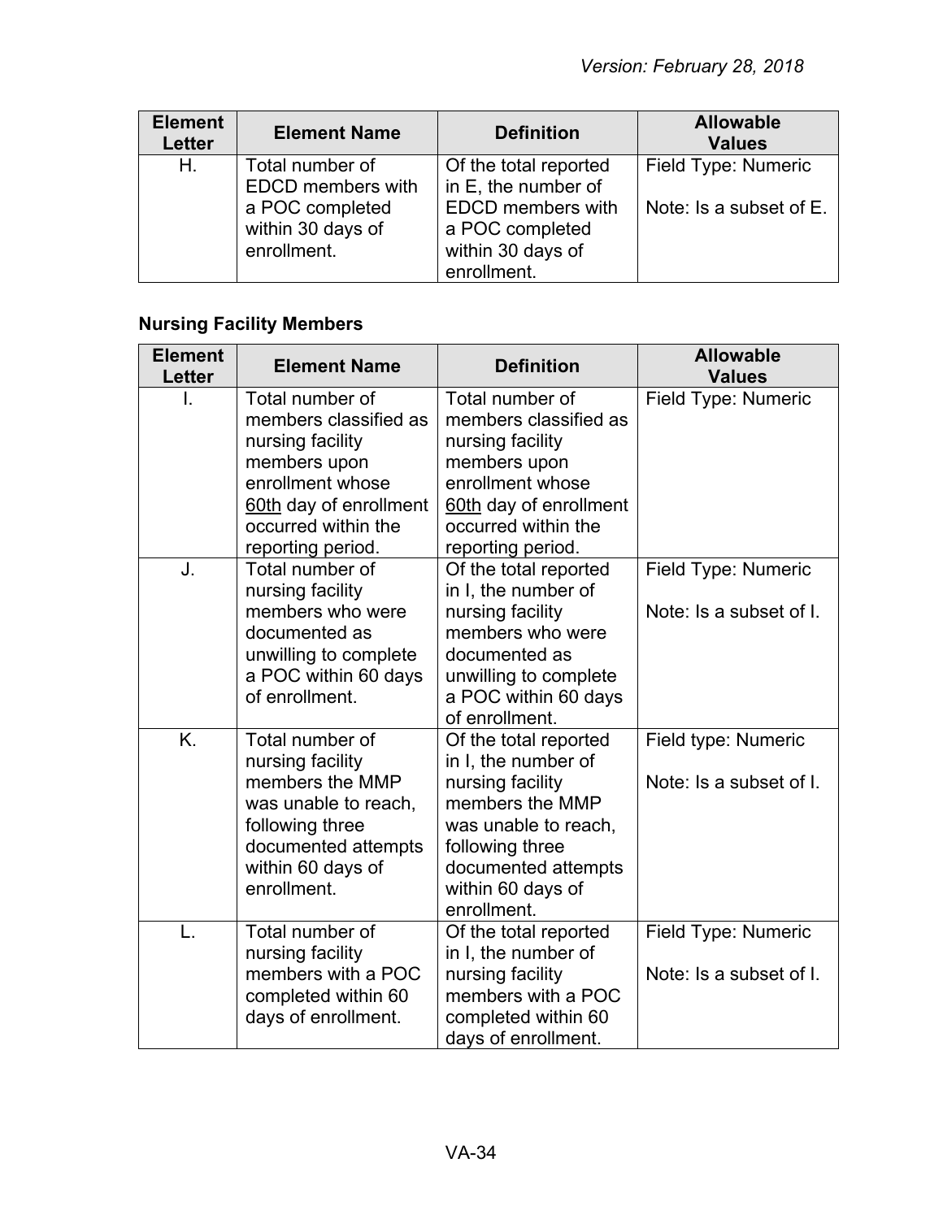| Element Letter | Element Name | Definition | Allowable Values |
| --- | --- | --- | --- |
| H. | Total number of EDCD members with a POC completed within 30 days of enrollment. | Of the total reported in E, the number of EDCD members with a POC completed within 30 days of enrollment. | Field Type: Numeric<br><br>Note: Is a subset of E. |

### Nursing Facility Members

| Element Letter | Element Name | Definition | Allowable Values |
| --- | --- | --- | --- |
| I. | Total number of members classified as nursing facility members upon enrollment whose 60th day of enrollment occurred within the reporting period. | Total number of members classified as nursing facility members upon enrollment whose 60th day of enrollment occurred within the reporting period. | Field Type: Numeric |
| J. | Total number of nursing facility members who were documented as unwilling to complete a POC within 60 days of enrollment. | Of the total reported in I, the number of nursing facility members who were documented as unwilling to complete a POC within 60 days of enrollment. | Field Type: Numeric<br><br>Note: Is a subset of I. |
| K. | Total number of nursing facility members the MMP was unable to reach, following three documented attempts within 60 days of enrollment. | Of the total reported in I, the number of nursing facility members the MMP was unable to reach, following three documented attempts within 60 days of enrollment. | Field type: Numeric<br><br>Note: Is a subset of I. |
| L. | Total number of nursing facility members with a POC completed within 60 days of enrollment. | Of the total reported in I, the number of nursing facility members with a POC completed within 60 days of enrollment. | Field Type: Numeric<br><br>Note: Is a subset of I. |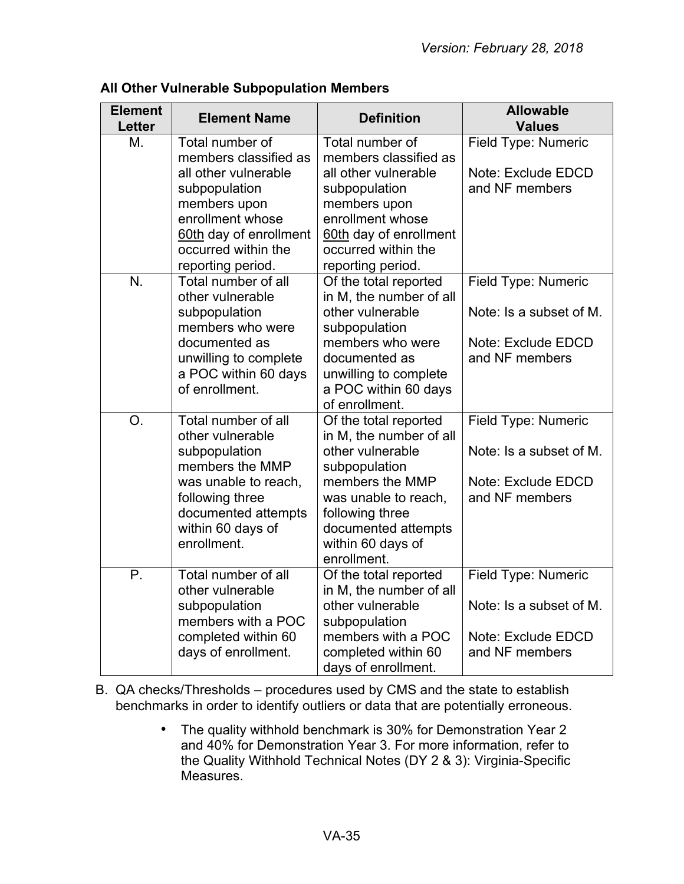**All Other Vulnerable Subpopulation Members**

| Element Letter | Element Name | Definition | Allowable Values |
|---|---|---|---|
| M. | Total number of members classified as all other vulnerable subpopulation members upon enrollment whose 60th day of enrollment occurred within the reporting period. | Total number of members classified as all other vulnerable subpopulation members upon enrollment whose 60th day of enrollment occurred within the reporting period. | Field Type: Numeric<br><br>Note: Exclude EDCD and NF members |
| N. | Total number of all other vulnerable subpopulation members who were documented as unwilling to complete a POC within 60 days of enrollment. | Of the total reported in M, the number of all other vulnerable subpopulation members who were documented as unwilling to complete a POC within 60 days of enrollment. | Field Type: Numeric<br><br>Note: Is a subset of M.<br><br>Note: Exclude EDCD and NF members |
| O. | Total number of all other vulnerable subpopulation members the MMP was unable to reach, following three documented attempts within 60 days of enrollment. | Of the total reported in M, the number of all other vulnerable subpopulation members the MMP was unable to reach, following three documented attempts within 60 days of enrollment. | Field Type: Numeric<br><br>Note: Is a subset of M.<br><br>Note: Exclude EDCD and NF members |
| P. | Total number of all other vulnerable subpopulation members with a POC completed within 60 days of enrollment. | Of the total reported in M, the number of all other vulnerable subpopulation members with a POC completed within 60 days of enrollment. | Field Type: Numeric<br><br>Note: Is a subset of M.<br><br>Note: Exclude EDCD and NF members |

B. QA checks/Thresholds – procedures used by CMS and the state to establish benchmarks in order to identify outliers or data that are potentially erroneous.

- The quality withhold benchmark is 30% for Demonstration Year 2 and 40% for Demonstration Year 3. For more information, refer to the Quality Withhold Technical Notes (DY 2 & 3): Virginia-Specific Measures.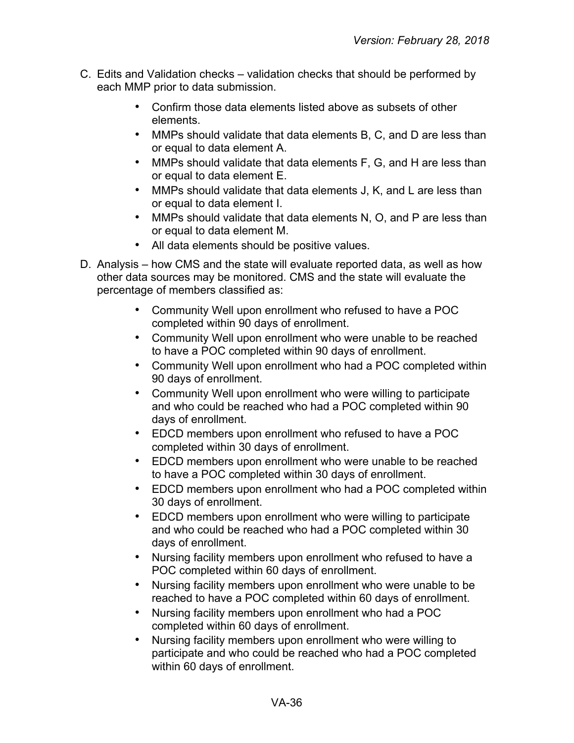C. Edits and Validation checks – validation checks that should be performed by each MMP prior to data submission.

- Confirm those data elements listed above as subsets of other elements.
- MMPs should validate that data elements B, C, and D are less than or equal to data element A.
- MMPs should validate that data elements F, G, and H are less than or equal to data element E.
- MMPs should validate that data elements J, K, and L are less than or equal to data element I.
- MMPs should validate that data elements N, O, and P are less than or equal to data element M.
- All data elements should be positive values.

D. Analysis – how CMS and the state will evaluate reported data, as well as how other data sources may be monitored. CMS and the state will evaluate the percentage of members classified as:

- Community Well upon enrollment who refused to have a POC completed within 90 days of enrollment.
- Community Well upon enrollment who were unable to be reached to have a POC completed within 90 days of enrollment.
- Community Well upon enrollment who had a POC completed within 90 days of enrollment.
- Community Well upon enrollment who were willing to participate and who could be reached who had a POC completed within 90 days of enrollment.
- EDCD members upon enrollment who refused to have a POC completed within 30 days of enrollment.
- EDCD members upon enrollment who were unable to be reached to have a POC completed within 30 days of enrollment.
- EDCD members upon enrollment who had a POC completed within 30 days of enrollment.
- EDCD members upon enrollment who were willing to participate and who could be reached who had a POC completed within 30 days of enrollment.
- Nursing facility members upon enrollment who refused to have a POC completed within 60 days of enrollment.
- Nursing facility members upon enrollment who were unable to be reached to have a POC completed within 60 days of enrollment.
- Nursing facility members upon enrollment who had a POC completed within 60 days of enrollment.
- Nursing facility members upon enrollment who were willing to participate and who could be reached who had a POC completed within 60 days of enrollment.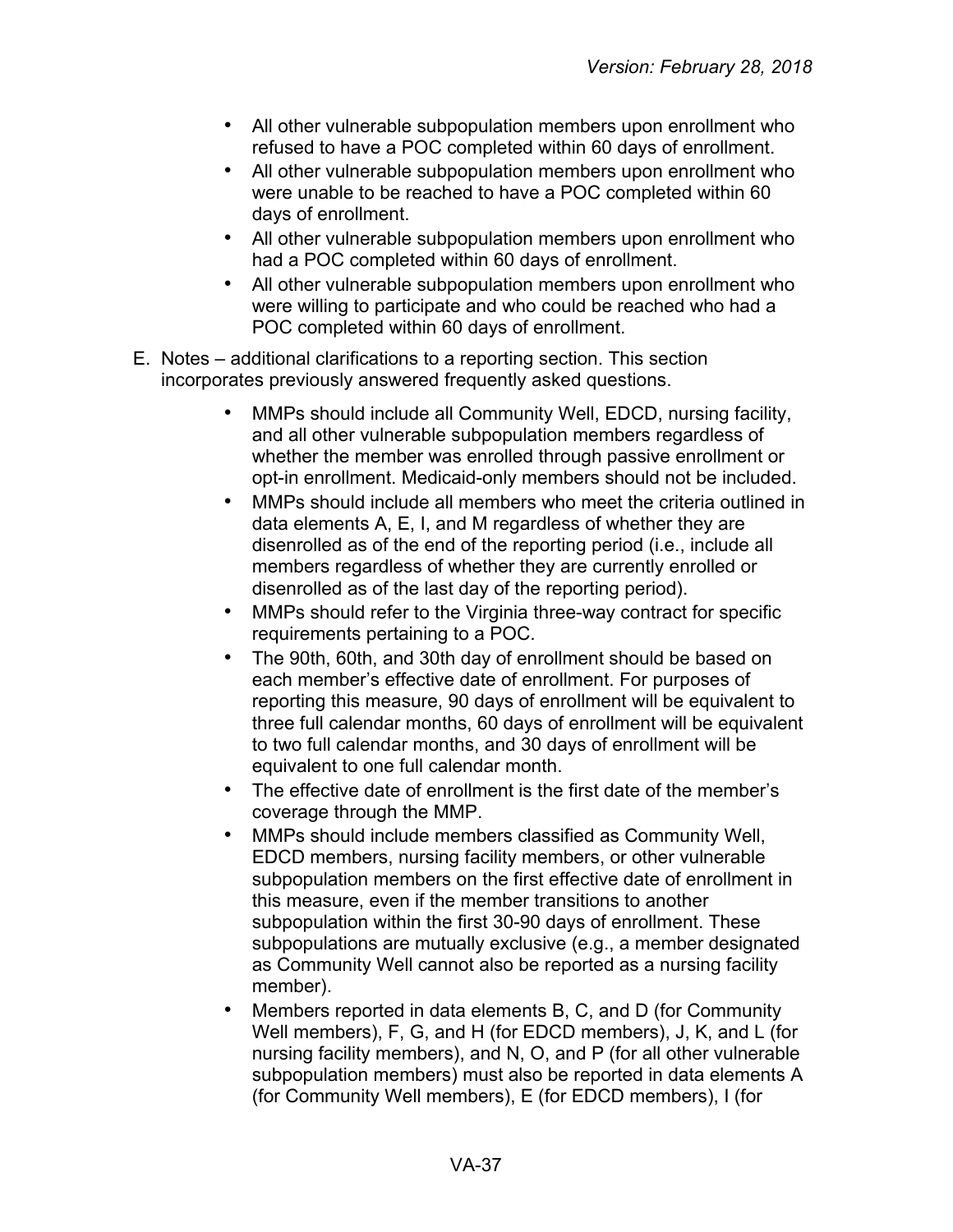- All other vulnerable subpopulation members upon enrollment who refused to have a POC completed within 60 days of enrollment.
- All other vulnerable subpopulation members upon enrollment who were unable to be reached to have a POC completed within 60 days of enrollment.
- All other vulnerable subpopulation members upon enrollment who had a POC completed within 60 days of enrollment.
- All other vulnerable subpopulation members upon enrollment who were willing to participate and who could be reached who had a POC completed within 60 days of enrollment.

E. Notes – additional clarifications to a reporting section. This section incorporates previously answered frequently asked questions.

- MMPs should include all Community Well, EDCD, nursing facility, and all other vulnerable subpopulation members regardless of whether the member was enrolled through passive enrollment or opt-in enrollment. Medicaid-only members should not be included.
- MMPs should include all members who meet the criteria outlined in data elements A, E, I, and M regardless of whether they are disenrolled as of the end of the reporting period (i.e., include all members regardless of whether they are currently enrolled or disenrolled as of the last day of the reporting period).
- MMPs should refer to the Virginia three-way contract for specific requirements pertaining to a POC.
- The 90th, 60th, and 30th day of enrollment should be based on each member's effective date of enrollment. For purposes of reporting this measure, 90 days of enrollment will be equivalent to three full calendar months, 60 days of enrollment will be equivalent to two full calendar months, and 30 days of enrollment will be equivalent to one full calendar month.
- The effective date of enrollment is the first date of the member's coverage through the MMP.
- MMPs should include members classified as Community Well, EDCD members, nursing facility members, or other vulnerable subpopulation members on the first effective date of enrollment in this measure, even if the member transitions to another subpopulation within the first 30-90 days of enrollment. These subpopulations are mutually exclusive (e.g., a member designated as Community Well cannot also be reported as a nursing facility member).
- Members reported in data elements B, C, and D (for Community Well members), F, G, and H (for EDCD members), J, K, and L (for nursing facility members), and N, O, and P (for all other vulnerable subpopulation members) must also be reported in data elements A (for Community Well members), E (for EDCD members), I (for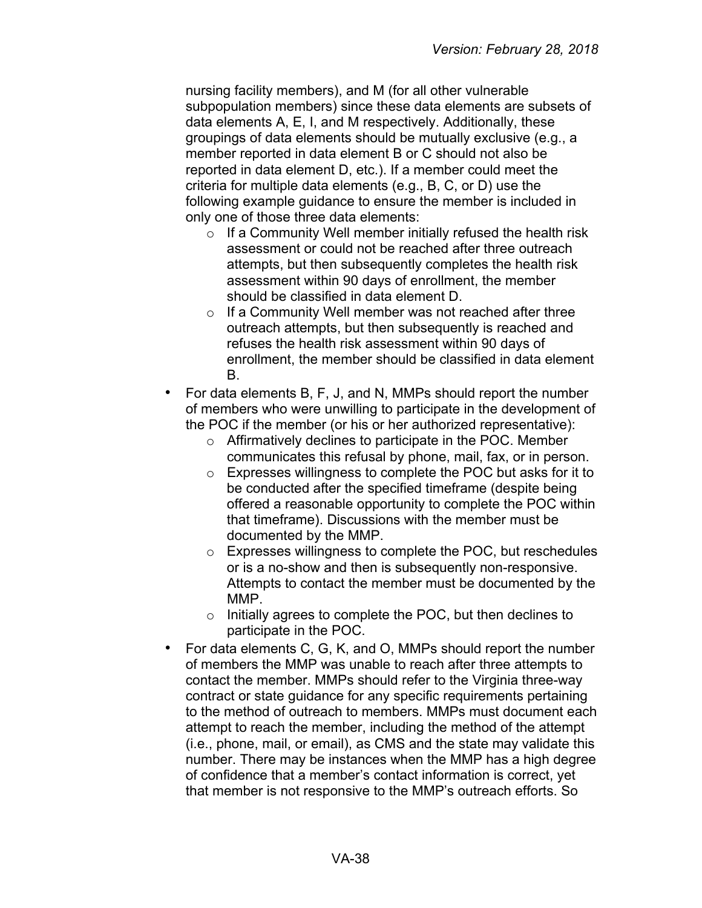nursing facility members), and M (for all other vulnerable subpopulation members) since these data elements are subsets of data elements A, E, I, and M respectively. Additionally, these groupings of data elements should be mutually exclusive (e.g., a member reported in data element B or C should not also be reported in data element D, etc.). If a member could meet the criteria for multiple data elements (e.g., B, C, or D) use the following example guidance to ensure the member is included in only one of those three data elements:
  - If a Community Well member initially refused the health risk assessment or could not be reached after three outreach attempts, but then subsequently completes the health risk assessment within 90 days of enrollment, the member should be classified in data element D.
  - If a Community Well member was not reached after three outreach attempts, but then subsequently is reached and refuses the health risk assessment within 90 days of enrollment, the member should be classified in data element B.

- For data elements B, F, J, and N, MMPs should report the number of members who were unwilling to participate in the development of the POC if the member (or his or her authorized representative):
  - Affirmatively declines to participate in the POC. Member communicates this refusal by phone, mail, fax, or in person.
  - Expresses willingness to complete the POC but asks for it to be conducted after the specified timeframe (despite being offered a reasonable opportunity to complete the POC within that timeframe). Discussions with the member must be documented by the MMP.
  - Expresses willingness to complete the POC, but reschedules or is a no-show and then is subsequently non-responsive. Attempts to contact the member must be documented by the MMP.
  - Initially agrees to complete the POC, but then declines to participate in the POC.
- For data elements C, G, K, and O, MMPs should report the number of members the MMP was unable to reach after three attempts to contact the member. MMPs should refer to the Virginia three-way contract or state guidance for any specific requirements pertaining to the method of outreach to members. MMPs must document each attempt to reach the member, including the method of the attempt (i.e., phone, mail, or email), as CMS and the state may validate this number. There may be instances when the MMP has a high degree of confidence that a member's contact information is correct, yet that member is not responsive to the MMP's outreach efforts. So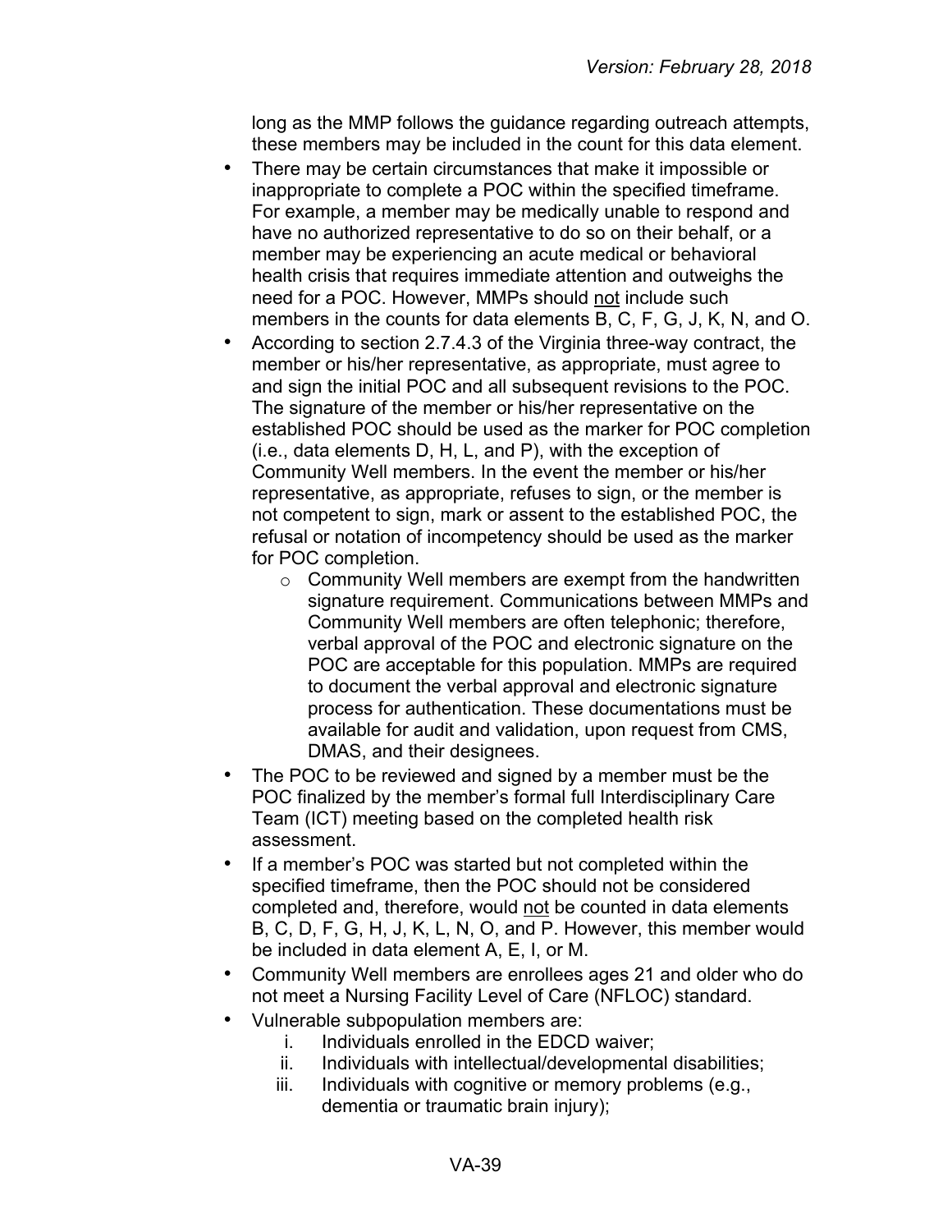long as the MMP follows the guidance regarding outreach attempts, these members may be included in the count for this data element.

- There may be certain circumstances that make it impossible or inappropriate to complete a POC within the specified timeframe. For example, a member may be medically unable to respond and have no authorized representative to do so on their behalf, or a member may be experiencing an acute medical or behavioral health crisis that requires immediate attention and outweighs the need for a POC. However, MMPs should not include such members in the counts for data elements B, C, F, G, J, K, N, and O.
- According to section 2.7.4.3 of the Virginia three-way contract, the member or his/her representative, as appropriate, must agree to and sign the initial POC and all subsequent revisions to the POC. The signature of the member or his/her representative on the established POC should be used as the marker for POC completion (i.e., data elements D, H, L, and P), with the exception of Community Well members. In the event the member or his/her representative, as appropriate, refuses to sign, or the member is not competent to sign, mark or assent to the established POC, the refusal or notation of incompetency should be used as the marker for POC completion.
    - Community Well members are exempt from the handwritten signature requirement. Communications between MMPs and Community Well members are often telephonic; therefore, verbal approval of the POC and electronic signature on the POC are acceptable for this population. MMPs are required to document the verbal approval and electronic signature process for authentication. These documentations must be available for audit and validation, upon request from CMS, DMAS, and their designees.
- The POC to be reviewed and signed by a member must be the POC finalized by the member's formal full Interdisciplinary Care Team (ICT) meeting based on the completed health risk assessment.
- If a member's POC was started but not completed within the specified timeframe, then the POC should not be considered completed and, therefore, would not be counted in data elements B, C, D, F, G, H, J, K, L, N, O, and P. However, this member would be included in data element A, E, I, or M.
- Community Well members are enrollees ages 21 and older who do not meet a Nursing Facility Level of Care (NFLOC) standard.
- Vulnerable subpopulation members are:
    i. Individuals enrolled in the EDCD waiver;
    ii. Individuals with intellectual/developmental disabilities;
    iii. Individuals with cognitive or memory problems (e.g., dementia or traumatic brain injury);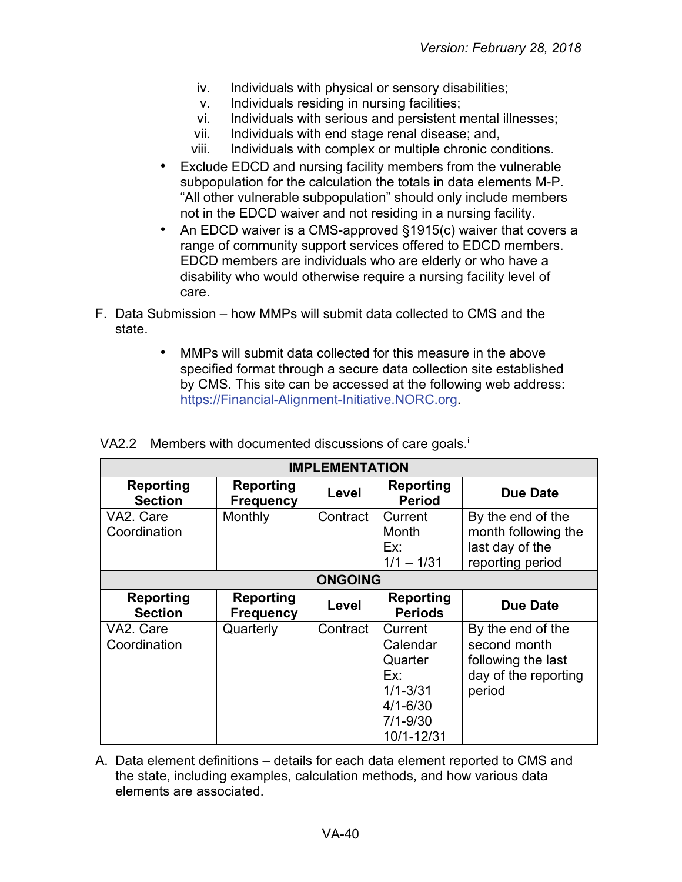iv. Individuals with physical or sensory disabilities;
v. Individuals residing in nursing facilities;
vi. Individuals with serious and persistent mental illnesses;
vii. Individuals with end stage renal disease; and,
viii. Individuals with complex or multiple chronic conditions.

- Exclude EDCD and nursing facility members from the vulnerable subpopulation for the calculation the totals in data elements M-P. "All other vulnerable subpopulation" should only include members not in the EDCD waiver and not residing in a nursing facility.
- An EDCD waiver is a CMS-approved §1915(c) waiver that covers a range of community support services offered to EDCD members. EDCD members are individuals who are elderly or who have a disability who would otherwise require a nursing facility level of care.

F. Data Submission – how MMPs will submit data collected to CMS and the state.

- MMPs will submit data collected for this measure in the above specified format through a secure data collection site established by CMS. This site can be accessed at the following web address: https://Financial-Alignment-Initiative.NORC.org.

VA2.2 Members with documented discussions of care goals.[i]

| **IMPLEMENTATION** | | | | |
|---|---|---|---|---|
| **Reporting Section** | **Reporting Frequency** | **Level** | **Reporting Period** | **Due Date** |
| VA2. Care Coordination | Monthly | Contract | Current Month Ex: 1/1 – 1/31 | By the end of the month following the last day of the reporting period |
| **ONGOING** | | | | |
| **Reporting Section** | **Reporting Frequency** | **Level** | **Reporting Periods** | **Due Date** |
| VA2. Care Coordination | Quarterly | Contract | Current Calendar Quarter Ex: 1/1-3/31 4/1-6/30 7/1-9/30 10/1-12/31 | By the end of the second month following the last day of the reporting period |

A. Data element definitions – details for each data element reported to CMS and the state, including examples, calculation methods, and how various data elements are associated.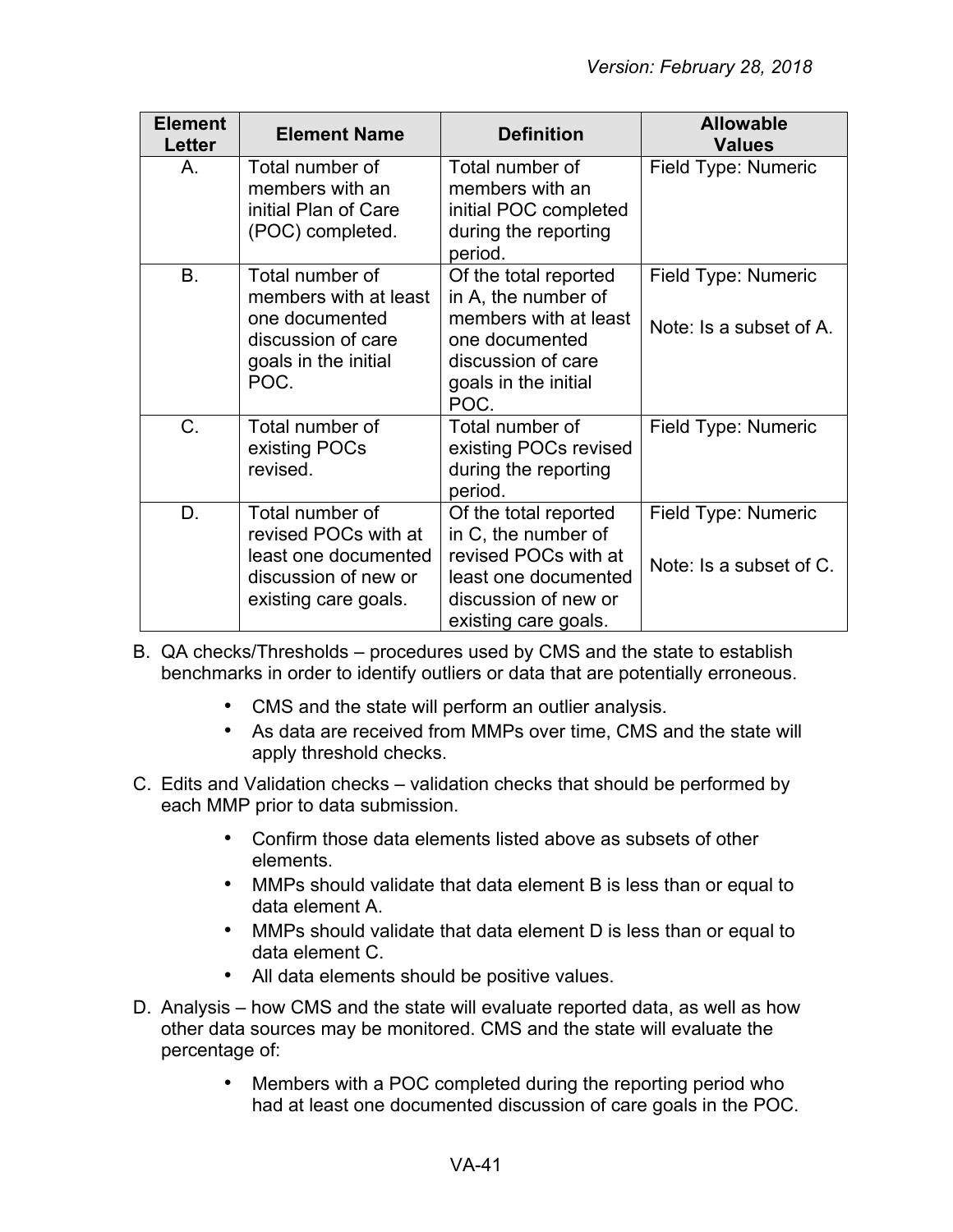| Element Letter | Element Name | Definition | Allowable Values |
|---|---|---|---|
| A. | Total number of members with an initial Plan of Care (POC) completed. | Total number of members with an initial POC completed during the reporting period. | Field Type: Numeric |
| B. | Total number of members with at least one documented discussion of care goals in the initial POC. | Of the total reported in A, the number of members with at least one documented discussion of care goals in the initial POC. | Field Type: Numeric<br><br>Note: Is a subset of A. |
| C. | Total number of existing POCs revised. | Total number of existing POCs revised during the reporting period. | Field Type: Numeric |
| D. | Total number of revised POCs with at least one documented discussion of new or existing care goals. | Of the total reported in C, the number of revised POCs with at least one documented discussion of new or existing care goals. | Field Type: Numeric<br><br>Note: Is a subset of C. |

B. QA checks/Thresholds – procedures used by CMS and the state to establish benchmarks in order to identify outliers or data that are potentially erroneous.

- CMS and the state will perform an outlier analysis.
- As data are received from MMPs over time, CMS and the state will apply threshold checks.

C. Edits and Validation checks – validation checks that should be performed by each MMP prior to data submission.

- Confirm those data elements listed above as subsets of other elements.
- MMPs should validate that data element B is less than or equal to data element A.
- MMPs should validate that data element D is less than or equal to data element C.
- All data elements should be positive values.

D. Analysis – how CMS and the state will evaluate reported data, as well as how other data sources may be monitored. CMS and the state will evaluate the percentage of:

- Members with a POC completed during the reporting period who had at least one documented discussion of care goals in the POC.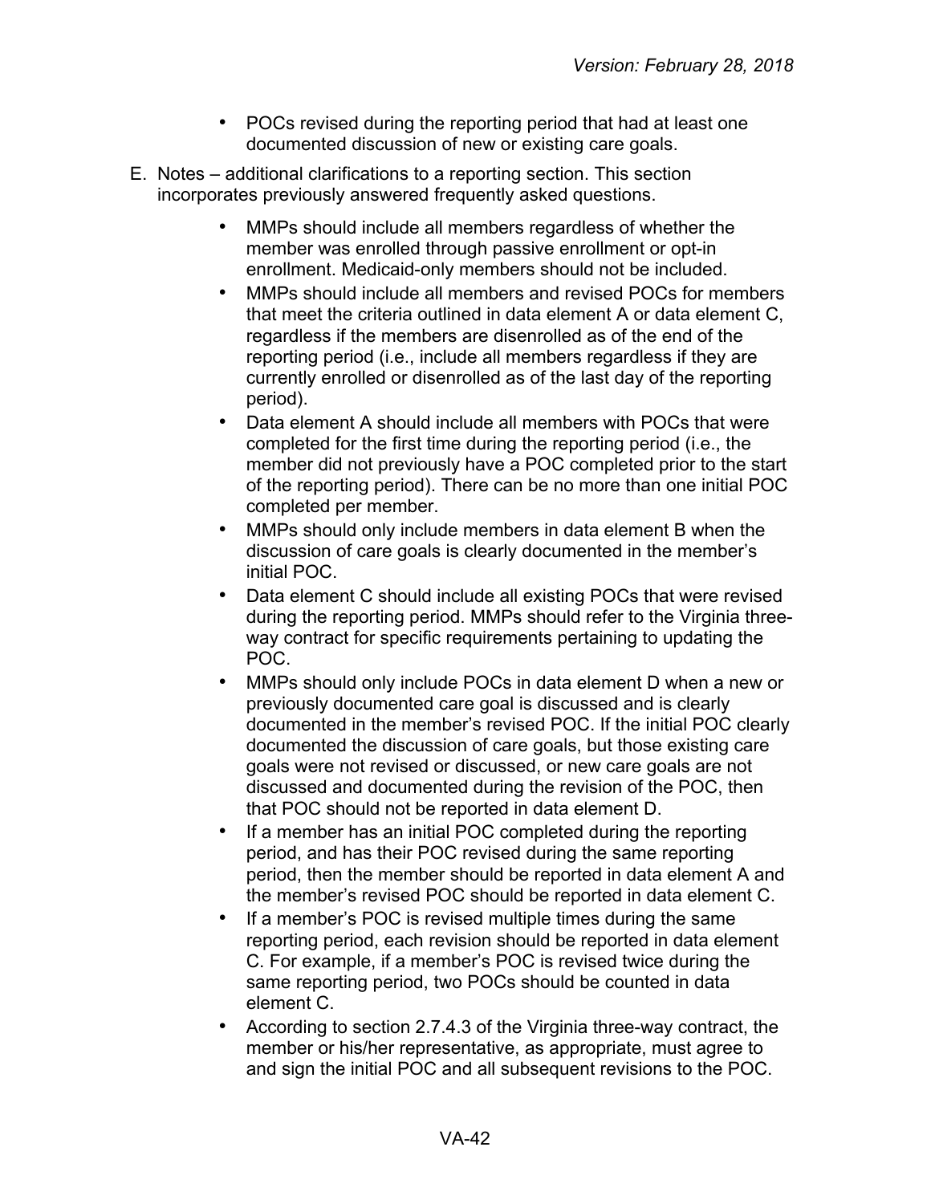- POCs revised during the reporting period that had at least one documented discussion of new or existing care goals.

E. Notes – additional clarifications to a reporting section. This section incorporates previously answered frequently asked questions.

   - MMPs should include all members regardless of whether the member was enrolled through passive enrollment or opt-in enrollment. Medicaid-only members should not be included.
   - MMPs should include all members and revised POCs for members that meet the criteria outlined in data element A or data element C, regardless if the members are disenrolled as of the end of the reporting period (i.e., include all members regardless if they are currently enrolled or disenrolled as of the last day of the reporting period).
   - Data element A should include all members with POCs that were completed for the first time during the reporting period (i.e., the member did not previously have a POC completed prior to the start of the reporting period). There can be no more than one initial POC completed per member.
   - MMPs should only include members in data element B when the discussion of care goals is clearly documented in the member's initial POC.
   - Data element C should include all existing POCs that were revised during the reporting period. MMPs should refer to the Virginia three-way contract for specific requirements pertaining to updating the POC.
   - MMPs should only include POCs in data element D when a new or previously documented care goal is discussed and is clearly documented in the member's revised POC. If the initial POC clearly documented the discussion of care goals, but those existing care goals were not revised or discussed, or new care goals are not discussed and documented during the revision of the POC, then that POC should not be reported in data element D.
   - If a member has an initial POC completed during the reporting period, and has their POC revised during the same reporting period, then the member should be reported in data element A and the member's revised POC should be reported in data element C.
   - If a member's POC is revised multiple times during the same reporting period, each revision should be reported in data element C. For example, if a member's POC is revised twice during the same reporting period, two POCs should be counted in data element C.
   - According to section 2.7.4.3 of the Virginia three-way contract, the member or his/her representative, as appropriate, must agree to and sign the initial POC and all subsequent revisions to the POC.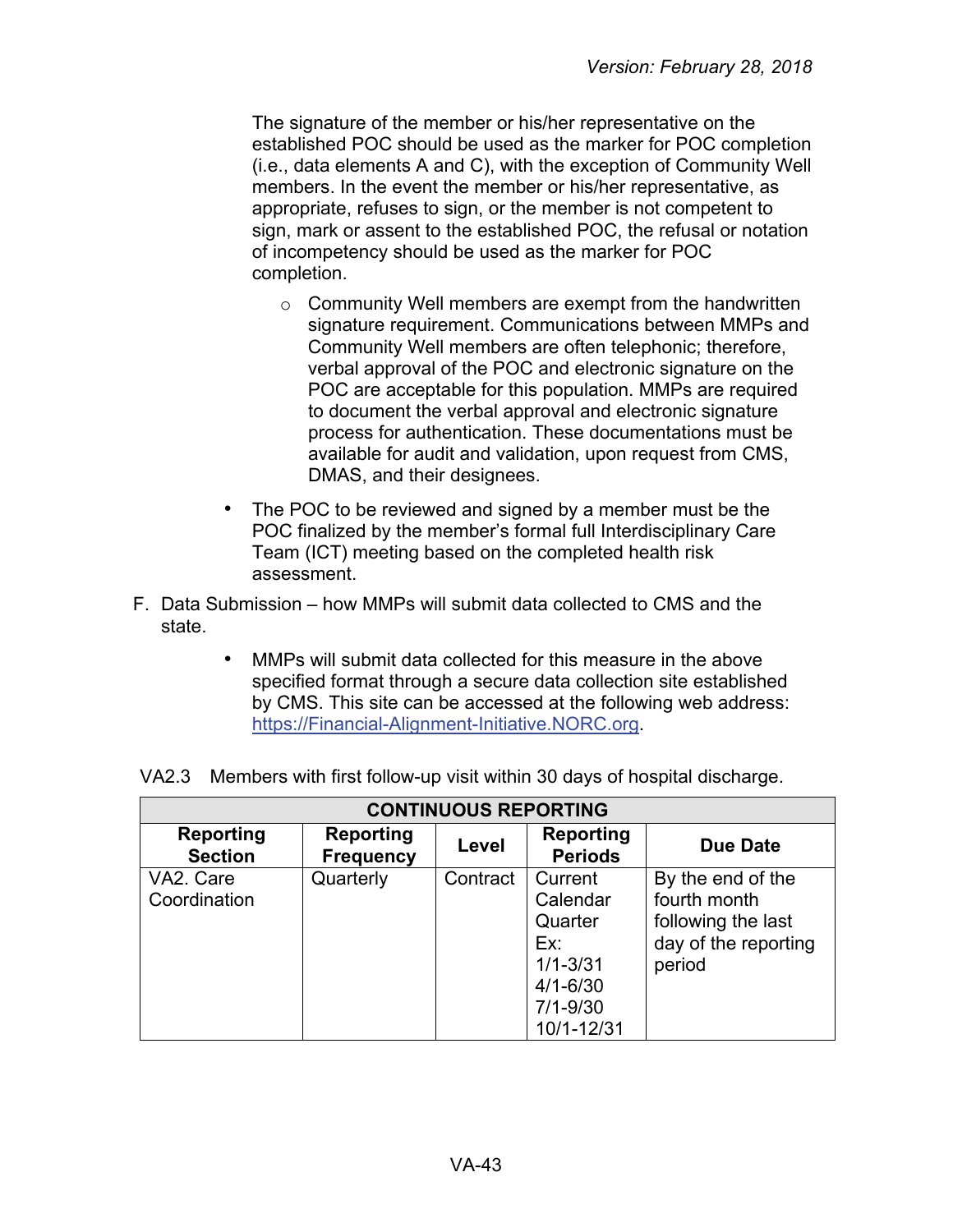The signature of the member or his/her representative on the established POC should be used as the marker for POC completion (i.e., data elements A and C), with the exception of Community Well members. In the event the member or his/her representative, as appropriate, refuses to sign, or the member is not competent to sign, mark or assent to the established POC, the refusal or notation of incompetency should be used as the marker for POC completion.

  - Community Well members are exempt from the handwritten signature requirement. Communications between MMPs and Community Well members are often telephonic; therefore, verbal approval of the POC and electronic signature on the POC are acceptable for this population. MMPs are required to document the verbal approval and electronic signature process for authentication. These documentations must be available for audit and validation, upon request from CMS, DMAS, and their designees.

- The POC to be reviewed and signed by a member must be the POC finalized by the member's formal full Interdisciplinary Care Team (ICT) meeting based on the completed health risk assessment.

F. Data Submission – how MMPs will submit data collected to CMS and the state.

- MMPs will submit data collected for this measure in the above specified format through a secure data collection site established by CMS. This site can be accessed at the following web address: https://Financial-Alignment-Initiative.NORC.org.

VA2.3 Members with first follow-up visit within 30 days of hospital discharge.

| CONTINUOUS REPORTING | | | | |
|---|---|---|---|---|
| **Reporting Section** | **Reporting Frequency** | **Level** | **Reporting Periods** | **Due Date** |
| VA2. Care Coordination | Quarterly | Contract | Current Calendar Quarter Ex: 1/1-3/31 4/1-6/30 7/1-9/30 10/1-12/31 | By the end of the fourth month following the last day of the reporting period |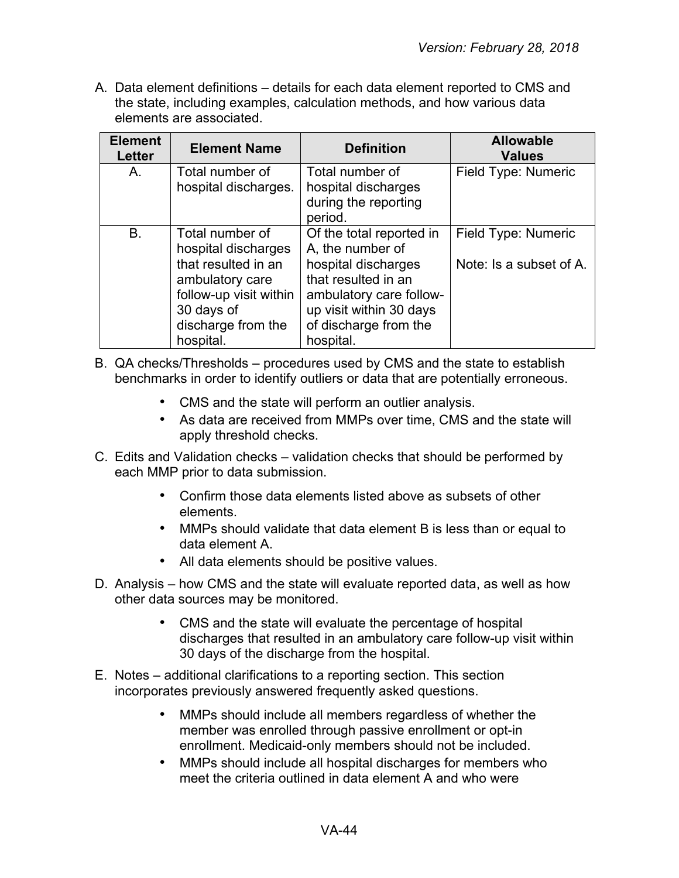A. Data element definitions – details for each data element reported to CMS and the state, including examples, calculation methods, and how various data elements are associated.

| Element Letter | Element Name | Definition | Allowable Values |
|---|---|---|---|
| A. | Total number of hospital discharges. | Total number of hospital discharges during the reporting period. | Field Type: Numeric |
| B. | Total number of hospital discharges that resulted in an ambulatory care follow-up visit within 30 days of discharge from the hospital. | Of the total reported in A, the number of hospital discharges that resulted in an ambulatory care follow-up visit within 30 days of discharge from the hospital. | Field Type: Numeric<br><br>Note: Is a subset of A. |

B. QA checks/Thresholds – procedures used by CMS and the state to establish benchmarks in order to identify outliers or data that are potentially erroneous.

- CMS and the state will perform an outlier analysis.
- As data are received from MMPs over time, CMS and the state will apply threshold checks.

C. Edits and Validation checks – validation checks that should be performed by each MMP prior to data submission.

- Confirm those data elements listed above as subsets of other elements.
- MMPs should validate that data element B is less than or equal to data element A.
- All data elements should be positive values.

D. Analysis – how CMS and the state will evaluate reported data, as well as how other data sources may be monitored.

- CMS and the state will evaluate the percentage of hospital discharges that resulted in an ambulatory care follow-up visit within 30 days of the discharge from the hospital.

E. Notes – additional clarifications to a reporting section. This section incorporates previously answered frequently asked questions.

- MMPs should include all members regardless of whether the member was enrolled through passive enrollment or opt-in enrollment. Medicaid-only members should not be included.
- MMPs should include all hospital discharges for members who meet the criteria outlined in data element A and who were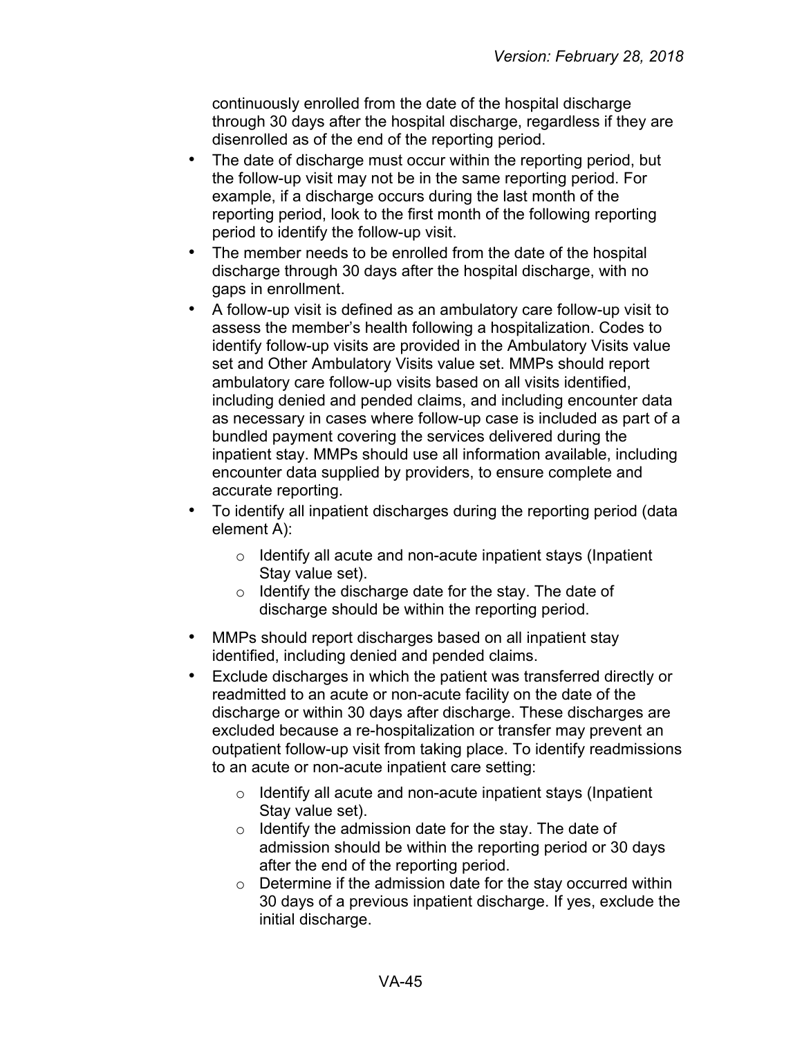continuously enrolled from the date of the hospital discharge through 30 days after the hospital discharge, regardless if they are disenrolled as of the end of the reporting period.

- The date of discharge must occur within the reporting period, but the follow-up visit may not be in the same reporting period. For example, if a discharge occurs during the last month of the reporting period, look to the first month of the following reporting period to identify the follow-up visit.
- The member needs to be enrolled from the date of the hospital discharge through 30 days after the hospital discharge, with no gaps in enrollment.
- A follow-up visit is defined as an ambulatory care follow-up visit to assess the member's health following a hospitalization. Codes to identify follow-up visits are provided in the Ambulatory Visits value set and Other Ambulatory Visits value set. MMPs should report ambulatory care follow-up visits based on all visits identified, including denied and pended claims, and including encounter data as necessary in cases where follow-up case is included as part of a bundled payment covering the services delivered during the inpatient stay. MMPs should use all information available, including encounter data supplied by providers, to ensure complete and accurate reporting.
- To identify all inpatient discharges during the reporting period (data element A):
    - Identify all acute and non-acute inpatient stays (Inpatient Stay value set).
    - Identify the discharge date for the stay. The date of discharge should be within the reporting period.
- MMPs should report discharges based on all inpatient stay identified, including denied and pended claims.
- Exclude discharges in which the patient was transferred directly or readmitted to an acute or non-acute facility on the date of the discharge or within 30 days after discharge. These discharges are excluded because a re-hospitalization or transfer may prevent an outpatient follow-up visit from taking place. To identify readmissions to an acute or non-acute inpatient care setting:
    - Identify all acute and non-acute inpatient stays (Inpatient Stay value set).
    - Identify the admission date for the stay. The date of admission should be within the reporting period or 30 days after the end of the reporting period.
    - Determine if the admission date for the stay occurred within 30 days of a previous inpatient discharge. If yes, exclude the initial discharge.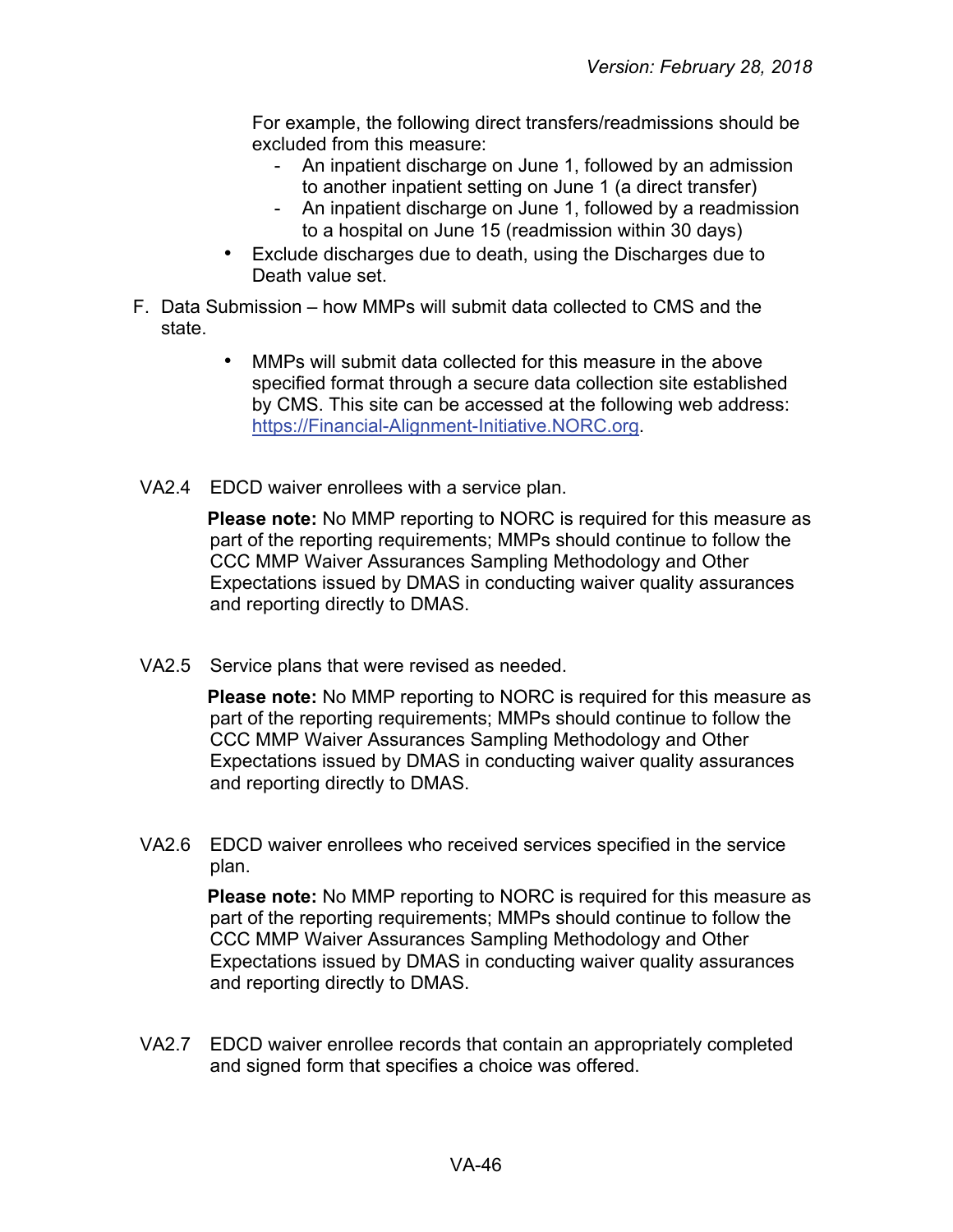For example, the following direct transfers/readmissions should be excluded from this measure:

- An inpatient discharge on June 1, followed by an admission to another inpatient setting on June 1 (a direct transfer)
- An inpatient discharge on June 1, followed by a readmission to a hospital on June 15 (readmission within 30 days)

- Exclude discharges due to death, using the Discharges due to Death value set.

F. Data Submission – how MMPs will submit data collected to CMS and the state.

- MMPs will submit data collected for this measure in the above specified format through a secure data collection site established by CMS. This site can be accessed at the following web address: https://Financial-Alignment-Initiative.NORC.org.

VA2.4 EDCD waiver enrollees with a service plan.

**Please note:** No MMP reporting to NORC is required for this measure as part of the reporting requirements; MMPs should continue to follow the CCC MMP Waiver Assurances Sampling Methodology and Other Expectations issued by DMAS in conducting waiver quality assurances and reporting directly to DMAS.

VA2.5 Service plans that were revised as needed.

**Please note:** No MMP reporting to NORC is required for this measure as part of the reporting requirements; MMPs should continue to follow the CCC MMP Waiver Assurances Sampling Methodology and Other Expectations issued by DMAS in conducting waiver quality assurances and reporting directly to DMAS.

VA2.6 EDCD waiver enrollees who received services specified in the service plan.

**Please note:** No MMP reporting to NORC is required for this measure as part of the reporting requirements; MMPs should continue to follow the CCC MMP Waiver Assurances Sampling Methodology and Other Expectations issued by DMAS in conducting waiver quality assurances and reporting directly to DMAS.

VA2.7 EDCD waiver enrollee records that contain an appropriately completed and signed form that specifies a choice was offered.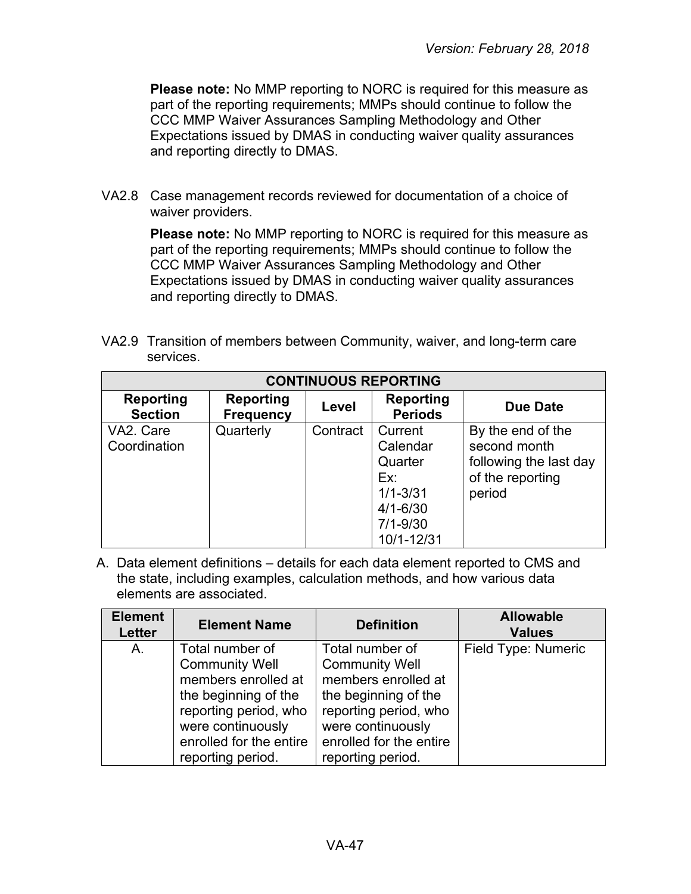**Please note:** No MMP reporting to NORC is required for this measure as part of the reporting requirements; MMPs should continue to follow the CCC MMP Waiver Assurances Sampling Methodology and Other Expectations issued by DMAS in conducting waiver quality assurances and reporting directly to DMAS.

VA2.8 Case management records reviewed for documentation of a choice of waiver providers.

**Please note:** No MMP reporting to NORC is required for this measure as part of the reporting requirements; MMPs should continue to follow the CCC MMP Waiver Assurances Sampling Methodology and Other Expectations issued by DMAS in conducting waiver quality assurances and reporting directly to DMAS.

VA2.9 Transition of members between Community, waiver, and long-term care services.

| CONTINUOUS REPORTING | | | | |
|---|---|---|---|---|
| **Reporting Section** | **Reporting Frequency** | **Level** | **Reporting Periods** | **Due Date** |
| VA2. Care Coordination | Quarterly | Contract | Current Calendar Quarter<br>Ex:<br>1/1-3/31<br>4/1-6/30<br>7/1-9/30<br>10/1-12/31 | By the end of the second month following the last day of the reporting period |

A. Data element definitions – details for each data element reported to CMS and the state, including examples, calculation methods, and how various data elements are associated.

| Element Letter | Element Name | Definition | Allowable Values |
|---|---|---|---|
| A. | Total number of Community Well members enrolled at the beginning of the reporting period, who were continuously enrolled for the entire reporting period. | Total number of Community Well members enrolled at the beginning of the reporting period, who were continuously enrolled for the entire reporting period. | Field Type: Numeric |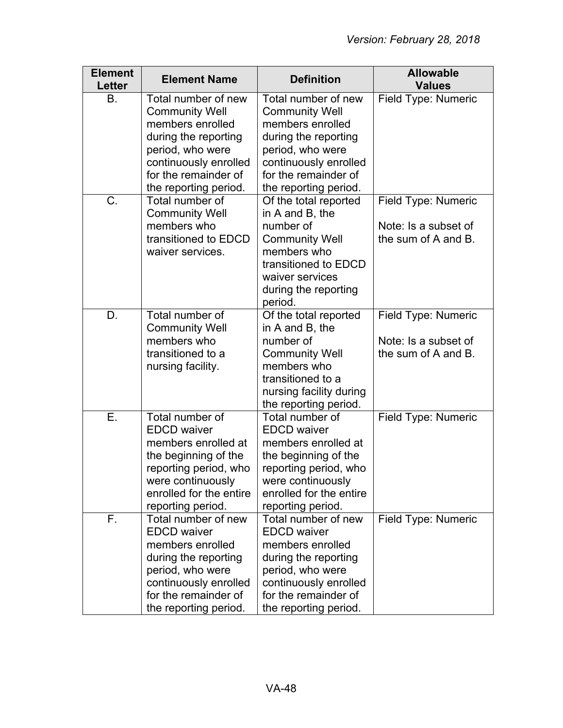| Element Letter | Element Name | Definition | Allowable Values |
|---|---|---|---|
| B. | Total number of new Community Well members enrolled during the reporting period, who were continuously enrolled for the remainder of the reporting period. | Total number of new Community Well members enrolled during the reporting period, who were continuously enrolled for the remainder of the reporting period. | Field Type: Numeric |
| C. | Total number of Community Well members who transitioned to EDCD waiver services. | Of the total reported in A and B, the number of Community Well members who transitioned to EDCD waiver services during the reporting period. | Field Type: Numeric<br><br>Note: Is a subset of the sum of A and B. |
| D. | Total number of Community Well members who transitioned to a nursing facility. | Of the total reported in A and B, the number of Community Well members who transitioned to a nursing facility during the reporting period. | Field Type: Numeric<br><br>Note: Is a subset of the sum of A and B. |
| E. | Total number of EDCD waiver members enrolled at the beginning of the reporting period, who were continuously enrolled for the entire reporting period. | Total number of EDCD waiver members enrolled at the beginning of the reporting period, who were continuously enrolled for the entire reporting period. | Field Type: Numeric |
| F. | Total number of new EDCD waiver members enrolled during the reporting period, who were continuously enrolled for the remainder of the reporting period. | Total number of new EDCD waiver members enrolled during the reporting period, who were continuously enrolled for the remainder of the reporting period. | Field Type: Numeric |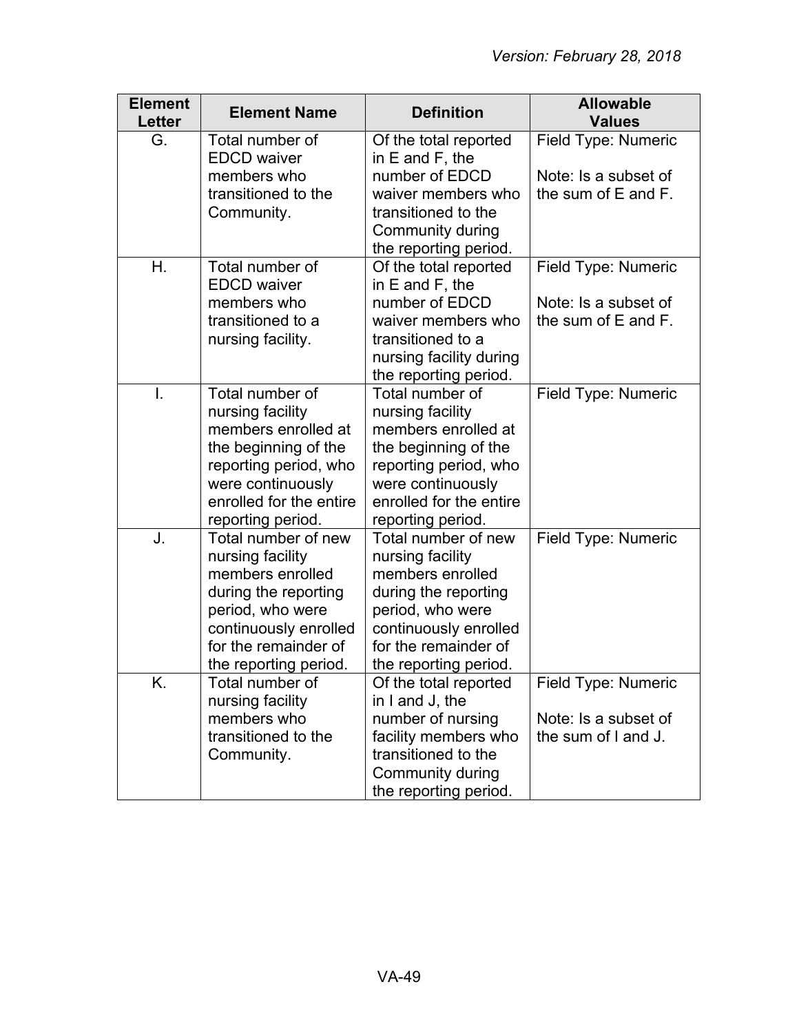| Element Letter | Element Name | Definition | Allowable Values |
|---|---|---|---|
| G. | Total number of EDCD waiver members who transitioned to the Community. | Of the total reported in E and F, the number of EDCD waiver members who transitioned to the Community during the reporting period. | Field Type: Numeric<br><br>Note: Is a subset of the sum of E and F. |
| H. | Total number of EDCD waiver members who transitioned to a nursing facility. | Of the total reported in E and F, the number of EDCD waiver members who transitioned to a nursing facility during the reporting period. | Field Type: Numeric<br><br>Note: Is a subset of the sum of E and F. |
| I. | Total number of nursing facility members enrolled at the beginning of the reporting period, who were continuously enrolled for the entire reporting period. | Total number of nursing facility members enrolled at the beginning of the reporting period, who were continuously enrolled for the entire reporting period. | Field Type: Numeric |
| J. | Total number of new nursing facility members enrolled during the reporting period, who were continuously enrolled for the remainder of the reporting period. | Total number of new nursing facility members enrolled during the reporting period, who were continuously enrolled for the remainder of the reporting period. | Field Type: Numeric |
| K. | Total number of nursing facility members who transitioned to the Community. | Of the total reported in I and J, the number of nursing facility members who transitioned to the Community during the reporting period. | Field Type: Numeric<br><br>Note: Is a subset of the sum of I and J. |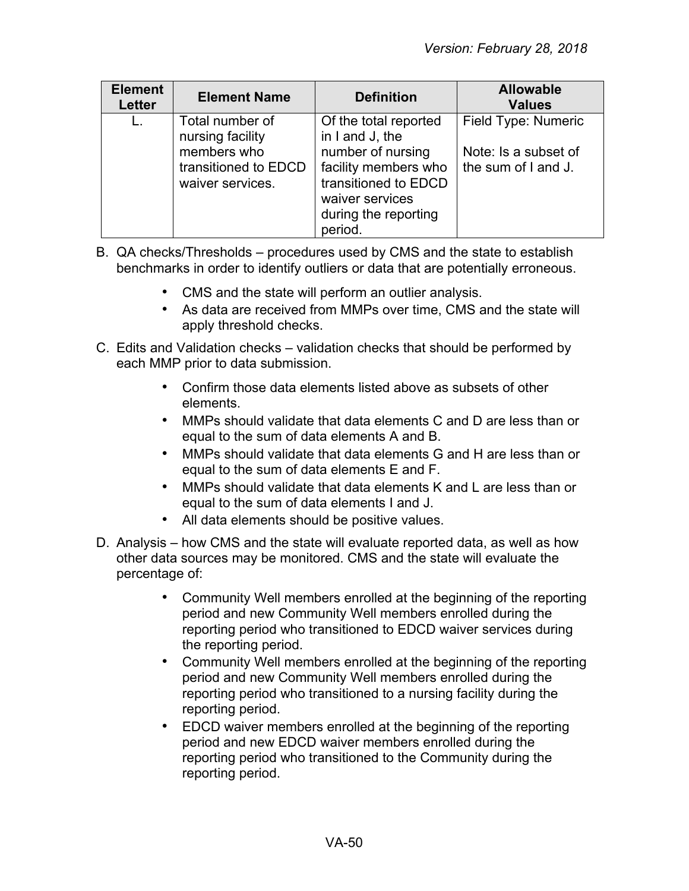| Element Letter | Element Name | Definition | Allowable Values |
|---|---|---|---|
| L. | Total number of nursing facility members who transitioned to EDCD waiver services. | Of the total reported in I and J, the number of nursing facility members who transitioned to EDCD waiver services during the reporting period. | Field Type: Numeric<br><br>Note: Is a subset of the sum of I and J. |

B. QA checks/Thresholds – procedures used by CMS and the state to establish benchmarks in order to identify outliers or data that are potentially erroneous.

- CMS and the state will perform an outlier analysis.
- As data are received from MMPs over time, CMS and the state will apply threshold checks.

C. Edits and Validation checks – validation checks that should be performed by each MMP prior to data submission.

- Confirm those data elements listed above as subsets of other elements.
- MMPs should validate that data elements C and D are less than or equal to the sum of data elements A and B.
- MMPs should validate that data elements G and H are less than or equal to the sum of data elements E and F.
- MMPs should validate that data elements K and L are less than or equal to the sum of data elements I and J.
- All data elements should be positive values.

D. Analysis – how CMS and the state will evaluate reported data, as well as how other data sources may be monitored. CMS and the state will evaluate the percentage of:

- Community Well members enrolled at the beginning of the reporting period and new Community Well members enrolled during the reporting period who transitioned to EDCD waiver services during the reporting period.
- Community Well members enrolled at the beginning of the reporting period and new Community Well members enrolled during the reporting period who transitioned to a nursing facility during the reporting period.
- EDCD waiver members enrolled at the beginning of the reporting period and new EDCD waiver members enrolled during the reporting period who transitioned to the Community during the reporting period.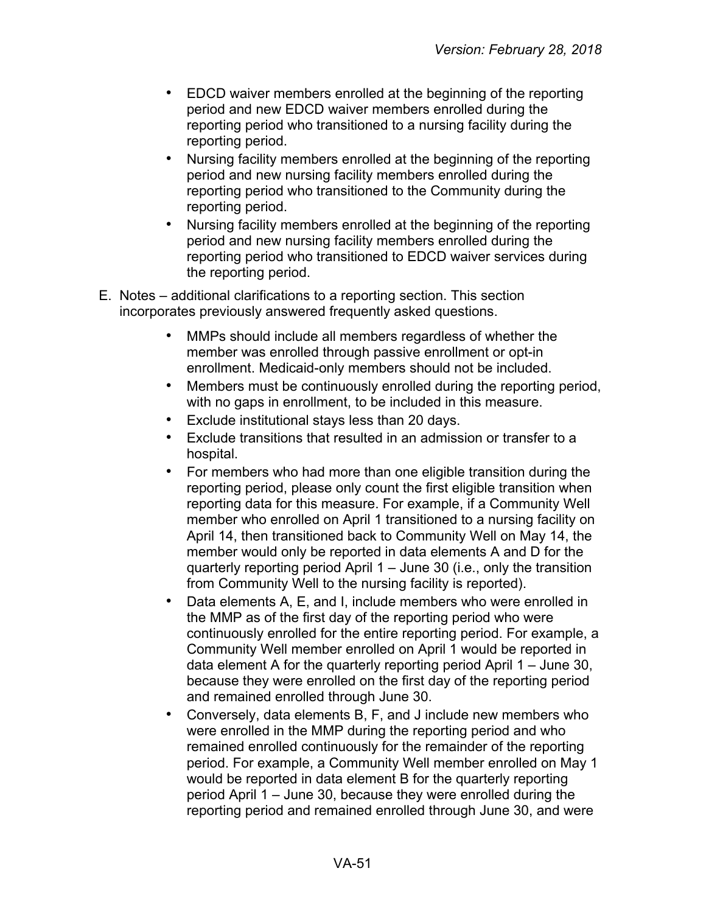- EDCD waiver members enrolled at the beginning of the reporting period and new EDCD waiver members enrolled during the reporting period who transitioned to a nursing facility during the reporting period.
- Nursing facility members enrolled at the beginning of the reporting period and new nursing facility members enrolled during the reporting period who transitioned to the Community during the reporting period.
- Nursing facility members enrolled at the beginning of the reporting period and new nursing facility members enrolled during the reporting period who transitioned to EDCD waiver services during the reporting period.

E. Notes – additional clarifications to a reporting section. This section incorporates previously answered frequently asked questions.

- MMPs should include all members regardless of whether the member was enrolled through passive enrollment or opt-in enrollment. Medicaid-only members should not be included.
- Members must be continuously enrolled during the reporting period, with no gaps in enrollment, to be included in this measure.
- Exclude institutional stays less than 20 days.
- Exclude transitions that resulted in an admission or transfer to a hospital.
- For members who had more than one eligible transition during the reporting period, please only count the first eligible transition when reporting data for this measure. For example, if a Community Well member who enrolled on April 1 transitioned to a nursing facility on April 14, then transitioned back to Community Well on May 14, the member would only be reported in data elements A and D for the quarterly reporting period April 1 – June 30 (i.e., only the transition from Community Well to the nursing facility is reported).
- Data elements A, E, and I, include members who were enrolled in the MMP as of the first day of the reporting period who were continuously enrolled for the entire reporting period. For example, a Community Well member enrolled on April 1 would be reported in data element A for the quarterly reporting period April 1 – June 30, because they were enrolled on the first day of the reporting period and remained enrolled through June 30.
- Conversely, data elements B, F, and J include new members who were enrolled in the MMP during the reporting period and who remained enrolled continuously for the remainder of the reporting period. For example, a Community Well member enrolled on May 1 would be reported in data element B for the quarterly reporting period April 1 – June 30, because they were enrolled during the reporting period and remained enrolled through June 30, and were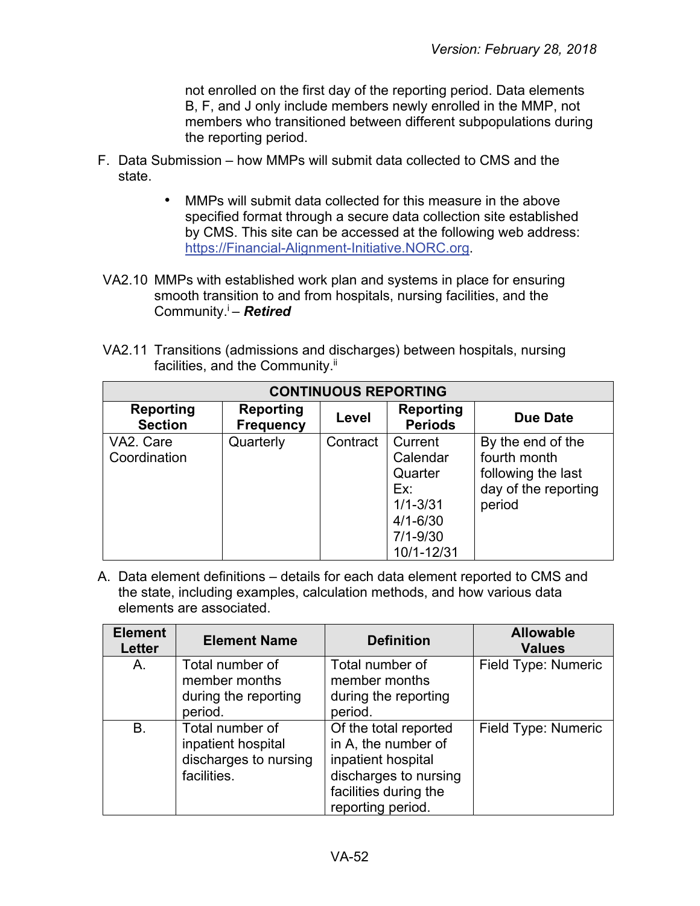not enrolled on the first day of the reporting period. Data elements B, F, and J only include members newly enrolled in the MMP, not members who transitioned between different subpopulations during the reporting period.

F. Data Submission – how MMPs will submit data collected to CMS and the state.

- MMPs will submit data collected for this measure in the above specified format through a secure data collection site established by CMS. This site can be accessed at the following web address: https://Financial-Alignment-Initiative.NORC.org.

VA2.10 MMPs with established work plan and systems in place for ensuring smooth transition to and from hospitals, nursing facilities, and the Community.[i] – ***Retired***

VA2.11 Transitions (admissions and discharges) between hospitals, nursing facilities, and the Community.[ii]

| CONTINUOUS REPORTING | | | | |
|---|---|---|---|---|
| **Reporting Section** | **Reporting Frequency** | **Level** | **Reporting Periods** | **Due Date** |
| VA2. Care Coordination | Quarterly | Contract | Current Calendar Quarter Ex: 1/1-3/31 4/1-6/30 7/1-9/30 10/1-12/31 | By the end of the fourth month following the last day of the reporting period |

A. Data element definitions – details for each data element reported to CMS and the state, including examples, calculation methods, and how various data elements are associated.

| Element Letter | Element Name | Definition | Allowable Values |
|---|---|---|---|
| A. | Total number of member months during the reporting period. | Total number of member months during the reporting period. | Field Type: Numeric |
| B. | Total number of inpatient hospital discharges to nursing facilities. | Of the total reported in A, the number of inpatient hospital discharges to nursing facilities during the reporting period. | Field Type: Numeric |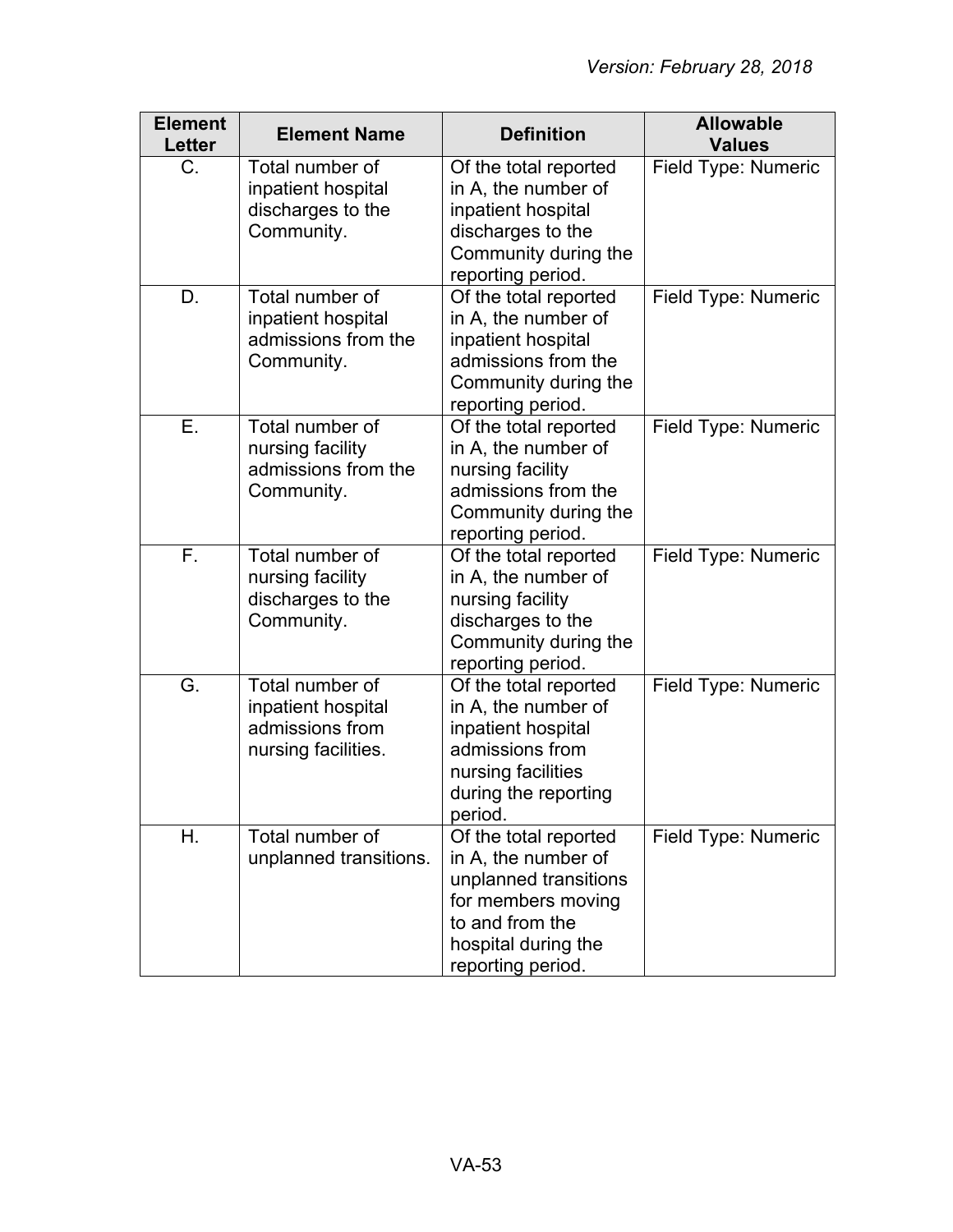| Element Letter | Element Name | Definition | Allowable Values |
|---|---|---|---|
| C. | Total number of inpatient hospital discharges to the Community. | Of the total reported in A, the number of inpatient hospital discharges to the Community during the reporting period. | Field Type: Numeric |
| D. | Total number of inpatient hospital admissions from the Community. | Of the total reported in A, the number of inpatient hospital admissions from the Community during the reporting period. | Field Type: Numeric |
| E. | Total number of nursing facility admissions from the Community. | Of the total reported in A, the number of nursing facility admissions from the Community during the reporting period. | Field Type: Numeric |
| F. | Total number of nursing facility discharges to the Community. | Of the total reported in A, the number of nursing facility discharges to the Community during the reporting period. | Field Type: Numeric |
| G. | Total number of inpatient hospital admissions from nursing facilities. | Of the total reported in A, the number of inpatient hospital admissions from nursing facilities during the reporting period. | Field Type: Numeric |
| H. | Total number of unplanned transitions. | Of the total reported in A, the number of unplanned transitions for members moving to and from the hospital during the reporting period. | Field Type: Numeric |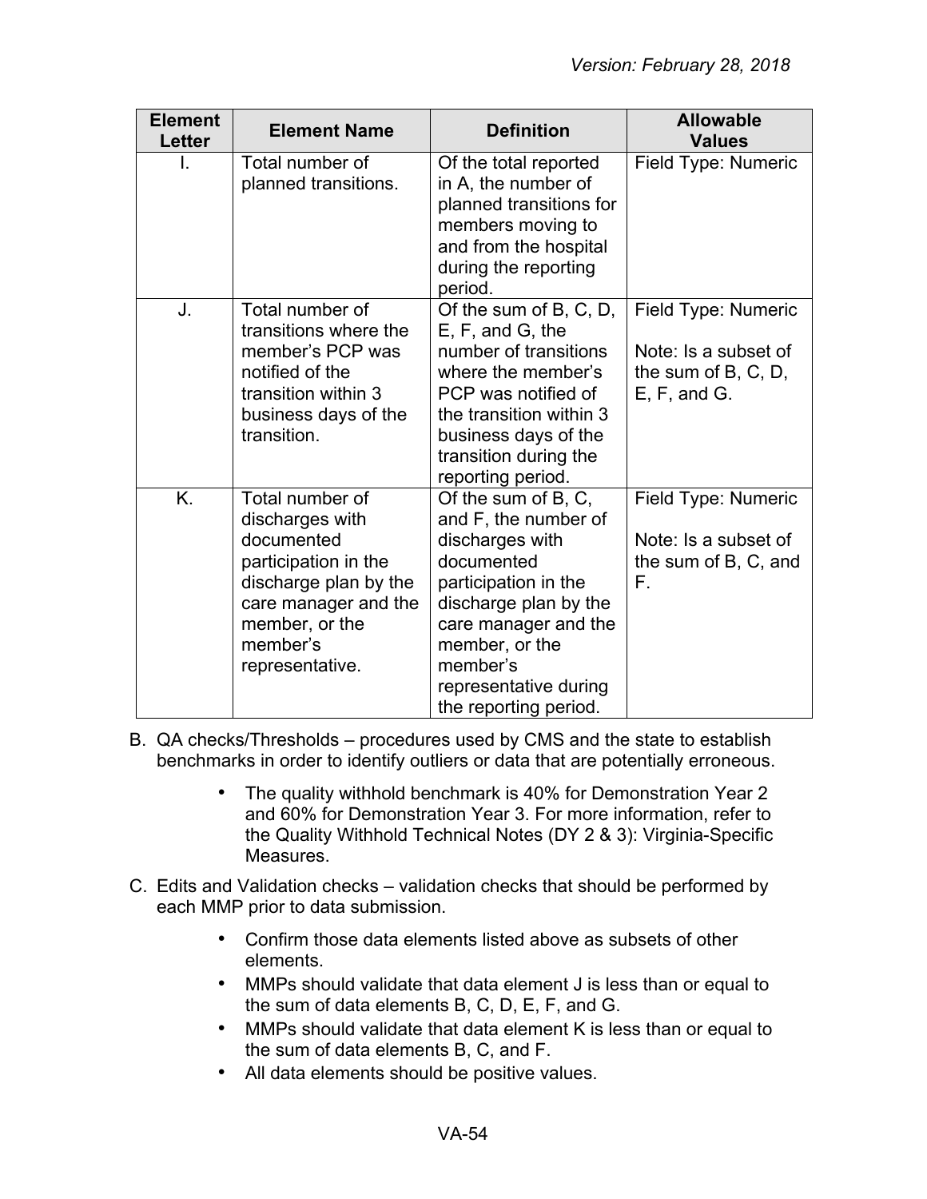| Element Letter | Element Name | Definition | Allowable Values |
| --- | --- | --- | --- |
| I. | Total number of planned transitions. | Of the total reported in A, the number of planned transitions for members moving to and from the hospital during the reporting period. | Field Type: Numeric |
| J. | Total number of transitions where the member's PCP was notified of the transition within 3 business days of the transition. | Of the sum of B, C, D, E, F, and G, the number of transitions where the member's PCP was notified of the transition within 3 business days of the transition during the reporting period. | Field Type: Numeric<br><br>Note: Is a subset of the sum of B, C, D, E, F, and G. |
| K. | Total number of discharges with documented participation in the discharge plan by the care manager and the member, or the member's representative. | Of the sum of B, C, and F, the number of discharges with documented participation in the discharge plan by the care manager and the member, or the member's representative during the reporting period. | Field Type: Numeric<br><br>Note: Is a subset of the sum of B, C, and F. |

B. QA checks/Thresholds – procedures used by CMS and the state to establish benchmarks in order to identify outliers or data that are potentially erroneous.

- The quality withhold benchmark is 40% for Demonstration Year 2 and 60% for Demonstration Year 3. For more information, refer to the Quality Withhold Technical Notes (DY 2 & 3): Virginia-Specific Measures.

C. Edits and Validation checks – validation checks that should be performed by each MMP prior to data submission.

- Confirm those data elements listed above as subsets of other elements.
- MMPs should validate that data element J is less than or equal to the sum of data elements B, C, D, E, F, and G.
- MMPs should validate that data element K is less than or equal to the sum of data elements B, C, and F.
- All data elements should be positive values.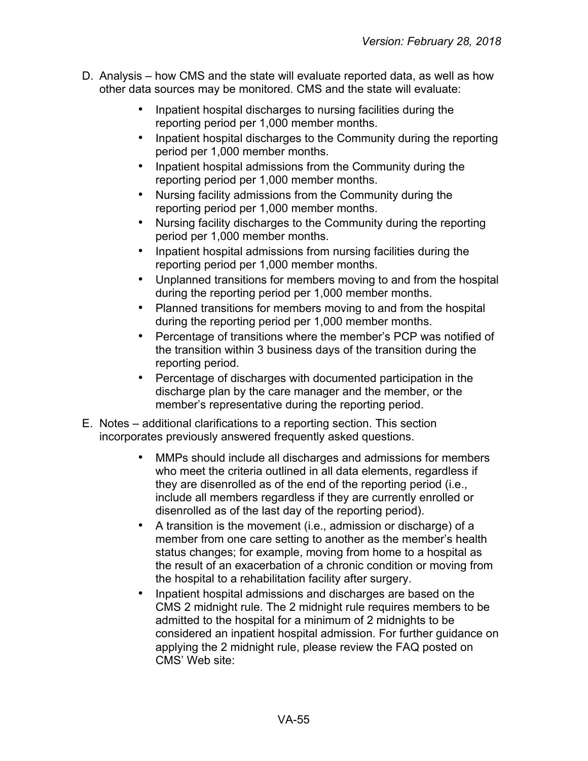D. Analysis – how CMS and the state will evaluate reported data, as well as how other data sources may be monitored. CMS and the state will evaluate:

   - Inpatient hospital discharges to nursing facilities during the reporting period per 1,000 member months.
   - Inpatient hospital discharges to the Community during the reporting period per 1,000 member months.
   - Inpatient hospital admissions from the Community during the reporting period per 1,000 member months.
   - Nursing facility admissions from the Community during the reporting period per 1,000 member months.
   - Nursing facility discharges to the Community during the reporting period per 1,000 member months.
   - Inpatient hospital admissions from nursing facilities during the reporting period per 1,000 member months.
   - Unplanned transitions for members moving to and from the hospital during the reporting period per 1,000 member months.
   - Planned transitions for members moving to and from the hospital during the reporting period per 1,000 member months.
   - Percentage of transitions where the member's PCP was notified of the transition within 3 business days of the transition during the reporting period.
   - Percentage of discharges with documented participation in the discharge plan by the care manager and the member, or the member's representative during the reporting period.

E. Notes – additional clarifications to a reporting section. This section incorporates previously answered frequently asked questions.

   - MMPs should include all discharges and admissions for members who meet the criteria outlined in all data elements, regardless if they are disenrolled as of the end of the reporting period (i.e., include all members regardless if they are currently enrolled or disenrolled as of the last day of the reporting period).
   - A transition is the movement (i.e., admission or discharge) of a member from one care setting to another as the member's health status changes; for example, moving from home to a hospital as the result of an exacerbation of a chronic condition or moving from the hospital to a rehabilitation facility after surgery.
   - Inpatient hospital admissions and discharges are based on the CMS 2 midnight rule. The 2 midnight rule requires members to be admitted to the hospital for a minimum of 2 midnights to be considered an inpatient hospital admission. For further guidance on applying the 2 midnight rule, please review the FAQ posted on CMS' Web site: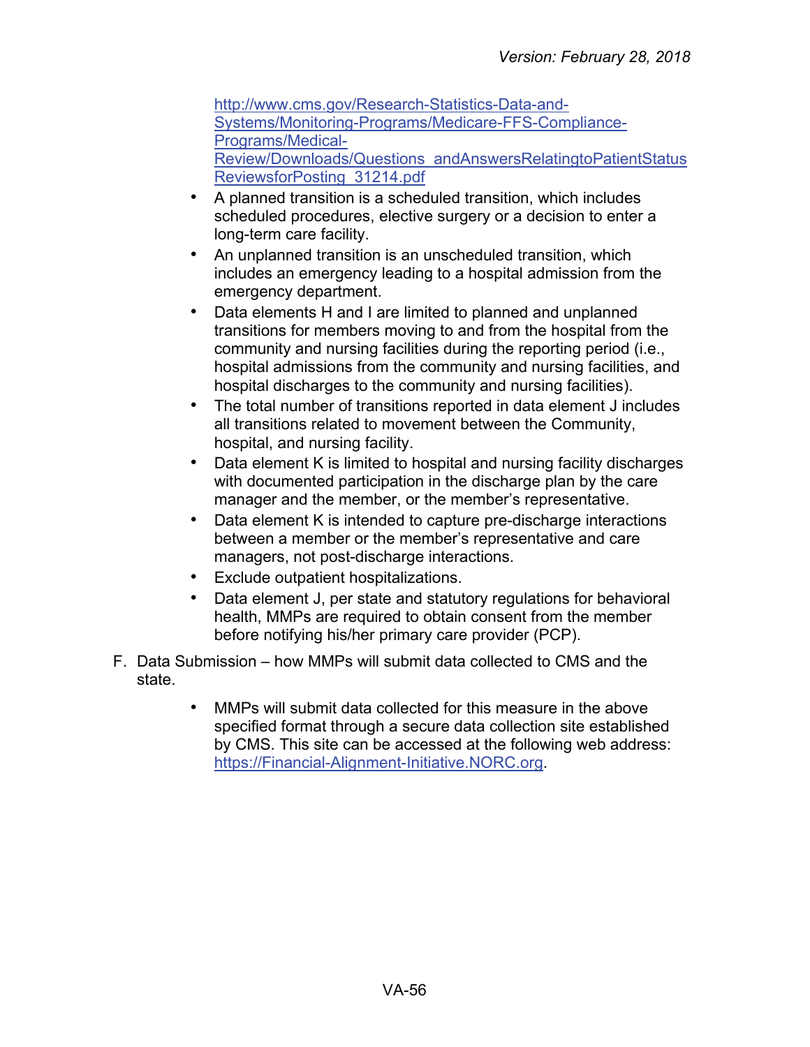http://www.cms.gov/Research-Statistics-Data-and-Systems/Monitoring-Programs/Medicare-FFS-Compliance-Programs/Medical-Review/Downloads/Questions_andAnswersRelatingtoPatientStatusReviewsforPosting_31214.pdf

- A planned transition is a scheduled transition, which includes scheduled procedures, elective surgery or a decision to enter a long-term care facility.
- An unplanned transition is an unscheduled transition, which includes an emergency leading to a hospital admission from the emergency department.
- Data elements H and I are limited to planned and unplanned transitions for members moving to and from the hospital from the community and nursing facilities during the reporting period (i.e., hospital admissions from the community and nursing facilities, and hospital discharges to the community and nursing facilities).
- The total number of transitions reported in data element J includes all transitions related to movement between the Community, hospital, and nursing facility.
- Data element K is limited to hospital and nursing facility discharges with documented participation in the discharge plan by the care manager and the member, or the member's representative.
- Data element K is intended to capture pre-discharge interactions between a member or the member's representative and care managers, not post-discharge interactions.
- Exclude outpatient hospitalizations.
- Data element J, per state and statutory regulations for behavioral health, MMPs are required to obtain consent from the member before notifying his/her primary care provider (PCP).

F. Data Submission – how MMPs will submit data collected to CMS and the state.

- MMPs will submit data collected for this measure in the above specified format through a secure data collection site established by CMS. This site can be accessed at the following web address: https://Financial-Alignment-Initiative.NORC.org.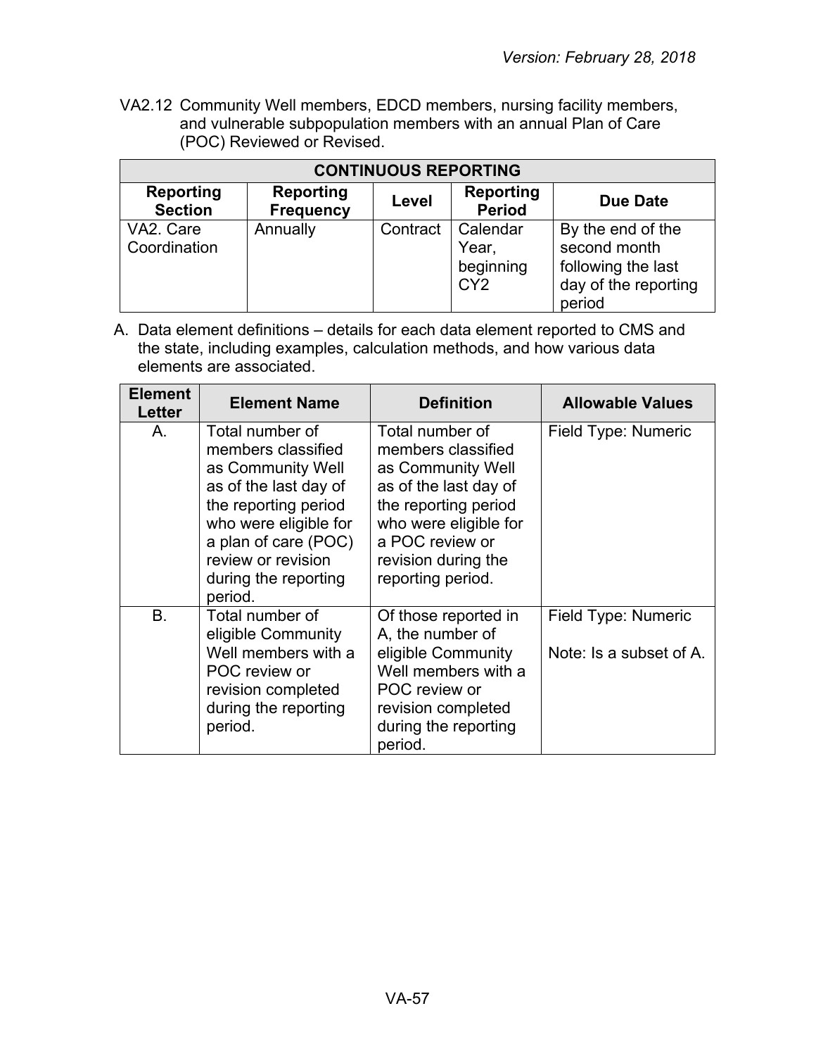VA2.12 Community Well members, EDCD members, nursing facility members, and vulnerable subpopulation members with an annual Plan of Care (POC) Reviewed or Revised.

| CONTINUOUS REPORTING | | | | |
|---|---|---|---|---|
| **Reporting Section** | **Reporting Frequency** | **Level** | **Reporting Period** | **Due Date** |
| VA2. Care Coordination | Annually | Contract | Calendar Year, beginning CY2 | By the end of the second month following the last day of the reporting period |

A. Data element definitions – details for each data element reported to CMS and the state, including examples, calculation methods, and how various data elements are associated.

| Element Letter | Element Name | Definition | Allowable Values |
|---|---|---|---|
| A. | Total number of members classified as Community Well as of the last day of the reporting period who were eligible for a plan of care (POC) review or revision during the reporting period. | Total number of members classified as Community Well as of the last day of the reporting period who were eligible for a POC review or revision during the reporting period. | Field Type: Numeric |
| B. | Total number of eligible Community Well members with a POC review or revision completed during the reporting period. | Of those reported in A, the number of eligible Community Well members with a POC review or revision completed during the reporting period. | Field Type: Numeric<br><br>Note: Is a subset of A. |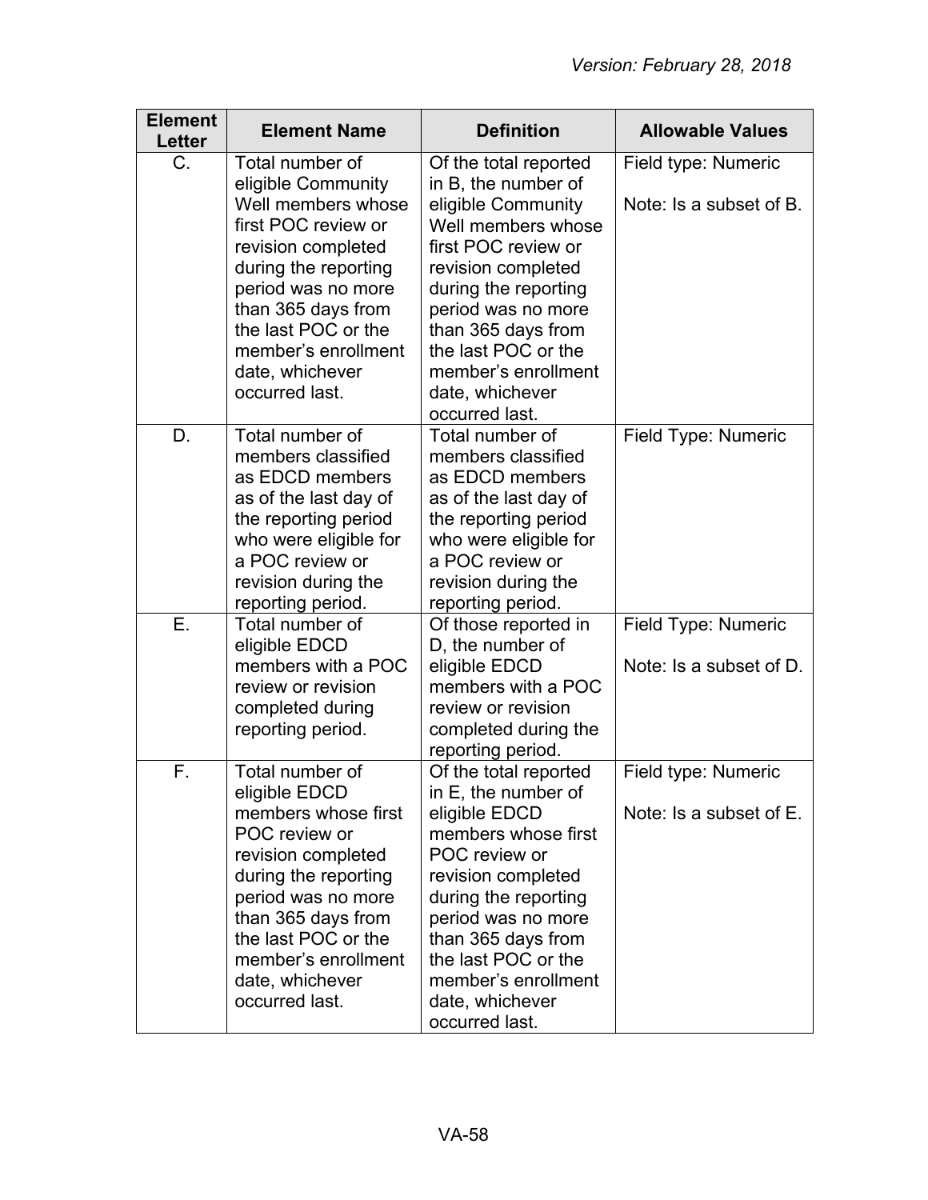| Element Letter | Element Name | Definition | Allowable Values |
|---|---|---|---|
| C. | Total number of eligible Community Well members whose first POC review or revision completed during the reporting period was no more than 365 days from the last POC or the member's enrollment date, whichever occurred last. | Of the total reported in B, the number of eligible Community Well members whose first POC review or revision completed during the reporting period was no more than 365 days from the last POC or the member's enrollment date, whichever occurred last. | Field type: Numeric<br><br>Note: Is a subset of B. |
| D. | Total number of members classified as EDCD members as of the last day of the reporting period who were eligible for a POC review or revision during the reporting period. | Total number of members classified as EDCD members as of the last day of the reporting period who were eligible for a POC review or revision during the reporting period. | Field Type: Numeric |
| E. | Total number of eligible EDCD members with a POC review or revision completed during reporting period. | Of those reported in D, the number of eligible EDCD members with a POC review or revision completed during the reporting period. | Field Type: Numeric<br><br>Note: Is a subset of D. |
| F. | Total number of eligible EDCD members whose first POC review or revision completed during the reporting period was no more than 365 days from the last POC or the member's enrollment date, whichever occurred last. | Of the total reported in E, the number of eligible EDCD members whose first POC review or revision completed during the reporting period was no more than 365 days from the last POC or the member's enrollment date, whichever occurred last. | Field type: Numeric<br><br>Note: Is a subset of E. |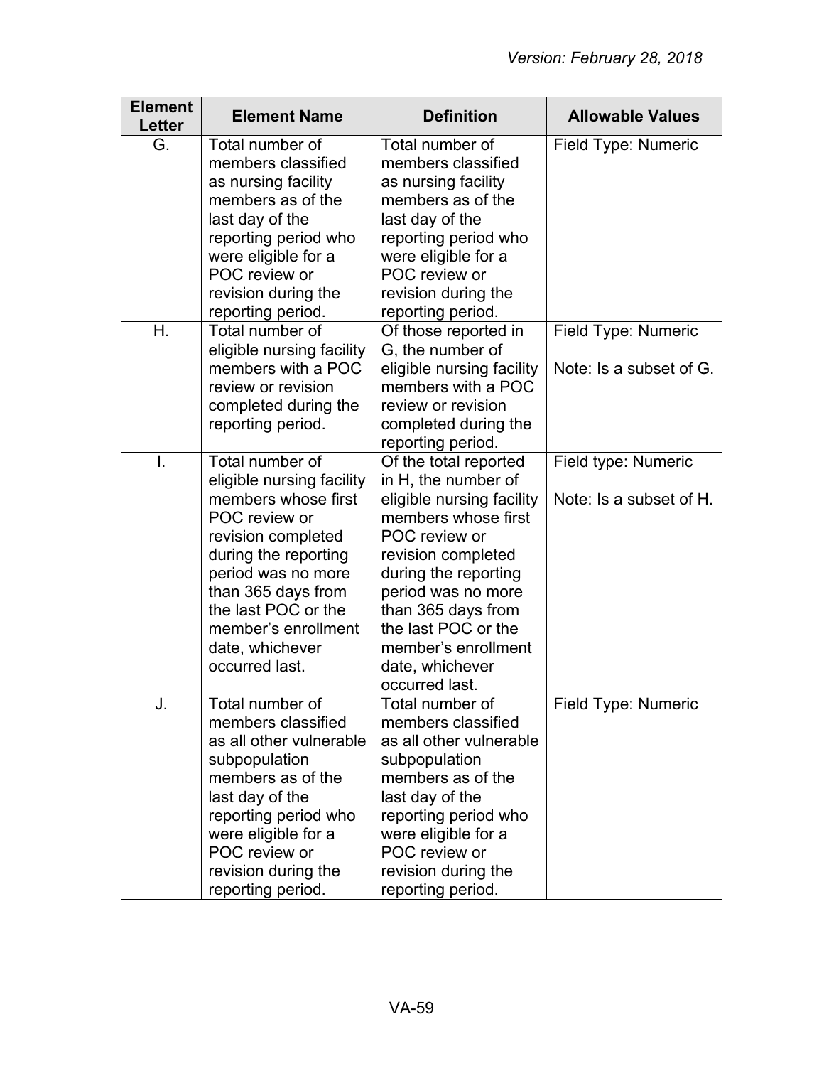| Element Letter | Element Name | Definition | Allowable Values |
|---|---|---|---|
| G. | Total number of members classified as nursing facility members as of the last day of the reporting period who were eligible for a POC review or revision during the reporting period. | Total number of members classified as nursing facility members as of the last day of the reporting period who were eligible for a POC review or revision during the reporting period. | Field Type: Numeric |
| H. | Total number of eligible nursing facility members with a POC review or revision completed during the reporting period. | Of those reported in G, the number of eligible nursing facility members with a POC review or revision completed during the reporting period. | Field Type: Numeric<br><br>Note: Is a subset of G. |
| I. | Total number of eligible nursing facility members whose first POC review or revision completed during the reporting period was no more than 365 days from the last POC or the member's enrollment date, whichever occurred last. | Of the total reported in H, the number of eligible nursing facility members whose first POC review or revision completed during the reporting period was no more than 365 days from the last POC or the member's enrollment date, whichever occurred last. | Field type: Numeric<br><br>Note: Is a subset of H. |
| J. | Total number of members classified as all other vulnerable subpopulation members as of the last day of the reporting period who were eligible for a POC review or revision during the reporting period. | Total number of members classified as all other vulnerable subpopulation members as of the last day of the reporting period who were eligible for a POC review or revision during the reporting period. | Field Type: Numeric |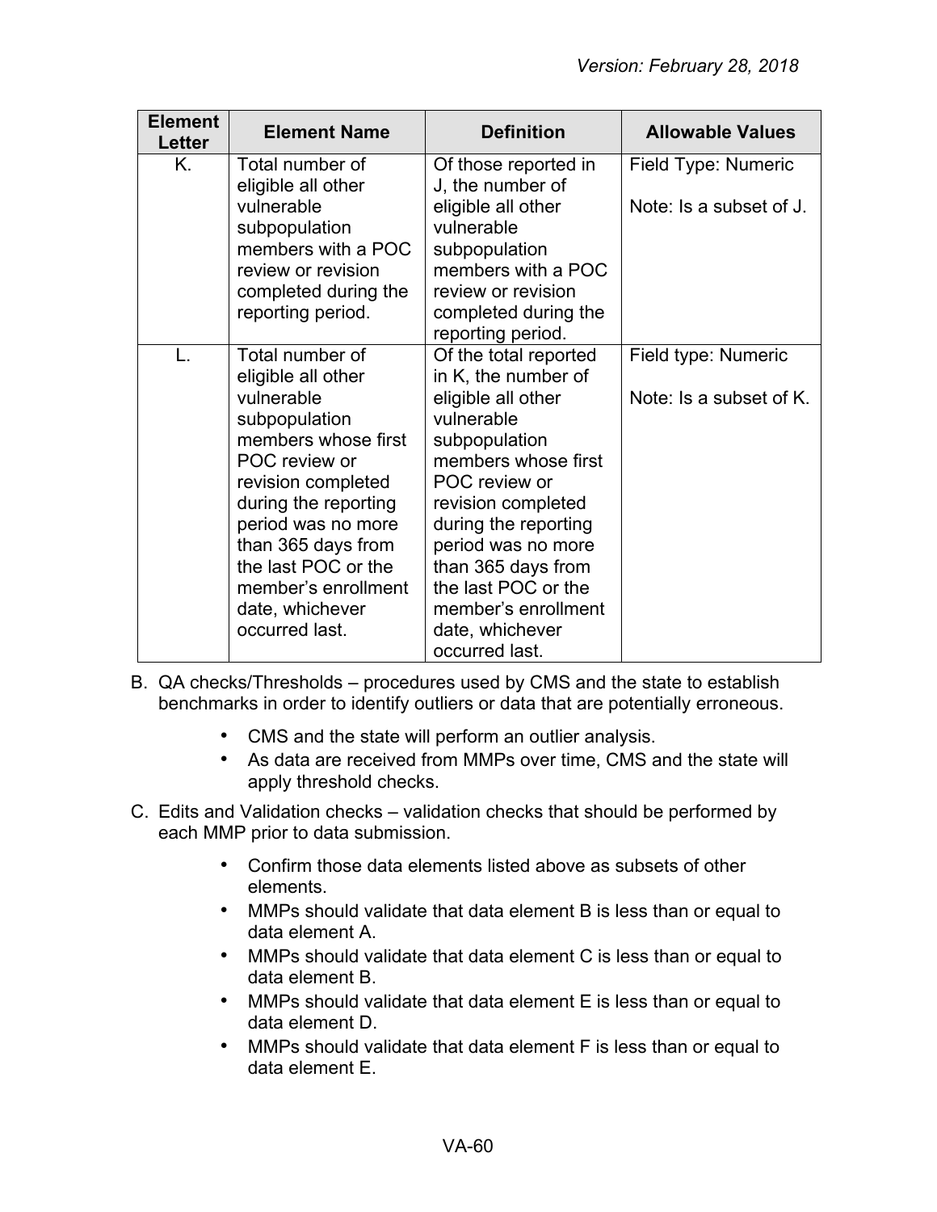| Element Letter | Element Name | Definition | Allowable Values |
|---|---|---|---|
| K. | Total number of eligible all other vulnerable subpopulation members with a POC review or revision completed during the reporting period. | Of those reported in J, the number of eligible all other vulnerable subpopulation members with a POC review or revision completed during the reporting period. | Field Type: Numeric<br><br>Note: Is a subset of J. |
| L. | Total number of eligible all other vulnerable subpopulation members whose first POC review or revision completed during the reporting period was no more than 365 days from the last POC or the member's enrollment date, whichever occurred last. | Of the total reported in K, the number of eligible all other vulnerable subpopulation members whose first POC review or revision completed during the reporting period was no more than 365 days from the last POC or the member's enrollment date, whichever occurred last. | Field type: Numeric<br><br>Note: Is a subset of K. |

B. QA checks/Thresholds – procedures used by CMS and the state to establish benchmarks in order to identify outliers or data that are potentially erroneous.

- CMS and the state will perform an outlier analysis.
- As data are received from MMPs over time, CMS and the state will apply threshold checks.

C. Edits and Validation checks – validation checks that should be performed by each MMP prior to data submission.

- Confirm those data elements listed above as subsets of other elements.
- MMPs should validate that data element B is less than or equal to data element A.
- MMPs should validate that data element C is less than or equal to data element B.
- MMPs should validate that data element E is less than or equal to data element D.
- MMPs should validate that data element F is less than or equal to data element E.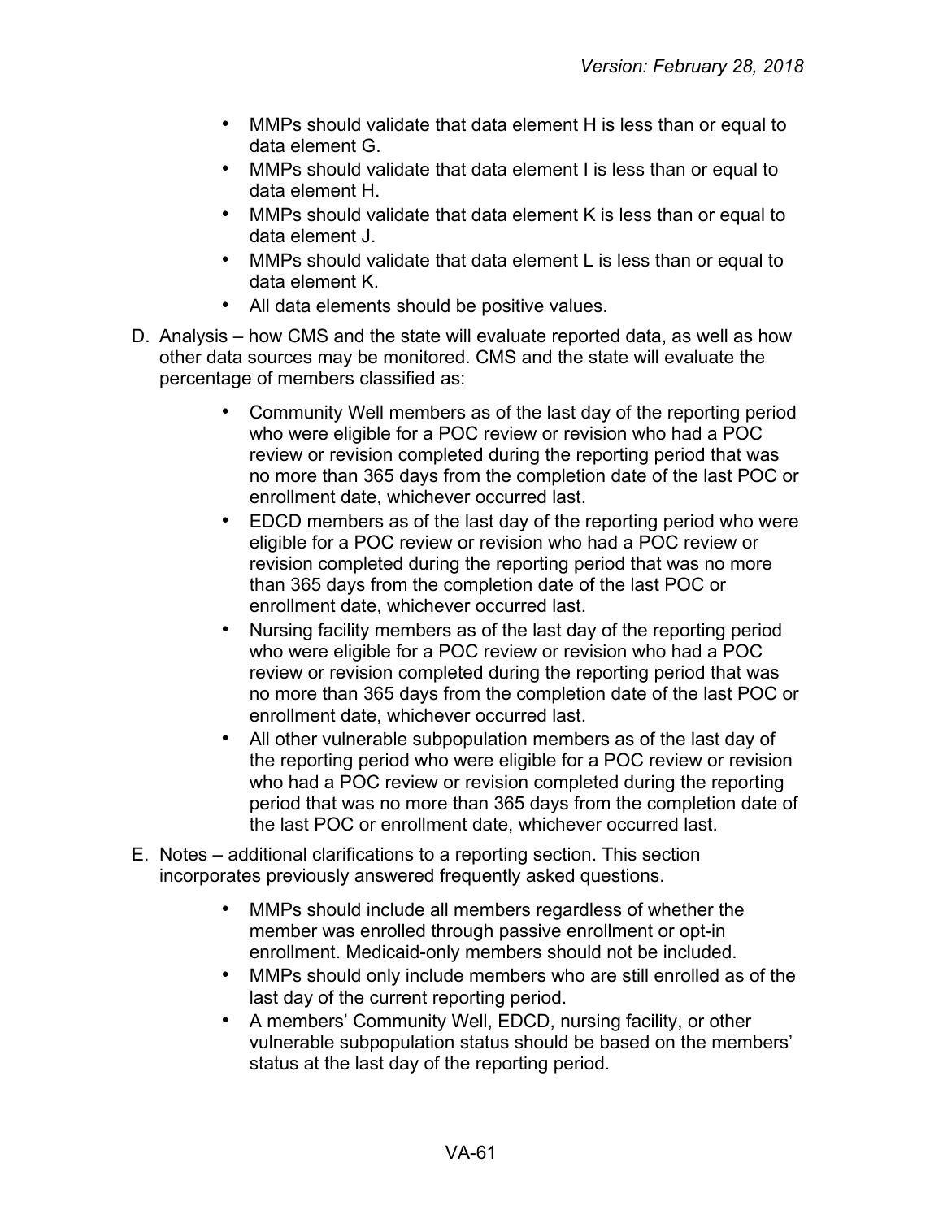- MMPs should validate that data element H is less than or equal to data element G.
- MMPs should validate that data element I is less than or equal to data element H.
- MMPs should validate that data element K is less than or equal to data element J.
- MMPs should validate that data element L is less than or equal to data element K.
- All data elements should be positive values.

D. Analysis – how CMS and the state will evaluate reported data, as well as how other data sources may be monitored. CMS and the state will evaluate the percentage of members classified as:

- Community Well members as of the last day of the reporting period who were eligible for a POC review or revision who had a POC review or revision completed during the reporting period that was no more than 365 days from the completion date of the last POC or enrollment date, whichever occurred last.
- EDCD members as of the last day of the reporting period who were eligible for a POC review or revision who had a POC review or revision completed during the reporting period that was no more than 365 days from the completion date of the last POC or enrollment date, whichever occurred last.
- Nursing facility members as of the last day of the reporting period who were eligible for a POC review or revision who had a POC review or revision completed during the reporting period that was no more than 365 days from the completion date of the last POC or enrollment date, whichever occurred last.
- All other vulnerable subpopulation members as of the last day of the reporting period who were eligible for a POC review or revision who had a POC review or revision completed during the reporting period that was no more than 365 days from the completion date of the last POC or enrollment date, whichever occurred last.

E. Notes – additional clarifications to a reporting section. This section incorporates previously answered frequently asked questions.

- MMPs should include all members regardless of whether the member was enrolled through passive enrollment or opt-in enrollment. Medicaid-only members should not be included.
- MMPs should only include members who are still enrolled as of the last day of the current reporting period.
- A members' Community Well, EDCD, nursing facility, or other vulnerable subpopulation status should be based on the members' status at the last day of the reporting period.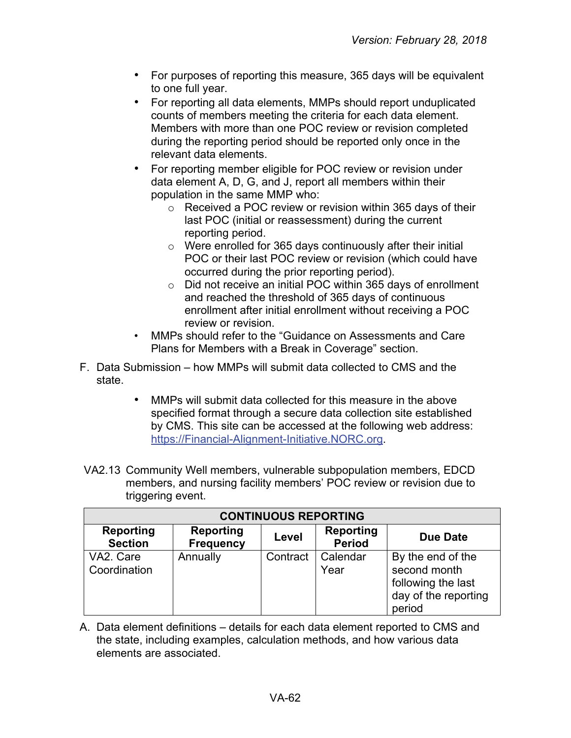- For purposes of reporting this measure, 365 days will be equivalent to one full year.
- For reporting all data elements, MMPs should report unduplicated counts of members meeting the criteria for each data element. Members with more than one POC review or revision completed during the reporting period should be reported only once in the relevant data elements.
- For reporting member eligible for POC review or revision under data element A, D, G, and J, report all members within their population in the same MMP who:
  - Received a POC review or revision within 365 days of their last POC (initial or reassessment) during the current reporting period.
  - Were enrolled for 365 days continuously after their initial POC or their last POC review or revision (which could have occurred during the prior reporting period).
  - Did not receive an initial POC within 365 days of enrollment and reached the threshold of 365 days of continuous enrollment after initial enrollment without receiving a POC review or revision.
- MMPs should refer to the "Guidance on Assessments and Care Plans for Members with a Break in Coverage" section.

F. Data Submission – how MMPs will submit data collected to CMS and the state.

- MMPs will submit data collected for this measure in the above specified format through a secure data collection site established by CMS. This site can be accessed at the following web address: https://Financial-Alignment-Initiative.NORC.org.

VA2.13 Community Well members, vulnerable subpopulation members, EDCD members, and nursing facility members' POC review or revision due to triggering event.

| CONTINUOUS REPORTING | | | | |
|---|---|---|---|---|
| **Reporting Section** | **Reporting Frequency** | **Level** | **Reporting Period** | **Due Date** |
| VA2. Care Coordination | Annually | Contract | Calendar Year | By the end of the second month following the last day of the reporting period |

A. Data element definitions – details for each data element reported to CMS and the state, including examples, calculation methods, and how various data elements are associated.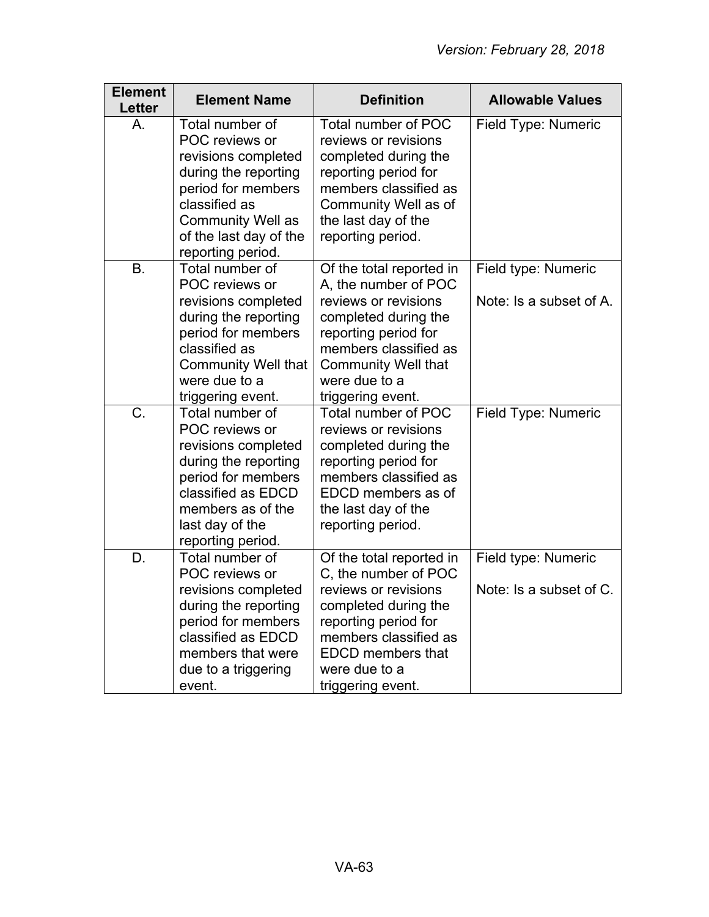| Element Letter | Element Name | Definition | Allowable Values |
| --- | --- | --- | --- |
| A. | Total number of POC reviews or revisions completed during the reporting period for members classified as Community Well as of the last day of the reporting period. | Total number of POC reviews or revisions completed during the reporting period for members classified as Community Well as of the last day of the reporting period. | Field Type: Numeric |
| B. | Total number of POC reviews or revisions completed during the reporting period for members classified as Community Well that were due to a triggering event. | Of the total reported in A, the number of POC reviews or revisions completed during the reporting period for members classified as Community Well that were due to a triggering event. | Field type: Numeric<br><br>Note: Is a subset of A. |
| C. | Total number of POC reviews or revisions completed during the reporting period for members classified as EDCD members as of the last day of the reporting period. | Total number of POC reviews or revisions completed during the reporting period for members classified as EDCD members as of the last day of the reporting period. | Field Type: Numeric |
| D. | Total number of POC reviews or revisions completed during the reporting period for members classified as EDCD members that were due to a triggering event. | Of the total reported in C, the number of POC reviews or revisions completed during the reporting period for members classified as EDCD members that were due to a triggering event. | Field type: Numeric<br><br>Note: Is a subset of C. |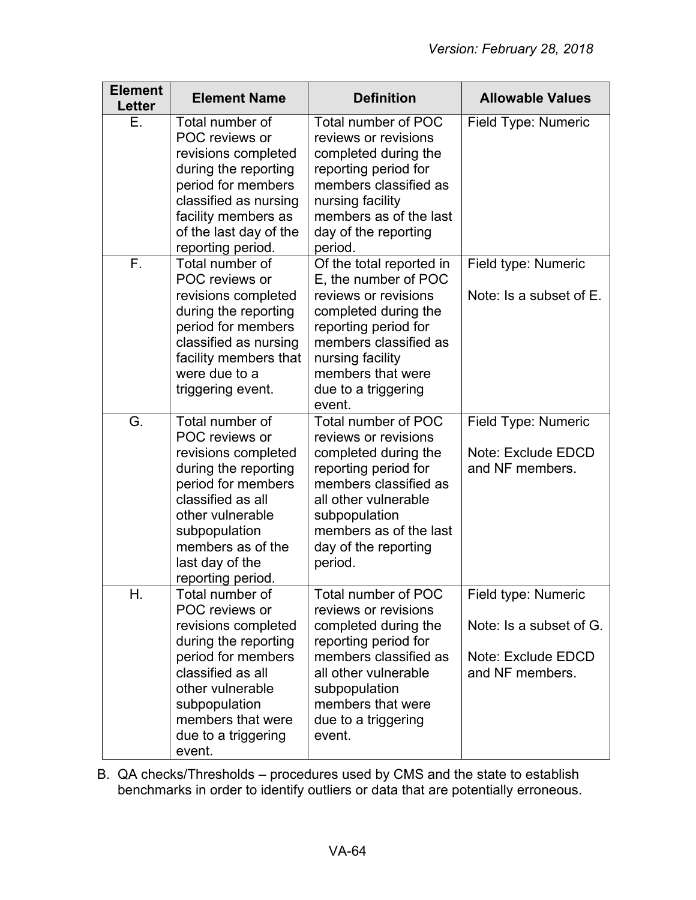| Element Letter | Element Name | Definition | Allowable Values |
|---|---|---|---|
| E. | Total number of POC reviews or revisions completed during the reporting period for members classified as nursing facility members as of the last day of the reporting period. | Total number of POC reviews or revisions completed during the reporting period for members classified as nursing facility members as of the last day of the reporting period. | Field Type: Numeric |
| F. | Total number of POC reviews or revisions completed during the reporting period for members classified as nursing facility members that were due to a triggering event. | Of the total reported in E, the number of POC reviews or revisions completed during the reporting period for members classified as nursing facility members that were due to a triggering event. | Field type: Numeric<br><br>Note: Is a subset of E. |
| G. | Total number of POC reviews or revisions completed during the reporting period for members classified as all other vulnerable subpopulation members as of the last day of the reporting period. | Total number of POC reviews or revisions completed during the reporting period for members classified as all other vulnerable subpopulation members as of the last day of the reporting period. | Field Type: Numeric<br><br>Note: Exclude EDCD and NF members. |
| H. | Total number of POC reviews or revisions completed during the reporting period for members classified as all other vulnerable subpopulation members that were due to a triggering event. | Total number of POC reviews or revisions completed during the reporting period for members classified as all other vulnerable subpopulation members that were due to a triggering event. | Field type: Numeric<br><br>Note: Is a subset of G.<br><br>Note: Exclude EDCD and NF members. |

B. QA checks/Thresholds – procedures used by CMS and the state to establish benchmarks in order to identify outliers or data that are potentially erroneous.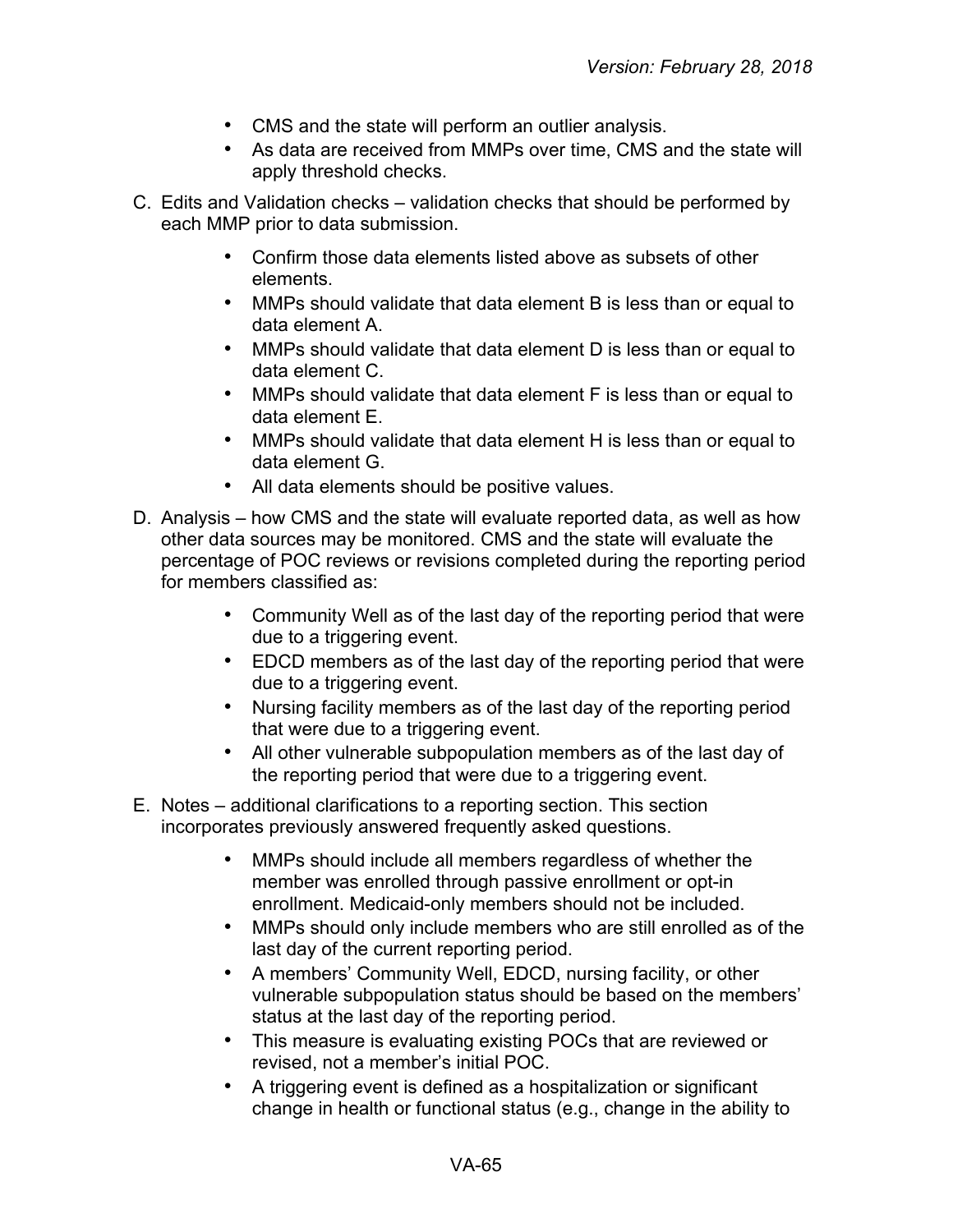- CMS and the state will perform an outlier analysis.
- As data are received from MMPs over time, CMS and the state will apply threshold checks.

C. Edits and Validation checks – validation checks that should be performed by each MMP prior to data submission.

- Confirm those data elements listed above as subsets of other elements.
- MMPs should validate that data element B is less than or equal to data element A.
- MMPs should validate that data element D is less than or equal to data element C.
- MMPs should validate that data element F is less than or equal to data element E.
- MMPs should validate that data element H is less than or equal to data element G.
- All data elements should be positive values.

D. Analysis – how CMS and the state will evaluate reported data, as well as how other data sources may be monitored. CMS and the state will evaluate the percentage of POC reviews or revisions completed during the reporting period for members classified as:

- Community Well as of the last day of the reporting period that were due to a triggering event.
- EDCD members as of the last day of the reporting period that were due to a triggering event.
- Nursing facility members as of the last day of the reporting period that were due to a triggering event.
- All other vulnerable subpopulation members as of the last day of the reporting period that were due to a triggering event.

E. Notes – additional clarifications to a reporting section. This section incorporates previously answered frequently asked questions.

- MMPs should include all members regardless of whether the member was enrolled through passive enrollment or opt-in enrollment. Medicaid-only members should not be included.
- MMPs should only include members who are still enrolled as of the last day of the current reporting period.
- A members' Community Well, EDCD, nursing facility, or other vulnerable subpopulation status should be based on the members' status at the last day of the reporting period.
- This measure is evaluating existing POCs that are reviewed or revised, not a member's initial POC.
- A triggering event is defined as a hospitalization or significant change in health or functional status (e.g., change in the ability to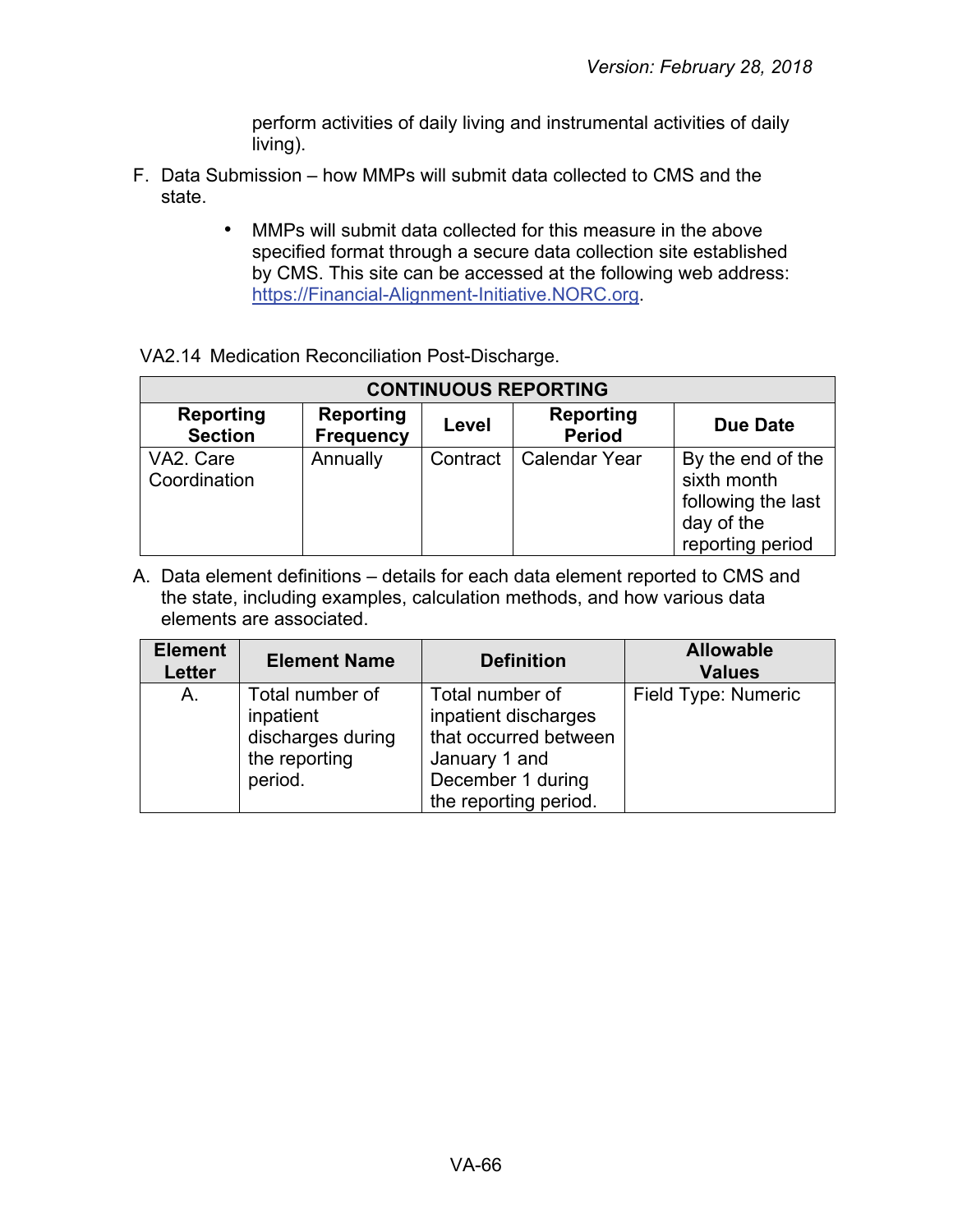perform activities of daily living and instrumental activities of daily living).

F. Data Submission – how MMPs will submit data collected to CMS and the state.

- MMPs will submit data collected for this measure in the above specified format through a secure data collection site established by CMS. This site can be accessed at the following web address: https://Financial-Alignment-Initiative.NORC.org.

VA2.14 Medication Reconciliation Post-Discharge.

| CONTINUOUS REPORTING | | | | |
|---|---|---|---|---|
| **Reporting Section** | **Reporting Frequency** | **Level** | **Reporting Period** | **Due Date** |
| VA2. Care Coordination | Annually | Contract | Calendar Year | By the end of the sixth month following the last day of the reporting period |

A. Data element definitions – details for each data element reported to CMS and the state, including examples, calculation methods, and how various data elements are associated.

| Element Letter | Element Name | Definition | Allowable Values |
|---|---|---|---|
| A. | Total number of inpatient discharges during the reporting period. | Total number of inpatient discharges that occurred between January 1 and December 1 during the reporting period. | Field Type: Numeric |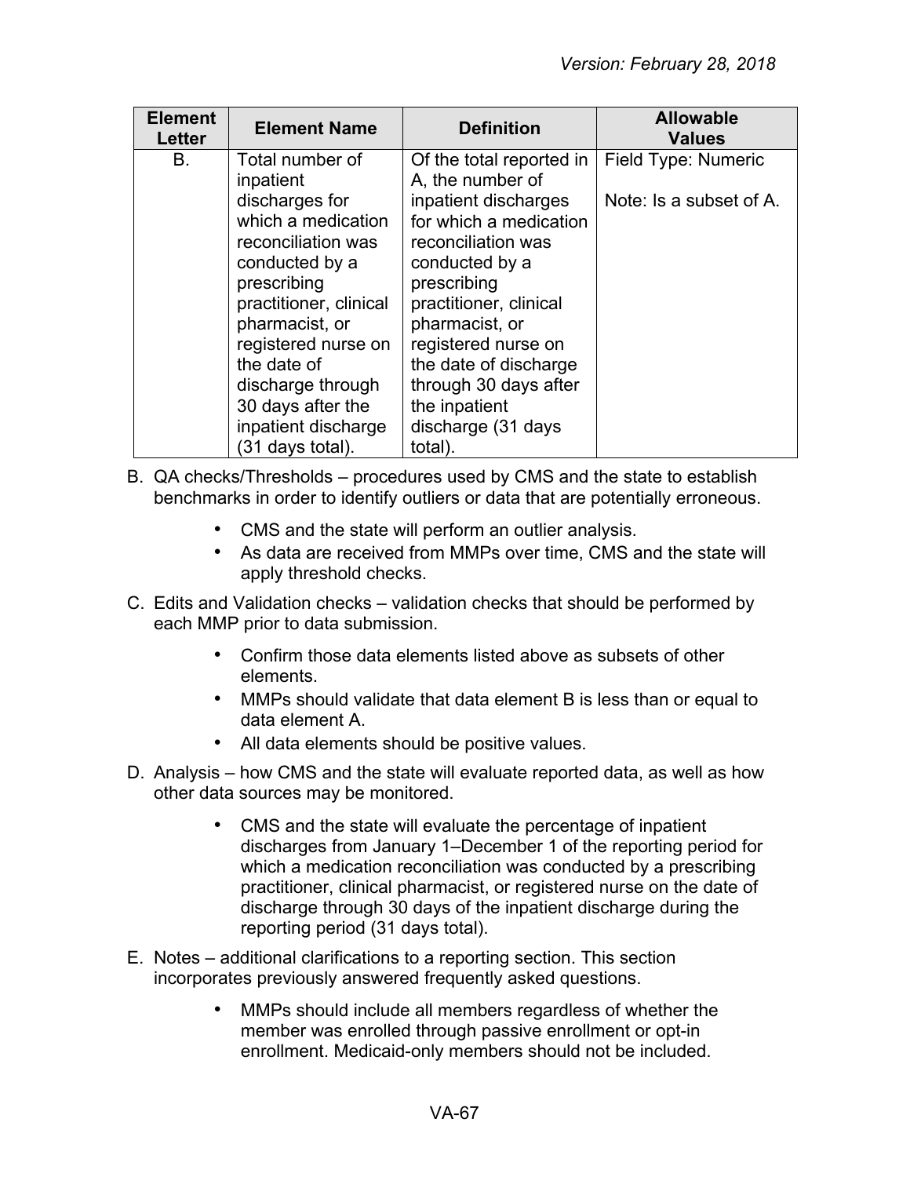| Element Letter | Element Name | Definition | Allowable Values |
|---|---|---|---|
| B. | Total number of inpatient discharges for which a medication reconciliation was conducted by a prescribing practitioner, clinical pharmacist, or registered nurse on the date of discharge through 30 days after the inpatient discharge (31 days total). | Of the total reported in A, the number of inpatient discharges for which a medication reconciliation was conducted by a prescribing practitioner, clinical pharmacist, or registered nurse on the date of discharge through 30 days after the inpatient discharge (31 days total). | Field Type: Numeric<br><br>Note: Is a subset of A. |

B. QA checks/Thresholds – procedures used by CMS and the state to establish benchmarks in order to identify outliers or data that are potentially erroneous.

- CMS and the state will perform an outlier analysis.
- As data are received from MMPs over time, CMS and the state will apply threshold checks.

C. Edits and Validation checks – validation checks that should be performed by each MMP prior to data submission.

- Confirm those data elements listed above as subsets of other elements.
- MMPs should validate that data element B is less than or equal to data element A.
- All data elements should be positive values.

D. Analysis – how CMS and the state will evaluate reported data, as well as how other data sources may be monitored.

- CMS and the state will evaluate the percentage of inpatient discharges from January 1–December 1 of the reporting period for which a medication reconciliation was conducted by a prescribing practitioner, clinical pharmacist, or registered nurse on the date of discharge through 30 days of the inpatient discharge during the reporting period (31 days total).

E. Notes – additional clarifications to a reporting section. This section incorporates previously answered frequently asked questions.

- MMPs should include all members regardless of whether the member was enrolled through passive enrollment or opt-in enrollment. Medicaid-only members should not be included.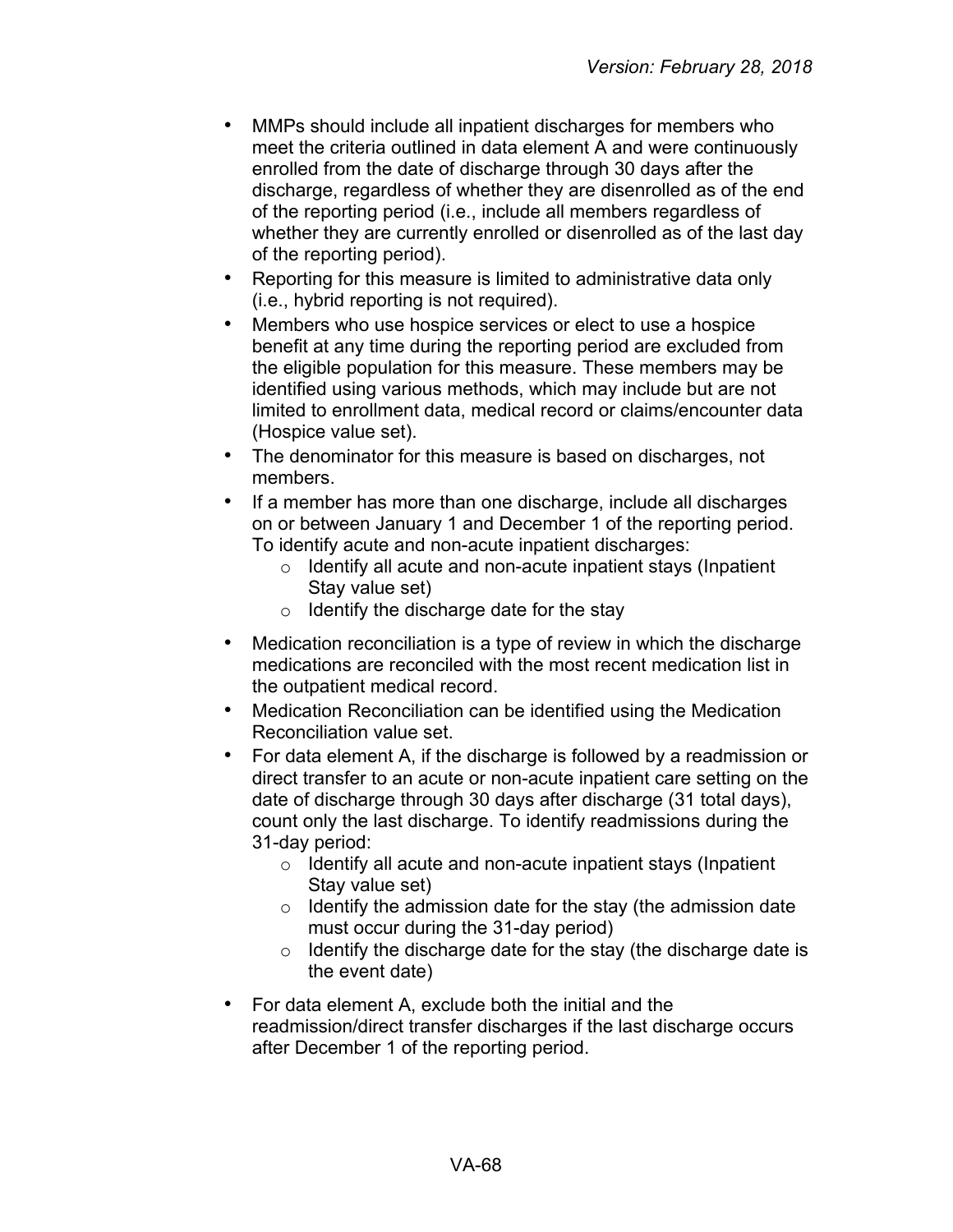- MMPs should include all inpatient discharges for members who meet the criteria outlined in data element A and were continuously enrolled from the date of discharge through 30 days after the discharge, regardless of whether they are disenrolled as of the end of the reporting period (i.e., include all members regardless of whether they are currently enrolled or disenrolled as of the last day of the reporting period).
- Reporting for this measure is limited to administrative data only (i.e., hybrid reporting is not required).
- Members who use hospice services or elect to use a hospice benefit at any time during the reporting period are excluded from the eligible population for this measure. These members may be identified using various methods, which may include but are not limited to enrollment data, medical record or claims/encounter data (Hospice value set).
- The denominator for this measure is based on discharges, not members.
- If a member has more than one discharge, include all discharges on or between January 1 and December 1 of the reporting period. To identify acute and non-acute inpatient discharges:
  - Identify all acute and non-acute inpatient stays (Inpatient Stay value set)
  - Identify the discharge date for the stay
- Medication reconciliation is a type of review in which the discharge medications are reconciled with the most recent medication list in the outpatient medical record.
- Medication Reconciliation can be identified using the Medication Reconciliation value set.
- For data element A, if the discharge is followed by a readmission or direct transfer to an acute or non-acute inpatient care setting on the date of discharge through 30 days after discharge (31 total days), count only the last discharge. To identify readmissions during the 31-day period:
  - Identify all acute and non-acute inpatient stays (Inpatient Stay value set)
  - Identify the admission date for the stay (the admission date must occur during the 31-day period)
  - Identify the discharge date for the stay (the discharge date is the event date)
- For data element A, exclude both the initial and the readmission/direct transfer discharges if the last discharge occurs after December 1 of the reporting period.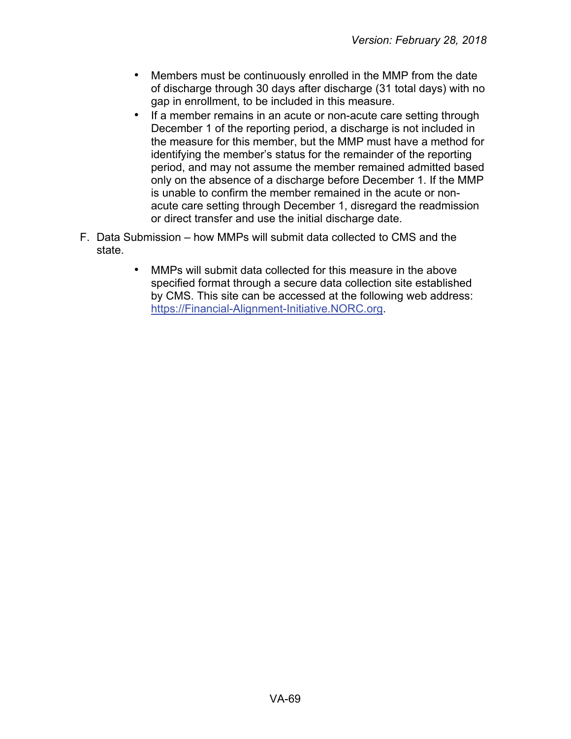- Members must be continuously enrolled in the MMP from the date of discharge through 30 days after discharge (31 total days) with no gap in enrollment, to be included in this measure.
- If a member remains in an acute or non-acute care setting through December 1 of the reporting period, a discharge is not included in the measure for this member, but the MMP must have a method for identifying the member's status for the remainder of the reporting period, and may not assume the member remained admitted based only on the absence of a discharge before December 1. If the MMP is unable to confirm the member remained in the acute or non-acute care setting through December 1, disregard the readmission or direct transfer and use the initial discharge date.

F. Data Submission – how MMPs will submit data collected to CMS and the state.

- MMPs will submit data collected for this measure in the above specified format through a secure data collection site established by CMS. This site can be accessed at the following web address: [https://Financial-Alignment-Initiative.NORC.org](https://Financial-Alignment-Initiative.NORC.org).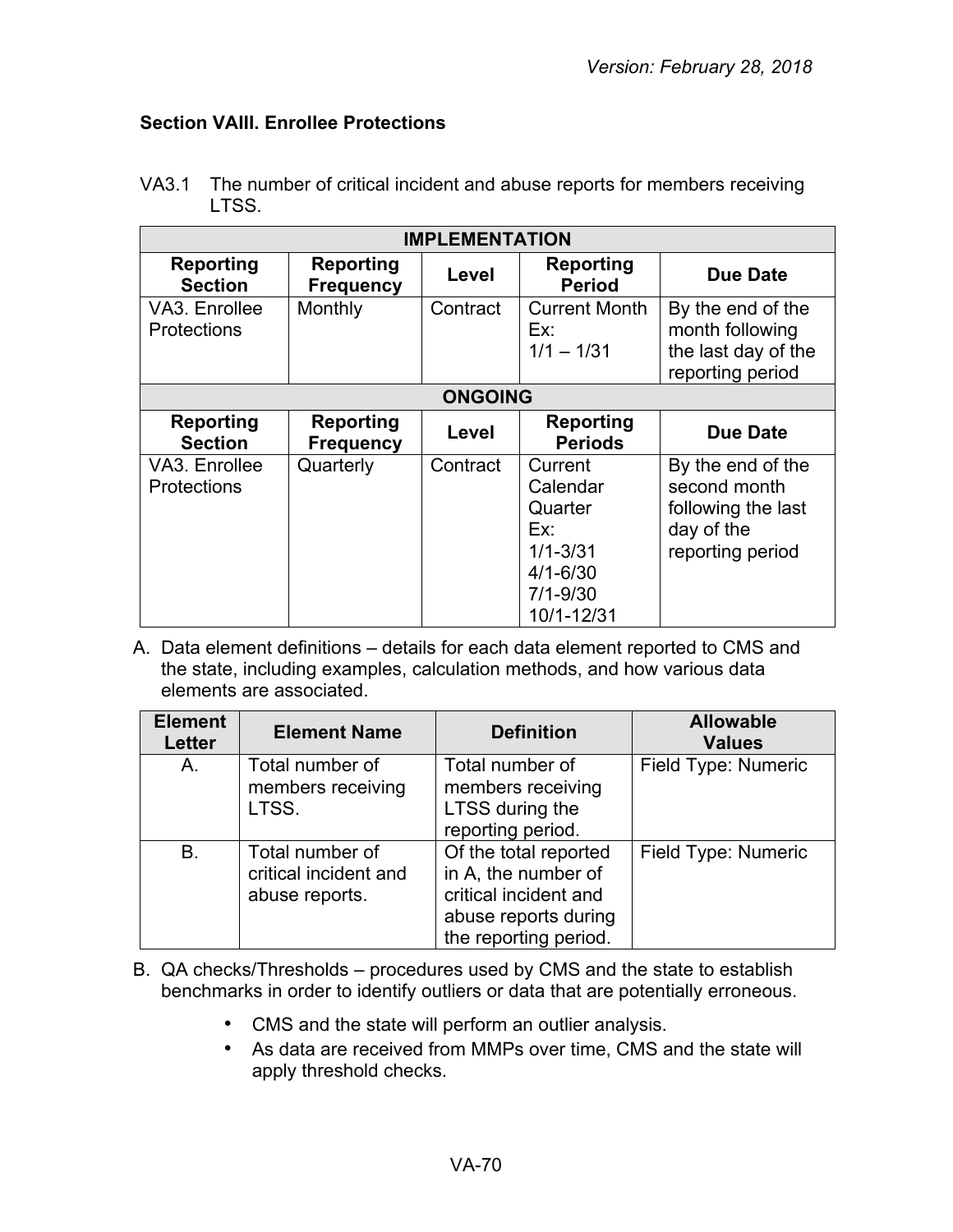**Section VAIII. Enrollee Protections**

VA3.1 The number of critical incident and abuse reports for members receiving LTSS.

| IMPLEMENTATION | | | | |
|---|---|---|---|---|
| **Reporting Section** | **Reporting Frequency** | **Level** | **Reporting Period** | **Due Date** |
| VA3. Enrollee Protections | Monthly | Contract | Current Month Ex: 1/1 – 1/31 | By the end of the month following the last day of the reporting period |
| **ONGOING** | | | | |
| **Reporting Section** | **Reporting Frequency** | **Level** | **Reporting Periods** | **Due Date** |
| VA3. Enrollee Protections | Quarterly | Contract | Current Calendar Quarter Ex: 1/1-3/31 4/1-6/30 7/1-9/30 10/1-12/31 | By the end of the second month following the last day of the reporting period |

A. Data element definitions – details for each data element reported to CMS and the state, including examples, calculation methods, and how various data elements are associated.

| Element Letter | Element Name | Definition | Allowable Values |
|---|---|---|---|
| A. | Total number of members receiving LTSS. | Total number of members receiving LTSS during the reporting period. | Field Type: Numeric |
| B. | Total number of critical incident and abuse reports. | Of the total reported in A, the number of critical incident and abuse reports during the reporting period. | Field Type: Numeric |

B. QA checks/Thresholds – procedures used by CMS and the state to establish benchmarks in order to identify outliers or data that are potentially erroneous.

- CMS and the state will perform an outlier analysis.
- As data are received from MMPs over time, CMS and the state will apply threshold checks.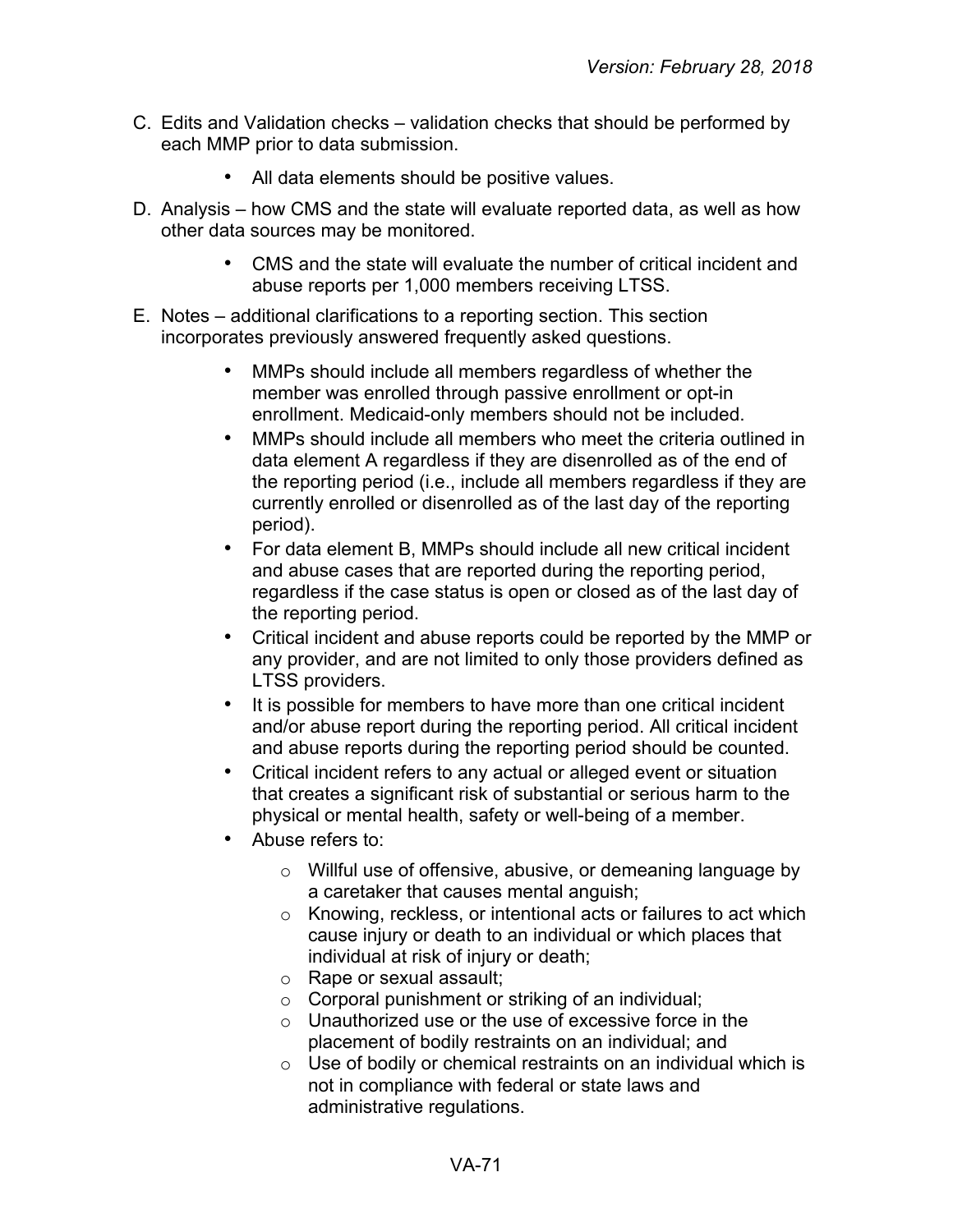C. Edits and Validation checks – validation checks that should be performed by each MMP prior to data submission.

   - All data elements should be positive values.

D. Analysis – how CMS and the state will evaluate reported data, as well as how other data sources may be monitored.

   - CMS and the state will evaluate the number of critical incident and abuse reports per 1,000 members receiving LTSS.

E. Notes – additional clarifications to a reporting section. This section incorporates previously answered frequently asked questions.

   - MMPs should include all members regardless of whether the member was enrolled through passive enrollment or opt-in enrollment. Medicaid-only members should not be included.
   - MMPs should include all members who meet the criteria outlined in data element A regardless if they are disenrolled as of the end of the reporting period (i.e., include all members regardless if they are currently enrolled or disenrolled as of the last day of the reporting period).
   - For data element B, MMPs should include all new critical incident and abuse cases that are reported during the reporting period, regardless if the case status is open or closed as of the last day of the reporting period.
   - Critical incident and abuse reports could be reported by the MMP or any provider, and are not limited to only those providers defined as LTSS providers.
   - It is possible for members to have more than one critical incident and/or abuse report during the reporting period. All critical incident and abuse reports during the reporting period should be counted.
   - Critical incident refers to any actual or alleged event or situation that creates a significant risk of substantial or serious harm to the physical or mental health, safety or well-being of a member.
   - Abuse refers to:
     - Willful use of offensive, abusive, or demeaning language by a caretaker that causes mental anguish;
     - Knowing, reckless, or intentional acts or failures to act which cause injury or death to an individual or which places that individual at risk of injury or death;
     - Rape or sexual assault;
     - Corporal punishment or striking of an individual;
     - Unauthorized use or the use of excessive force in the placement of bodily restraints on an individual; and
     - Use of bodily or chemical restraints on an individual which is not in compliance with federal or state laws and administrative regulations.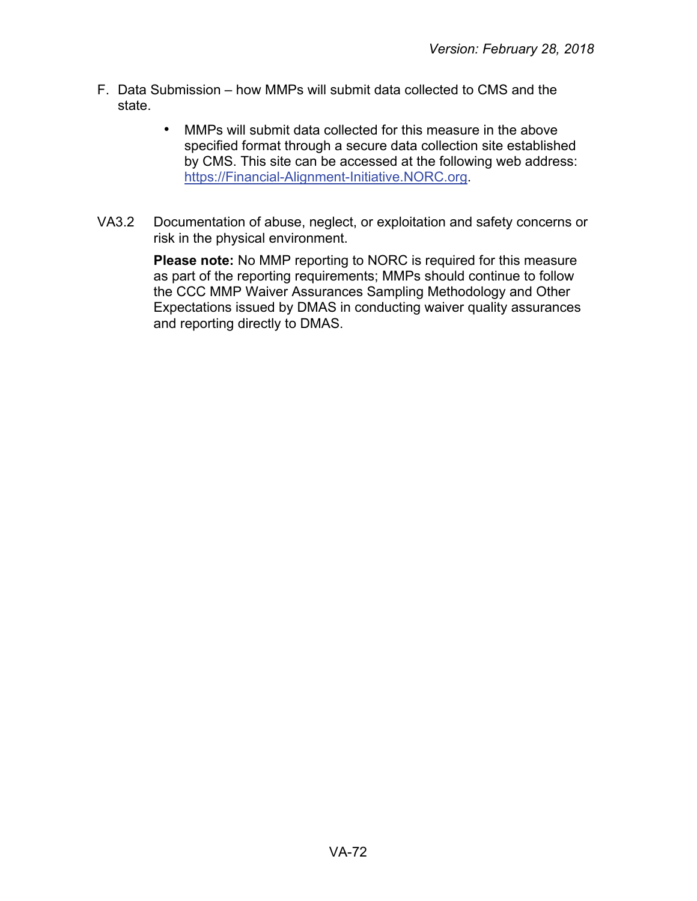F. Data Submission – how MMPs will submit data collected to CMS and the state.

- MMPs will submit data collected for this measure in the above specified format through a secure data collection site established by CMS. This site can be accessed at the following web address: https://Financial-Alignment-Initiative.NORC.org.

VA3.2 Documentation of abuse, neglect, or exploitation and safety concerns or risk in the physical environment.

**Please note:** No MMP reporting to NORC is required for this measure as part of the reporting requirements; MMPs should continue to follow the CCC MMP Waiver Assurances Sampling Methodology and Other Expectations issued by DMAS in conducting waiver quality assurances and reporting directly to DMAS.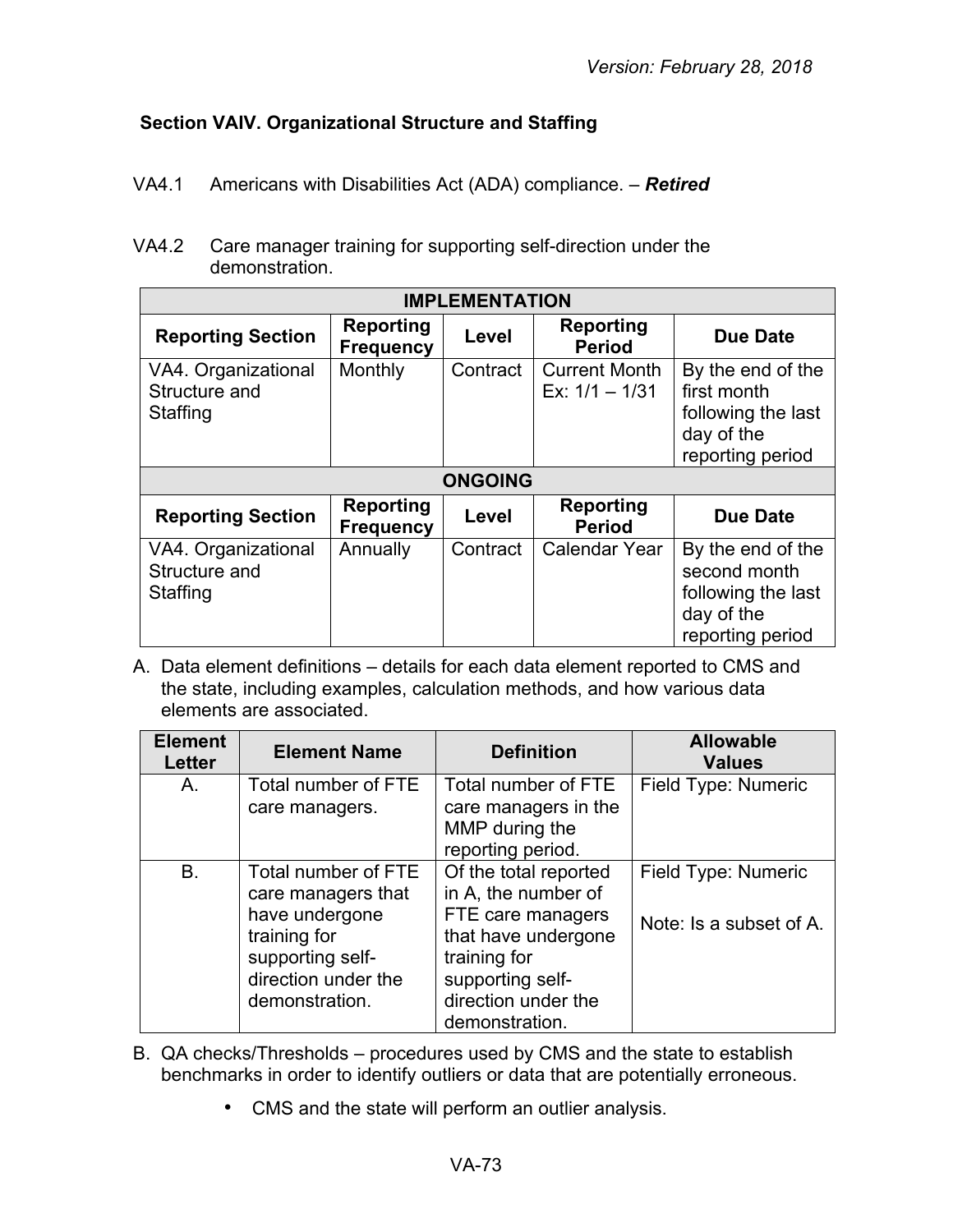### Section VAIV. Organizational Structure and Staffing

VA4.1 Americans with Disabilities Act (ADA) compliance. – ***Retired***

VA4.2 Care manager training for supporting self-direction under the demonstration.

| IMPLEMENTATION | | | | |
|---|---|---|---|---|
| **Reporting Section** | **Reporting Frequency** | **Level** | **Reporting Period** | **Due Date** |
| VA4. Organizational Structure and Staffing | Monthly | Contract | Current Month Ex: 1/1 – 1/31 | By the end of the first month following the last day of the reporting period |
| **ONGOING** | | | | |
| **Reporting Section** | **Reporting Frequency** | **Level** | **Reporting Period** | **Due Date** |
| VA4. Organizational Structure and Staffing | Annually | Contract | Calendar Year | By the end of the second month following the last day of the reporting period |

A. Data element definitions – details for each data element reported to CMS and the state, including examples, calculation methods, and how various data elements are associated.

| Element Letter | Element Name | Definition | Allowable Values |
|---|---|---|---|
| A. | Total number of FTE care managers. | Total number of FTE care managers in the MMP during the reporting period. | Field Type: Numeric |
| B. | Total number of FTE care managers that have undergone training for supporting self-direction under the demonstration. | Of the total reported in A, the number of FTE care managers that have undergone training for supporting self-direction under the demonstration. | Field Type: Numeric<br><br>Note: Is a subset of A. |

B. QA checks/Thresholds – procedures used by CMS and the state to establish benchmarks in order to identify outliers or data that are potentially erroneous.

- CMS and the state will perform an outlier analysis.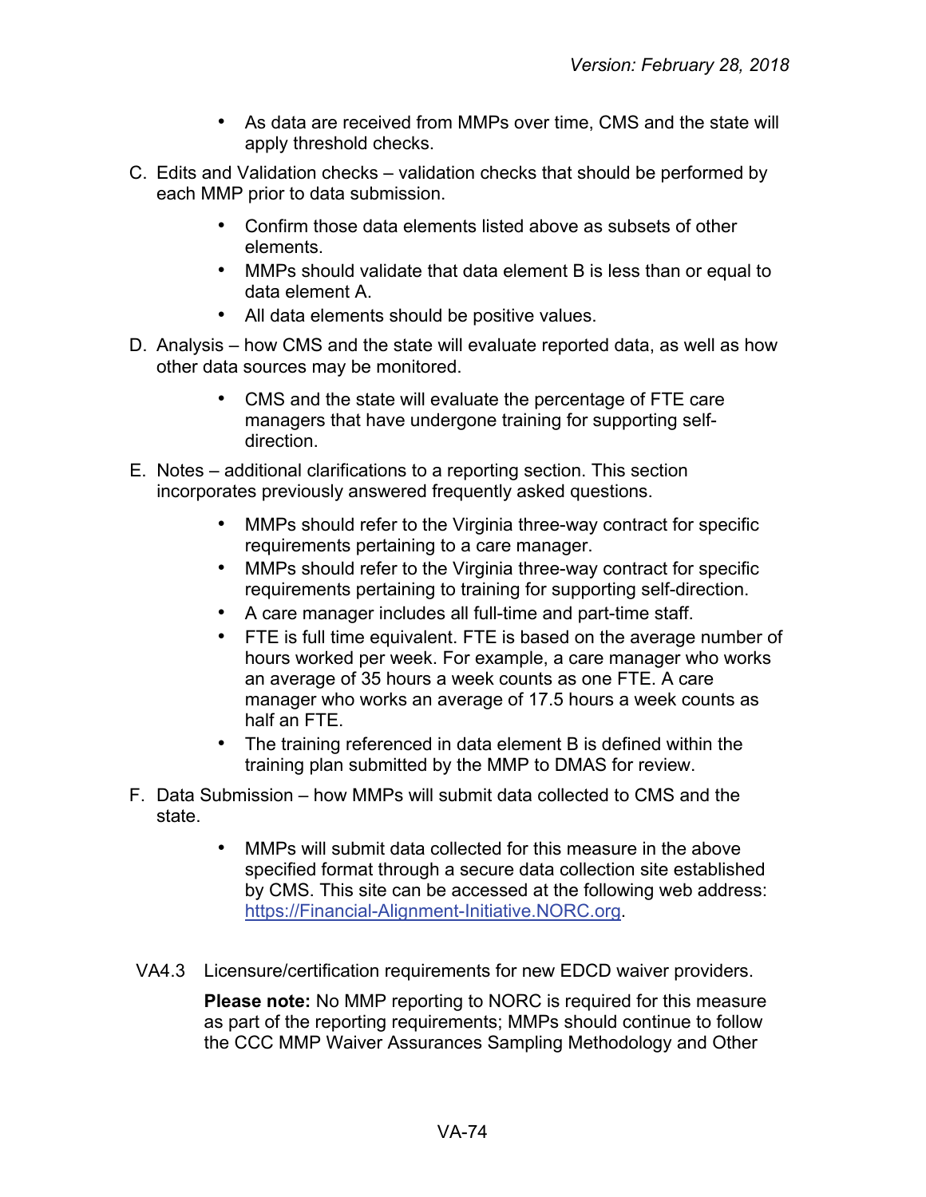- As data are received from MMPs over time, CMS and the state will apply threshold checks.

C. Edits and Validation checks – validation checks that should be performed by each MMP prior to data submission.

- Confirm those data elements listed above as subsets of other elements.
- MMPs should validate that data element B is less than or equal to data element A.
- All data elements should be positive values.

D. Analysis – how CMS and the state will evaluate reported data, as well as how other data sources may be monitored.

- CMS and the state will evaluate the percentage of FTE care managers that have undergone training for supporting self-direction.

E. Notes – additional clarifications to a reporting section. This section incorporates previously answered frequently asked questions.

- MMPs should refer to the Virginia three-way contract for specific requirements pertaining to a care manager.
- MMPs should refer to the Virginia three-way contract for specific requirements pertaining to training for supporting self-direction.
- A care manager includes all full-time and part-time staff.
- FTE is full time equivalent. FTE is based on the average number of hours worked per week. For example, a care manager who works an average of 35 hours a week counts as one FTE. A care manager who works an average of 17.5 hours a week counts as half an FTE.
- The training referenced in data element B is defined within the training plan submitted by the MMP to DMAS for review.

F. Data Submission – how MMPs will submit data collected to CMS and the state.

- MMPs will submit data collected for this measure in the above specified format through a secure data collection site established by CMS. This site can be accessed at the following web address: https://Financial-Alignment-Initiative.NORC.org.

VA4.3 Licensure/certification requirements for new EDCD waiver providers.

**Please note:** No MMP reporting to NORC is required for this measure as part of the reporting requirements; MMPs should continue to follow the CCC MMP Waiver Assurances Sampling Methodology and Other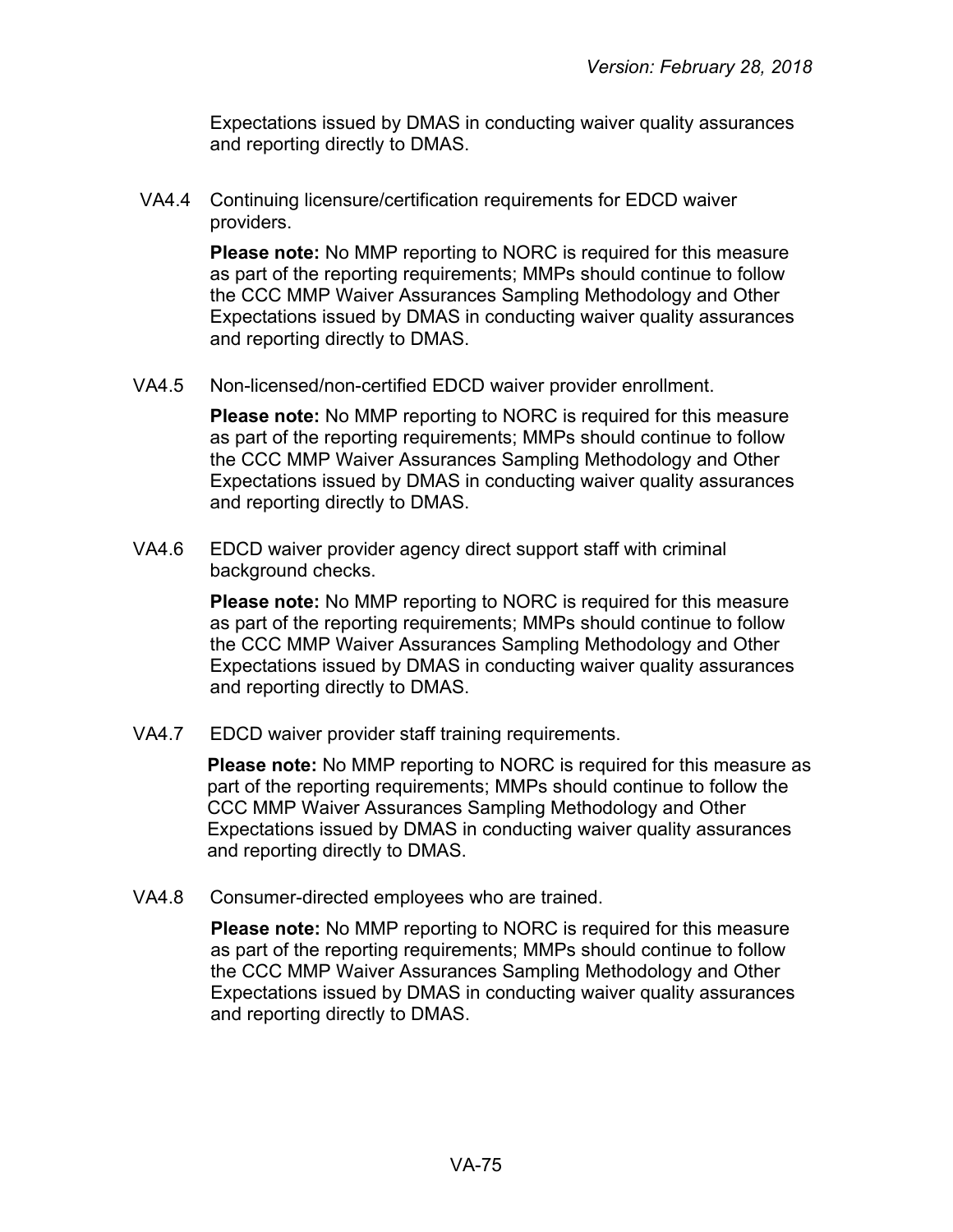Expectations issued by DMAS in conducting waiver quality assurances and reporting directly to DMAS.

VA4.4 Continuing licensure/certification requirements for EDCD waiver providers.

**Please note:** No MMP reporting to NORC is required for this measure as part of the reporting requirements; MMPs should continue to follow the CCC MMP Waiver Assurances Sampling Methodology and Other Expectations issued by DMAS in conducting waiver quality assurances and reporting directly to DMAS.

VA4.5 Non-licensed/non-certified EDCD waiver provider enrollment.

**Please note:** No MMP reporting to NORC is required for this measure as part of the reporting requirements; MMPs should continue to follow the CCC MMP Waiver Assurances Sampling Methodology and Other Expectations issued by DMAS in conducting waiver quality assurances and reporting directly to DMAS.

VA4.6 EDCD waiver provider agency direct support staff with criminal background checks.

**Please note:** No MMP reporting to NORC is required for this measure as part of the reporting requirements; MMPs should continue to follow the CCC MMP Waiver Assurances Sampling Methodology and Other Expectations issued by DMAS in conducting waiver quality assurances and reporting directly to DMAS.

VA4.7 EDCD waiver provider staff training requirements.

**Please note:** No MMP reporting to NORC is required for this measure as part of the reporting requirements; MMPs should continue to follow the CCC MMP Waiver Assurances Sampling Methodology and Other Expectations issued by DMAS in conducting waiver quality assurances and reporting directly to DMAS.

VA4.8 Consumer-directed employees who are trained.

**Please note:** No MMP reporting to NORC is required for this measure as part of the reporting requirements; MMPs should continue to follow the CCC MMP Waiver Assurances Sampling Methodology and Other Expectations issued by DMAS in conducting waiver quality assurances and reporting directly to DMAS.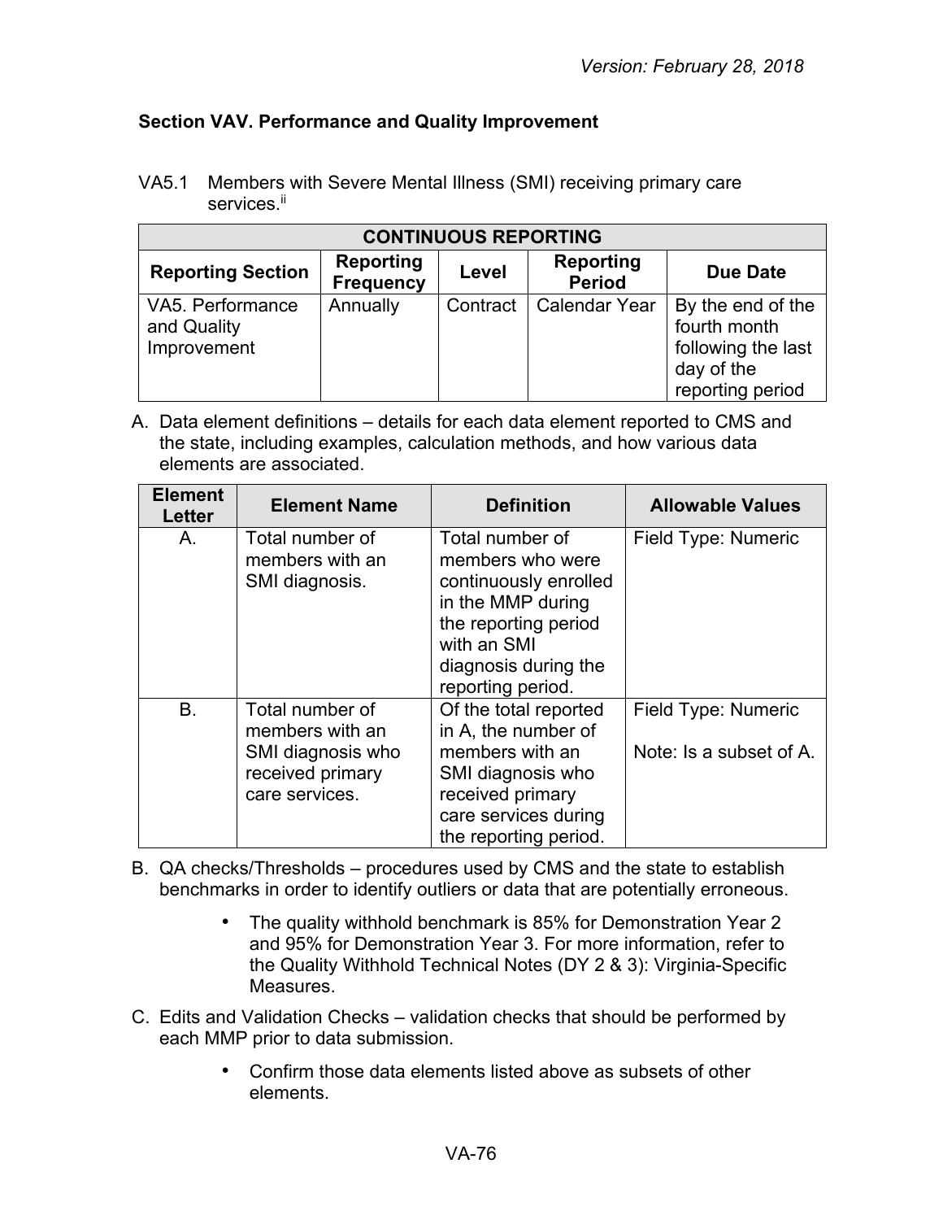### Section VAV. Performance and Quality Improvement

VA5.1 Members with Severe Mental Illness (SMI) receiving primary care services.[ii]

| CONTINUOUS REPORTING | | | | |
|---|---|---|---|---|
| **Reporting Section** | **Reporting Frequency** | **Level** | **Reporting Period** | **Due Date** |
| VA5. Performance and Quality Improvement | Annually | Contract | Calendar Year | By the end of the fourth month following the last day of the reporting period |

A. Data element definitions – details for each data element reported to CMS and the state, including examples, calculation methods, and how various data elements are associated.

| Element Letter | Element Name | Definition | Allowable Values |
|---|---|---|---|
| A. | Total number of members with an SMI diagnosis. | Total number of members who were continuously enrolled in the MMP during the reporting period with an SMI diagnosis during the reporting period. | Field Type: Numeric |
| B. | Total number of members with an SMI diagnosis who received primary care services. | Of the total reported in A, the number of members with an SMI diagnosis who received primary care services during the reporting period. | Field Type: Numeric<br><br>Note: Is a subset of A. |

B. QA checks/Thresholds – procedures used by CMS and the state to establish benchmarks in order to identify outliers or data that are potentially erroneous.

- The quality withhold benchmark is 85% for Demonstration Year 2 and 95% for Demonstration Year 3. For more information, refer to the Quality Withhold Technical Notes (DY 2 & 3): Virginia-Specific Measures.

C. Edits and Validation Checks – validation checks that should be performed by each MMP prior to data submission.

- Confirm those data elements listed above as subsets of other elements.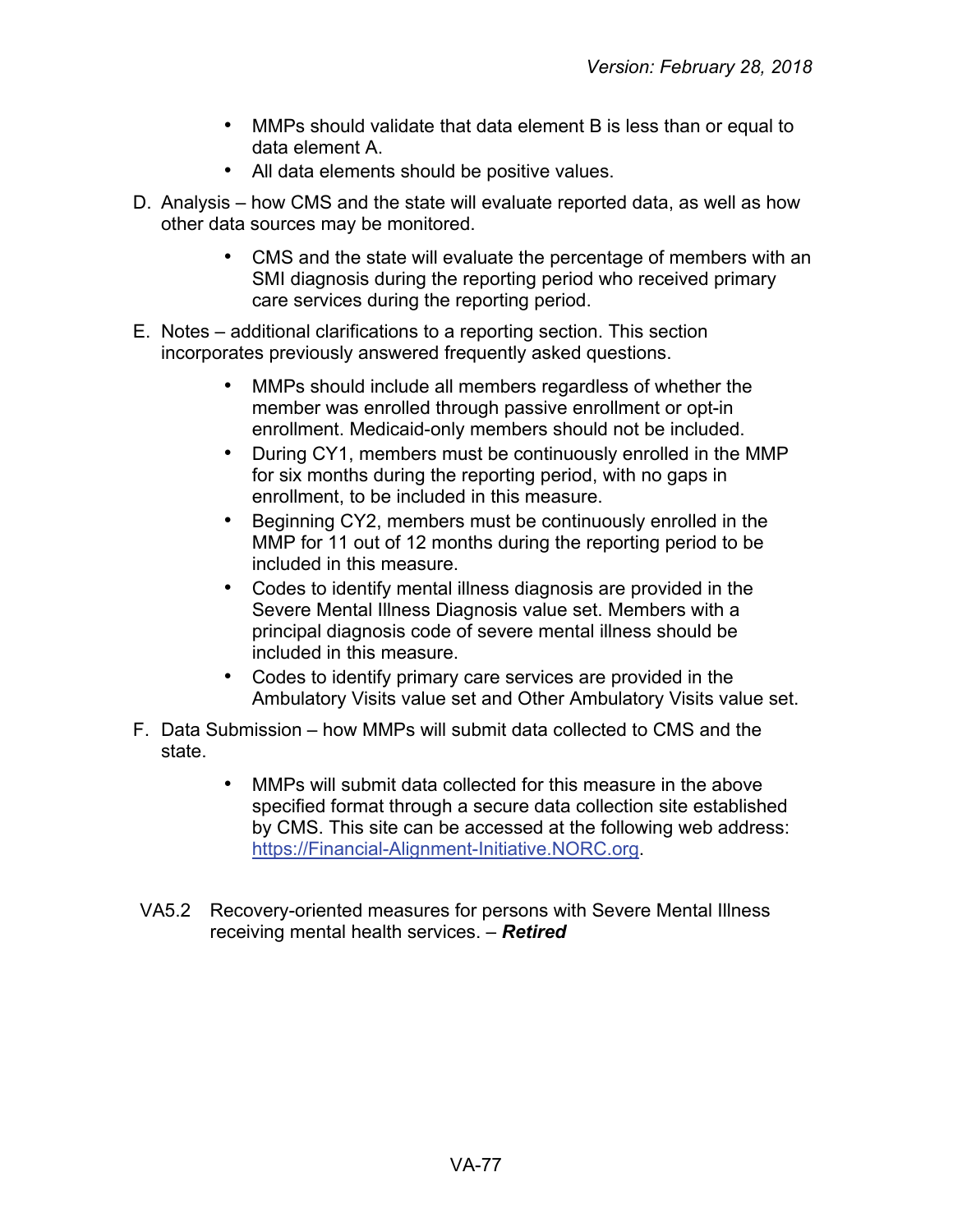- MMPs should validate that data element B is less than or equal to data element A.
- All data elements should be positive values.

D. Analysis – how CMS and the state will evaluate reported data, as well as how other data sources may be monitored.

- CMS and the state will evaluate the percentage of members with an SMI diagnosis during the reporting period who received primary care services during the reporting period.

E. Notes – additional clarifications to a reporting section. This section incorporates previously answered frequently asked questions.

- MMPs should include all members regardless of whether the member was enrolled through passive enrollment or opt-in enrollment. Medicaid-only members should not be included.
- During CY1, members must be continuously enrolled in the MMP for six months during the reporting period, with no gaps in enrollment, to be included in this measure.
- Beginning CY2, members must be continuously enrolled in the MMP for 11 out of 12 months during the reporting period to be included in this measure.
- Codes to identify mental illness diagnosis are provided in the Severe Mental Illness Diagnosis value set. Members with a principal diagnosis code of severe mental illness should be included in this measure.
- Codes to identify primary care services are provided in the Ambulatory Visits value set and Other Ambulatory Visits value set.

F. Data Submission – how MMPs will submit data collected to CMS and the state.

- MMPs will submit data collected for this measure in the above specified format through a secure data collection site established by CMS. This site can be accessed at the following web address: [https://Financial-Alignment-Initiative.NORC.org](https://Financial-Alignment-Initiative.NORC.org).

VA5.2 Recovery-oriented measures for persons with Severe Mental Illness receiving mental health services. – ***Retired***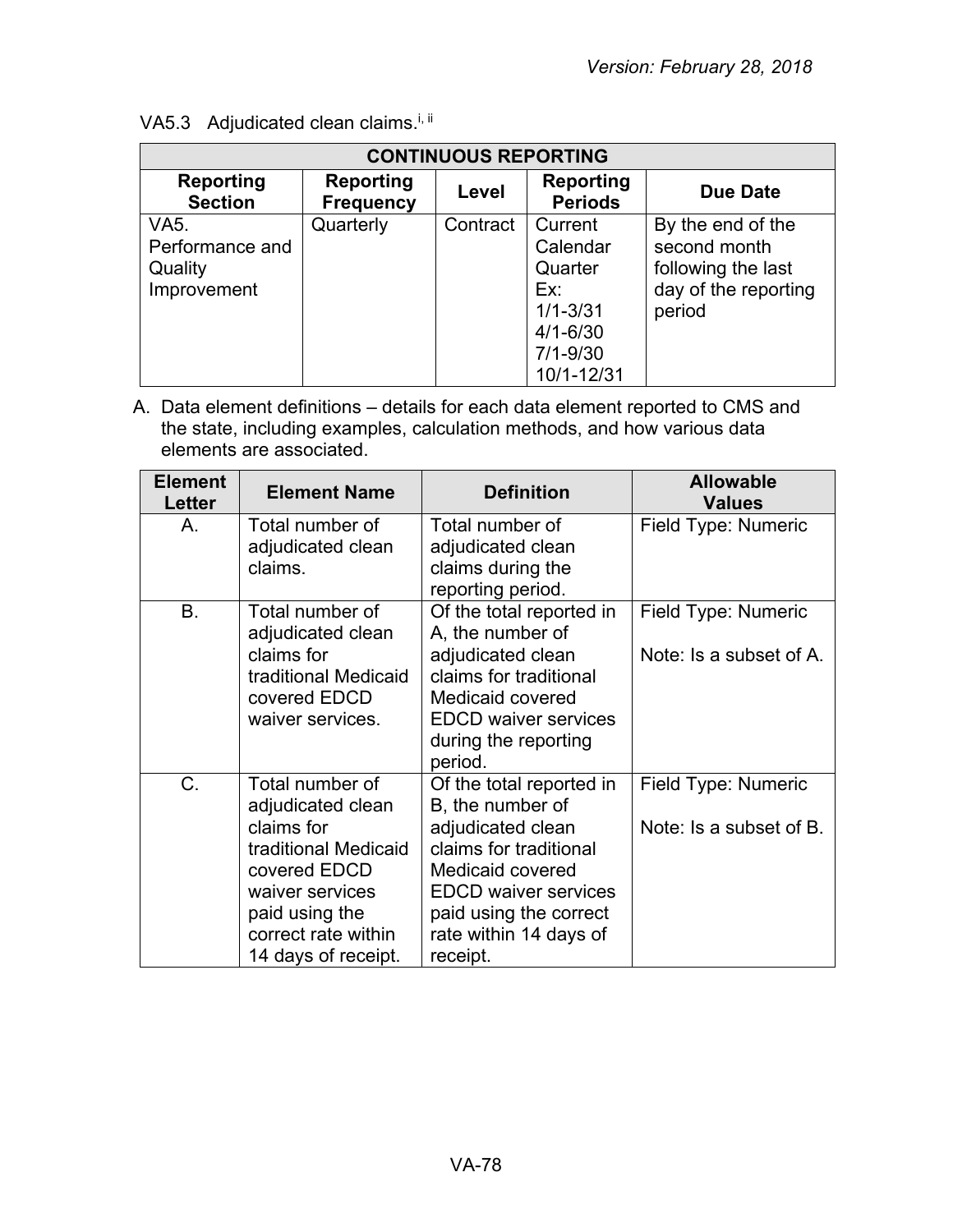VA5.3 Adjudicated clean claims.[i, ii]

| CONTINUOUS REPORTING | | | | |
|---|---|---|---|---|
| **Reporting Section** | **Reporting Frequency** | **Level** | **Reporting Periods** | **Due Date** |
| VA5. Performance and Quality Improvement | Quarterly | Contract | Current Calendar Quarter<br>Ex:<br>1/1-3/31<br>4/1-6/30<br>7/1-9/30<br>10/1-12/31 | By the end of the second month following the last day of the reporting period |

A. Data element definitions – details for each data element reported to CMS and the state, including examples, calculation methods, and how various data elements are associated.

| Element Letter | Element Name | Definition | Allowable Values |
|---|---|---|---|
| A. | Total number of adjudicated clean claims. | Total number of adjudicated clean claims during the reporting period. | Field Type: Numeric |
| B. | Total number of adjudicated clean claims for traditional Medicaid covered EDCD waiver services. | Of the total reported in A, the number of adjudicated clean claims for traditional Medicaid covered EDCD waiver services during the reporting period. | Field Type: Numeric<br><br>Note: Is a subset of A. |
| C. | Total number of adjudicated clean claims for traditional Medicaid covered EDCD waiver services paid using the correct rate within 14 days of receipt. | Of the total reported in B, the number of adjudicated clean claims for traditional Medicaid covered EDCD waiver services paid using the correct rate within 14 days of receipt. | Field Type: Numeric<br><br>Note: Is a subset of B. |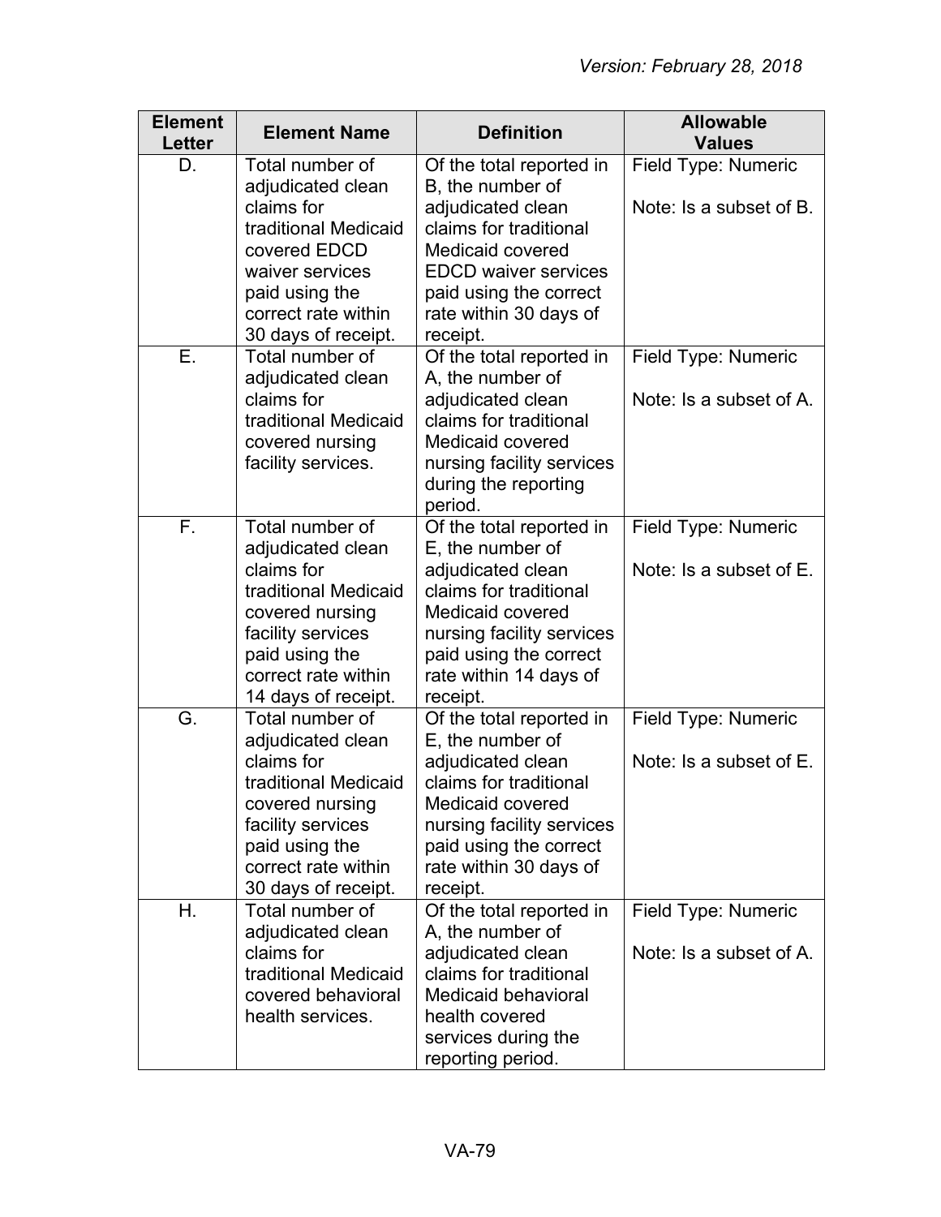| Element Letter | Element Name | Definition | Allowable Values |
|---|---|---|---|
| D. | Total number of adjudicated clean claims for traditional Medicaid covered EDCD waiver services paid using the correct rate within 30 days of receipt. | Of the total reported in B, the number of adjudicated clean claims for traditional Medicaid covered EDCD waiver services paid using the correct rate within 30 days of receipt. | Field Type: Numeric<br><br>Note: Is a subset of B. |
| E. | Total number of adjudicated clean claims for traditional Medicaid covered nursing facility services. | Of the total reported in A, the number of adjudicated clean claims for traditional Medicaid covered nursing facility services during the reporting period. | Field Type: Numeric<br><br>Note: Is a subset of A. |
| F. | Total number of adjudicated clean claims for traditional Medicaid covered nursing facility services paid using the correct rate within 14 days of receipt. | Of the total reported in E, the number of adjudicated clean claims for traditional Medicaid covered nursing facility services paid using the correct rate within 14 days of receipt. | Field Type: Numeric<br><br>Note: Is a subset of E. |
| G. | Total number of adjudicated clean claims for traditional Medicaid covered nursing facility services paid using the correct rate within 30 days of receipt. | Of the total reported in E, the number of adjudicated clean claims for traditional Medicaid covered nursing facility services paid using the correct rate within 30 days of receipt. | Field Type: Numeric<br><br>Note: Is a subset of E. |
| H. | Total number of adjudicated clean claims for traditional Medicaid covered behavioral health services. | Of the total reported in A, the number of adjudicated clean claims for traditional Medicaid behavioral health covered services during the reporting period. | Field Type: Numeric<br><br>Note: Is a subset of A. |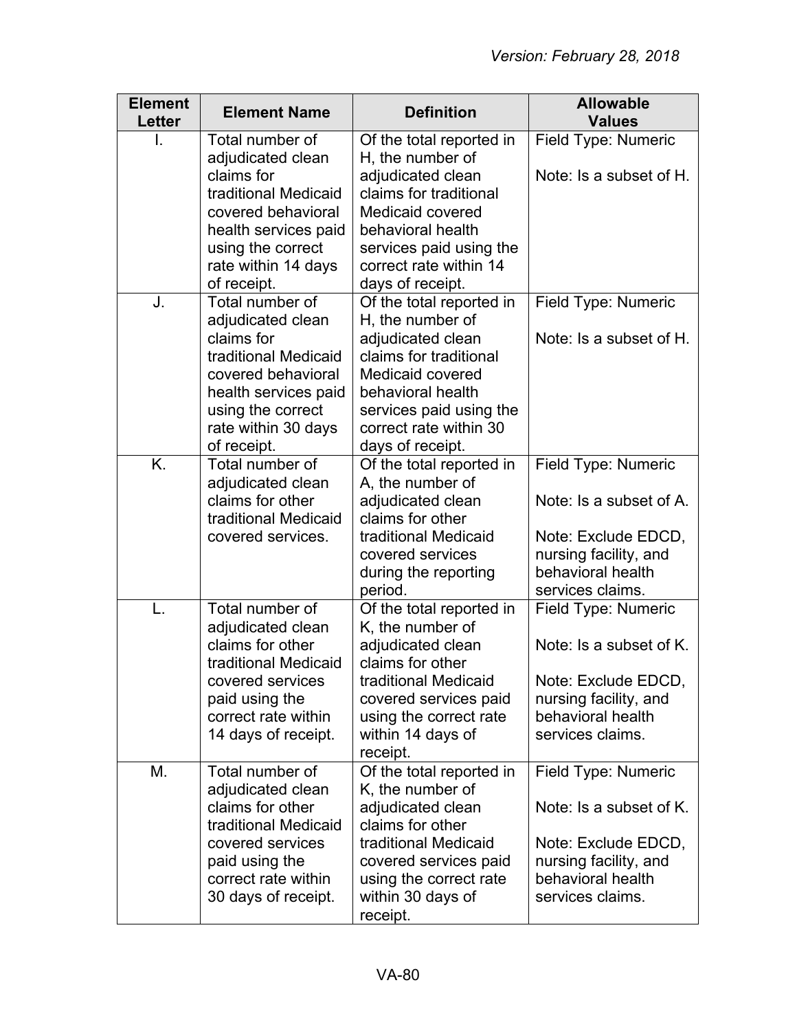| Element Letter | Element Name | Definition | Allowable Values |
|---|---|---|---|
| I. | Total number of adjudicated clean claims for traditional Medicaid covered behavioral health services paid using the correct rate within 14 days of receipt. | Of the total reported in H, the number of adjudicated clean claims for traditional Medicaid covered behavioral health services paid using the correct rate within 14 days of receipt. | Field Type: Numeric<br><br>Note: Is a subset of H. |
| J. | Total number of adjudicated clean claims for traditional Medicaid covered behavioral health services paid using the correct rate within 30 days of receipt. | Of the total reported in H, the number of adjudicated clean claims for traditional Medicaid covered behavioral health services paid using the correct rate within 30 days of receipt. | Field Type: Numeric<br><br>Note: Is a subset of H. |
| K. | Total number of adjudicated clean claims for other traditional Medicaid covered services. | Of the total reported in A, the number of adjudicated clean claims for other traditional Medicaid covered services during the reporting period. | Field Type: Numeric<br><br>Note: Is a subset of A.<br><br>Note: Exclude EDCD, nursing facility, and behavioral health services claims. |
| L. | Total number of adjudicated clean claims for other traditional Medicaid covered services paid using the correct rate within 14 days of receipt. | Of the total reported in K, the number of adjudicated clean claims for other traditional Medicaid covered services paid using the correct rate within 14 days of receipt. | Field Type: Numeric<br><br>Note: Is a subset of K.<br><br>Note: Exclude EDCD, nursing facility, and behavioral health services claims. |
| M. | Total number of adjudicated clean claims for other traditional Medicaid covered services paid using the correct rate within 30 days of receipt. | Of the total reported in K, the number of adjudicated clean claims for other traditional Medicaid covered services paid using the correct rate within 30 days of receipt. | Field Type: Numeric<br><br>Note: Is a subset of K.<br><br>Note: Exclude EDCD, nursing facility, and behavioral health services claims. |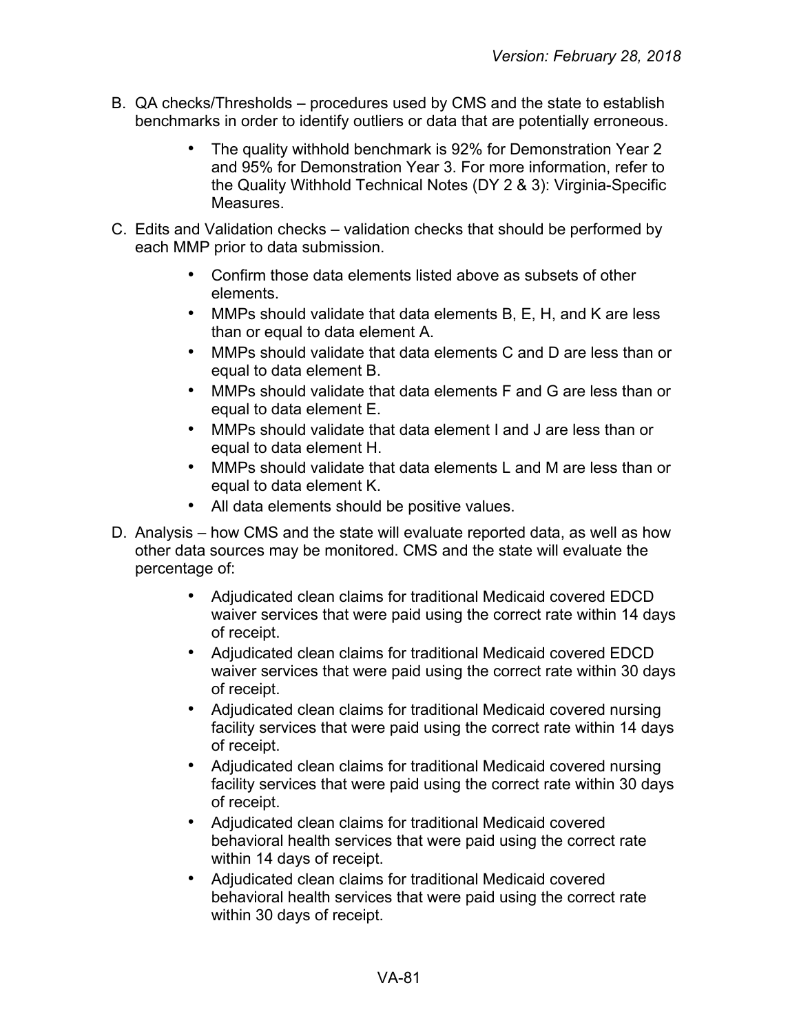B. QA checks/Thresholds – procedures used by CMS and the state to establish benchmarks in order to identify outliers or data that are potentially erroneous.

   - The quality withhold benchmark is 92% for Demonstration Year 2 and 95% for Demonstration Year 3. For more information, refer to the Quality Withhold Technical Notes (DY 2 & 3): Virginia-Specific Measures.

C. Edits and Validation checks – validation checks that should be performed by each MMP prior to data submission.

   - Confirm those data elements listed above as subsets of other elements.
   - MMPs should validate that data elements B, E, H, and K are less than or equal to data element A.
   - MMPs should validate that data elements C and D are less than or equal to data element B.
   - MMPs should validate that data elements F and G are less than or equal to data element E.
   - MMPs should validate that data element I and J are less than or equal to data element H.
   - MMPs should validate that data elements L and M are less than or equal to data element K.
   - All data elements should be positive values.

D. Analysis – how CMS and the state will evaluate reported data, as well as how other data sources may be monitored. CMS and the state will evaluate the percentage of:

   - Adjudicated clean claims for traditional Medicaid covered EDCD waiver services that were paid using the correct rate within 14 days of receipt.
   - Adjudicated clean claims for traditional Medicaid covered EDCD waiver services that were paid using the correct rate within 30 days of receipt.
   - Adjudicated clean claims for traditional Medicaid covered nursing facility services that were paid using the correct rate within 14 days of receipt.
   - Adjudicated clean claims for traditional Medicaid covered nursing facility services that were paid using the correct rate within 30 days of receipt.
   - Adjudicated clean claims for traditional Medicaid covered behavioral health services that were paid using the correct rate within 14 days of receipt.
   - Adjudicated clean claims for traditional Medicaid covered behavioral health services that were paid using the correct rate within 30 days of receipt.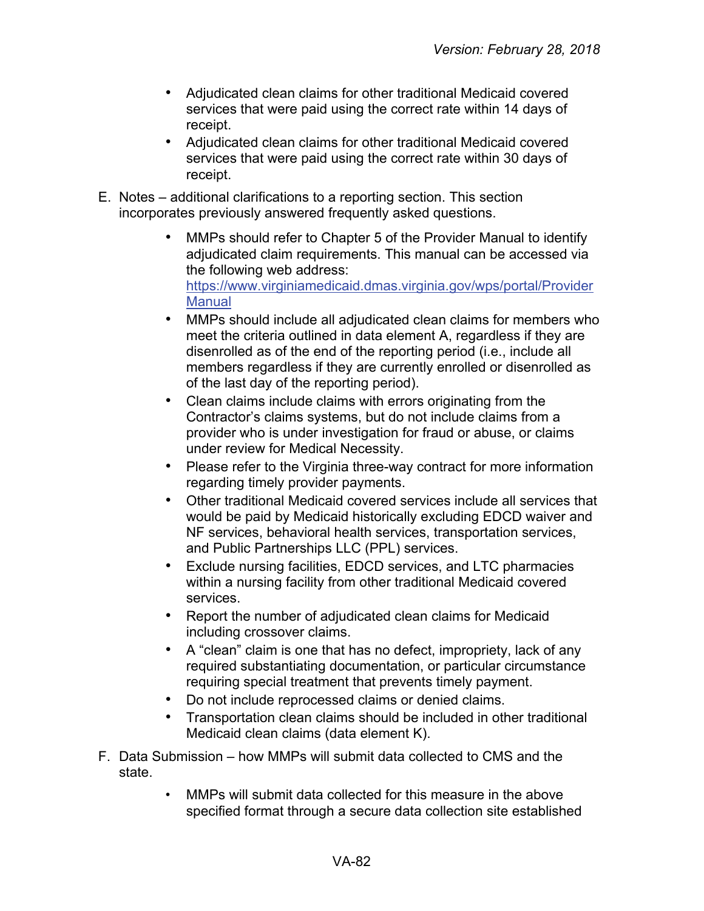- Adjudicated clean claims for other traditional Medicaid covered services that were paid using the correct rate within 14 days of receipt.
- Adjudicated clean claims for other traditional Medicaid covered services that were paid using the correct rate within 30 days of receipt.

E. Notes – additional clarifications to a reporting section. This section incorporates previously answered frequently asked questions.

- MMPs should refer to Chapter 5 of the Provider Manual to identify adjudicated claim requirements. This manual can be accessed via the following web address: [https://www.virginiamedicaid.dmas.virginia.gov/wps/portal/ProviderManual](https://www.virginiamedicaid.dmas.virginia.gov/wps/portal/ProviderManual)
- MMPs should include all adjudicated clean claims for members who meet the criteria outlined in data element A, regardless if they are disenrolled as of the end of the reporting period (i.e., include all members regardless if they are currently enrolled or disenrolled as of the last day of the reporting period).
- Clean claims include claims with errors originating from the Contractor's claims systems, but do not include claims from a provider who is under investigation for fraud or abuse, or claims under review for Medical Necessity.
- Please refer to the Virginia three-way contract for more information regarding timely provider payments.
- Other traditional Medicaid covered services include all services that would be paid by Medicaid historically excluding EDCD waiver and NF services, behavioral health services, transportation services, and Public Partnerships LLC (PPL) services.
- Exclude nursing facilities, EDCD services, and LTC pharmacies within a nursing facility from other traditional Medicaid covered services.
- Report the number of adjudicated clean claims for Medicaid including crossover claims.
- A "clean" claim is one that has no defect, impropriety, lack of any required substantiating documentation, or particular circumstance requiring special treatment that prevents timely payment.
- Do not include reprocessed claims or denied claims.
- Transportation clean claims should be included in other traditional Medicaid clean claims (data element K).

F. Data Submission – how MMPs will submit data collected to CMS and the state.

- MMPs will submit data collected for this measure in the above specified format through a secure data collection site established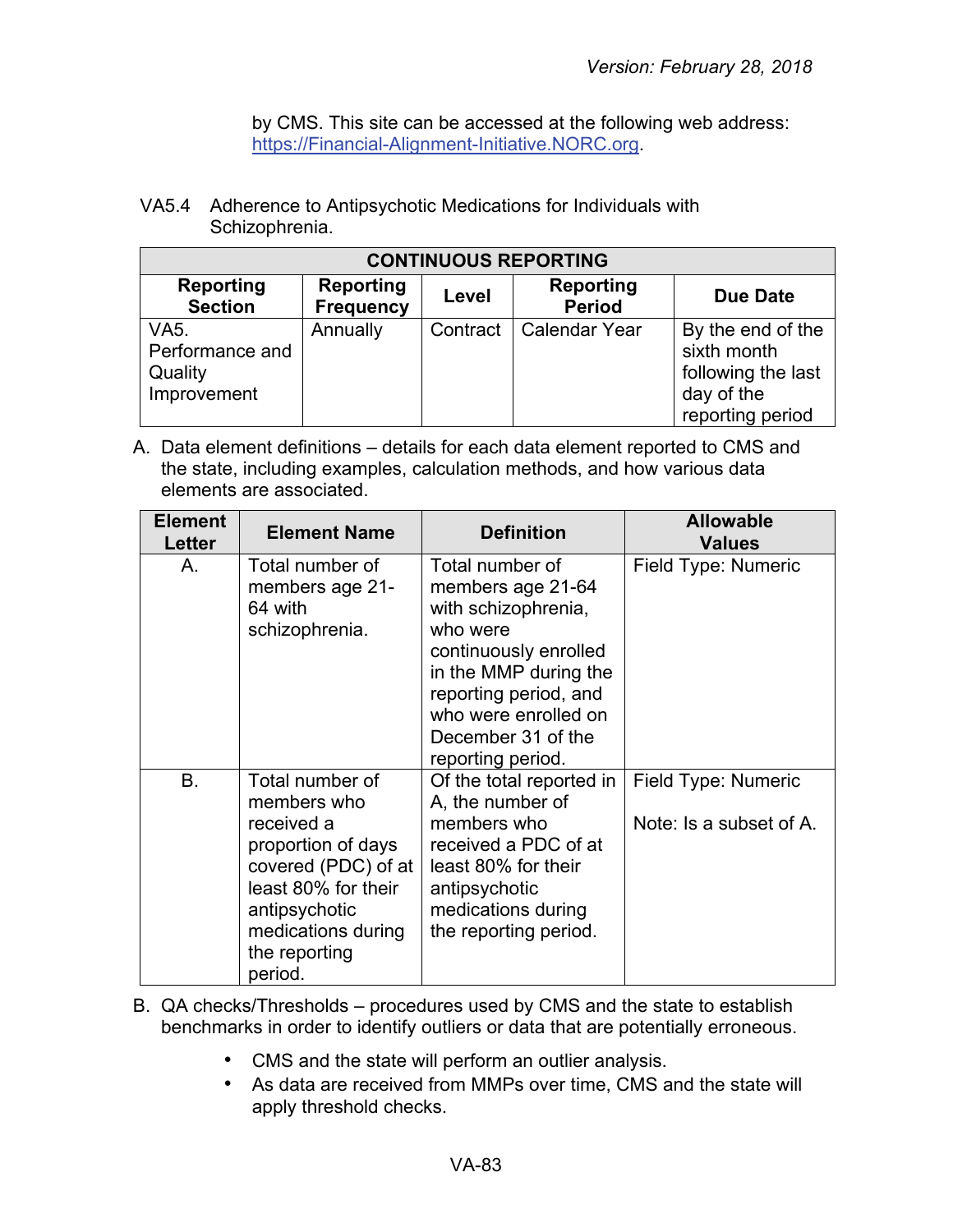by CMS. This site can be accessed at the following web address: https://Financial-Alignment-Initiative.NORC.org.

VA5.4 Adherence to Antipsychotic Medications for Individuals with Schizophrenia.

| CONTINUOUS REPORTING | | | | |
|---|---|---|---|---|
| **Reporting Section** | **Reporting Frequency** | **Level** | **Reporting Period** | **Due Date** |
| VA5. Performance and Quality Improvement | Annually | Contract | Calendar Year | By the end of the sixth month following the last day of the reporting period |

A. Data element definitions – details for each data element reported to CMS and the state, including examples, calculation methods, and how various data elements are associated.

| Element Letter | Element Name | Definition | Allowable Values |
|---|---|---|---|
| A. | Total number of members age 21-64 with schizophrenia. | Total number of members age 21-64 with schizophrenia, who were continuously enrolled in the MMP during the reporting period, and who were enrolled on December 31 of the reporting period. | Field Type: Numeric |
| B. | Total number of members who received a proportion of days covered (PDC) of at least 80% for their antipsychotic medications during the reporting period. | Of the total reported in A, the number of members who received a PDC of at least 80% for their antipsychotic medications during the reporting period. | Field Type: Numeric<br><br>Note: Is a subset of A. |

B. QA checks/Thresholds – procedures used by CMS and the state to establish benchmarks in order to identify outliers or data that are potentially erroneous.

- CMS and the state will perform an outlier analysis.
- As data are received from MMPs over time, CMS and the state will apply threshold checks.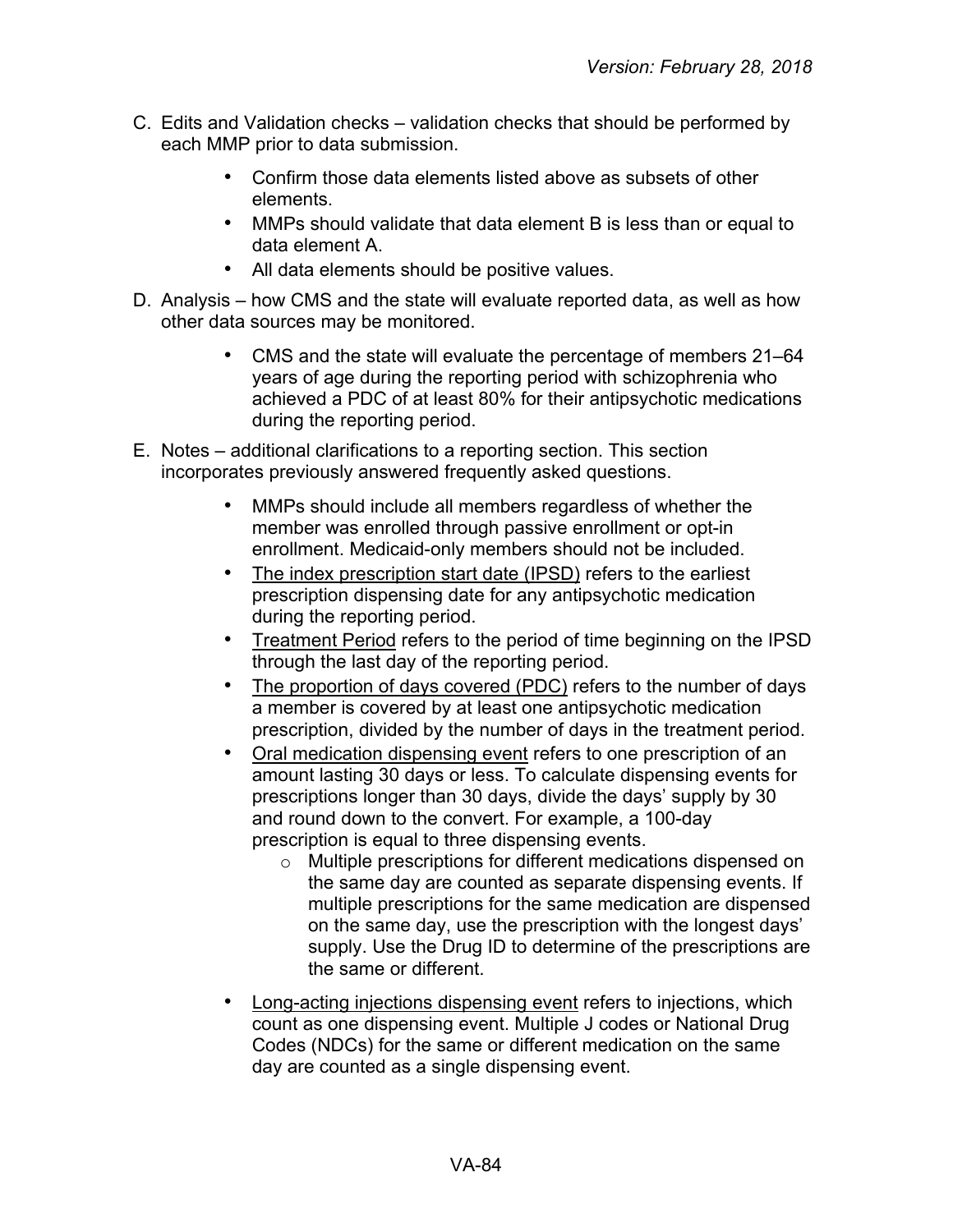C. Edits and Validation checks – validation checks that should be performed by each MMP prior to data submission.

- Confirm those data elements listed above as subsets of other elements.
- MMPs should validate that data element B is less than or equal to data element A.
- All data elements should be positive values.

D. Analysis – how CMS and the state will evaluate reported data, as well as how other data sources may be monitored.

- CMS and the state will evaluate the percentage of members 21–64 years of age during the reporting period with schizophrenia who achieved a PDC of at least 80% for their antipsychotic medications during the reporting period.

E. Notes – additional clarifications to a reporting section. This section incorporates previously answered frequently asked questions.

- MMPs should include all members regardless of whether the member was enrolled through passive enrollment or opt-in enrollment. Medicaid-only members should not be included.
- <u>The index prescription start date (IPSD)</u> refers to the earliest prescription dispensing date for any antipsychotic medication during the reporting period.
- <u>Treatment Period</u> refers to the period of time beginning on the IPSD through the last day of the reporting period.
- <u>The proportion of days covered (PDC)</u> refers to the number of days a member is covered by at least one antipsychotic medication prescription, divided by the number of days in the treatment period.
- <u>Oral medication dispensing event</u> refers to one prescription of an amount lasting 30 days or less. To calculate dispensing events for prescriptions longer than 30 days, divide the days' supply by 30 and round down to the convert. For example, a 100-day prescription is equal to three dispensing events.
    - Multiple prescriptions for different medications dispensed on the same day are counted as separate dispensing events. If multiple prescriptions for the same medication are dispensed on the same day, use the prescription with the longest days' supply. Use the Drug ID to determine of the prescriptions are the same or different.
- <u>Long-acting injections dispensing event</u> refers to injections, which count as one dispensing event. Multiple J codes or National Drug Codes (NDCs) for the same or different medication on the same day are counted as a single dispensing event.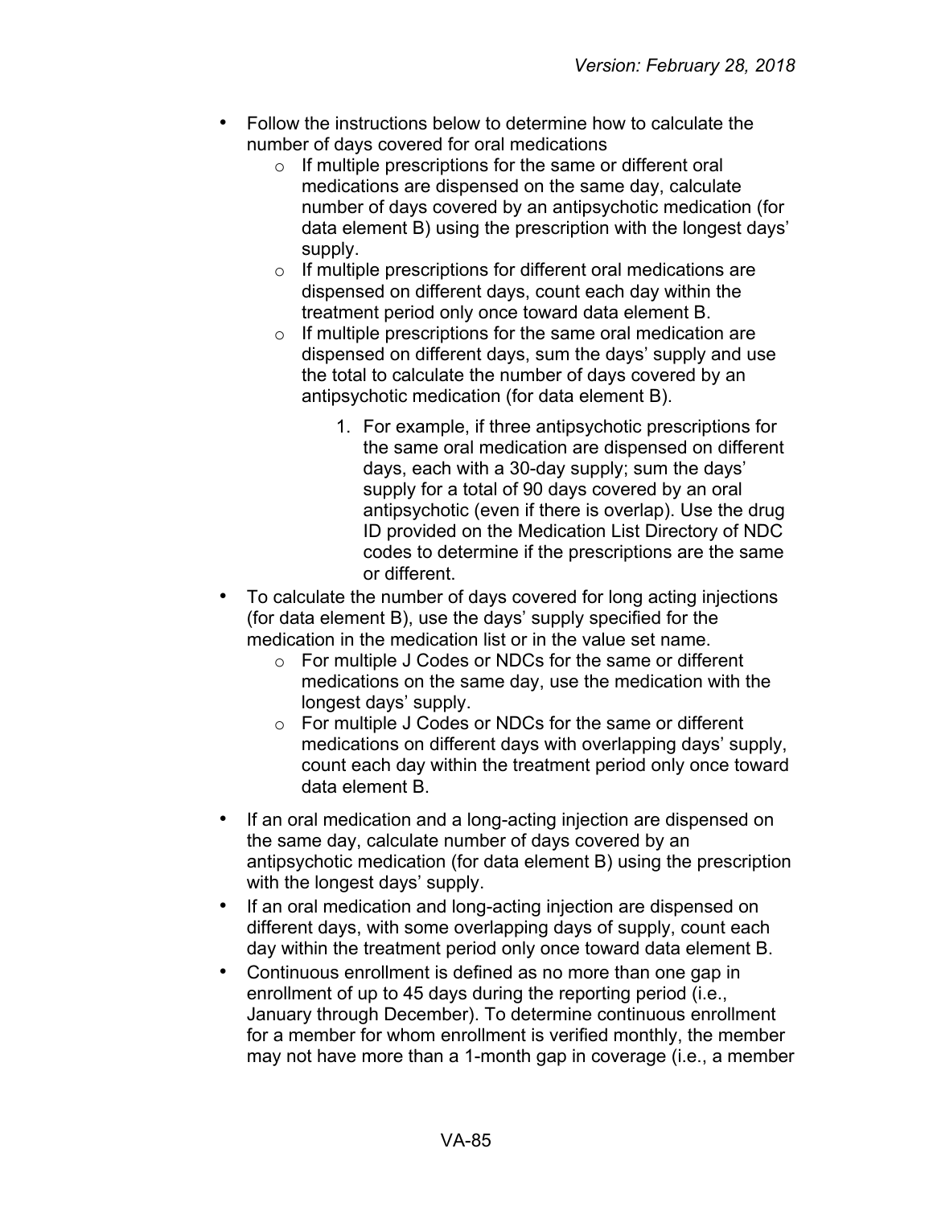- Follow the instructions below to determine how to calculate the number of days covered for oral medications
  - If multiple prescriptions for the same or different oral medications are dispensed on the same day, calculate number of days covered by an antipsychotic medication (for data element B) using the prescription with the longest days' supply.
  - If multiple prescriptions for different oral medications are dispensed on different days, count each day within the treatment period only once toward data element B.
  - If multiple prescriptions for the same oral medication are dispensed on different days, sum the days' supply and use the total to calculate the number of days covered by an antipsychotic medication (for data element B).
    1. For example, if three antipsychotic prescriptions for the same oral medication are dispensed on different days, each with a 30-day supply; sum the days' supply for a total of 90 days covered by an oral antipsychotic (even if there is overlap). Use the drug ID provided on the Medication List Directory of NDC codes to determine if the prescriptions are the same or different.
- To calculate the number of days covered for long acting injections (for data element B), use the days' supply specified for the medication in the medication list or in the value set name.
  - For multiple J Codes or NDCs for the same or different medications on the same day, use the medication with the longest days' supply.
  - For multiple J Codes or NDCs for the same or different medications on different days with overlapping days' supply, count each day within the treatment period only once toward data element B.
- If an oral medication and a long-acting injection are dispensed on the same day, calculate number of days covered by an antipsychotic medication (for data element B) using the prescription with the longest days' supply.
- If an oral medication and long-acting injection are dispensed on different days, with some overlapping days of supply, count each day within the treatment period only once toward data element B.
- Continuous enrollment is defined as no more than one gap in enrollment of up to 45 days during the reporting period (i.e., January through December). To determine continuous enrollment for a member for whom enrollment is verified monthly, the member may not have more than a 1-month gap in coverage (i.e., a member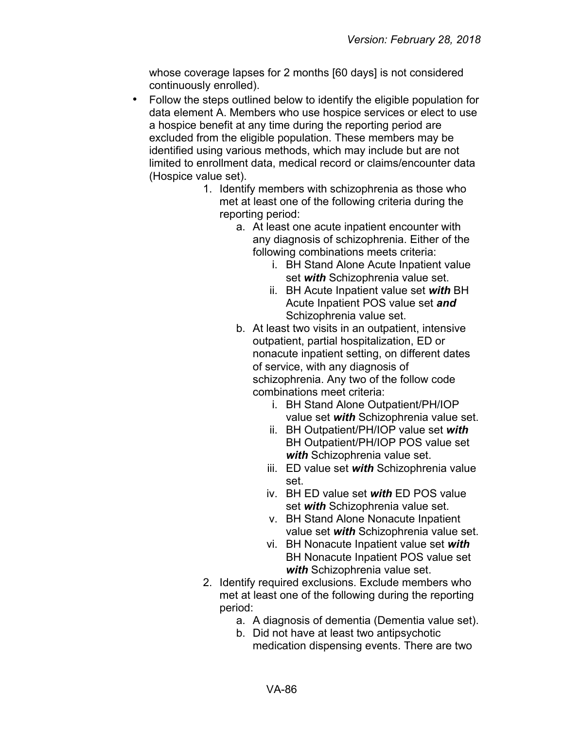whose coverage lapses for 2 months [60 days] is not considered continuously enrolled).

- Follow the steps outlined below to identify the eligible population for data element A. Members who use hospice services or elect to use a hospice benefit at any time during the reporting period are excluded from the eligible population. These members may be identified using various methods, which may include but are not limited to enrollment data, medical record or claims/encounter data (Hospice value set).
    1. Identify members with schizophrenia as those who met at least one of the following criteria during the reporting period:
        a. At least one acute inpatient encounter with any diagnosis of schizophrenia. Either of the following combinations meets criteria:
            i. BH Stand Alone Acute Inpatient value set ***with*** Schizophrenia value set.
            ii. BH Acute Inpatient value set ***with*** BH Acute Inpatient POS value set ***and*** Schizophrenia value set.
        b. At least two visits in an outpatient, intensive outpatient, partial hospitalization, ED or nonacute inpatient setting, on different dates of service, with any diagnosis of schizophrenia. Any two of the follow code combinations meet criteria:
            i. BH Stand Alone Outpatient/PH/IOP value set ***with*** Schizophrenia value set.
            ii. BH Outpatient/PH/IOP value set ***with*** BH Outpatient/PH/IOP POS value set ***with*** Schizophrenia value set.
            iii. ED value set ***with*** Schizophrenia value set.
            iv. BH ED value set ***with*** ED POS value set ***with*** Schizophrenia value set.
            v. BH Stand Alone Nonacute Inpatient value set ***with*** Schizophrenia value set.
            vi. BH Nonacute Inpatient value set ***with*** BH Nonacute Inpatient POS value set ***with*** Schizophrenia value set.
    2. Identify required exclusions. Exclude members who met at least one of the following during the reporting period:
        a. A diagnosis of dementia (Dementia value set).
        b. Did not have at least two antipsychotic medication dispensing events. There are two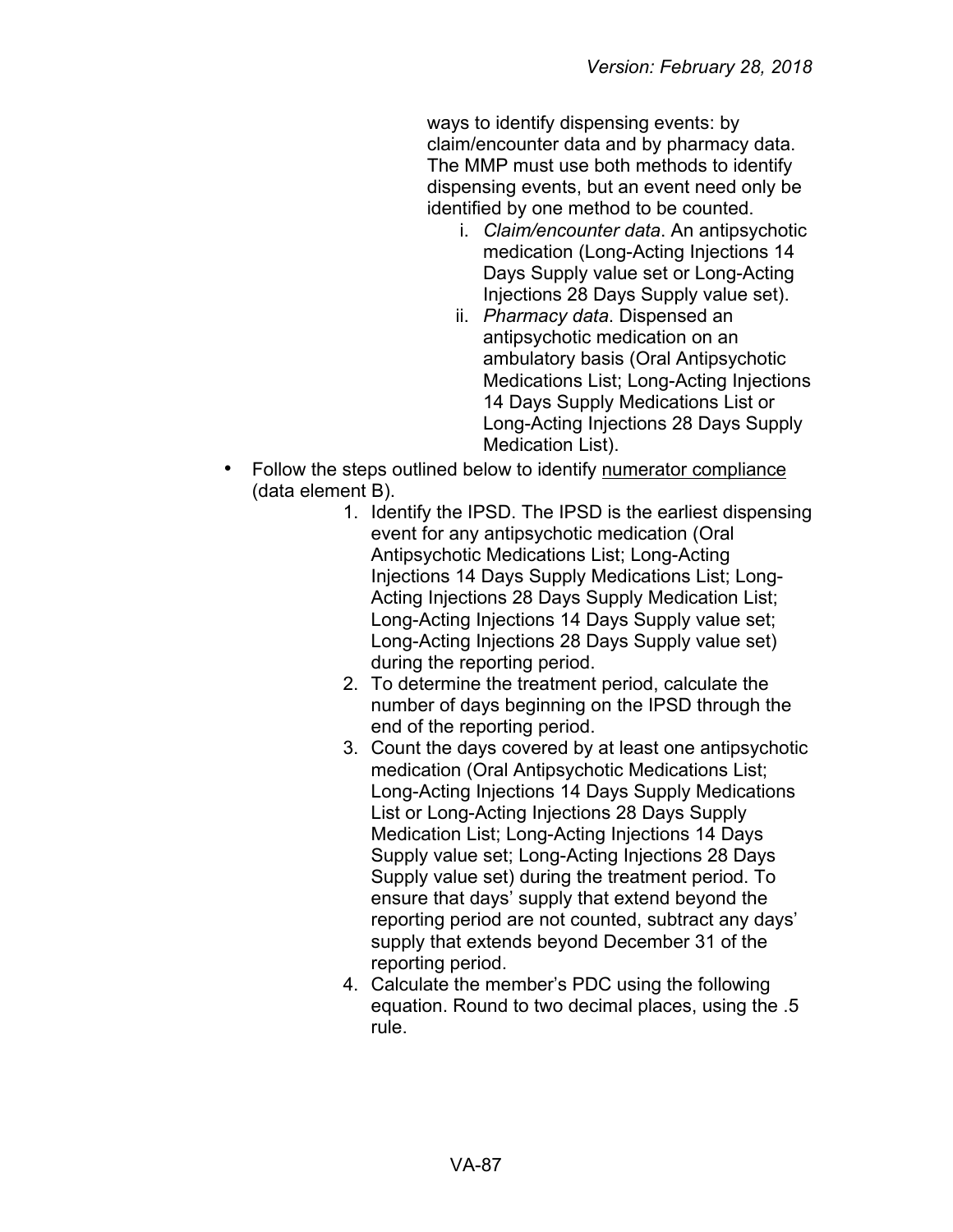ways to identify dispensing events: by claim/encounter data and by pharmacy data. The MMP must use both methods to identify dispensing events, but an event need only be identified by one method to be counted.

i. *Claim/encounter data*. An antipsychotic medication (Long-Acting Injections 14 Days Supply value set or Long-Acting Injections 28 Days Supply value set).
ii. *Pharmacy data*. Dispensed an antipsychotic medication on an ambulatory basis (Oral Antipsychotic Medications List; Long-Acting Injections 14 Days Supply Medications List or Long-Acting Injections 28 Days Supply Medication List).

- Follow the steps outlined below to identify numerator compliance (data element B).
  1. Identify the IPSD. The IPSD is the earliest dispensing event for any antipsychotic medication (Oral Antipsychotic Medications List; Long-Acting Injections 14 Days Supply Medications List; Long-Acting Injections 28 Days Supply Medication List; Long-Acting Injections 14 Days Supply value set; Long-Acting Injections 28 Days Supply value set) during the reporting period.
  2. To determine the treatment period, calculate the number of days beginning on the IPSD through the end of the reporting period.
  3. Count the days covered by at least one antipsychotic medication (Oral Antipsychotic Medications List; Long-Acting Injections 14 Days Supply Medications List or Long-Acting Injections 28 Days Supply Medication List; Long-Acting Injections 14 Days Supply value set; Long-Acting Injections 28 Days Supply value set) during the treatment period. To ensure that days' supply that extend beyond the reporting period are not counted, subtract any days' supply that extends beyond December 31 of the reporting period.
  4. Calculate the member's PDC using the following equation. Round to two decimal places, using the .5 rule.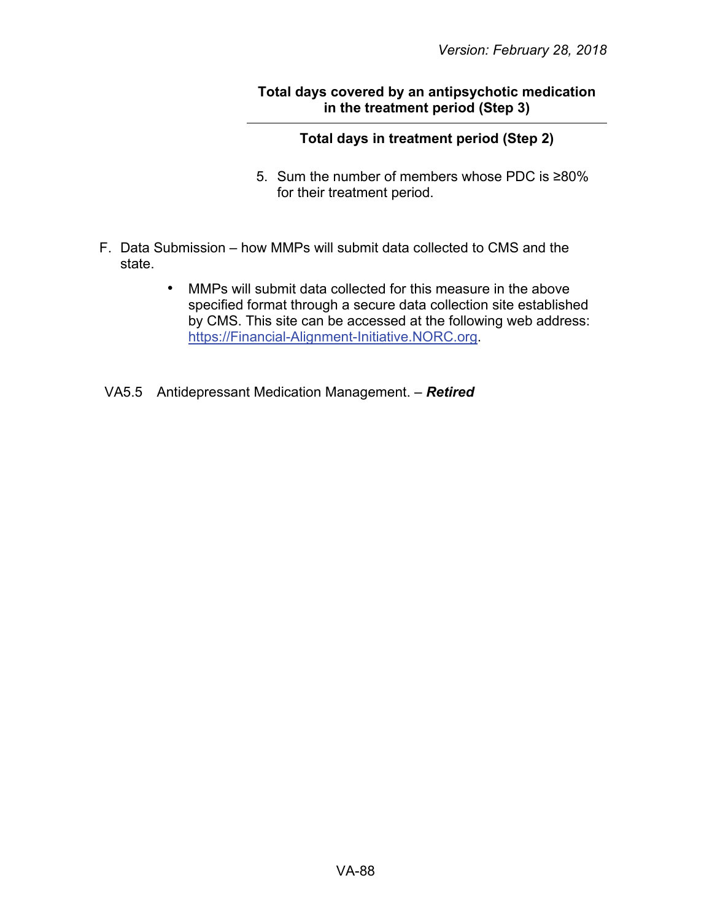$$\frac{\textbf{Total days covered by an antipsychotic medication in the treatment period (Step 3)}}{\textbf{Total days in treatment period (Step 2)}}$$

5. Sum the number of members whose PDC is ≥80% for their treatment period.

F. Data Submission – how MMPs will submit data collected to CMS and the state.

- MMPs will submit data collected for this measure in the above specified format through a secure data collection site established by CMS. This site can be accessed at the following web address: [https://Financial-Alignment-Initiative.NORC.org](https://Financial-Alignment-Initiative.NORC.org).

VA5.5 Antidepressant Medication Management. – ***Retired***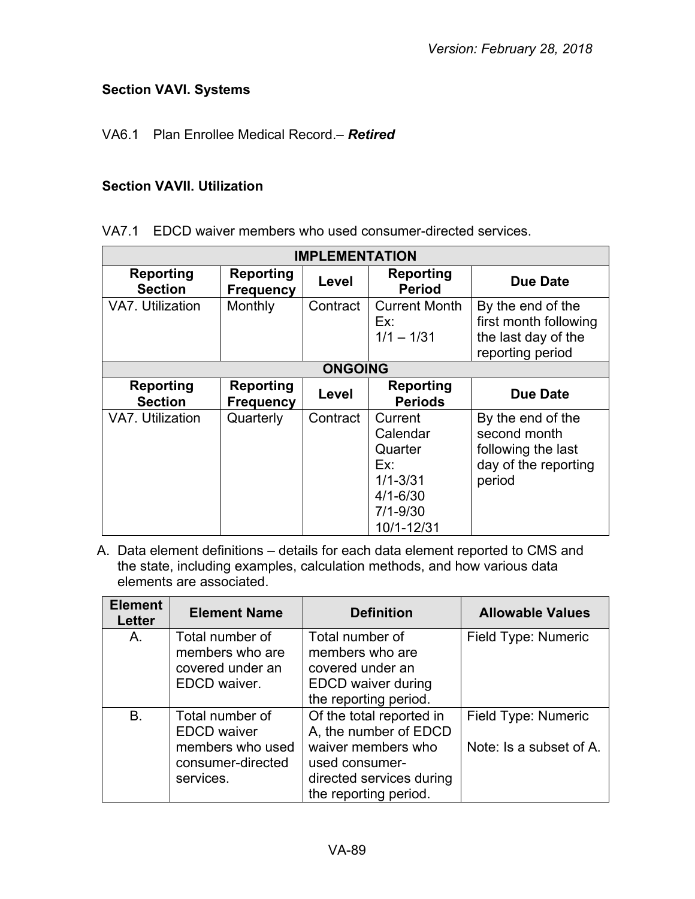**Section VAVI. Systems**

VA6.1 Plan Enrollee Medical Record.– ***Retired***

**Section VAVII. Utilization**

VA7.1 EDCD waiver members who used consumer-directed services.

| IMPLEMENTATION | | | | |
|---|---|---|---|---|
| **Reporting Section** | **Reporting Frequency** | **Level** | **Reporting Period** | **Due Date** |
| VA7. Utilization | Monthly | Contract | Current Month Ex: 1/1 – 1/31 | By the end of the first month following the last day of the reporting period |
| **ONGOING** | | | | |
| **Reporting Section** | **Reporting Frequency** | **Level** | **Reporting Periods** | **Due Date** |
| VA7. Utilization | Quarterly | Contract | Current Calendar Quarter Ex: 1/1-3/31 4/1-6/30 7/1-9/30 10/1-12/31 | By the end of the second month following the last day of the reporting period |

A. Data element definitions – details for each data element reported to CMS and the state, including examples, calculation methods, and how various data elements are associated.

| Element Letter | Element Name | Definition | Allowable Values |
|---|---|---|---|
| A. | Total number of members who are covered under an EDCD waiver. | Total number of members who are covered under an EDCD waiver during the reporting period. | Field Type: Numeric |
| B. | Total number of EDCD waiver members who used consumer-directed services. | Of the total reported in A, the number of EDCD waiver members who used consumer-directed services during the reporting period. | Field Type: Numeric<br><br>Note: Is a subset of A. |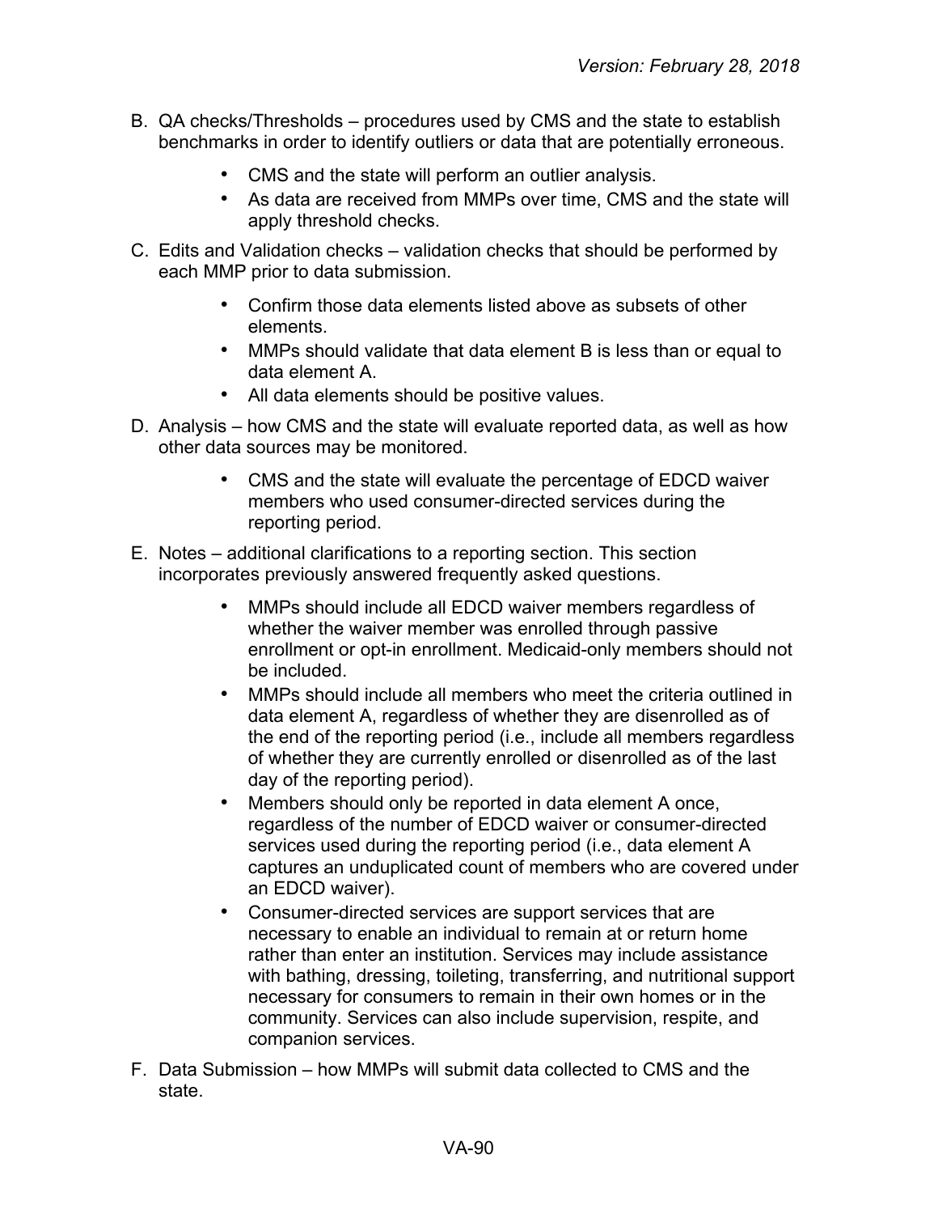B. QA checks/Thresholds – procedures used by CMS and the state to establish benchmarks in order to identify outliers or data that are potentially erroneous.

   - CMS and the state will perform an outlier analysis.
   - As data are received from MMPs over time, CMS and the state will apply threshold checks.

C. Edits and Validation checks – validation checks that should be performed by each MMP prior to data submission.

   - Confirm those data elements listed above as subsets of other elements.
   - MMPs should validate that data element B is less than or equal to data element A.
   - All data elements should be positive values.

D. Analysis – how CMS and the state will evaluate reported data, as well as how other data sources may be monitored.

   - CMS and the state will evaluate the percentage of EDCD waiver members who used consumer-directed services during the reporting period.

E. Notes – additional clarifications to a reporting section. This section incorporates previously answered frequently asked questions.

   - MMPs should include all EDCD waiver members regardless of whether the waiver member was enrolled through passive enrollment or opt-in enrollment. Medicaid-only members should not be included.
   - MMPs should include all members who meet the criteria outlined in data element A, regardless of whether they are disenrolled as of the end of the reporting period (i.e., include all members regardless of whether they are currently enrolled or disenrolled as of the last day of the reporting period).
   - Members should only be reported in data element A once, regardless of the number of EDCD waiver or consumer-directed services used during the reporting period (i.e., data element A captures an unduplicated count of members who are covered under an EDCD waiver).
   - Consumer-directed services are support services that are necessary to enable an individual to remain at or return home rather than enter an institution. Services may include assistance with bathing, dressing, toileting, transferring, and nutritional support necessary for consumers to remain in their own homes or in the community. Services can also include supervision, respite, and companion services.

F. Data Submission – how MMPs will submit data collected to CMS and the state.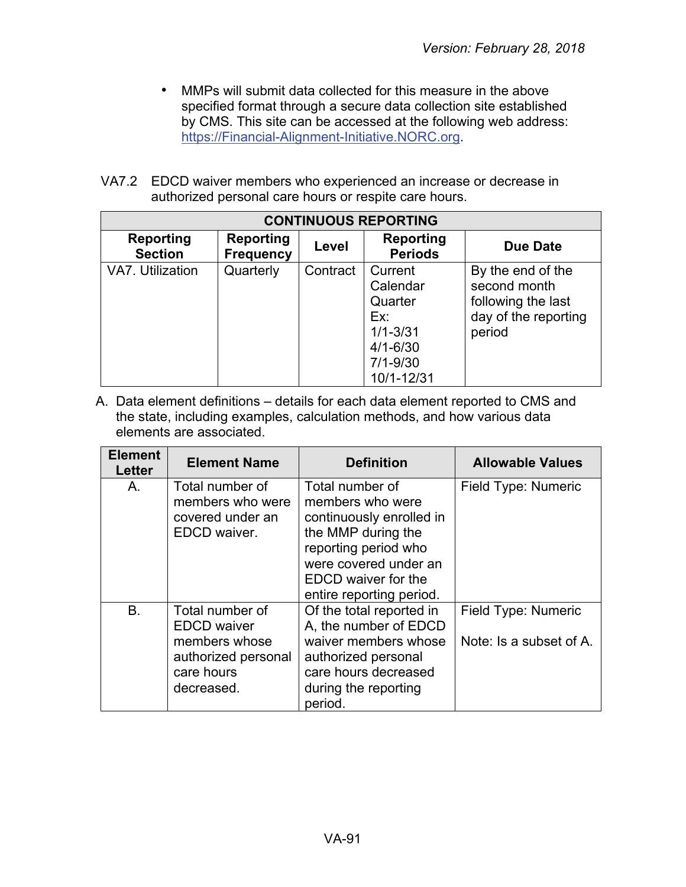- MMPs will submit data collected for this measure in the above specified format through a secure data collection site established by CMS. This site can be accessed at the following web address: https://Financial-Alignment-Initiative.NORC.org.

VA7.2 EDCD waiver members who experienced an increase or decrease in authorized personal care hours or respite care hours.

| CONTINUOUS REPORTING | | | | |
|---|---|---|---|---|
| **Reporting Section** | **Reporting Frequency** | **Level** | **Reporting Periods** | **Due Date** |
| VA7. Utilization | Quarterly | Contract | Current Calendar Quarter Ex: 1/1-3/31 4/1-6/30 7/1-9/30 10/1-12/31 | By the end of the second month following the last day of the reporting period |

A. Data element definitions – details for each data element reported to CMS and the state, including examples, calculation methods, and how various data elements are associated.

| Element Letter | Element Name | Definition | Allowable Values |
|---|---|---|---|
| A. | Total number of members who were covered under an EDCD waiver. | Total number of members who were continuously enrolled in the MMP during the reporting period who were covered under an EDCD waiver for the entire reporting period. | Field Type: Numeric |
| B. | Total number of EDCD waiver members whose authorized personal care hours decreased. | Of the total reported in A, the number of EDCD waiver members whose authorized personal care hours decreased during the reporting period. | Field Type: Numeric<br><br>Note: Is a subset of A. |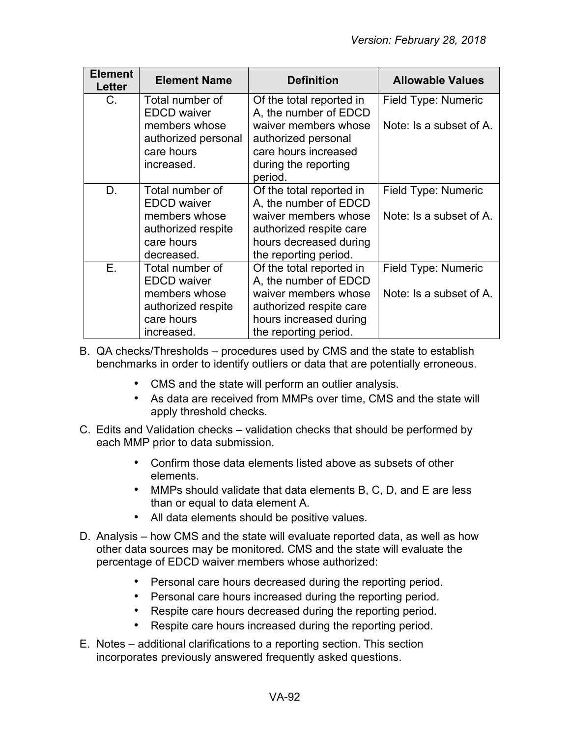| Element Letter | Element Name | Definition | Allowable Values |
|---|---|---|---|
| C. | Total number of EDCD waiver members whose authorized personal care hours increased. | Of the total reported in A, the number of EDCD waiver members whose authorized personal care hours increased during the reporting period. | Field Type: Numeric<br><br>Note: Is a subset of A. |
| D. | Total number of EDCD waiver members whose authorized respite care hours decreased. | Of the total reported in A, the number of EDCD waiver members whose authorized respite care hours decreased during the reporting period. | Field Type: Numeric<br><br>Note: Is a subset of A. |
| E. | Total number of EDCD waiver members whose authorized respite care hours increased. | Of the total reported in A, the number of EDCD waiver members whose authorized respite care hours increased during the reporting period. | Field Type: Numeric<br><br>Note: Is a subset of A. |

B. QA checks/Thresholds – procedures used by CMS and the state to establish benchmarks in order to identify outliers or data that are potentially erroneous.

- CMS and the state will perform an outlier analysis.
- As data are received from MMPs over time, CMS and the state will apply threshold checks.

C. Edits and Validation checks – validation checks that should be performed by each MMP prior to data submission.

- Confirm those data elements listed above as subsets of other elements.
- MMPs should validate that data elements B, C, D, and E are less than or equal to data element A.
- All data elements should be positive values.

D. Analysis – how CMS and the state will evaluate reported data, as well as how other data sources may be monitored. CMS and the state will evaluate the percentage of EDCD waiver members whose authorized:

- Personal care hours decreased during the reporting period.
- Personal care hours increased during the reporting period.
- Respite care hours decreased during the reporting period.
- Respite care hours increased during the reporting period.

E. Notes – additional clarifications to a reporting section. This section incorporates previously answered frequently asked questions.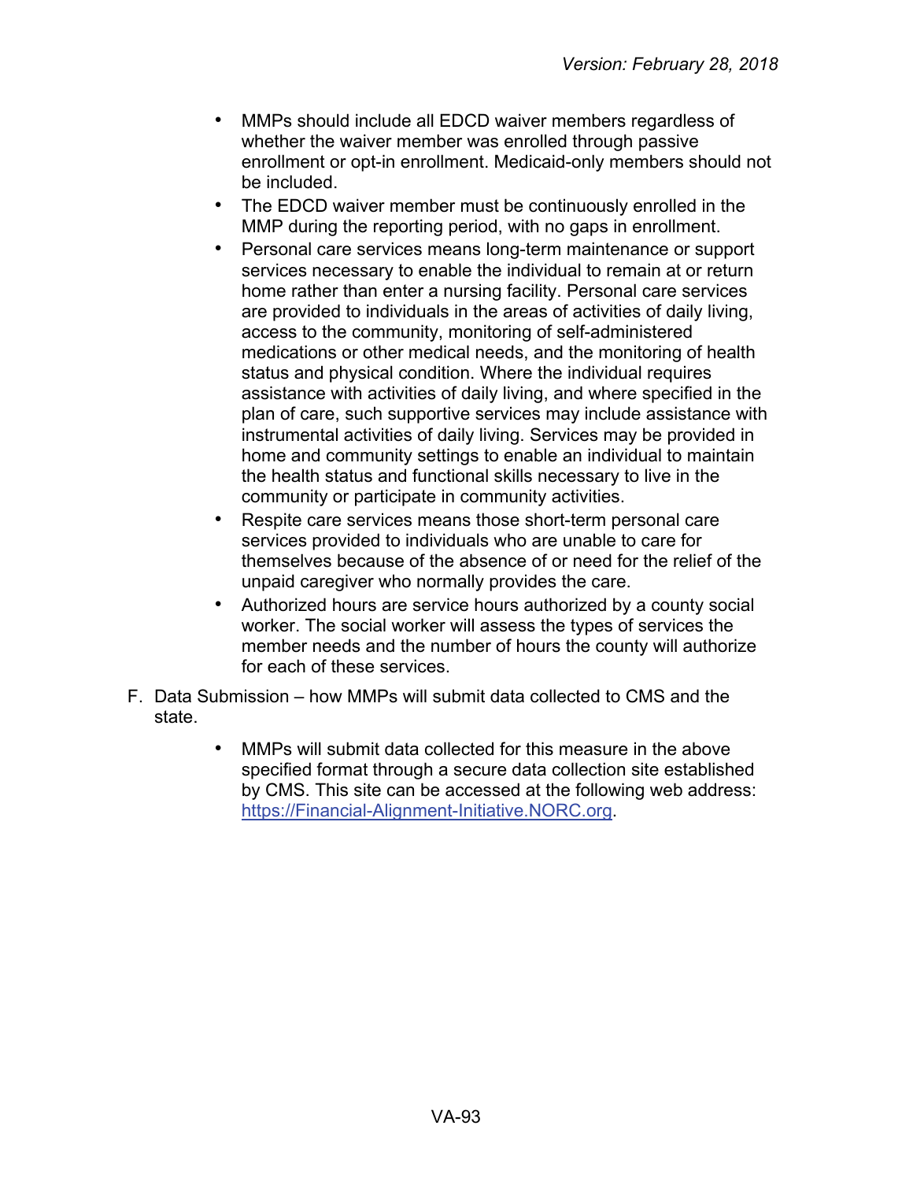- MMPs should include all EDCD waiver members regardless of whether the waiver member was enrolled through passive enrollment or opt-in enrollment. Medicaid-only members should not be included.
- The EDCD waiver member must be continuously enrolled in the MMP during the reporting period, with no gaps in enrollment.
- Personal care services means long-term maintenance or support services necessary to enable the individual to remain at or return home rather than enter a nursing facility. Personal care services are provided to individuals in the areas of activities of daily living, access to the community, monitoring of self-administered medications or other medical needs, and the monitoring of health status and physical condition. Where the individual requires assistance with activities of daily living, and where specified in the plan of care, such supportive services may include assistance with instrumental activities of daily living. Services may be provided in home and community settings to enable an individual to maintain the health status and functional skills necessary to live in the community or participate in community activities.
- Respite care services means those short-term personal care services provided to individuals who are unable to care for themselves because of the absence of or need for the relief of the unpaid caregiver who normally provides the care.
- Authorized hours are service hours authorized by a county social worker. The social worker will assess the types of services the member needs and the number of hours the county will authorize for each of these services.

F. Data Submission – how MMPs will submit data collected to CMS and the state.

- MMPs will submit data collected for this measure in the above specified format through a secure data collection site established by CMS. This site can be accessed at the following web address: https://Financial-Alignment-Initiative.NORC.org.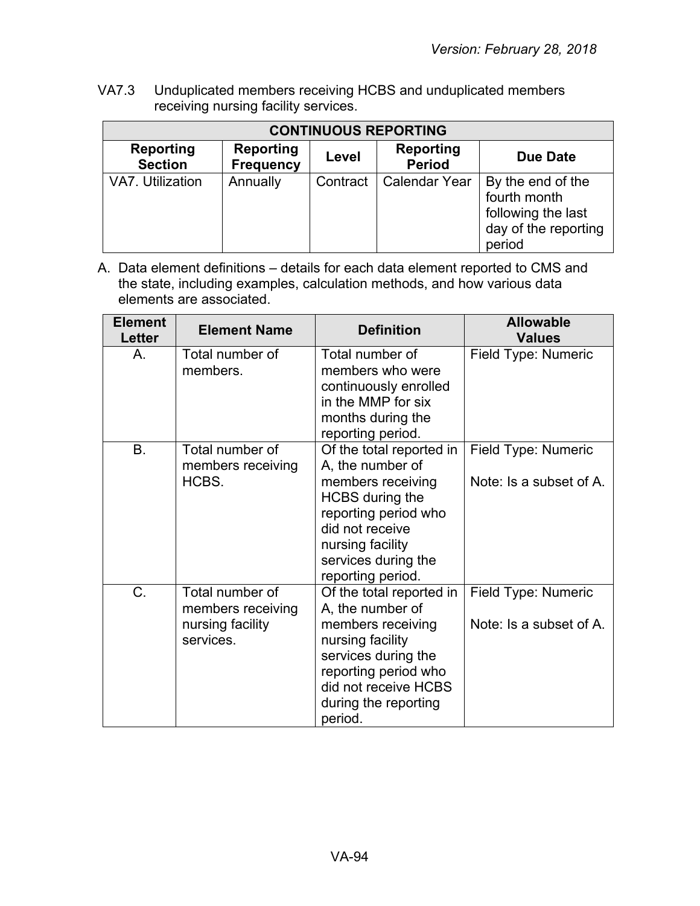VA7.3 Unduplicated members receiving HCBS and unduplicated members receiving nursing facility services.

| CONTINUOUS REPORTING | | | | |
|---|---|---|---|---|
| **Reporting Section** | **Reporting Frequency** | **Level** | **Reporting Period** | **Due Date** |
| VA7. Utilization | Annually | Contract | Calendar Year | By the end of the fourth month following the last day of the reporting period |

A. Data element definitions – details for each data element reported to CMS and the state, including examples, calculation methods, and how various data elements are associated.

| Element Letter | Element Name | Definition | Allowable Values |
|---|---|---|---|
| A. | Total number of members. | Total number of members who were continuously enrolled in the MMP for six months during the reporting period. | Field Type: Numeric |
| B. | Total number of members receiving HCBS. | Of the total reported in A, the number of members receiving HCBS during the reporting period who did not receive nursing facility services during the reporting period. | Field Type: Numeric<br><br>Note: Is a subset of A. |
| C. | Total number of members receiving nursing facility services. | Of the total reported in A, the number of members receiving nursing facility services during the reporting period who did not receive HCBS during the reporting period. | Field Type: Numeric<br><br>Note: Is a subset of A. |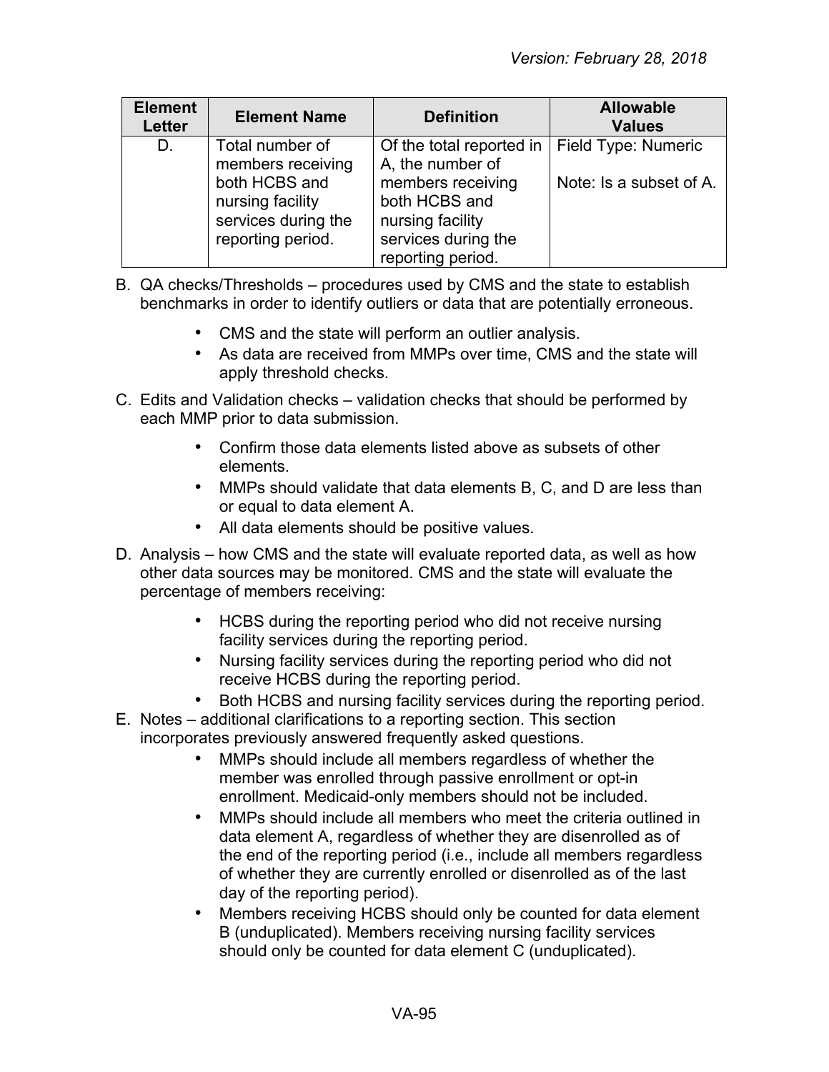| Element Letter | Element Name | Definition | Allowable Values |
|---|---|---|---|
| D. | Total number of members receiving both HCBS and nursing facility services during the reporting period. | Of the total reported in A, the number of members receiving both HCBS and nursing facility services during the reporting period. | Field Type: Numeric<br><br>Note: Is a subset of A. |

B. QA checks/Thresholds – procedures used by CMS and the state to establish benchmarks in order to identify outliers or data that are potentially erroneous.

- CMS and the state will perform an outlier analysis.
- As data are received from MMPs over time, CMS and the state will apply threshold checks.

C. Edits and Validation checks – validation checks that should be performed by each MMP prior to data submission.

- Confirm those data elements listed above as subsets of other elements.
- MMPs should validate that data elements B, C, and D are less than or equal to data element A.
- All data elements should be positive values.

D. Analysis – how CMS and the state will evaluate reported data, as well as how other data sources may be monitored. CMS and the state will evaluate the percentage of members receiving:

- HCBS during the reporting period who did not receive nursing facility services during the reporting period.
- Nursing facility services during the reporting period who did not receive HCBS during the reporting period.
- Both HCBS and nursing facility services during the reporting period.

E. Notes – additional clarifications to a reporting section. This section incorporates previously answered frequently asked questions.

- MMPs should include all members regardless of whether the member was enrolled through passive enrollment or opt-in enrollment. Medicaid-only members should not be included.
- MMPs should include all members who meet the criteria outlined in data element A, regardless of whether they are disenrolled as of the end of the reporting period (i.e., include all members regardless of whether they are currently enrolled or disenrolled as of the last day of the reporting period).
- Members receiving HCBS should only be counted for data element B (unduplicated). Members receiving nursing facility services should only be counted for data element C (unduplicated).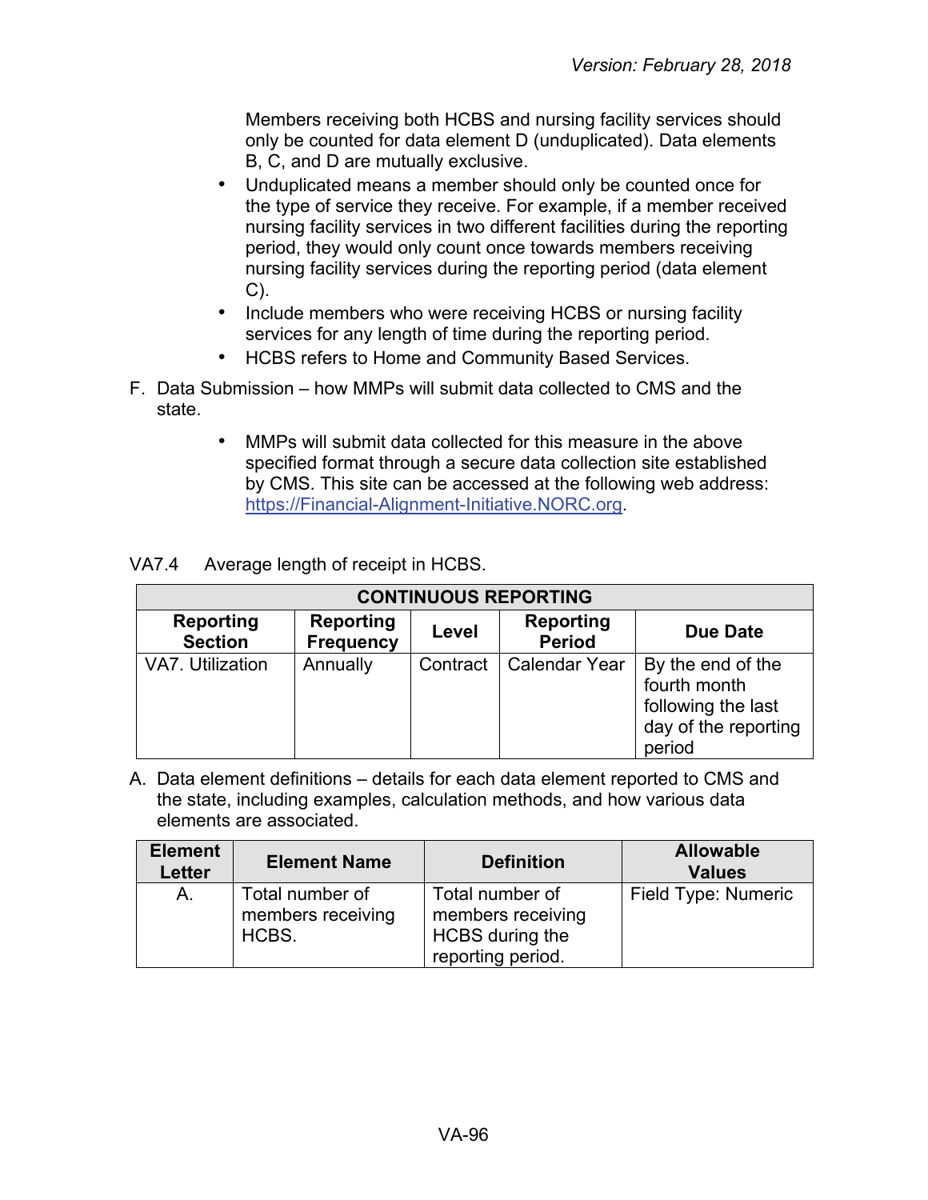Members receiving both HCBS and nursing facility services should only be counted for data element D (unduplicated). Data elements B, C, and D are mutually exclusive.

- Unduplicated means a member should only be counted once for the type of service they receive. For example, if a member received nursing facility services in two different facilities during the reporting period, they would only count once towards members receiving nursing facility services during the reporting period (data element C).
- Include members who were receiving HCBS or nursing facility services for any length of time during the reporting period.
- HCBS refers to Home and Community Based Services.

F. Data Submission – how MMPs will submit data collected to CMS and the state.

- MMPs will submit data collected for this measure in the above specified format through a secure data collection site established by CMS. This site can be accessed at the following web address: https://Financial-Alignment-Initiative.NORC.org.

VA7.4 Average length of receipt in HCBS.

| CONTINUOUS REPORTING | | | | |
|---|---|---|---|---|
| **Reporting Section** | **Reporting Frequency** | **Level** | **Reporting Period** | **Due Date** |
| VA7. Utilization | Annually | Contract | Calendar Year | By the end of the fourth month following the last day of the reporting period |

A. Data element definitions – details for each data element reported to CMS and the state, including examples, calculation methods, and how various data elements are associated.

| Element Letter | Element Name | Definition | Allowable Values |
|---|---|---|---|
| A. | Total number of members receiving HCBS. | Total number of members receiving HCBS during the reporting period. | Field Type: Numeric |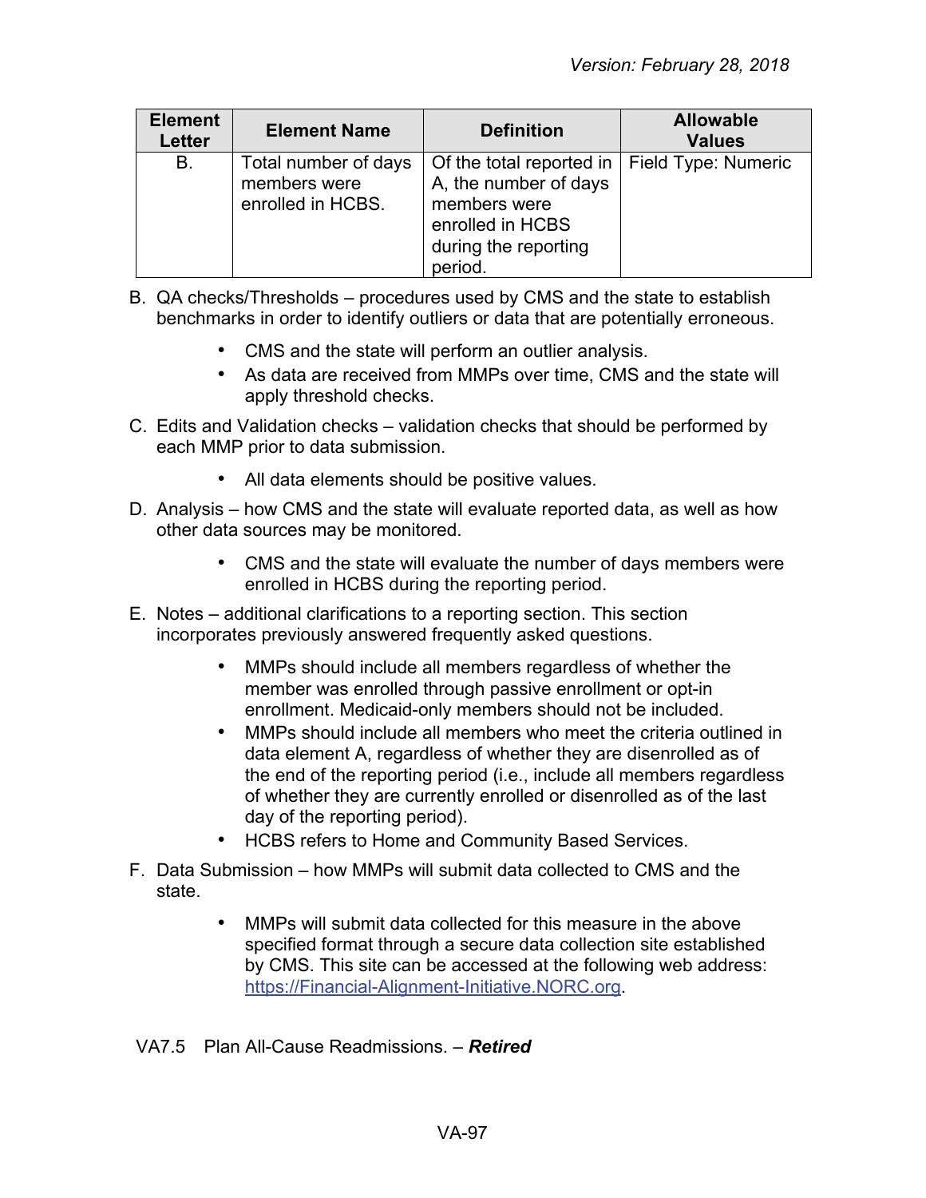| Element Letter | Element Name | Definition | Allowable Values |
|---|---|---|---|
| B. | Total number of days members were enrolled in HCBS. | Of the total reported in A, the number of days members were enrolled in HCBS during the reporting period. | Field Type: Numeric |

B. QA checks/Thresholds – procedures used by CMS and the state to establish benchmarks in order to identify outliers or data that are potentially erroneous.

- CMS and the state will perform an outlier analysis.
- As data are received from MMPs over time, CMS and the state will apply threshold checks.

C. Edits and Validation checks – validation checks that should be performed by each MMP prior to data submission.

- All data elements should be positive values.

D. Analysis – how CMS and the state will evaluate reported data, as well as how other data sources may be monitored.

- CMS and the state will evaluate the number of days members were enrolled in HCBS during the reporting period.

E. Notes – additional clarifications to a reporting section. This section incorporates previously answered frequently asked questions.

- MMPs should include all members regardless of whether the member was enrolled through passive enrollment or opt-in enrollment. Medicaid-only members should not be included.
- MMPs should include all members who meet the criteria outlined in data element A, regardless of whether they are disenrolled as of the end of the reporting period (i.e., include all members regardless of whether they are currently enrolled or disenrolled as of the last day of the reporting period).
- HCBS refers to Home and Community Based Services.

F. Data Submission – how MMPs will submit data collected to CMS and the state.

- MMPs will submit data collected for this measure in the above specified format through a secure data collection site established by CMS. This site can be accessed at the following web address: https://Financial-Alignment-Initiative.NORC.org.

VA7.5 Plan All-Cause Readmissions. – ***Retired***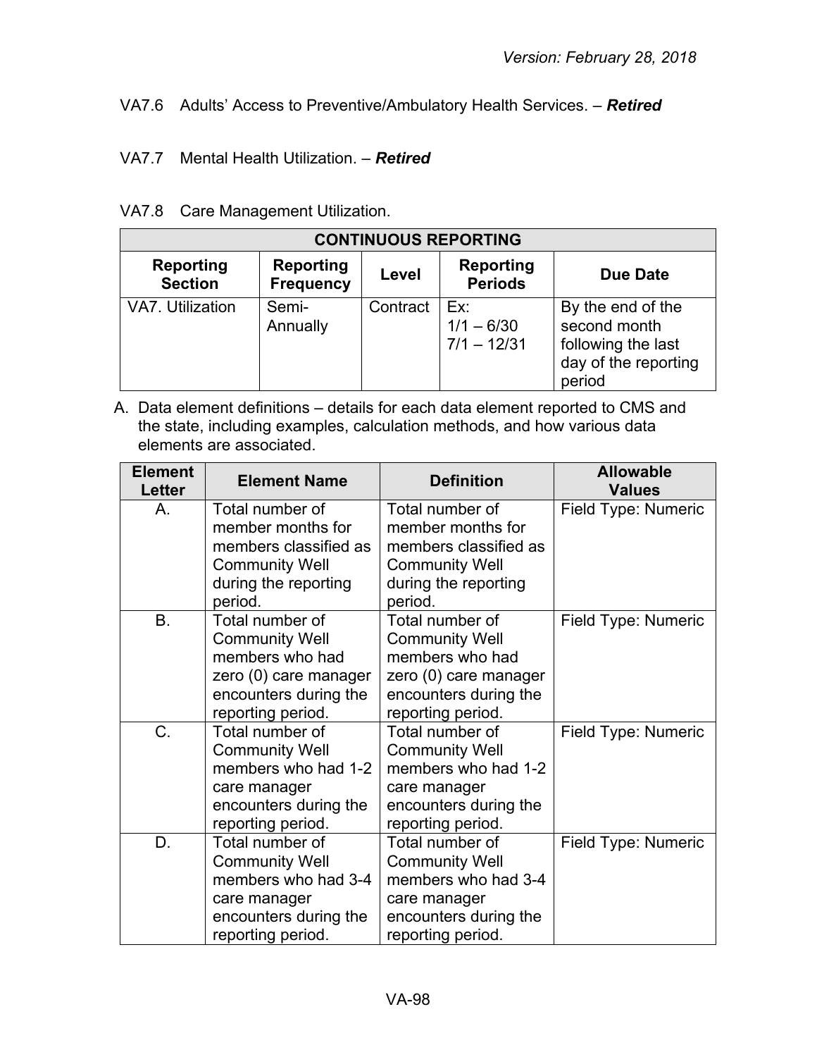VA7.6 Adults' Access to Preventive/Ambulatory Health Services. – ***Retired***

VA7.7 Mental Health Utilization. – ***Retired***

VA7.8 Care Management Utilization.

| CONTINUOUS REPORTING | | | | |
|---|---|---|---|---|
| **Reporting Section** | **Reporting Frequency** | **Level** | **Reporting Periods** | **Due Date** |
| VA7. Utilization | Semi-Annually | Contract | Ex: 1/1 – 6/30 7/1 – 12/31 | By the end of the second month following the last day of the reporting period |

A. Data element definitions – details for each data element reported to CMS and the state, including examples, calculation methods, and how various data elements are associated.

| Element Letter | Element Name | Definition | Allowable Values |
|---|---|---|---|
| A. | Total number of member months for members classified as Community Well during the reporting period. | Total number of member months for members classified as Community Well during the reporting period. | Field Type: Numeric |
| B. | Total number of Community Well members who had zero (0) care manager encounters during the reporting period. | Total number of Community Well members who had zero (0) care manager encounters during the reporting period. | Field Type: Numeric |
| C. | Total number of Community Well members who had 1-2 care manager encounters during the reporting period. | Total number of Community Well members who had 1-2 care manager encounters during the reporting period. | Field Type: Numeric |
| D. | Total number of Community Well members who had 3-4 care manager encounters during the reporting period. | Total number of Community Well members who had 3-4 care manager encounters during the reporting period. | Field Type: Numeric |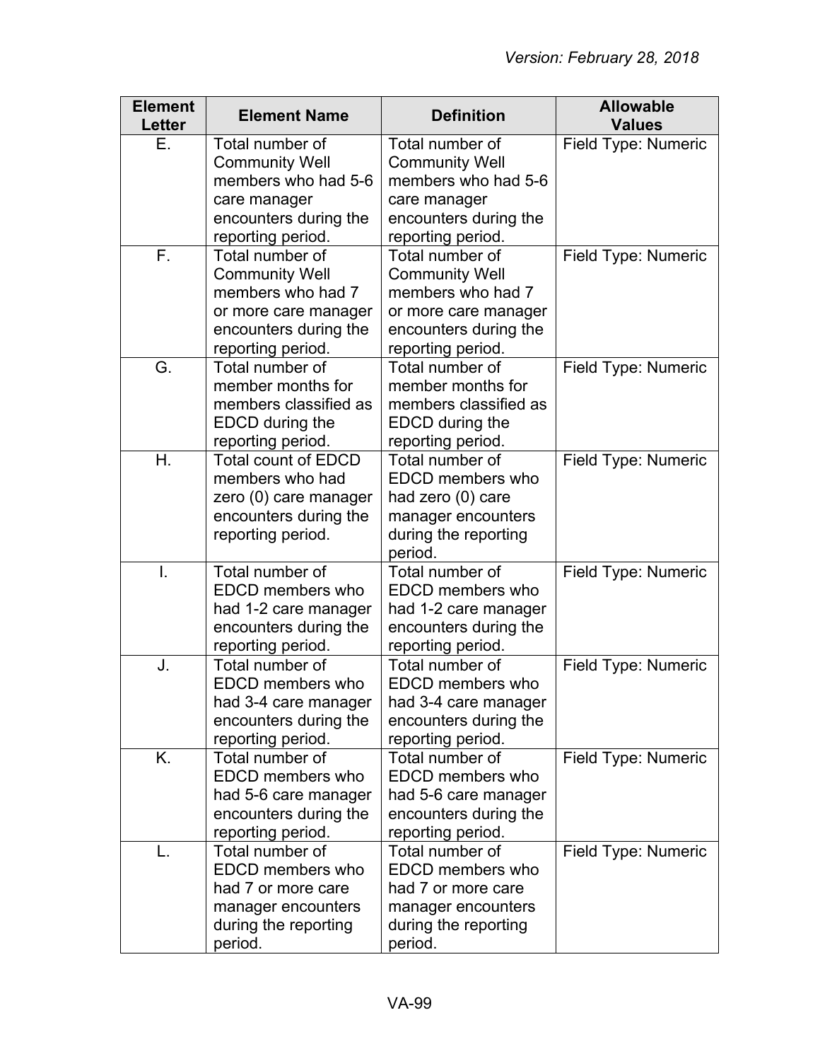| Element Letter | Element Name | Definition | Allowable Values |
|---|---|---|---|
| E. | Total number of Community Well members who had 5-6 care manager encounters during the reporting period. | Total number of Community Well members who had 5-6 care manager encounters during the reporting period. | Field Type: Numeric |
| F. | Total number of Community Well members who had 7 or more care manager encounters during the reporting period. | Total number of Community Well members who had 7 or more care manager encounters during the reporting period. | Field Type: Numeric |
| G. | Total number of member months for members classified as EDCD during the reporting period. | Total number of member months for members classified as EDCD during the reporting period. | Field Type: Numeric |
| H. | Total count of EDCD members who had zero (0) care manager encounters during the reporting period. | Total number of EDCD members who had zero (0) care manager encounters during the reporting period. | Field Type: Numeric |
| I. | Total number of EDCD members who had 1-2 care manager encounters during the reporting period. | Total number of EDCD members who had 1-2 care manager encounters during the reporting period. | Field Type: Numeric |
| J. | Total number of EDCD members who had 3-4 care manager encounters during the reporting period. | Total number of EDCD members who had 3-4 care manager encounters during the reporting period. | Field Type: Numeric |
| K. | Total number of EDCD members who had 5-6 care manager encounters during the reporting period. | Total number of EDCD members who had 5-6 care manager encounters during the reporting period. | Field Type: Numeric |
| L. | Total number of EDCD members who had 7 or more care manager encounters during the reporting period. | Total number of EDCD members who had 7 or more care manager encounters during the reporting period. | Field Type: Numeric |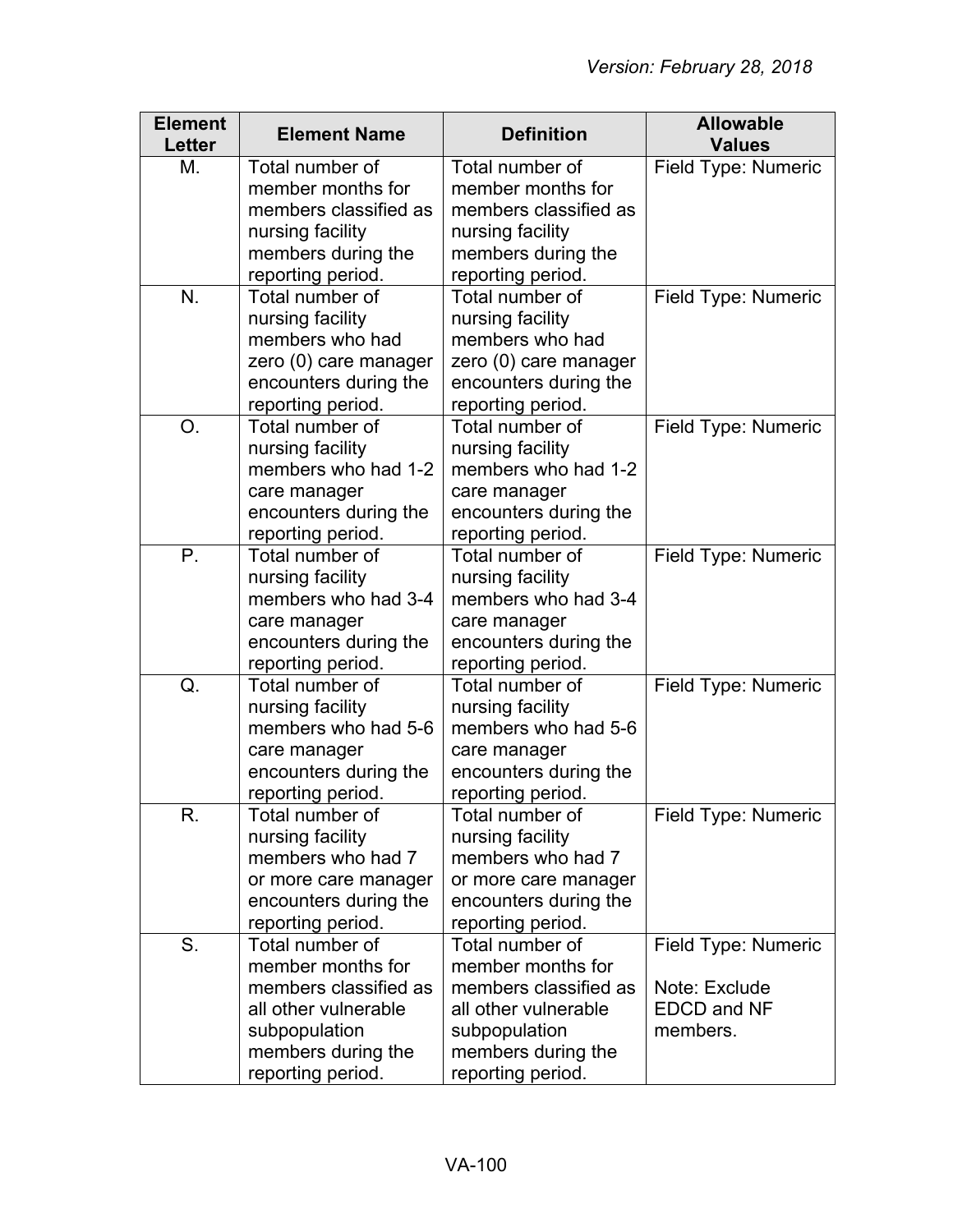| Element Letter | Element Name | Definition | Allowable Values |
|---|---|---|---|
| M. | Total number of member months for members classified as nursing facility members during the reporting period. | Total number of member months for members classified as nursing facility members during the reporting period. | Field Type: Numeric |
| N. | Total number of nursing facility members who had zero (0) care manager encounters during the reporting period. | Total number of nursing facility members who had zero (0) care manager encounters during the reporting period. | Field Type: Numeric |
| O. | Total number of nursing facility members who had 1-2 care manager encounters during the reporting period. | Total number of nursing facility members who had 1-2 care manager encounters during the reporting period. | Field Type: Numeric |
| P. | Total number of nursing facility members who had 3-4 care manager encounters during the reporting period. | Total number of nursing facility members who had 3-4 care manager encounters during the reporting period. | Field Type: Numeric |
| Q. | Total number of nursing facility members who had 5-6 care manager encounters during the reporting period. | Total number of nursing facility members who had 5-6 care manager encounters during the reporting period. | Field Type: Numeric |
| R. | Total number of nursing facility members who had 7 or more care manager encounters during the reporting period. | Total number of nursing facility members who had 7 or more care manager encounters during the reporting period. | Field Type: Numeric |
| S. | Total number of member months for members classified as all other vulnerable subpopulation members during the reporting period. | Total number of member months for members classified as all other vulnerable subpopulation members during the reporting period. | Field Type: Numeric<br><br>Note: Exclude EDCD and NF members. |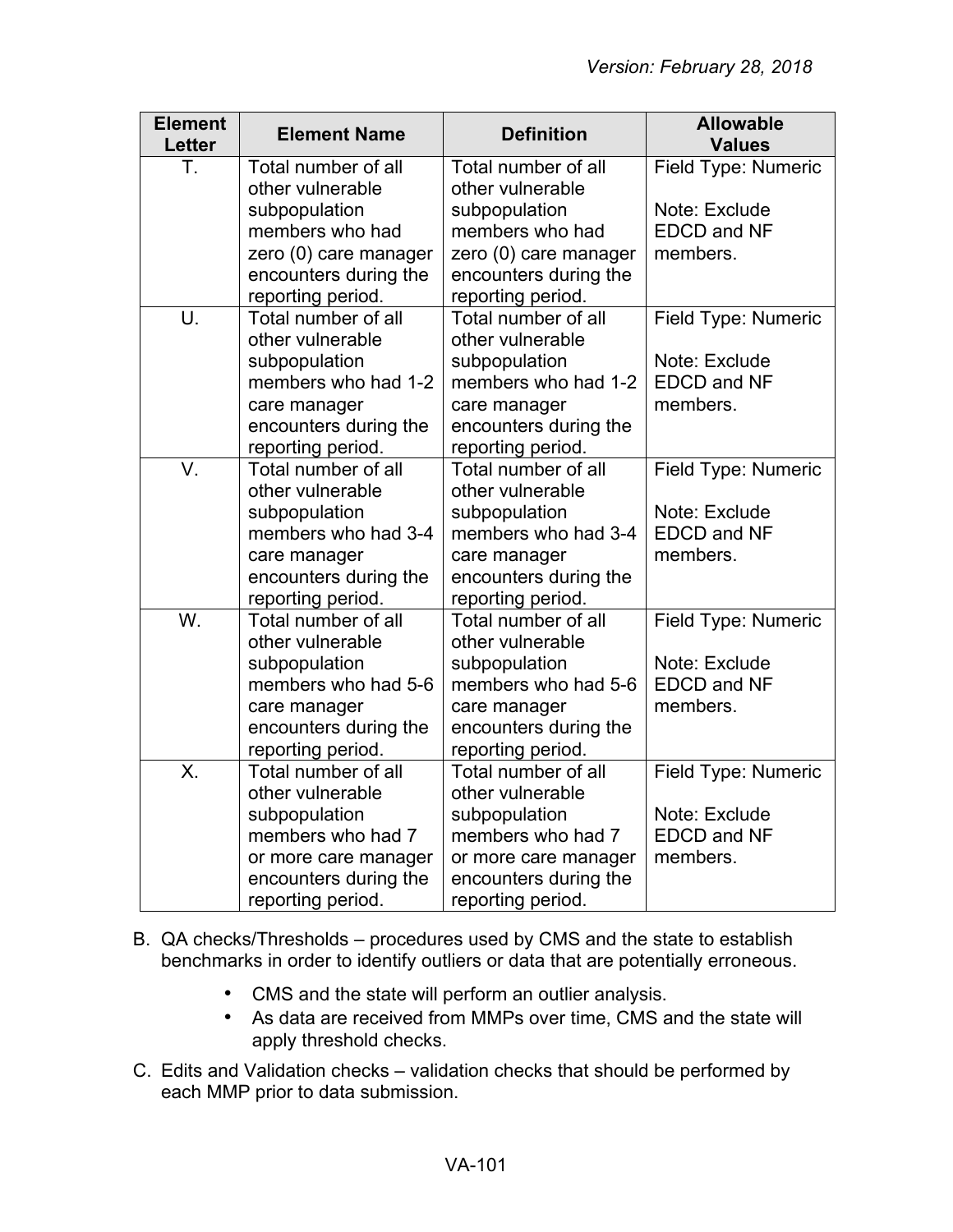| Element Letter | Element Name | Definition | Allowable Values |
|---|---|---|---|
| T. | Total number of all other vulnerable subpopulation members who had zero (0) care manager encounters during the reporting period. | Total number of all other vulnerable subpopulation members who had zero (0) care manager encounters during the reporting period. | Field Type: Numeric<br><br>Note: Exclude EDCD and NF members. |
| U. | Total number of all other vulnerable subpopulation members who had 1-2 care manager encounters during the reporting period. | Total number of all other vulnerable subpopulation members who had 1-2 care manager encounters during the reporting period. | Field Type: Numeric<br><br>Note: Exclude EDCD and NF members. |
| V. | Total number of all other vulnerable subpopulation members who had 3-4 care manager encounters during the reporting period. | Total number of all other vulnerable subpopulation members who had 3-4 care manager encounters during the reporting period. | Field Type: Numeric<br><br>Note: Exclude EDCD and NF members. |
| W. | Total number of all other vulnerable subpopulation members who had 5-6 care manager encounters during the reporting period. | Total number of all other vulnerable subpopulation members who had 5-6 care manager encounters during the reporting period. | Field Type: Numeric<br><br>Note: Exclude EDCD and NF members. |
| X. | Total number of all other vulnerable subpopulation members who had 7 or more care manager encounters during the reporting period. | Total number of all other vulnerable subpopulation members who had 7 or more care manager encounters during the reporting period. | Field Type: Numeric<br><br>Note: Exclude EDCD and NF members. |

B. QA checks/Thresholds – procedures used by CMS and the state to establish benchmarks in order to identify outliers or data that are potentially erroneous.

- CMS and the state will perform an outlier analysis.
- As data are received from MMPs over time, CMS and the state will apply threshold checks.

C. Edits and Validation checks – validation checks that should be performed by each MMP prior to data submission.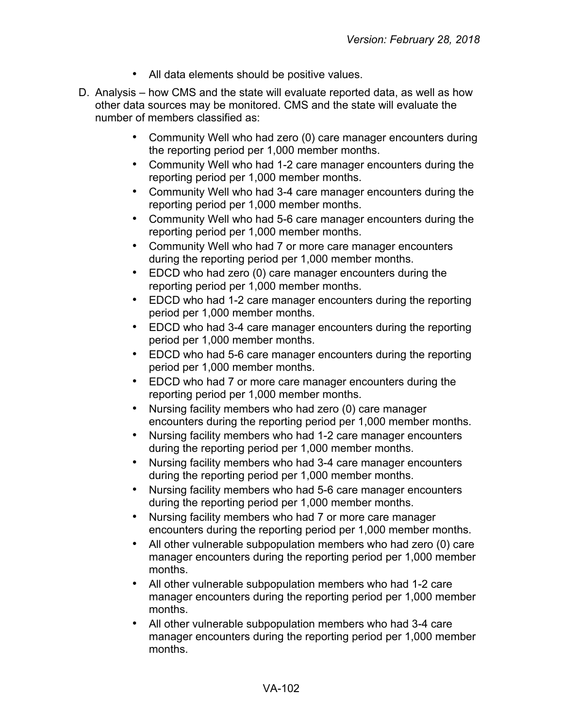- All data elements should be positive values.

D. Analysis – how CMS and the state will evaluate reported data, as well as how other data sources may be monitored. CMS and the state will evaluate the number of members classified as:

   - Community Well who had zero (0) care manager encounters during the reporting period per 1,000 member months.
   - Community Well who had 1-2 care manager encounters during the reporting period per 1,000 member months.
   - Community Well who had 3-4 care manager encounters during the reporting period per 1,000 member months.
   - Community Well who had 5-6 care manager encounters during the reporting period per 1,000 member months.
   - Community Well who had 7 or more care manager encounters during the reporting period per 1,000 member months.
   - EDCD who had zero (0) care manager encounters during the reporting period per 1,000 member months.
   - EDCD who had 1-2 care manager encounters during the reporting period per 1,000 member months.
   - EDCD who had 3-4 care manager encounters during the reporting period per 1,000 member months.
   - EDCD who had 5-6 care manager encounters during the reporting period per 1,000 member months.
   - EDCD who had 7 or more care manager encounters during the reporting period per 1,000 member months.
   - Nursing facility members who had zero (0) care manager encounters during the reporting period per 1,000 member months.
   - Nursing facility members who had 1-2 care manager encounters during the reporting period per 1,000 member months.
   - Nursing facility members who had 3-4 care manager encounters during the reporting period per 1,000 member months.
   - Nursing facility members who had 5-6 care manager encounters during the reporting period per 1,000 member months.
   - Nursing facility members who had 7 or more care manager encounters during the reporting period per 1,000 member months.
   - All other vulnerable subpopulation members who had zero (0) care manager encounters during the reporting period per 1,000 member months.
   - All other vulnerable subpopulation members who had 1-2 care manager encounters during the reporting period per 1,000 member months.
   - All other vulnerable subpopulation members who had 3-4 care manager encounters during the reporting period per 1,000 member months.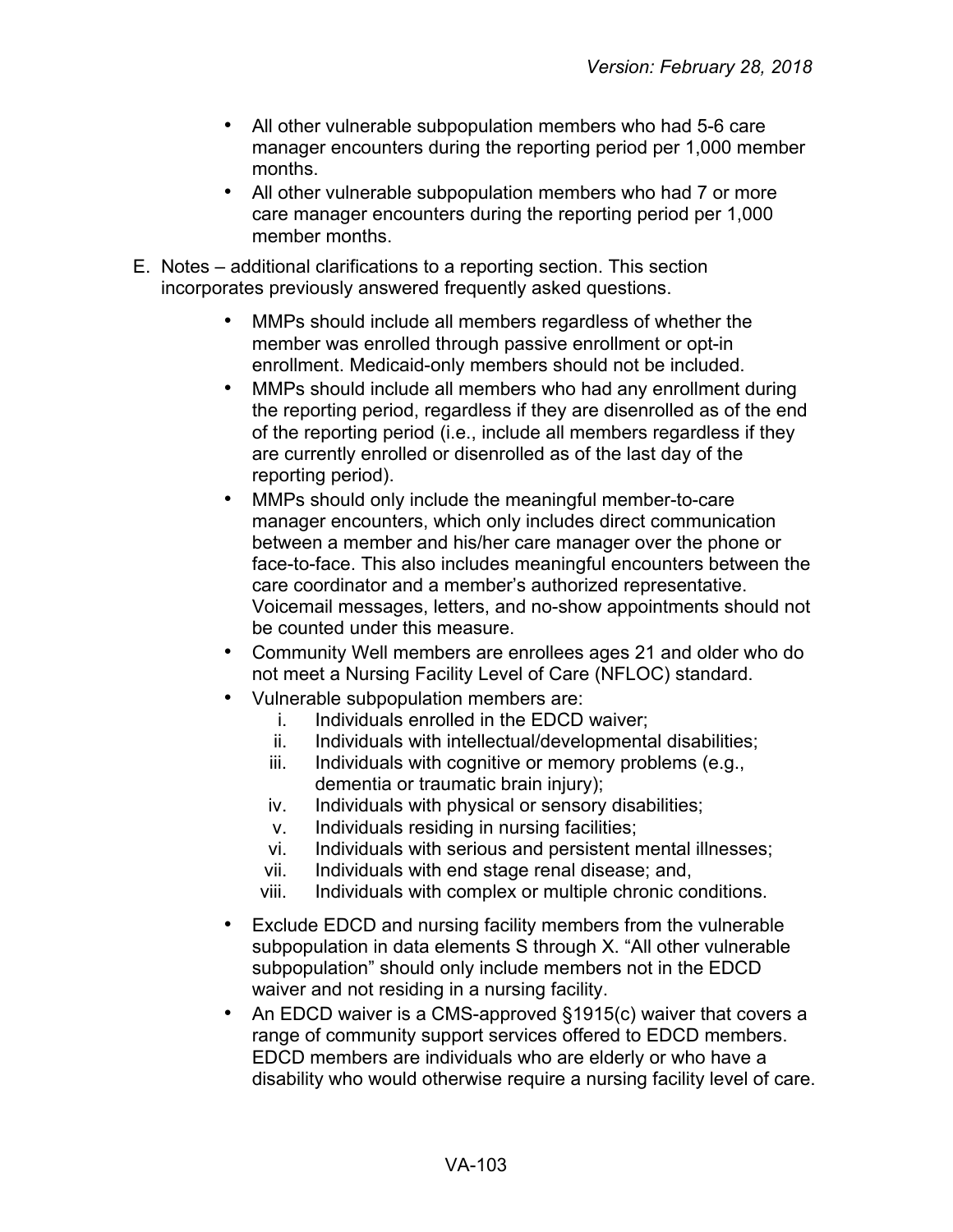- All other vulnerable subpopulation members who had 5-6 care manager encounters during the reporting period per 1,000 member months.
- All other vulnerable subpopulation members who had 7 or more care manager encounters during the reporting period per 1,000 member months.

E. Notes – additional clarifications to a reporting section. This section incorporates previously answered frequently asked questions.

- MMPs should include all members regardless of whether the member was enrolled through passive enrollment or opt-in enrollment. Medicaid-only members should not be included.
- MMPs should include all members who had any enrollment during the reporting period, regardless if they are disenrolled as of the end of the reporting period (i.e., include all members regardless if they are currently enrolled or disenrolled as of the last day of the reporting period).
- MMPs should only include the meaningful member-to-care manager encounters, which only includes direct communication between a member and his/her care manager over the phone or face-to-face. This also includes meaningful encounters between the care coordinator and a member's authorized representative. Voicemail messages, letters, and no-show appointments should not be counted under this measure.
- Community Well members are enrollees ages 21 and older who do not meet a Nursing Facility Level of Care (NFLOC) standard.
- Vulnerable subpopulation members are:
  i. Individuals enrolled in the EDCD waiver;
  ii. Individuals with intellectual/developmental disabilities;
  iii. Individuals with cognitive or memory problems (e.g., dementia or traumatic brain injury);
  iv. Individuals with physical or sensory disabilities;
  v. Individuals residing in nursing facilities;
  vi. Individuals with serious and persistent mental illnesses;
  vii. Individuals with end stage renal disease; and,
  viii. Individuals with complex or multiple chronic conditions.
- Exclude EDCD and nursing facility members from the vulnerable subpopulation in data elements S through X. "All other vulnerable subpopulation" should only include members not in the EDCD waiver and not residing in a nursing facility.
- An EDCD waiver is a CMS-approved §1915(c) waiver that covers a range of community support services offered to EDCD members. EDCD members are individuals who are elderly or who have a disability who would otherwise require a nursing facility level of care.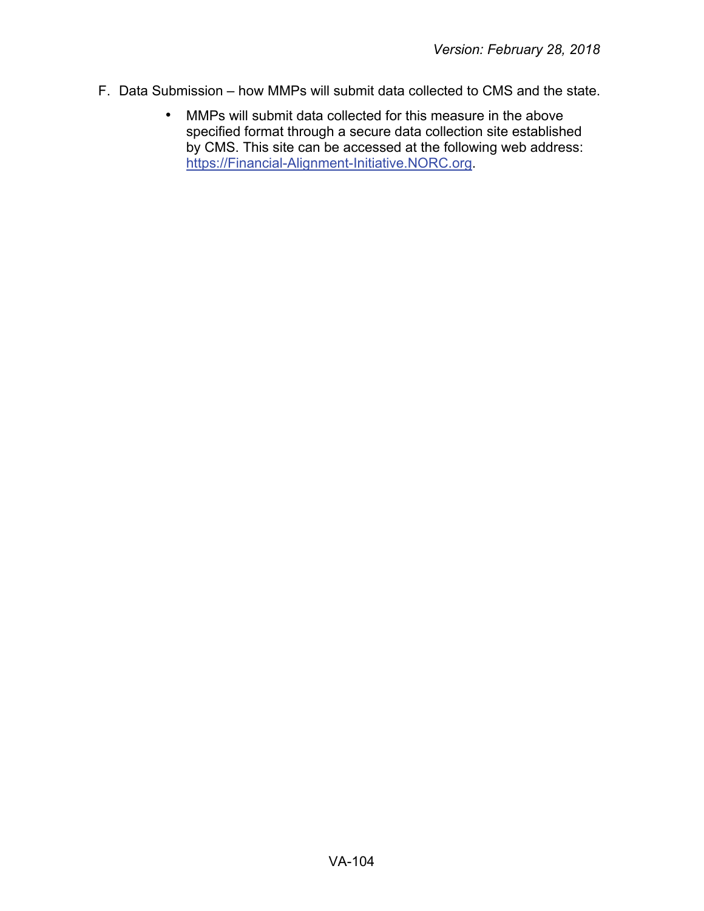F. Data Submission – how MMPs will submit data collected to CMS and the state.

- MMPs will submit data collected for this measure in the above specified format through a secure data collection site established by CMS. This site can be accessed at the following web address: [https://Financial-Alignment-Initiative.NORC.org](https://Financial-Alignment-Initiative.NORC.org).